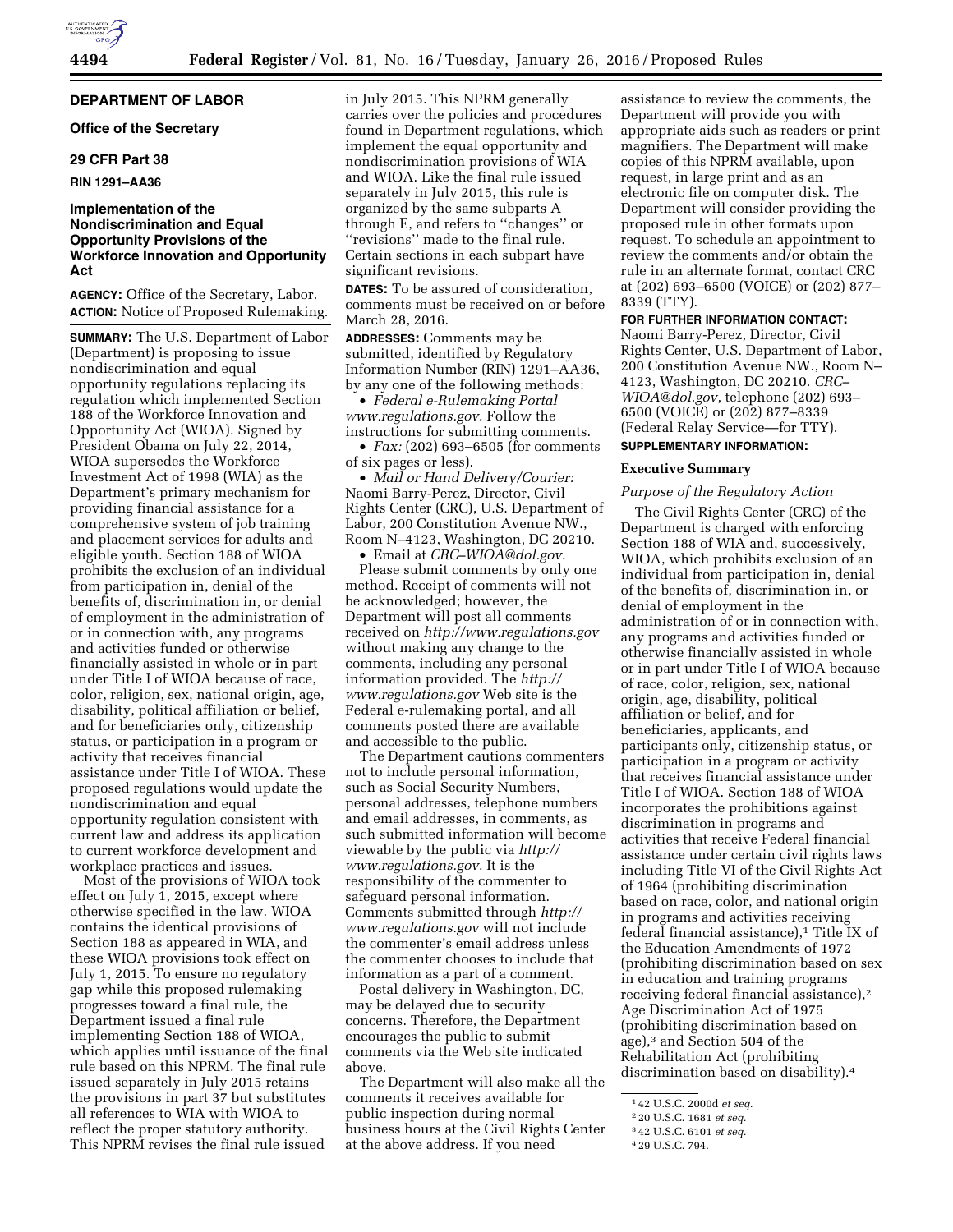# DEPARTMENT OF LABOR

## Office of the Secretary

## 29 CFR Part 38

## RIN 1291–AA36

## Implementation of the Nondiscrimination and Equal Opportunity Provisions of the Workforce Innovation and Opportunity Act

**AGENCY:** Office of the Secretary, Labor.

**ACTION:** Notice of Proposed Rulemaking.

**SUMMARY:** The U.S. Department of Labor (Department) is proposing to issue nondiscrimination and equal opportunity regulations replacing its regulation which implemented Section 188 of the Workforce Innovation and Opportunity Act (WIOA). Signed by President Obama on July 22, 2014, WIOA supersedes the Workforce Investment Act of 1998 (WIA) as the Department's primary mechanism for providing financial assistance for a comprehensive system of job training and placement services for adults and eligible youth. Section 188 of WIOA prohibits the exclusion of an individual from participation in, denial of the benefits of, discrimination in, or denial of employment in the administration of or in connection with, any programs and activities funded or otherwise financially assisted in whole or in part under Title I of WIOA because of race, color, religion, sex, national origin, age, disability, political affiliation or belief, and for beneficiaries only, citizenship status, or participation in a program or activity that receives financial assistance under Title I of WIOA. These proposed regulations would update the nondiscrimination and equal opportunity regulation consistent with current law and address its application to current workforce development and workplace practices and issues.

Most of the provisions of WIOA took effect on July 1, 2015, except where otherwise specified in the law. WIOA contains the identical provisions of Section 188 as appeared in WIA, and these WIOA provisions took effect on July 1, 2015. To ensure no regulatory gap while this proposed rulemaking progresses toward a final rule, the Department issued a final rule implementing Section 188 of WIOA, which applies until issuance of the final rule based on this NPRM. The final rule issued separately in July 2015 retains the provisions in part 37 but substitutes all references to WIA with WIOA to reflect the proper statutory authority. This NPRM revises the final rule issued in July 2015. This NPRM generally carries over the policies and procedures found in Department regulations, which implement the equal opportunity and nondiscrimination provisions of WIA and WIOA. Like the final rule issued separately in July 2015, this rule is organized by the same subparts A through E, and refers to "changes" or "revisions" made to the final rule. Certain sections in each subpart have significant revisions.

**DATES:** To be assured of consideration, comments must be received on or before March 28, 2016.

**ADDRESSES:** Comments may be submitted, identified by Regulatory Information Number (RIN) 1291–AA36, by any one of the following methods:

- *Federal e-Rulemaking Portal www.regulations.gov*. Follow the instructions for submitting comments.
- *Fax:* (202) 693–6505 (for comments of six pages or less).
- *Mail or Hand Delivery/Courier:* Naomi Barry-Perez, Director, Civil Rights Center (CRC), U.S. Department of Labor, 200 Constitution Avenue NW., Room N–4123, Washington, DC 20210.
- Email at *CRC–WIOA@dol.gov*.

Please submit comments by only one method. Receipt of comments will not be acknowledged; however, the Department will post all comments received on *http://www.regulations.gov* without making any change to the comments, including any personal information provided. The *http://www.regulations.gov* Web site is the Federal e-rulemaking portal, and all comments posted there are available and accessible to the public.

The Department cautions commenters not to include personal information, such as Social Security Numbers, personal addresses, telephone numbers and email addresses, in comments, as such submitted information will become viewable by the public via *http://www.regulations.gov*. It is the responsibility of the commenter to safeguard personal information. Comments submitted through *http://www.regulations.gov* will not include the commenter's email address unless the commenter chooses to include that information as a part of a comment.

Postal delivery in Washington, DC, may be delayed due to security concerns. Therefore, the Department encourages the public to submit comments via the Web site indicated above.

The Department will also make all the comments it receives available for public inspection during normal business hours at the Civil Rights Center at the above address. If you need assistance to review the comments, the Department will provide you with appropriate aids such as readers or print magnifiers. The Department will make copies of this NPRM available, upon request, in large print and as an electronic file on computer disk. The Department will consider providing the proposed rule in other formats upon request. To schedule an appointment to review the comments and/or obtain the rule in an alternate format, contact CRC at (202) 693–6500 (VOICE) or (202) 877–8339 (TTY).

**FOR FURTHER INFORMATION CONTACT:** Naomi Barry-Perez, Director, Civil Rights Center, U.S. Department of Labor, 200 Constitution Avenue NW., Room N–4123, Washington, DC 20210. *CRC–WIOA@dol.gov*, telephone (202) 693–6500 (VOICE) or (202) 877–8339 (Federal Relay Service—for TTY).

**SUPPLEMENTARY INFORMATION:**

### Executive Summary

*Purpose of the Regulatory Action*

The Civil Rights Center (CRC) of the Department is charged with enforcing Section 188 of WIA and, successively, WIOA, which prohibits exclusion of an individual from participation in, denial of the benefits of, discrimination in, or denial of employment in the administration of or in connection with, any programs and activities funded or otherwise financially assisted in whole or in part under Title I of WIOA because of race, color, religion, sex, national origin, age, disability, political affiliation or belief, and for beneficiaries, applicants, and participants only, citizenship status, or participation in a program or activity that receives financial assistance under Title I of WIOA. Section 188 of WIOA incorporates the prohibitions against discrimination in programs and activities that receive Federal financial assistance under certain civil rights laws including Title VI of the Civil Rights Act of 1964 (prohibiting discrimination based on race, color, and national origin in programs and activities receiving federal financial assistance),[1] Title IX of the Education Amendments of 1972 (prohibiting discrimination based on sex in education and training programs receiving federal financial assistance),[2] Age Discrimination Act of 1975 (prohibiting discrimination based on age),[3] and Section 504 of the Rehabilitation Act (prohibiting discrimination based on disability).[4]

[1] 42 U.S.C. 2000d *et seq.*

[2] 20 U.S.C. 1681 *et seq.*

[3] 42 U.S.C. 6101 *et seq.*

[4] 29 U.S.C. 794.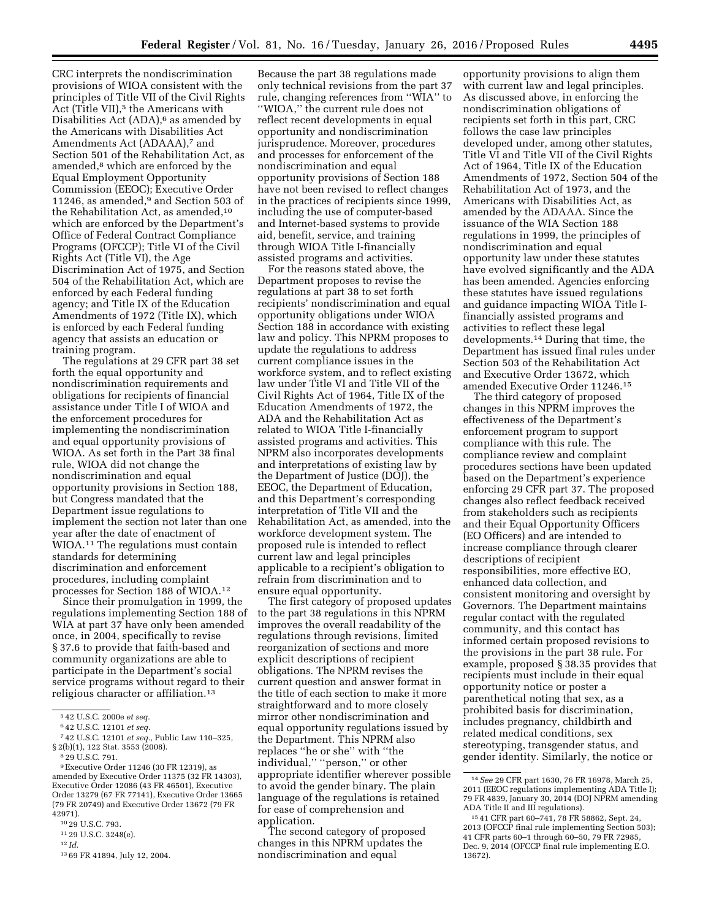CRC interprets the nondiscrimination provisions of WIOA consistent with the principles of Title VII of the Civil Rights Act (Title VII),[5] the Americans with Disabilities Act (ADA),[6] as amended by the Americans with Disabilities Act Amendments Act (ADAAA),[7] and Section 501 of the Rehabilitation Act, as amended,[8] which are enforced by the Equal Employment Opportunity Commission (EEOC); Executive Order 11246, as amended,[9] and Section 503 of the Rehabilitation Act, as amended,[10] which are enforced by the Department's Office of Federal Contract Compliance Programs (OFCCP); Title VI of the Civil Rights Act (Title VI), the Age Discrimination Act of 1975, and Section 504 of the Rehabilitation Act, which are enforced by each Federal funding agency; and Title IX of the Education Amendments of 1972 (Title IX), which is enforced by each Federal funding agency that assists an education or training program.

The regulations at 29 CFR part 38 set forth the equal opportunity and nondiscrimination requirements and obligations for recipients of financial assistance under Title I of WIOA and the enforcement procedures for implementing the nondiscrimination and equal opportunity provisions of WIOA. As set forth in the Part 38 final rule, WIOA did not change the nondiscrimination and equal opportunity provisions in Section 188, but Congress mandated that the Department issue regulations to implement the section not later than one year after the date of enactment of WIOA.[11] The regulations must contain standards for determining discrimination and enforcement procedures, including complaint processes for Section 188 of WIOA.[12]

Since their promulgation in 1999, the regulations implementing Section 188 of WIA at part 37 have only been amended once, in 2004, specifically to revise § 37.6 to provide that faith-based and community organizations are able to participate in the Department's social service programs without regard to their religious character or affiliation.[13]

Because the part 38 regulations made only technical revisions from the part 37 rule, changing references from "WIA" to "WIOA," the current rule does not reflect recent developments in equal opportunity and nondiscrimination jurisprudence. Moreover, procedures and processes for enforcement of the nondiscrimination and equal opportunity provisions of Section 188 have not been revised to reflect changes in the practices of recipients since 1999, including the use of computer-based and Internet-based systems to provide aid, benefit, service, and training through WIOA Title I-financially assisted programs and activities.

For the reasons stated above, the Department proposes to revise the regulations at part 38 to set forth recipients' nondiscrimination and equal opportunity obligations under WIOA Section 188 in accordance with existing law and policy. This NPRM proposes to update the regulations to address current compliance issues in the workforce system, and to reflect existing law under Title VI and Title VII of the Civil Rights Act of 1964, Title IX of the Education Amendments of 1972, the ADA and the Rehabilitation Act as related to WIOA Title I-financially assisted programs and activities. This NPRM also incorporates developments and interpretations of existing law by the Department of Justice (DOJ), the EEOC, the Department of Education, and this Department's corresponding interpretation of Title VII and the Rehabilitation Act, as amended, into the workforce development system. The proposed rule is intended to reflect current law and legal principles applicable to a recipient's obligation to refrain from discrimination and to ensure equal opportunity.

The first category of proposed updates to the part 38 regulations in this NPRM improves the overall readability of the regulations through revisions, limited reorganization of sections and more explicit descriptions of recipient obligations. The NPRM revises the current question and answer format in the title of each section to make it more straightforward and to more closely mirror other nondiscrimination and equal opportunity regulations issued by the Department. This NPRM also replaces "he or she" with "the individual," "person," or other appropriate identifier wherever possible to avoid the gender binary. The plain language of the regulations is retained for ease of comprehension and application.

The second category of proposed changes in this NPRM updates the nondiscrimination and equal opportunity provisions to align them with current law and legal principles. As discussed above, in enforcing the nondiscrimination obligations of recipients set forth in this part, CRC follows the case law principles developed under, among other statutes, Title VI and Title VII of the Civil Rights Act of 1964, Title IX of the Education Amendments of 1972, Section 504 of the Rehabilitation Act of 1973, and the Americans with Disabilities Act, as amended by the ADAAA. Since the issuance of the WIA Section 188 regulations in 1999, the principles of nondiscrimination and equal opportunity law under these statutes have evolved significantly and the ADA has been amended. Agencies enforcing these statutes have issued regulations and guidance impacting WIOA Title I-financially assisted programs and activities to reflect these legal developments.[14] During that time, the Department has issued final rules under Section 503 of the Rehabilitation Act and Executive Order 13672, which amended Executive Order 11246.[15]

The third category of proposed changes in this NPRM improves the effectiveness of the Department's enforcement program to support compliance with this rule. The compliance review and complaint procedures sections have been updated based on the Department's experience enforcing 29 CFR part 37. The proposed changes also reflect feedback received from stakeholders such as recipients and their Equal Opportunity Officers (EO Officers) and are intended to increase compliance through clearer descriptions of recipient responsibilities, more effective EO, enhanced data collection, and consistent monitoring and oversight by Governors. The Department maintains regular contact with the regulated community, and this contact has informed certain proposed revisions to the provisions in the part 38 rule. For example, proposed § 38.35 provides that recipients must include in their equal opportunity notice or poster a parenthetical noting that sex, as a prohibited basis for discrimination, includes pregnancy, childbirth and related medical conditions, sex stereotyping, transgender status, and gender identity. Similarly, the notice or

---

[5] 42 U.S.C. 2000e *et seq.*

[6] 42 U.S.C. 12101 *et seq.*

[7] 42 U.S.C. 12101 *et seq.,* Public Law 110–325, § 2(b)(1), 122 Stat. 3553 (2008).

[8] 29 U.S.C. 791.

[9] Executive Order 11246 (30 FR 12319), as amended by Executive Order 11375 (32 FR 14303), Executive Order 12086 (43 FR 46501), Executive Order 13279 (67 FR 77141), Executive Order 13665 (79 FR 20749) and Executive Order 13672 (79 FR 42971).

[10] 29 U.S.C. 793.

[11] 29 U.S.C. 3248(e).

[12] *Id.*

[13] 69 FR 41894, July 12, 2004.

[14] *See* 29 CFR part 1630, 76 FR 16978, March 25, 2011 (EEOC regulations implementing ADA Title I); 79 FR 4839, January 30, 2014 (DOJ NPRM amending ADA Title II and III regulations).

[15] 41 CFR part 60–741, 78 FR 58862, Sept. 24, 2013 (OFCCP final rule implementing Section 503); 41 CFR parts 60–1 through 60–50, 79 FR 72985, Dec. 9, 2014 (OFCCP final rule implementing E.O. 13672).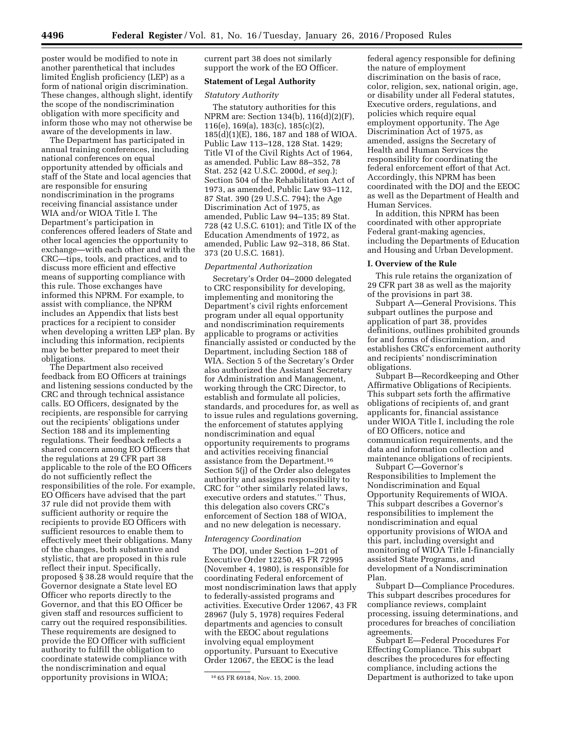poster would be modified to note in another parenthetical that includes limited English proficiency (LEP) as a form of national origin discrimination. These changes, although slight, identify the scope of the nondiscrimination obligation with more specificity and inform those who may not otherwise be aware of the developments in law.

The Department has participated in annual training conferences, including national conferences on equal opportunity attended by officials and staff of the State and local agencies that are responsible for ensuring nondiscrimination in the programs receiving financial assistance under WIA and/or WIOA Title I. The Department's participation in conferences offered leaders of State and other local agencies the opportunity to exchange—with each other and with the CRC—tips, tools, and practices, and to discuss more efficient and effective means of supporting compliance with this rule. Those exchanges have informed this NPRM. For example, to assist with compliance, the NPRM includes an Appendix that lists best practices for a recipient to consider when developing a written LEP plan. By including this information, recipients may be better prepared to meet their obligations.

The Department also received feedback from EO Officers at trainings and listening sessions conducted by the CRC and through technical assistance calls. EO Officers, designated by the recipients, are responsible for carrying out the recipients' obligations under Section 188 and its implementing regulations. Their feedback reflects a shared concern among EO Officers that the regulations at 29 CFR part 38 applicable to the role of the EO Officers do not sufficiently reflect the responsibilities of the role. For example, EO Officers have advised that the part 37 rule did not provide them with sufficient authority or require the recipients to provide EO Officers with sufficient resources to enable them to effectively meet their obligations. Many of the changes, both substantive and stylistic, that are proposed in this rule reflect their input. Specifically, proposed § 38.28 would require that the Governor designate a State level EO Officer who reports directly to the Governor, and that this EO Officer be given staff and resources sufficient to carry out the required responsibilities. These requirements are designed to provide the EO Officer with sufficient authority to fulfill the obligation to coordinate statewide compliance with the nondiscrimination and equal opportunity provisions in WIOA; current part 38 does not similarly support the work of the EO Officer.

## Statement of Legal Authority

### *Statutory Authority*

The statutory authorities for this NPRM are: Section 134(b), 116(d)(2)(F), 116(e), 169(a), 183(c), 185(c)(2), 185(d)(1)(E), 186, 187 and 188 of WIOA. Public Law 113–128, 128 Stat. 1429; Title VI of the Civil Rights Act of 1964, as amended. Public Law 88–352, 78 Stat. 252 (42 U.S.C. 2000d, *et seq.*); Section 504 of the Rehabilitation Act of 1973, as amended, Public Law 93–112, 87 Stat. 390 (29 U.S.C. 794); the Age Discrimination Act of 1975, as amended, Public Law 94–135; 89 Stat. 728 (42 U.S.C. 6101); and Title IX of the Education Amendments of 1972, as amended, Public Law 92–318, 86 Stat. 373 (20 U.S.C. 1681).

### *Departmental Authorization*

Secretary's Order 04–2000 delegated to CRC responsibility for developing, implementing and monitoring the Department's civil rights enforcement program under all equal opportunity and nondiscrimination requirements applicable to programs or activities financially assisted or conducted by the Department, including Section 188 of WIA. Section 5 of the Secretary's Order also authorized the Assistant Secretary for Administration and Management, working through the CRC Director, to establish and formulate all policies, standards, and procedures for, as well as to issue rules and regulations governing, the enforcement of statutes applying nondiscrimination and equal opportunity requirements to programs and activities receiving financial assistance from the Department.[16] Section 5(j) of the Order also delegates authority and assigns responsibility to CRC for ''other similarly related laws, executive orders and statutes.'' Thus, this delegation also covers CRC's enforcement of Section 188 of WIOA, and no new delegation is necessary.

### *Interagency Coordination*

The DOJ, under Section 1–201 of Executive Order 12250, 45 FR 72995 (November 4, 1980), is responsible for coordinating Federal enforcement of most nondiscrimination laws that apply to federally-assisted programs and activities. Executive Order 12067, 43 FR 28967 (July 5, 1978) requires Federal departments and agencies to consult with the EEOC about regulations involving equal employment opportunity. Pursuant to Executive Order 12067, the EEOC is the lead federal agency responsible for defining the nature of employment discrimination on the basis of race, color, religion, sex, national origin, age, or disability under all Federal statutes, Executive orders, regulations, and policies which require equal employment opportunity. The Age Discrimination Act of 1975, as amended, assigns the Secretary of Health and Human Services the responsibility for coordinating the federal enforcement effort of that Act. Accordingly, this NPRM has been coordinated with the DOJ and the EEOC as well as the Department of Health and Human Services.

In addition, this NPRM has been coordinated with other appropriate Federal grant-making agencies, including the Departments of Education and Housing and Urban Development.

## I. Overview of the Rule

This rule retains the organization of 29 CFR part 38 as well as the majority of the provisions in part 38.

Subpart A—General Provisions. This subpart outlines the purpose and application of part 38, provides definitions, outlines prohibited grounds for and forms of discrimination, and establishes CRC's enforcement authority and recipients' nondiscrimination obligations.

Subpart B—Recordkeeping and Other Affirmative Obligations of Recipients. This subpart sets forth the affirmative obligations of recipients of, and grant applicants for, financial assistance under WIOA Title I, including the role of EO Officers, notice and communication requirements, and the data and information collection and maintenance obligations of recipients.

Subpart C—Governor's Responsibilities to Implement the Nondiscrimination and Equal Opportunity Requirements of WIOA. This subpart describes a Governor's responsibilities to implement the nondiscrimination and equal opportunity provisions of WIOA and this part, including oversight and monitoring of WIOA Title I-financially assisted State Programs, and development of a Nondiscrimination Plan.

Subpart D—Compliance Procedures. This subpart describes procedures for compliance reviews, complaint processing, issuing determinations, and procedures for breaches of conciliation agreements.

Subpart E—Federal Procedures For Effecting Compliance. This subpart describes the procedures for effecting compliance, including actions the Department is authorized to take upon

[16] 65 FR 69184, Nov. 15, 2000.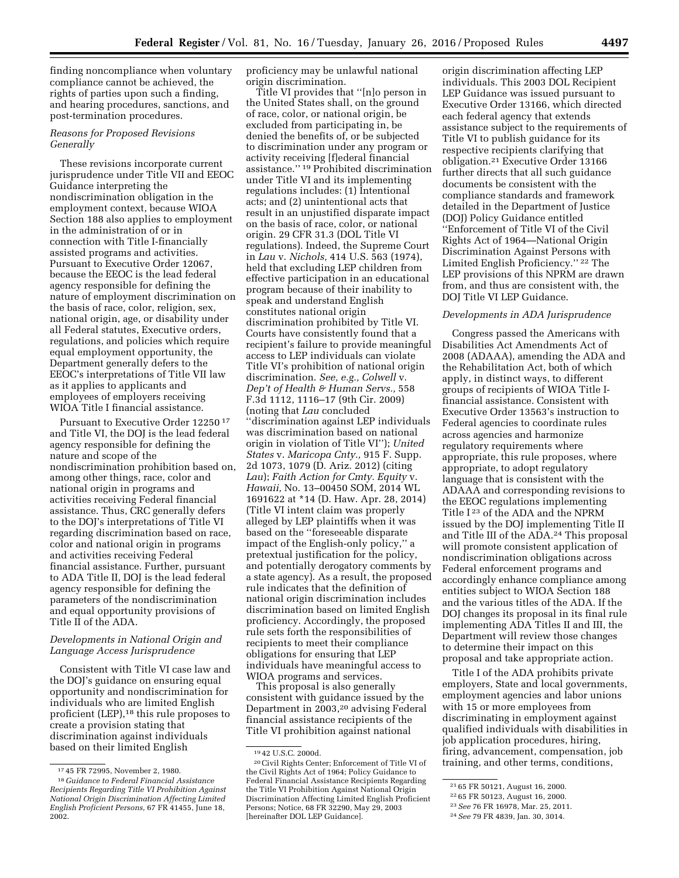finding noncompliance when voluntary compliance cannot be achieved, the rights of parties upon such a finding, and hearing procedures, sanctions, and post-termination procedures.

*Reasons for Proposed Revisions Generally*

These revisions incorporate current jurisprudence under Title VII and EEOC Guidance interpreting the nondiscrimination obligation in the employment context, because WIOA Section 188 also applies to employment in the administration of or in connection with Title I-financially assisted programs and activities. Pursuant to Executive Order 12067, because the EEOC is the lead federal agency responsible for defining the nature of employment discrimination on the basis of race, color, religion, sex, national origin, age, or disability under all Federal statutes, Executive orders, regulations, and policies which require equal employment opportunity, the Department generally defers to the EEOC's interpretations of Title VII law as it applies to applicants and employees of employers receiving WIOA Title I financial assistance.

Pursuant to Executive Order 12250 [17] and Title VI, the DOJ is the lead federal agency responsible for defining the nature and scope of the nondiscrimination prohibition based on, among other things, race, color and national origin in programs and activities receiving Federal financial assistance. Thus, CRC generally defers to the DOJ's interpretations of Title VI regarding discrimination based on race, color and national origin in programs and activities receiving Federal financial assistance. Further, pursuant to ADA Title II, DOJ is the lead federal agency responsible for defining the parameters of the nondiscrimination and equal opportunity provisions of Title II of the ADA.

*Developments in National Origin and Language Access Jurisprudence*

Consistent with Title VI case law and the DOJ's guidance on ensuring equal opportunity and nondiscrimination for individuals who are limited English proficient (LEP),[18] this rule proposes to create a provision stating that discrimination against individuals based on their limited English proficiency may be unlawful national origin discrimination.

Title VI provides that ''[n]o person in the United States shall, on the ground of race, color, or national origin, be excluded from participating in, be denied the benefits of, or be subjected to discrimination under any program or activity receiving [f]ederal financial assistance.'' [19] Prohibited discrimination under Title VI and its implementing regulations includes: (1) Intentional acts; and (2) unintentional acts that result in an unjustified disparate impact on the basis of race, color, or national origin. 29 CFR 31.3 (DOL Title VI regulations). Indeed, the Supreme Court in *Lau* v. *Nichols,* 414 U.S. 563 (1974), held that excluding LEP children from effective participation in an educational program because of their inability to speak and understand English constitutes national origin discrimination prohibited by Title VI. Courts have consistently found that a recipient's failure to provide meaningful access to LEP individuals can violate Title VI's prohibition of national origin discrimination. *See, e.g., Colwell* v. *Dep't of Health & Human Servs.,* 558 F.3d 1112, 1116–17 (9th Cir. 2009) (noting that *Lau* concluded ''discrimination against LEP individuals was discrimination based on national origin in violation of Title VI''); *United States* v. *Maricopa Cnty.,* 915 F. Supp. 2d 1073, 1079 (D. Ariz. 2012) (citing *Lau*); *Faith Action for Cmty. Equity* v. *Hawaii,* No. 13–00450 SOM, 2014 WL 1691622 at *14 (D. Haw. Apr. 28, 2014) (Title VI intent claim was properly alleged by LEP plaintiffs when it was based on the ''foreseeable disparate impact of the English-only policy,'' a pretextual justification for the policy, and potentially derogatory comments by a state agency). As a result, the proposed rule indicates that the definition of national origin discrimination includes discrimination based on limited English proficiency. Accordingly, the proposed rule sets forth the responsibilities of recipients to meet their compliance obligations for ensuring that LEP individuals have meaningful access to WIOA programs and services.

This proposal is also generally consistent with guidance issued by the Department in 2003,[20] advising Federal financial assistance recipients of the Title VI prohibition against national origin discrimination affecting LEP individuals. This 2003 DOL Recipient LEP Guidance was issued pursuant to Executive Order 13166, which directed each federal agency that extends assistance subject to the requirements of Title VI to publish guidance for its respective recipients clarifying that obligation.[21] Executive Order 13166 further directs that all such guidance documents be consistent with the compliance standards and framework detailed in the Department of Justice (DOJ) Policy Guidance entitled ''Enforcement of Title VI of the Civil Rights Act of 1964—National Origin Discrimination Against Persons with Limited English Proficiency.'' [22] The LEP provisions of this NPRM are drawn from, and thus are consistent with, the DOJ Title VI LEP Guidance.

*Developments in ADA Jurisprudence*

Congress passed the Americans with Disabilities Act Amendments Act of 2008 (ADAAA), amending the ADA and the Rehabilitation Act, both of which apply, in distinct ways, to different groups of recipients of WIOA Title I-financial assistance. Consistent with Executive Order 13563's instruction to Federal agencies to coordinate rules across agencies and harmonize regulatory requirements where appropriate, this rule proposes, where appropriate, to adopt regulatory language that is consistent with the ADAAA and corresponding revisions to the EEOC regulations implementing Title I [23] of the ADA and the NPRM issued by the DOJ implementing Title II and Title III of the ADA.[24] This proposal will promote consistent application of nondiscrimination obligations across Federal enforcement programs and accordingly enhance compliance among entities subject to WIOA Section 188 and the various titles of the ADA. If the DOJ changes its proposal in its final rule implementing ADA Titles II and III, the Department will review those changes to determine their impact on this proposal and take appropriate action.

Title I of the ADA prohibits private employers, State and local governments, employment agencies and labor unions with 15 or more employees from discriminating in employment against qualified individuals with disabilities in job application procedures, hiring, firing, advancement, compensation, job training, and other terms, conditions,

---

[17] 45 FR 72995, November 2, 1980.

[18] *Guidance to Federal Financial Assistance Recipients Regarding Title VI Prohibition Against National Origin Discrimination Affecting Limited English Proficient Persons,* 67 FR 41455, June 18, 2002.

[19] 42 U.S.C. 2000d.

[20] Civil Rights Center; Enforcement of Title VI of the Civil Rights Act of 1964; Policy Guidance to Federal Financial Assistance Recipients Regarding the Title VI Prohibition Against National Origin Discrimination Affecting Limited English Proficient Persons; Notice, 68 FR 32290, May 29, 2003 [hereinafter DOL LEP Guidance].

[21] 65 FR 50121, August 16, 2000.

[22] 65 FR 50123, August 16, 2000.

[23] *See* 76 FR 16978, Mar. 25, 2011.

[24] *See* 79 FR 4839, Jan. 30, 3014.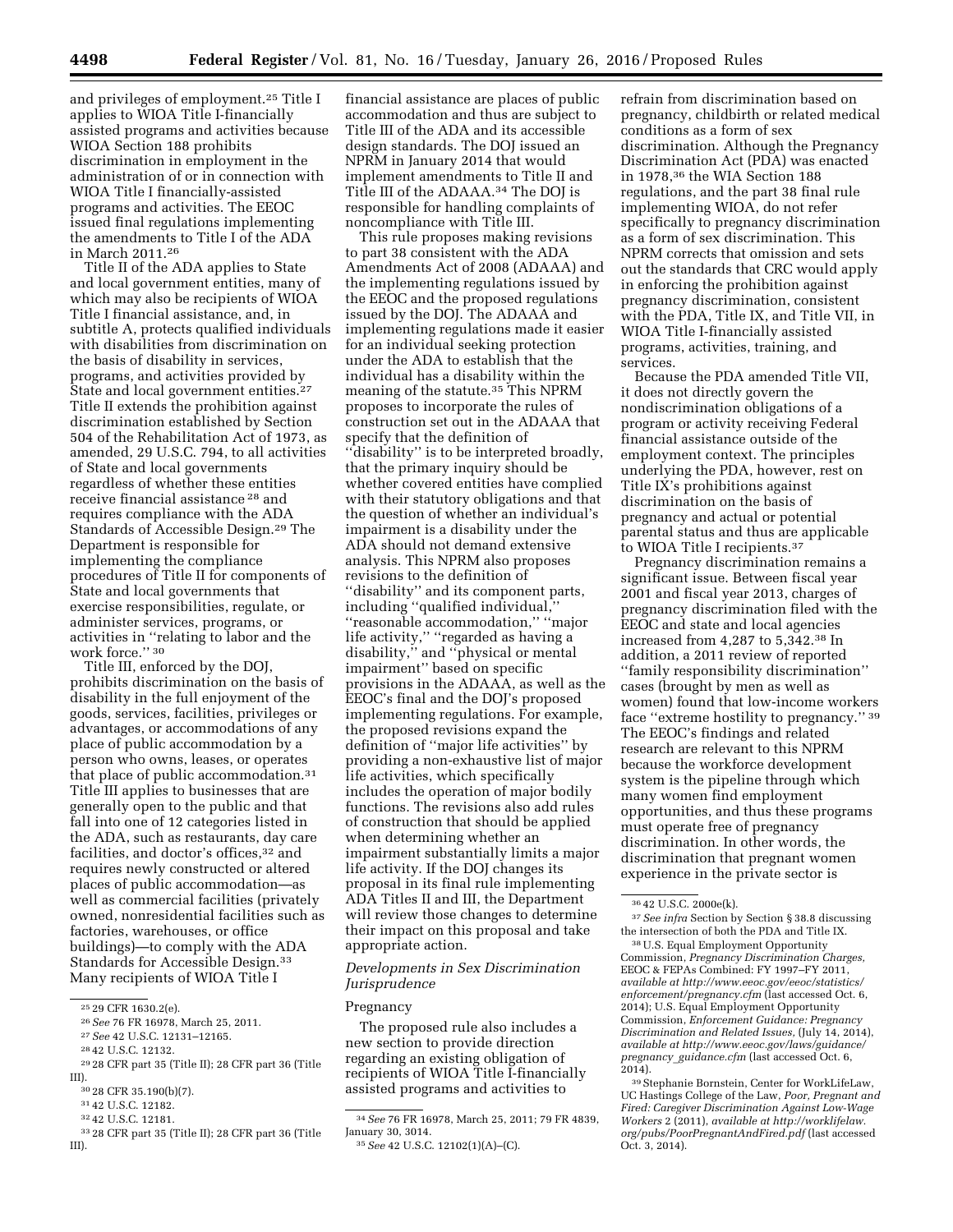and privileges of employment.[25] Title I applies to WIOA Title I-financially assisted programs and activities because WIOA Section 188 prohibits discrimination in employment in the administration of or in connection with WIOA Title I financially-assisted programs and activities. The EEOC issued final regulations implementing the amendments to Title I of the ADA in March 2011.[26]

Title II of the ADA applies to State and local government entities, many of which may also be recipients of WIOA Title I financial assistance, and, in subtitle A, protects qualified individuals with disabilities from discrimination on the basis of disability in services, programs, and activities provided by State and local government entities.[27] Title II extends the prohibition against discrimination established by Section 504 of the Rehabilitation Act of 1973, as amended, 29 U.S.C. 794, to all activities of State and local governments regardless of whether these entities receive financial assistance[28] and requires compliance with the ADA Standards of Accessible Design.[29] The Department is responsible for implementing the compliance procedures of Title II for components of State and local governments that exercise responsibilities, regulate, or administer services, programs, or activities in "relating to labor and the work force."[30]

Title III, enforced by the DOJ, prohibits discrimination on the basis of disability in the full enjoyment of the goods, services, facilities, privileges or advantages, or accommodations of any place of public accommodation by a person who owns, leases, or operates that place of public accommodation.[31] Title III applies to businesses that are generally open to the public and that fall into one of 12 categories listed in the ADA, such as restaurants, day care facilities, and doctor's offices,[32] and requires newly constructed or altered places of public accommodation—as well as commercial facilities (privately owned, nonresidential facilities such as factories, warehouses, or office buildings)—to comply with the ADA Standards for Accessible Design.[33] Many recipients of WIOA Title I financial assistance are places of public accommodation and thus are subject to Title III of the ADA and its accessible design standards. The DOJ issued an NPRM in January 2014 that would implement amendments to Title II and Title III of the ADAAA.[34] The DOJ is responsible for handling complaints of noncompliance with Title III.

This rule proposes making revisions to part 38 consistent with the ADA Amendments Act of 2008 (ADAAA) and the implementing regulations issued by the EEOC and the proposed regulations issued by the DOJ. The ADAAA and implementing regulations made it easier for an individual seeking protection under the ADA to establish that the individual has a disability within the meaning of the statute.[35] This NPRM proposes to incorporate the rules of construction set out in the ADAAA that specify that the definition of "disability" is to be interpreted broadly, that the primary inquiry should be whether covered entities have complied with their statutory obligations and that the question of whether an individual's impairment is a disability under the ADA should not demand extensive analysis. This NPRM also proposes revisions to the definition of "disability" and its component parts, including "qualified individual," "reasonable accommodation," "major life activity," "regarded as having a disability," and "physical or mental impairment" based on specific provisions in the ADAAA, as well as the EEOC's final and the DOJ's proposed implementing regulations. For example, the proposed revisions expand the definition of "major life activities" by providing a non-exhaustive list of major life activities, which specifically includes the operation of major bodily functions. The revisions also add rules of construction that should be applied when determining whether an impairment substantially limits a major life activity. If the DOJ changes its proposal in its final rule implementing ADA Titles II and III, the Department will review those changes to determine their impact on this proposal and take appropriate action.

### *Developments in Sex Discrimination Jurisprudence*

#### Pregnancy

The proposed rule also includes a new section to provide direction regarding an existing obligation of recipients of WIOA Title I-financially assisted programs and activities to refrain from discrimination based on pregnancy, childbirth or related medical conditions as a form of sex discrimination. Although the Pregnancy Discrimination Act (PDA) was enacted in 1978,[36] the WIA Section 188 regulations, and the part 38 final rule implementing WIOA, do not refer specifically to pregnancy discrimination as a form of sex discrimination. This NPRM corrects that omission and sets out the standards that CRC would apply in enforcing the prohibition against pregnancy discrimination, consistent with the PDA, Title IX, and Title VII, in WIOA Title I-financially assisted programs, activities, training, and services.

Because the PDA amended Title VII, it does not directly govern the nondiscrimination obligations of a program or activity receiving Federal financial assistance outside of the employment context. The principles underlying the PDA, however, rest on Title IX's prohibitions against discrimination on the basis of pregnancy and actual or potential parental status and thus are applicable to WIOA Title I recipients.[37]

Pregnancy discrimination remains a significant issue. Between fiscal year 2001 and fiscal year 2013, charges of pregnancy discrimination filed with the EEOC and state and local agencies increased from 4,287 to 5,342.[38] In addition, a 2011 review of reported "family responsibility discrimination" cases (brought by men as well as women) found that low-income workers face "extreme hostility to pregnancy."[39] The EEOC's findings and related research are relevant to this NPRM because the workforce development system is the pipeline through which many women find employment opportunities, and thus these programs must operate free of pregnancy discrimination. In other words, the discrimination that pregnant women experience in the private sector is

---

[25] 29 CFR 1630.2(e).

[26] *See* 76 FR 16978, March 25, 2011.

[27] *See* 42 U.S.C. 12131–12165.

[28] 42 U.S.C. 12132.

[29] 28 CFR part 35 (Title II); 28 CFR part 36 (Title III).

[30] 28 CFR 35.190(b)(7).

[31] 42 U.S.C. 12182.

[32] 42 U.S.C. 12181.

[33] 28 CFR part 35 (Title II); 28 CFR part 36 (Title III).

[34] *See* 76 FR 16978, March 25, 2011; 79 FR 4839, January 30, 3014.

[35] *See* 42 U.S.C. 12102(1)(A)–(C).

[36] 42 U.S.C. 2000e(k).

[37] *See infra* Section by Section § 38.8 discussing the intersection of both the PDA and Title IX.

[38] U.S. Equal Employment Opportunity Commission, *Pregnancy Discrimination Charges,* EEOC & FEPAs Combined: FY 1997–FY 2011, *available at http://www.eeoc.gov/eeoc/statistics/enforcement/pregnancy.cfm* (last accessed Oct. 6, 2014); U.S. Equal Employment Opportunity Commission, *Enforcement Guidance: Pregnancy Discrimination and Related Issues,* (July 14, 2014), *available at http://www.eeoc.gov/laws/guidance/pregnancy_guidance.cfm* (last accessed Oct. 6, 2014).

[39] Stephanie Bornstein, Center for WorkLifeLaw, UC Hastings College of the Law, *Poor, Pregnant and Fired: Caregiver Discrimination Against Low-Wage Workers* 2 (2011), *available at http://worklifelaw.org/pubs/PoorPregnantAndFired.pdf* (last accessed Oct. 3, 2014).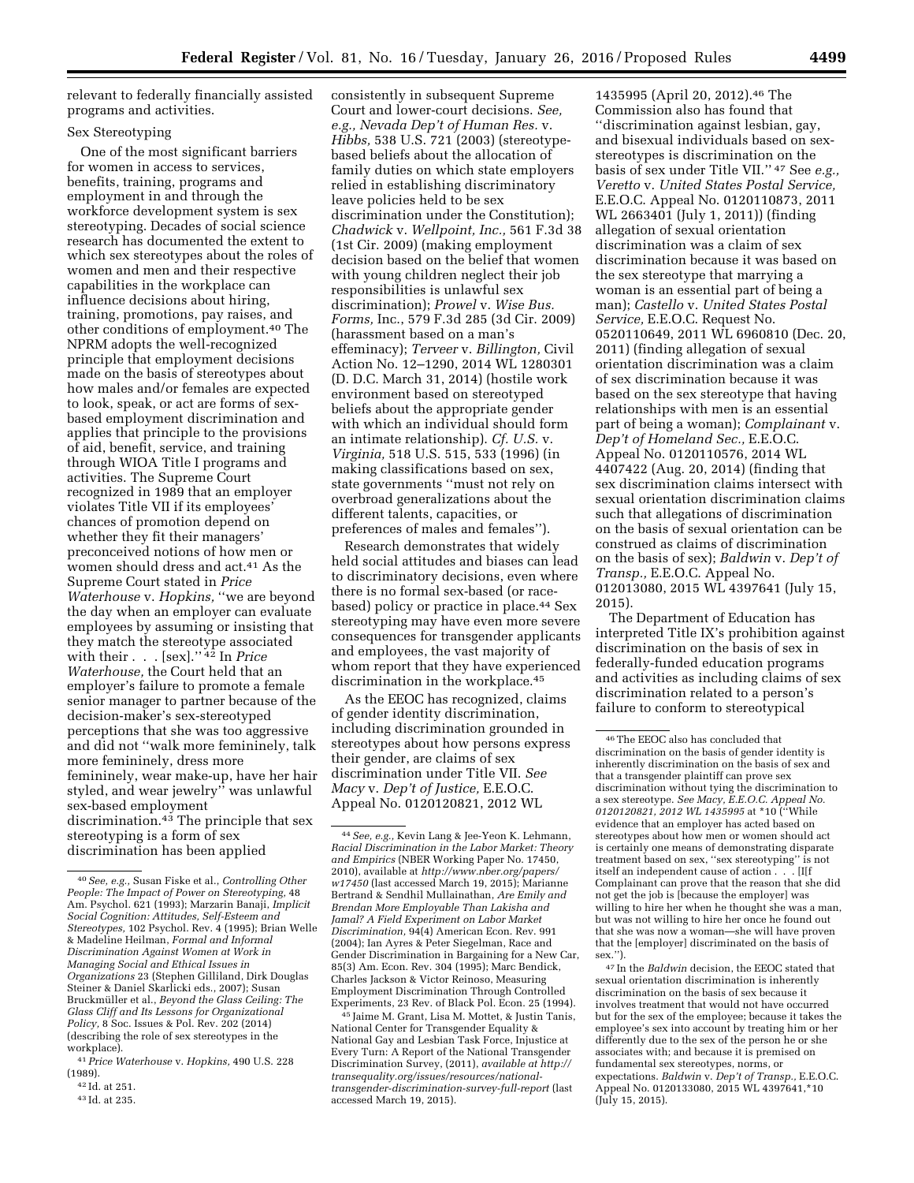relevant to federally financially assisted programs and activities.

### Sex Stereotyping

One of the most significant barriers for women in access to services, benefits, training, programs and employment in and through the workforce development system is sex stereotyping. Decades of social science research has documented the extent to which sex stereotypes about the roles of women and men and their respective capabilities in the workplace can influence decisions about hiring, training, promotions, pay raises, and other conditions of employment.[40] The NPRM adopts the well-recognized principle that employment decisions made on the basis of stereotypes about how males and/or females are expected to look, speak, or act are forms of sex-based employment discrimination and applies that principle to the provisions of aid, benefit, service, and training through WIOA Title I programs and activities. The Supreme Court recognized in 1989 that an employer violates Title VII if its employees' chances of promotion depend on whether they fit their managers' preconceived notions of how men or women should dress and act.[41] As the Supreme Court stated in *Price Waterhouse* v. *Hopkins,* ''we are beyond the day when an employer can evaluate employees by assuming or insisting that they match the stereotype associated with their . . . [sex].'' [42] In *Price Waterhouse,* the Court held that an employer's failure to promote a female senior manager to partner because of the decision-maker's sex-stereotyped perceptions that she was too aggressive and did not ''walk more femininely, talk more femininely, dress more femininely, wear make-up, have her hair styled, and wear jewelry'' was unlawful sex-based employment discrimination.[43] The principle that sex stereotyping is a form of sex discrimination has been applied consistently in subsequent Supreme Court and lower-court decisions. *See, e.g., Nevada Dep't of Human Res.* v. *Hibbs,* 538 U.S. 721 (2003) (stereotype-based beliefs about the allocation of family duties on which state employers relied in establishing discriminatory leave policies held to be sex discrimination under the Constitution); *Chadwick* v. *Wellpoint, Inc.,* 561 F.3d 38 (1st Cir. 2009) (making employment decision based on the belief that women with young children neglect their job responsibilities is unlawful sex discrimination); *Prowel* v. *Wise Bus. Forms,* Inc., 579 F.3d 285 (3d Cir. 2009) (harassment based on a man's effeminacy); *Terveer* v. *Billington,* Civil Action No. 12–1290, 2014 WL 1280301 (D. D.C. March 31, 2014) (hostile work environment based on stereotyped beliefs about the appropriate gender with which an individual should form an intimate relationship). *Cf. U.S.* v. *Virginia,* 518 U.S. 515, 533 (1996) (in making classifications based on sex, state governments ''must not rely on overbroad generalizations about the different talents, capacities, or preferences of males and females'').

Research demonstrates that widely held social attitudes and biases can lead to discriminatory decisions, even where there is no formal sex-based (or race-based) policy or practice in place.[44] Sex stereotyping may have even more severe consequences for transgender applicants and employees, the vast majority of whom report that they have experienced discrimination in the workplace.[45]

As the EEOC has recognized, claims of gender identity discrimination, including discrimination grounded in stereotypes about how persons express their gender, are claims of sex discrimination under Title VII. *See Macy* v. *Dep't of Justice,* E.E.O.C. Appeal No. 0120120821, 2012 WL 1435995 (April 20, 2012).[46] The Commission also has found that ''discrimination against lesbian, gay, and bisexual individuals based on sex-stereotypes is discrimination on the basis of sex under Title VII.'' [47] See *e.g., Veretto* v. *United States Postal Service,* E.E.O.C. Appeal No. 0120110873, 2011 WL 2663401 (July 1, 2011)) (finding allegation of sexual orientation discrimination was a claim of sex discrimination because it was based on the sex stereotype that marrying a woman is an essential part of being a man); *Castello* v. *United States Postal Service,* E.E.O.C. Request No. 0520110649, 2011 WL 6960810 (Dec. 20, 2011) (finding allegation of sexual orientation discrimination was a claim of sex discrimination because it was based on the sex stereotype that having relationships with men is an essential part of being a woman); *Complainant* v. *Dep't of Homeland Sec.,* E.E.O.C. Appeal No. 0120110576, 2014 WL 4407422 (Aug. 20, 2014) (finding that sex discrimination claims intersect with sexual orientation discrimination claims such that allegations of discrimination on the basis of sexual orientation can be construed as claims of discrimination on the basis of sex); *Baldwin* v. *Dep't of Transp.,* E.E.O.C. Appeal No. 012013080, 2015 WL 4397641 (July 15, 2015).

The Department of Education has interpreted Title IX's prohibition against discrimination on the basis of sex in federally-funded education programs and activities as including claims of sex discrimination related to a person's failure to conform to stereotypical

---

[40] *See, e.g.,* Susan Fiske et al., *Controlling Other People: The Impact of Power on Stereotyping,* 48 Am. Psychol. 621 (1993); Marzarin Banaji, *Implicit Social Cognition: Attitudes, Self-Esteem and Stereotypes,* 102 Psychol. Rev. 4 (1995); Brian Welle & Madeline Heilman, *Formal and Informal Discrimination Against Women at Work in Managing Social and Ethical Issues in Organizations* 23 (Stephen Gilliland, Dirk Douglas Steiner & Daniel Skarlicki eds., 2007); Susan Bruckmüller et al., *Beyond the Glass Ceiling: The Glass Cliff and Its Lessons for Organizational Policy,* 8 Soc. Issues & Pol. Rev. 202 (2014) (describing the role of sex stereotypes in the workplace).

[41] *Price Waterhouse* v. *Hopkins,* 490 U.S. 228 (1989).

[42] Id. at 251.

[43] Id. at 235.

[44] *See, e.g.,* Kevin Lang & Jee-Yeon K. Lehmann, *Racial Discrimination in the Labor Market: Theory and Empirics* (NBER Working Paper No. 17450, 2010), available at *http://www.nber.org/papers/w17450* (last accessed March 19, 2015); Marianne Bertrand & Sendhil Mullainathan, *Are Emily and Brendan More Employable Than Lakisha and Jamal? A Field Experiment on Labor Market Discrimination,* 94(4) American Econ. Rev. 991 (2004); Ian Ayres & Peter Siegelman, Race and Gender Discrimination in Bargaining for a New Car, 85(3) Am. Econ. Rev. 304 (1995); Marc Bendick, Charles Jackson & Victor Reinoso, Measuring Employment Discrimination Through Controlled Experiments, 23 Rev. of Black Pol. Econ. 25 (1994).

[45] Jaime M. Grant, Lisa M. Mottet, & Justin Tanis, National Center for Transgender Equality & National Gay and Lesbian Task Force, Injustice at Every Turn: A Report of the National Transgender Discrimination Survey, (2011), *available at http://transequality.org/issues/resources/national-transgender-discrimination-survey-full-report* (last accessed March 19, 2015).

[46] The EEOC also has concluded that discrimination on the basis of gender identity is inherently discrimination on the basis of sex and that a transgender plaintiff can prove sex discrimination without tying the discrimination to a sex stereotype. *See Macy, E.E.O.C. Appeal No. 0120120821, 2012 WL 1435995* at *10 (''While evidence that an employer has acted based on stereotypes about how men or women should act is certainly one means of demonstrating disparate treatment based on sex, ''sex stereotyping'' is not itself an independent cause of action . . . [I]f Complainant can prove that the reason that she did not get the job is [because the employer] was willing to hire her when he thought she was a man, but was not willing to hire her once he found out that she was now a woman—she will have proven that the [employer] discriminated on the basis of sex.'').

[47] In the *Baldwin* decision, the EEOC stated that sexual orientation discrimination is inherently discrimination on the basis of sex because it involves treatment that would not have occurred but for the sex of the employee; because it takes the employee's sex into account by treating him or her differently due to the sex of the person he or she associates with; and because it is premised on fundamental sex stereotypes, norms, or expectations. *Baldwin* v. *Dep't of Transp.,* E.E.O.C. Appeal No. 0120133080, 2015 WL 4397641,*10 (July 15, 2015).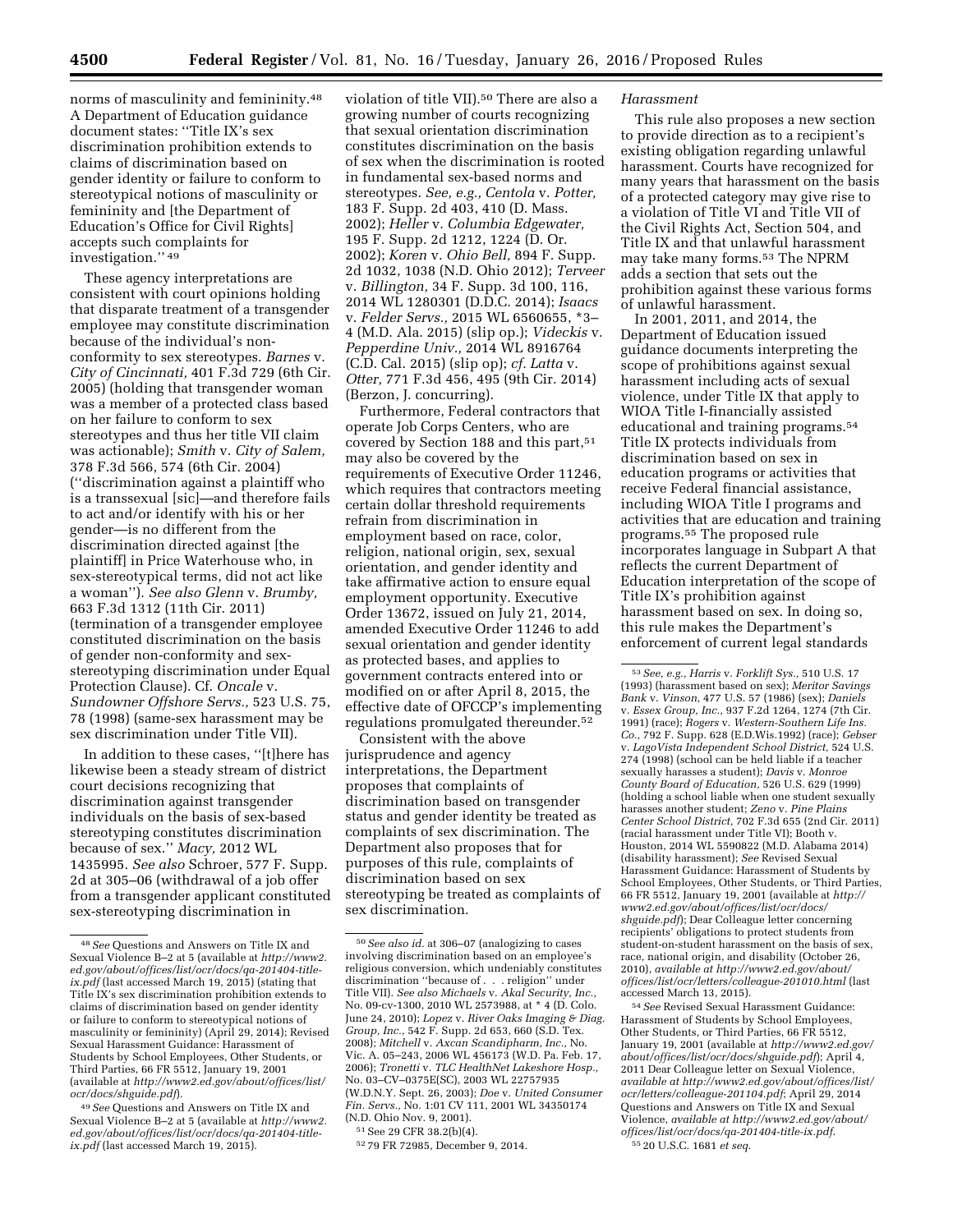norms of masculinity and femininity.[48] A Department of Education guidance document states: ''Title IX's sex discrimination prohibition extends to claims of discrimination based on gender identity or failure to conform to stereotypical notions of masculinity or femininity and [the Department of Education's Office for Civil Rights] accepts such complaints for investigation.'' [49]

These agency interpretations are consistent with court opinions holding that disparate treatment of a transgender employee may constitute discrimination because of the individual's non-conformity to sex stereotypes. *Barnes* v. *City of Cincinnati,* 401 F.3d 729 (6th Cir. 2005) (holding that transgender woman was a member of a protected class based on her failure to conform to sex stereotypes and thus her title VII claim was actionable); *Smith* v. *City of Salem,* 378 F.3d 566, 574 (6th Cir. 2004) (''discrimination against a plaintiff who is a transsexual [sic]—and therefore fails to act and/or identify with his or her gender—is no different from the discrimination directed against [the plaintiff] in Price Waterhouse who, in sex-stereotypical terms, did not act like a woman''). *See also Glenn* v. *Brumby,* 663 F.3d 1312 (11th Cir. 2011) (termination of a transgender employee constituted discrimination on the basis of gender non-conformity and sex-stereotyping discrimination under Equal Protection Clause). Cf. *Oncale* v. *Sundowner Offshore Servs.,* 523 U.S. 75, 78 (1998) (same-sex harassment may be sex discrimination under Title VII).

In addition to these cases, ''[t]here has likewise been a steady stream of district court decisions recognizing that discrimination against transgender individuals on the basis of sex-based stereotyping constitutes discrimination because of sex.'' *Macy,* 2012 WL 1435995. *See also* Schroer, 577 F. Supp. 2d at 305–06 (withdrawal of a job offer from a transgender applicant constituted sex-stereotyping discrimination in violation of title VII).[50] There are also a growing number of courts recognizing that sexual orientation discrimination constitutes discrimination on the basis of sex when the discrimination is rooted in fundamental sex-based norms and stereotypes. *See, e.g., Centola* v. *Potter,* 183 F. Supp. 2d 403, 410 (D. Mass. 2002); *Heller* v. *Columbia Edgewater,* 195 F. Supp. 2d 1212, 1224 (D. Or. 2002); *Koren* v. *Ohio Bell,* 894 F. Supp. 2d 1032, 1038 (N.D. Ohio 2012); *Terveer* v. *Billington,* 34 F. Supp. 3d 100, 116, 2014 WL 1280301 (D.D.C. 2014); *Isaacs* v. *Felder Servs.,* 2015 WL 6560655, \*3–4 (M.D. Ala. 2015) (slip op.); *Videckis* v. *Pepperdine Univ.,* 2014 WL 8916764 (C.D. Cal. 2015) (slip op); *cf. Latta* v. *Otter,* 771 F.3d 456, 495 (9th Cir. 2014) (Berzon, J. concurring).

Furthermore, Federal contractors that operate Job Corps Centers, who are covered by Section 188 and this part,[51] may also be covered by the requirements of Executive Order 11246, which requires that contractors meeting certain dollar threshold requirements refrain from discrimination in employment based on race, color, religion, national origin, sex, sexual orientation, and gender identity and take affirmative action to ensure equal employment opportunity. Executive Order 13672, issued on July 21, 2014, amended Executive Order 11246 to add sexual orientation and gender identity as protected bases, and applies to government contracts entered into or modified on or after April 8, 2015, the effective date of OFCCP's implementing regulations promulgated thereunder.[52]

Consistent with the above jurisprudence and agency interpretations, the Department proposes that complaints of discrimination based on transgender status and gender identity be treated as complaints of sex discrimination. The Department also proposes that for purposes of this rule, complaints of discrimination based on sex stereotyping be treated as complaints of sex discrimination.

*Harassment*

This rule also proposes a new section to provide direction as to a recipient's existing obligation regarding unlawful harassment. Courts have recognized for many years that harassment on the basis of a protected category may give rise to a violation of Title VI and Title VII of the Civil Rights Act, Section 504, and Title IX and that unlawful harassment may take many forms.[53] The NPRM adds a section that sets out the prohibition against these various forms of unlawful harassment.

In 2001, 2011, and 2014, the Department of Education issued guidance documents interpreting the scope of prohibitions against sexual harassment including acts of sexual violence, under Title IX that apply to WIOA Title I-financially assisted educational and training programs.[54] Title IX protects individuals from discrimination based on sex in education programs or activities that receive Federal financial assistance, including WIOA Title I programs and activities that are education and training programs.[55] The proposed rule incorporates language in Subpart A that reflects the current Department of Education interpretation of the scope of Title IX's prohibition against harassment based on sex. In doing so, this rule makes the Department's enforcement of current legal standards

---

[48] *See* Questions and Answers on Title IX and Sexual Violence B–2 at 5 (available at *http://www2.ed.gov/about/offices/list/ocr/docs/qa-201404-title-ix.pdf* (last accessed March 19, 2015) (stating that Title IX's sex discrimination prohibition extends to claims of discrimination based on gender identity or failure to conform to stereotypical notions of masculinity or femininity) (April 29, 2014); Revised Sexual Harassment Guidance: Harassment of Students by School Employees, Other Students, or Third Parties, 66 FR 5512, January 19, 2001 (available at *http://www2.ed.gov/about/offices/list/ocr/docs/shguide.pdf*).

[49] *See* Questions and Answers on Title IX and Sexual Violence B–2 at 5 (available at *http://www2.ed.gov/about/offices/list/ocr/docs/qa-201404-title-ix.pdf* (last accessed March 19, 2015).

[50] *See also id.* at 306–07 (analogizing to cases involving discrimination based on an employee's religious conversion, which undeniably constitutes discrimination ''because of . . . religion'' under Title VII). *See also Michaels* v. *Akal Security, Inc.,* No. 09-cv-1300, 2010 WL 2573988, at \* 4 (D. Colo. June 24, 2010); *Lopez* v. *River Oaks Imaging & Diag. Group, Inc.,* 542 F. Supp. 2d 653, 660 (S.D. Tex. 2008); *Mitchell* v. *Axcan Scandipharm, Inc.,* No. Vic. A. 05–243, 2006 WL 456173 (W.D. Pa. Feb. 17, 2006); *Tronetti* v. *TLC HealthNet Lakeshore Hosp.,* No. 03–CV–0375E(SC), 2003 WL 22757935 (W.D.N.Y. Sept. 26, 2003); *Doe* v. *United Consumer Fin. Servs.,* No. 1:01 CV 111, 2001 WL 34350174 (N.D. Ohio Nov. 9, 2001).

[51] See 29 CFR 38.2(b)(4).

[52] 79 FR 72985, December 9, 2014.

[53] *See, e.g., Harris* v. *Forklift Sys.,* 510 U.S. 17 (1993) (harassment based on sex); *Meritor Savings Bank* v. *Vinson,* 477 U.S. 57 (1986) (sex); *Daniels* v. *Essex Group, Inc.,* 937 F.2d 1264, 1274 (7th Cir. 1991) (race); *Rogers* v. *Western-Southern Life Ins. Co.,* 792 F. Supp. 628 (E.D.Wis.1992) (race); *Gebser* v. *LagoVista Independent School District,* 524 U.S. 274 (1998) (school can be held liable if a teacher sexually harasses a student); *Davis* v. *Monroe County Board of Education,* 526 U.S. 629 (1999) (holding a school liable when one student sexually harasses another student); *Zeno* v. *Pine Plains Center School District,* 702 F.3d 655 (2nd Cir. 2011) (racial harassment under Title VI); Booth v. Houston, 2014 WL 5590822 (M.D. Alabama 2014) (disability harassment); *See* Revised Sexual Harassment Guidance: Harassment of Students by School Employees, Other Students, or Third Parties, 66 FR 5512, January 19, 2001 (available at *http://www2.ed.gov/about/offices/list/ocr/docs/shguide.pdf*); Dear Colleague letter concerning recipients' obligations to protect students from student-on-student harassment on the basis of sex, race, national origin, and disability (October 26, 2010), *available at http://www2.ed.gov/about/offices/list/ocr/letters/colleague-201010.html* (last accessed March 13, 2015).

[54] *See* Revised Sexual Harassment Guidance: Harassment of Students by School Employees, Other Students, or Third Parties, 66 FR 5512, January 19, 2001 (available at *http://www2.ed.gov/about/offices/list/ocr/docs/shguide.pdf*); April 4, 2011 Dear Colleague letter on Sexual Violence, *available at http://www2.ed.gov/about/offices/list/ocr/letters/colleague-201104.pdf*; April 29, 2014 Questions and Answers on Title IX and Sexual Violence, *available at http://www2.ed.gov/about/offices/list/ocr/docs/qa-201404-title-ix.pdf.*

[55] 20 U.S.C. 1681 *et seq.*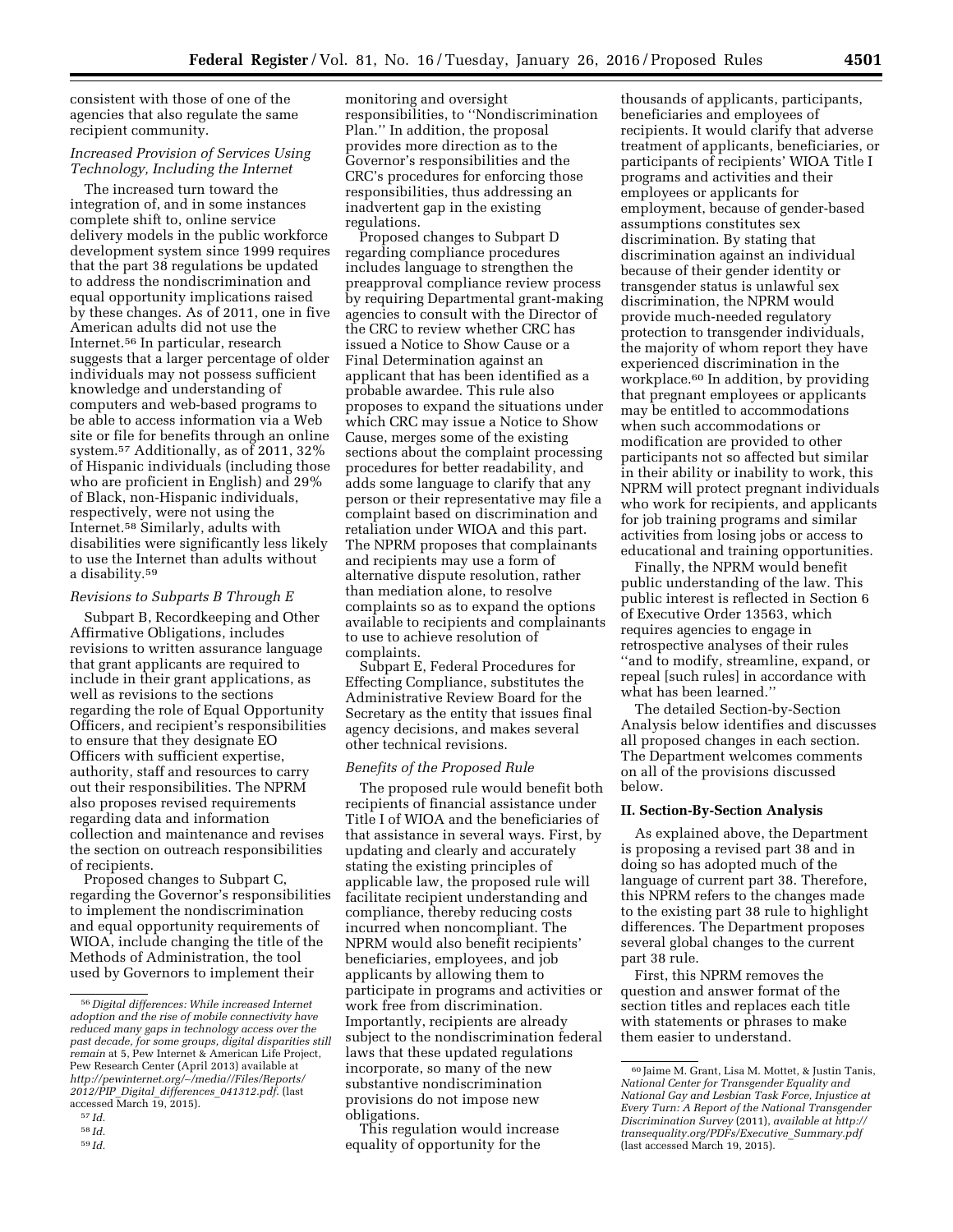consistent with those of one of the agencies that also regulate the same recipient community.

*Increased Provision of Services Using Technology, Including the Internet*

The increased turn toward the integration of, and in some instances complete shift to, online service delivery models in the public workforce development system since 1999 requires that the part 38 regulations be updated to address the nondiscrimination and equal opportunity implications raised by these changes. As of 2011, one in five American adults did not use the Internet.[56] In particular, research suggests that a larger percentage of older individuals may not possess sufficient knowledge and understanding of computers and web-based programs to be able to access information via a Web site or file for benefits through an online system.[57] Additionally, as of 2011, 32% of Hispanic individuals (including those who are proficient in English) and 29% of Black, non-Hispanic individuals, respectively, were not using the Internet.[58] Similarly, adults with disabilities were significantly less likely to use the Internet than adults without a disability.[59]

*Revisions to Subparts B Through E*

Subpart B, Recordkeeping and Other Affirmative Obligations, includes revisions to written assurance language that grant applicants are required to include in their grant applications, as well as revisions to the sections regarding the role of Equal Opportunity Officers, and recipient's responsibilities to ensure that they designate EO Officers with sufficient expertise, authority, staff and resources to carry out their responsibilities. The NPRM also proposes revised requirements regarding data and information collection and maintenance and revises the section on outreach responsibilities of recipients.

Proposed changes to Subpart C, regarding the Governor's responsibilities to implement the nondiscrimination and equal opportunity requirements of WIOA, include changing the title of the Methods of Administration, the tool used by Governors to implement their monitoring and oversight responsibilities, to "Nondiscrimination Plan." In addition, the proposal provides more direction as to the Governor's responsibilities and the CRC's procedures for enforcing those responsibilities, thus addressing an inadvertent gap in the existing regulations.

Proposed changes to Subpart D regarding compliance procedures includes language to strengthen the preapproval compliance review process by requiring Departmental grant-making agencies to consult with the Director of the CRC to review whether CRC has issued a Notice to Show Cause or a Final Determination against an applicant that has been identified as a probable awardee. This rule also proposes to expand the situations under which CRC may issue a Notice to Show Cause, merges some of the existing sections about the complaint processing procedures for better readability, and adds some language to clarify that any person or their representative may file a complaint based on discrimination and retaliation under WIOA and this part. The NPRM proposes that complainants and recipients may use a form of alternative dispute resolution, rather than mediation alone, to resolve complaints so as to expand the options available to recipients and complainants to use to achieve resolution of complaints.

Subpart E, Federal Procedures for Effecting Compliance, substitutes the Administrative Review Board for the Secretary as the entity that issues final agency decisions, and makes several other technical revisions.

*Benefits of the Proposed Rule*

The proposed rule would benefit both recipients of financial assistance under Title I of WIOA and the beneficiaries of that assistance in several ways. First, by updating and clearly and accurately stating the existing principles of applicable law, the proposed rule will facilitate recipient understanding and compliance, thereby reducing costs incurred when noncompliant. The NPRM would also benefit recipients' beneficiaries, employees, and job applicants by allowing them to participate in programs and activities or work free from discrimination. Importantly, recipients are already subject to the nondiscrimination federal laws that these updated regulations incorporate, so many of the new substantive nondiscrimination provisions do not impose new obligations.

This regulation would increase equality of opportunity for the thousands of applicants, participants, beneficiaries and employees of recipients. It would clarify that adverse treatment of applicants, beneficiaries, or participants of recipients' WIOA Title I programs and activities and their employees or applicants for employment, because of gender-based assumptions constitutes sex discrimination. By stating that discrimination against an individual because of their gender identity or transgender status is unlawful sex discrimination, the NPRM would provide much-needed regulatory protection to transgender individuals, the majority of whom report they have experienced discrimination in the workplace.[60] In addition, by providing that pregnant employees or applicants may be entitled to accommodations when such accommodations or modification are provided to other participants not so affected but similar in their ability or inability to work, this NPRM will protect pregnant individuals who work for recipients, and applicants for job training programs and similar activities from losing jobs or access to educational and training opportunities.

Finally, the NPRM would benefit public understanding of the law. This public interest is reflected in Section 6 of Executive Order 13563, which requires agencies to engage in retrospective analyses of their rules "and to modify, streamline, expand, or repeal [such rules] in accordance with what has been learned."

The detailed Section-by-Section Analysis below identifies and discusses all proposed changes in each section. The Department welcomes comments on all of the provisions discussed below.

## II. Section-By-Section Analysis

As explained above, the Department is proposing a revised part 38 and in doing so has adopted much of the language of current part 38. Therefore, this NPRM refers to the changes made to the existing part 38 rule to highlight differences. The Department proposes several global changes to the current part 38 rule.

First, this NPRM removes the question and answer format of the section titles and replaces each title with statements or phrases to make them easier to understand.

---

[56] *Digital differences: While increased Internet adoption and the rise of mobile connectivity have reduced many gaps in technology access over the past decade, for some groups, digital disparities still remain* at 5, Pew Internet & American Life Project, Pew Research Center (April 2013) available at *http://pewinternet.org/~/media//Files/Reports/2012/PIP_Digital_differences_041312.pdf*. (last accessed March 19, 2015).

[57] *Id.*

[58] *Id.*

[59] *Id.*

[60] Jaime M. Grant, Lisa M. Mottet, & Justin Tanis, *National Center for Transgender Equality and National Gay and Lesbian Task Force, Injustice at Every Turn: A Report of the National Transgender Discrimination Survey* (2011), *available at http://transequality.org/PDFs/Executive_Summary.pdf* (last accessed March 19, 2015).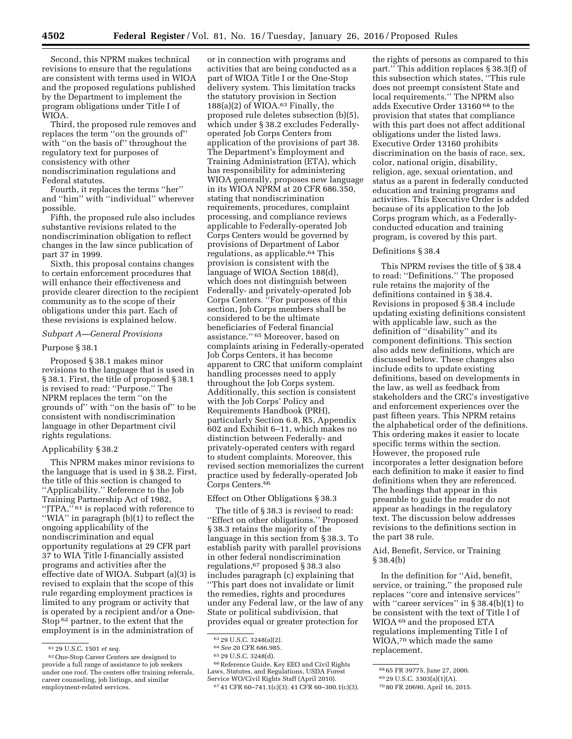Second, this NPRM makes technical revisions to ensure that the regulations are consistent with terms used in WIOA and the proposed regulations published by the Department to implement the program obligations under Title I of WIOA.

Third, the proposed rule removes and replaces the term ''on the grounds of'' with ''on the basis of'' throughout the regulatory text for purposes of consistency with other nondiscrimination regulations and Federal statutes.

Fourth, it replaces the terms ''her'' and ''him'' with ''individual'' wherever possible.

Fifth, the proposed rule also includes substantive revisions related to the nondiscrimination obligation to reflect changes in the law since publication of part 37 in 1999.

Sixth, this proposal contains changes to certain enforcement procedures that will enhance their effectiveness and provide clearer direction to the recipient community as to the scope of their obligations under this part. Each of these revisions is explained below.

*Subpart A—General Provisions*

Purpose § 38.1

Proposed § 38.1 makes minor revisions to the language that is used in § 38.1. First, the title of proposed § 38.1 is revised to read: ''Purpose.'' The NPRM replaces the term ''on the grounds of'' with ''on the basis of'' to be consistent with nondiscrimination language in other Department civil rights regulations.

Applicability § 38.2

This NPRM makes minor revisions to the language that is used in § 38.2. First, the title of this section is changed to ''Applicability.'' Reference to the Job Training Partnership Act of 1982, ''JTPA,'' [61] is replaced with reference to ''WIA'' in paragraph (b)(1) to reflect the ongoing applicability of the nondiscrimination and equal opportunity regulations at 29 CFR part 37 to WIA Title I-financially assisted programs and activities after the effective date of WIOA. Subpart (a)(3) is revised to explain that the scope of this rule regarding employment practices is limited to any program or activity that is operated by a recipient and/or a One-Stop [62] partner, to the extent that the employment is in the administration of or in connection with programs and activities that are being conducted as a part of WIOA Title I or the One-Stop delivery system. This limitation tracks the statutory provision in Section 188(a)(2) of WIOA.[63] Finally, the proposed rule deletes subsection (b)(5), which under § 38.2 excludes Federally-operated Job Corps Centers from application of the provisions of part 38. The Department's Employment and Training Administration (ETA), which has responsibility for administering WIOA generally, proposes new language in its WIOA NPRM at 20 CFR 686.350, stating that nondiscrimination requirements, procedures, complaint processing, and compliance reviews applicable to Federally-operated Job Corps Centers would be governed by provisions of Department of Labor regulations, as applicable.[64] This provision is consistent with the language of WIOA Section 188(d), which does not distinguish between Federally- and privately-operated Job Corps Centers. ''For purposes of this section, Job Corps members shall be considered to be the ultimate beneficiaries of Federal financial assistance.'' [65] Moreover, based on complaints arising in Federally-operated Job Corps Centers, it has become apparent to CRC that uniform complaint handling processes need to apply throughout the Job Corps system. Additionally, this section is consistent with the Job Corps' Policy and Requirements Handbook (PRH), particularly Section 6.8, R5, Appendix 602 and Exhibit 6–11, which makes no distinction between Federally- and privately-operated centers with regard to student complaints. Moreover, this revised section memorializes the current practice used by federally-operated Job Corps Centers.[66]

Effect on Other Obligations § 38.3

The title of § 38.3 is revised to read: ''Effect on other obligations.'' Proposed § 38.3 retains the majority of the language in this section from § 38.3. To establish parity with parallel provisions in other federal nondiscrimination regulations,[67] proposed § 38.3 also includes paragraph (c) explaining that ''This part does not invalidate or limit the remedies, rights and procedures under any Federal law, or the law of any State or political subdivision, that provides equal or greater protection for the rights of persons as compared to this part.'' This addition replaces § 38.3(f) of this subsection which states, ''This rule does not preempt consistent State and local requirements.'' The NPRM also adds Executive Order 13160 [68] to the provision that states that compliance with this part does not affect additional obligations under the listed laws. Executive Order 13160 prohibits discrimination on the basis of race, sex, color, national origin, disability, religion, age, sexual orientation, and status as a parent in federally conducted education and training programs and activities. This Executive Order is added because of its application to the Job Corps program which, as a Federally-conducted education and training program, is covered by this part.

Definitions § 38.4

This NPRM revises the title of § 38.4 to read: ''Definitions.'' The proposed rule retains the majority of the definitions contained in § 38.4. Revisions in proposed § 38.4 include updating existing definitions consistent with applicable law, such as the definition of ''disability'' and its component definitions. This section also adds new definitions, which are discussed below. These changes also include edits to update existing definitions, based on developments in the law, as well as feedback from stakeholders and the CRC's investigative and enforcement experiences over the past fifteen years. This NPRM retains the alphabetical order of the definitions. This ordering makes it easier to locate specific terms within the section. However, the proposed rule incorporates a letter designation before each definition to make it easier to find definitions when they are referenced. The headings that appear in this preamble to guide the reader do not appear as headings in the regulatory text. The discussion below addresses revisions to the definitions section in the part 38 rule.

Aid, Benefit, Service, or Training § 38.4(b)

In the definition for ''Aid, benefit, service, or training,'' the proposed rule replaces ''core and intensive services'' with ''career services'' in § 38.4(b)(1) to be consistent with the text of Title I of WIOA [69] and the proposed ETA regulations implementing Title I of WIOA,[70] which made the same replacement.

---

[61] 29 U.S.C. 1501 *et seq.*

[62] One-Stop Career Centers are designed to provide a full range of assistance to job seekers under one roof. The centers offer training referrals, career counseling, job listings, and similar employment-related services.

[63] 29 U.S.C. 3248(a)(2).

[64] *See* 20 CFR 686.985.

[65] 29 U.S.C. 3248(d).

[66] Reference Guide, Key EEO and Civil Rights Laws, Statutes, and Regulations, USDA Forest Service WO/Civil Rights Staff (April 2010).

[67] 41 CFR 60–741.1(c)(3); 41 CFR 60–300.1(c)(3).

[68] 65 FR 39775, June 27, 2000.

[69] 29 U.S.C. 3303(a)(1)(A).

[70] 80 FR 20690, April 16, 2015.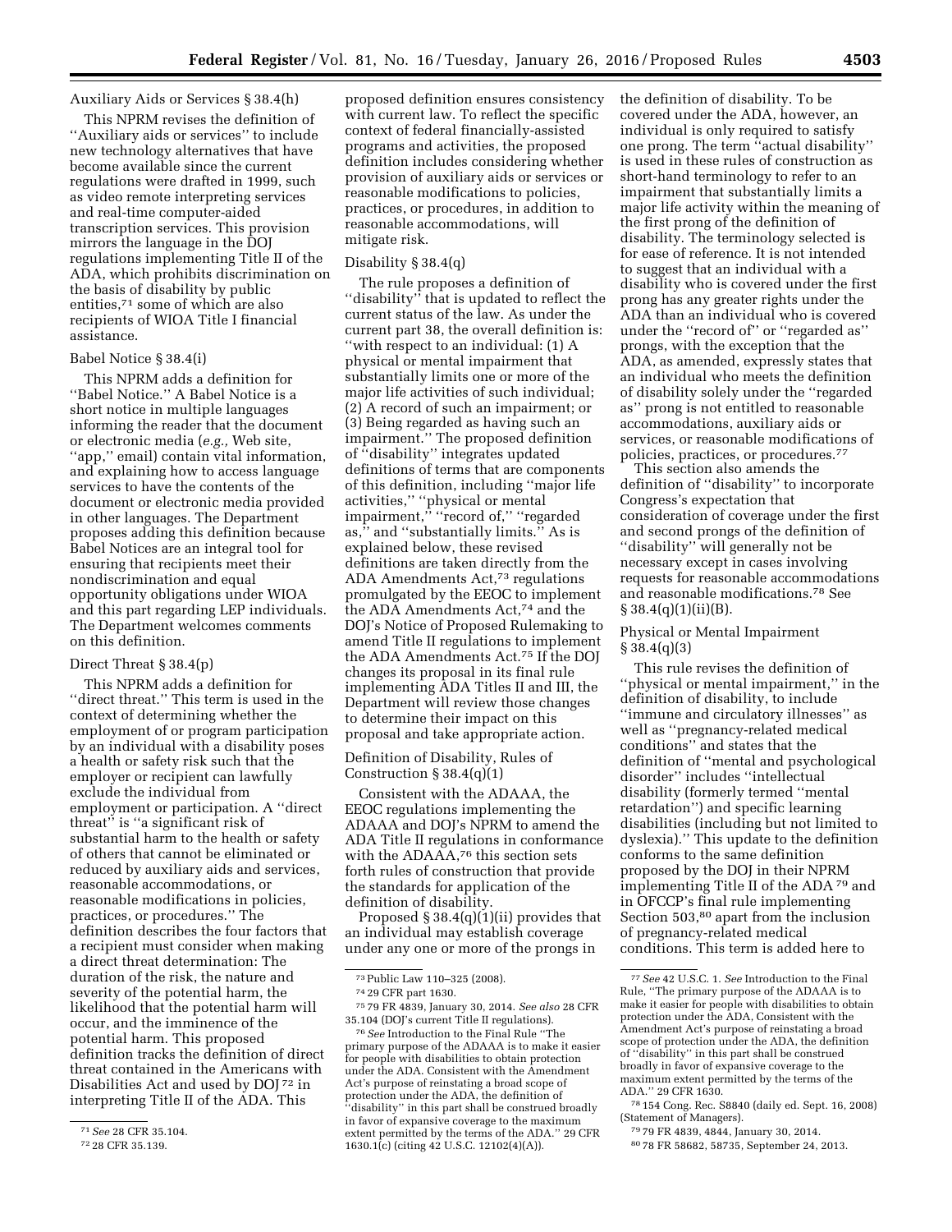Auxiliary Aids or Services § 38.4(h)

This NPRM revises the definition of ''Auxiliary aids or services'' to include new technology alternatives that have become available since the current regulations were drafted in 1999, such as video remote interpreting services and real-time computer-aided transcription services. This provision mirrors the language in the DOJ regulations implementing Title II of the ADA, which prohibits discrimination on the basis of disability by public entities,[71] some of which are also recipients of WIOA Title I financial assistance.

Babel Notice § 38.4(i)

This NPRM adds a definition for ''Babel Notice.'' A Babel Notice is a short notice in multiple languages informing the reader that the document or electronic media (*e.g.,* Web site, ''app,'' email) contain vital information, and explaining how to access language services to have the contents of the document or electronic media provided in other languages. The Department proposes adding this definition because Babel Notices are an integral tool for ensuring that recipients meet their nondiscrimination and equal opportunity obligations under WIOA and this part regarding LEP individuals. The Department welcomes comments on this definition.

Direct Threat § 38.4(p)

This NPRM adds a definition for ''direct threat.'' This term is used in the context of determining whether the employment of or program participation by an individual with a disability poses a health or safety risk such that the employer or recipient can lawfully exclude the individual from employment or participation. A ''direct threat'' is ''a significant risk of substantial harm to the health or safety of others that cannot be eliminated or reduced by auxiliary aids and services, reasonable accommodations, or reasonable modifications in policies, practices, or procedures.'' The definition describes the four factors that a recipient must consider when making a direct threat determination: The duration of the risk, the nature and severity of the potential harm, the likelihood that the potential harm will occur, and the imminence of the potential harm. This proposed definition tracks the definition of direct threat contained in the Americans with Disabilities Act and used by DOJ[72] in interpreting Title II of the ADA. This proposed definition ensures consistency with current law. To reflect the specific context of federal financially-assisted programs and activities, the proposed definition includes considering whether provision of auxiliary aids or services or reasonable modifications to policies, practices, or procedures, in addition to reasonable accommodations, will mitigate risk.

Disability § 38.4(q)

The rule proposes a definition of ''disability'' that is updated to reflect the current status of the law. As under the current part 38, the overall definition is: ''with respect to an individual: (1) A physical or mental impairment that substantially limits one or more of the major life activities of such individual; (2) A record of such an impairment; or (3) Being regarded as having such an impairment.'' The proposed definition of ''disability'' integrates updated definitions of terms that are components of this definition, including ''major life activities,'' ''physical or mental impairment,'' ''record of,'' ''regarded as,'' and ''substantially limits.'' As is explained below, these revised definitions are taken directly from the ADA Amendments Act,[73] regulations promulgated by the EEOC to implement the ADA Amendments Act,[74] and the DOJ's Notice of Proposed Rulemaking to amend Title II regulations to implement the ADA Amendments Act.[75] If the DOJ changes its proposal in its final rule implementing ADA Titles II and III, the Department will review those changes to determine their impact on this proposal and take appropriate action.

Definition of Disability, Rules of Construction § 38.4(q)(1)

Consistent with the ADAAA, the EEOC regulations implementing the ADAAA and DOJ's NPRM to amend the ADA Title II regulations in conformance with the ADAAA,[76] this section sets forth rules of construction that provide the standards for application of the definition of disability.

Proposed § 38.4(q)(1)(ii) provides that an individual may establish coverage under any one or more of the prongs in the definition of disability. To be covered under the ADA, however, an individual is only required to satisfy one prong. The term ''actual disability'' is used in these rules of construction as short-hand terminology to refer to an impairment that substantially limits a major life activity within the meaning of the first prong of the definition of disability. The terminology selected is for ease of reference. It is not intended to suggest that an individual with a disability who is covered under the first prong has any greater rights under the ADA than an individual who is covered under the ''record of'' or ''regarded as'' prongs, with the exception that the ADA, as amended, expressly states that an individual who meets the definition of disability solely under the ''regarded as'' prong is not entitled to reasonable accommodations, auxiliary aids or services, or reasonable modifications of policies, practices, or procedures.[77]

This section also amends the definition of ''disability'' to incorporate Congress's expectation that consideration of coverage under the first and second prongs of the definition of ''disability'' will generally not be necessary except in cases involving requests for reasonable accommodations and reasonable modifications.[78] See § 38.4(q)(1)(ii)(B).

Physical or Mental Impairment § 38.4(q)(3)

This rule revises the definition of ''physical or mental impairment,'' in the definition of disability, to include ''immune and circulatory illnesses'' as well as ''pregnancy-related medical conditions'' and states that the definition of ''mental and psychological disorder'' includes ''intellectual disability (formerly termed ''mental retardation'') and specific learning disabilities (including but not limited to dyslexia).'' This update to the definition conforms to the same definition proposed by the DOJ in their NPRM implementing Title II of the ADA[79] and in OFCCP's final rule implementing Section 503,[80] apart from the inclusion of pregnancy-related medical conditions. This term is added here to

---

[71] *See* 28 CFR 35.104.

[72] 28 CFR 35.139.

[73] Public Law 110–325 (2008).

[74] 29 CFR part 1630.

[75] 79 FR 4839, January 30, 2014. *See also* 28 CFR 35.104 (DOJ's current Title II regulations).

[76] *See* Introduction to the Final Rule ''The primary purpose of the ADAAA is to make it easier for people with disabilities to obtain protection under the ADA. Consistent with the Amendment Act's purpose of reinstating a broad scope of protection under the ADA, the definition of ''disability'' in this part shall be construed broadly in favor of expansive coverage to the maximum extent permitted by the terms of the ADA.'' 29 CFR 1630.1(c) (citing 42 U.S.C. 12102(4)(A)).

[77] *See* 42 U.S.C. 1. *See* Introduction to the Final Rule, ''The primary purpose of the ADAAA is to make it easier for people with disabilities to obtain protection under the ADA, Consistent with the Amendment Act's purpose of reinstating a broad scope of protection under the ADA, the definition of ''disability'' in this part shall be construed broadly in favor of expansive coverage to the maximum extent permitted by the terms of the ADA.'' 29 CFR 1630.

[78] 154 Cong. Rec. S8840 (daily ed. Sept. 16, 2008) (Statement of Managers).

[79] 79 FR 4839, 4844, January 30, 2014.

[80] 78 FR 58682, 58735, September 24, 2013.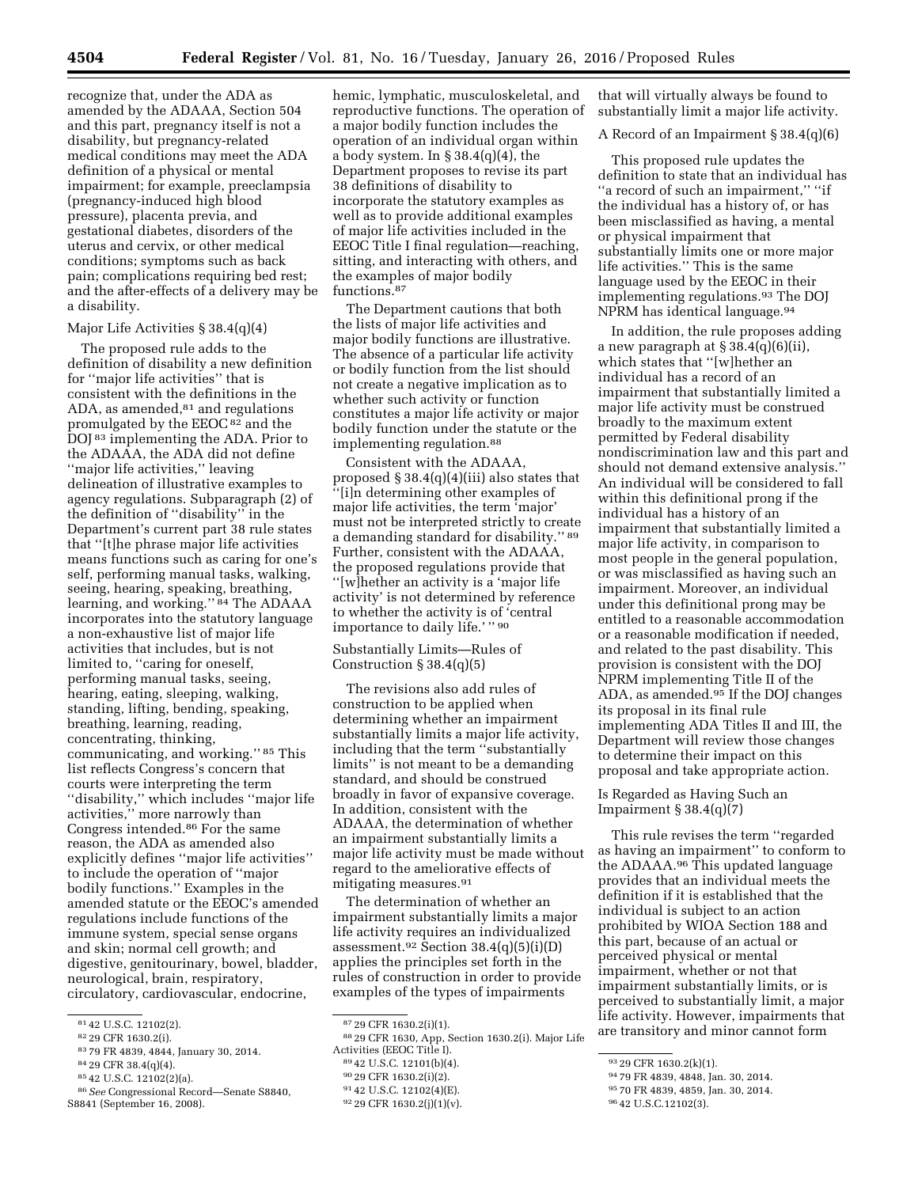recognize that, under the ADA as amended by the ADAAA, Section 504 and this part, pregnancy itself is not a disability, but pregnancy-related medical conditions may meet the ADA definition of a physical or mental impairment; for example, preeclampsia (pregnancy-induced high blood pressure), placenta previa, and gestational diabetes, disorders of the uterus and cervix, or other medical conditions; symptoms such as back pain; complications requiring bed rest; and the after-effects of a delivery may be a disability.

Major Life Activities § 38.4(q)(4)

The proposed rule adds to the definition of disability a new definition for ''major life activities'' that is consistent with the definitions in the ADA, as amended,[81] and regulations promulgated by the EEOC[82] and the DOJ[83] implementing the ADA. Prior to the ADAAA, the ADA did not define ''major life activities,'' leaving delineation of illustrative examples to agency regulations. Subparagraph (2) of the definition of ''disability'' in the Department's current part 38 rule states that ''[t]he phrase major life activities means functions such as caring for one's self, performing manual tasks, walking, seeing, hearing, speaking, breathing, learning, and working.''[84] The ADAAA incorporates into the statutory language a non-exhaustive list of major life activities that includes, but is not limited to, ''caring for oneself, performing manual tasks, seeing, hearing, eating, sleeping, walking, standing, lifting, bending, speaking, breathing, learning, reading, concentrating, thinking, communicating, and working.''[85] This list reflects Congress's concern that courts were interpreting the term ''disability,'' which includes ''major life activities,'' more narrowly than Congress intended.[86] For the same reason, the ADA as amended also explicitly defines ''major life activities'' to include the operation of ''major bodily functions.'' Examples in the amended statute or the EEOC's amended regulations include functions of the immune system, special sense organs and skin; normal cell growth; and digestive, genitourinary, bowel, bladder, neurological, brain, respiratory, circulatory, cardiovascular, endocrine, hemic, lymphatic, musculoskeletal, and reproductive functions. The operation of a major bodily function includes the operation of an individual organ within a body system. In § 38.4(q)(4), the Department proposes to revise its part 38 definitions of disability to incorporate the statutory examples as well as to provide additional examples of major life activities included in the EEOC Title I final regulation—reaching, sitting, and interacting with others, and the examples of major bodily functions.[87]

The Department cautions that both the lists of major life activities and major bodily functions are illustrative. The absence of a particular life activity or bodily function from the list should not create a negative implication as to whether such activity or function constitutes a major life activity or major bodily function under the statute or the implementing regulation.[88]

Consistent with the ADAAA, proposed § 38.4(q)(4)(iii) also states that ''[i]n determining other examples of major life activities, the term 'major' must not be interpreted strictly to create a demanding standard for disability.''[89] Further, consistent with the ADAAA, the proposed regulations provide that ''[w]hether an activity is a 'major life activity' is not determined by reference to whether the activity is of 'central importance to daily life.' ''[90]

Substantially Limits—Rules of Construction § 38.4(q)(5)

The revisions also add rules of construction to be applied when determining whether an impairment substantially limits a major life activity, including that the term ''substantially limits'' is not meant to be a demanding standard, and should be construed broadly in favor of expansive coverage. In addition, consistent with the ADAAA, the determination of whether an impairment substantially limits a major life activity must be made without regard to the ameliorative effects of mitigating measures.[91]

The determination of whether an impairment substantially limits a major life activity requires an individualized assessment.[92] Section 38.4(q)(5)(i)(D) applies the principles set forth in the rules of construction in order to provide examples of the types of impairments that will virtually always be found to substantially limit a major life activity.

A Record of an Impairment § 38.4(q)(6)

This proposed rule updates the definition to state that an individual has ''a record of such an impairment,'' ''if the individual has a history of, or has been misclassified as having, a mental or physical impairment that substantially limits one or more major life activities.'' This is the same language used by the EEOC in their implementing regulations.[93] The DOJ NPRM has identical language.[94]

In addition, the rule proposes adding a new paragraph at § 38.4(q)(6)(ii), which states that ''[w]hether an individual has a record of an impairment that substantially limited a major life activity must be construed broadly to the maximum extent permitted by Federal disability nondiscrimination law and this part and should not demand extensive analysis.'' An individual will be considered to fall within this definitional prong if the individual has a history of an impairment that substantially limited a major life activity, in comparison to most people in the general population, or was misclassified as having such an impairment. Moreover, an individual under this definitional prong may be entitled to a reasonable accommodation or a reasonable modification if needed, and related to the past disability. This provision is consistent with the DOJ NPRM implementing Title II of the ADA, as amended.[95] If the DOJ changes its proposal in its final rule implementing ADA Titles II and III, the Department will review those changes to determine their impact on this proposal and take appropriate action.

Is Regarded as Having Such an Impairment § 38.4(q)(7)

This rule revises the term ''regarded as having an impairment'' to conform to the ADAAA.[96] This updated language provides that an individual meets the definition if it is established that the individual is subject to an action prohibited by WIOA Section 188 and this part, because of an actual or perceived physical or mental impairment, whether or not that impairment substantially limits, or is perceived to substantially limit, a major life activity. However, impairments that are transitory and minor cannot form

---

[81] 42 U.S.C. 12102(2).

[82] 29 CFR 1630.2(i).

[83] 79 FR 4839, 4844, January 30, 2014.

[84] 29 CFR 38.4(q)(4).

[85] 42 U.S.C. 12102(2)(a).

[86] *See* Congressional Record—Senate S8840, S8841 (September 16, 2008).

[87] 29 CFR 1630.2(i)(1).

[88] 29 CFR 1630, App, Section 1630.2(i). Major Life Activities (EEOC Title I).

[89] 42 U.S.C. 12101(b)(4).

[90] 29 CFR 1630.2(i)(2).

[91] 42 U.S.C. 12102(4)(E).

[92] 29 CFR 1630.2(j)(1)(v).

[93] 29 CFR 1630.2(k)(1).

[94] 79 FR 4839, 4848, Jan. 30, 2014.

[95] 70 FR 4839, 4859, Jan. 30, 2014.

[96] 42 U.S.C.12102(3).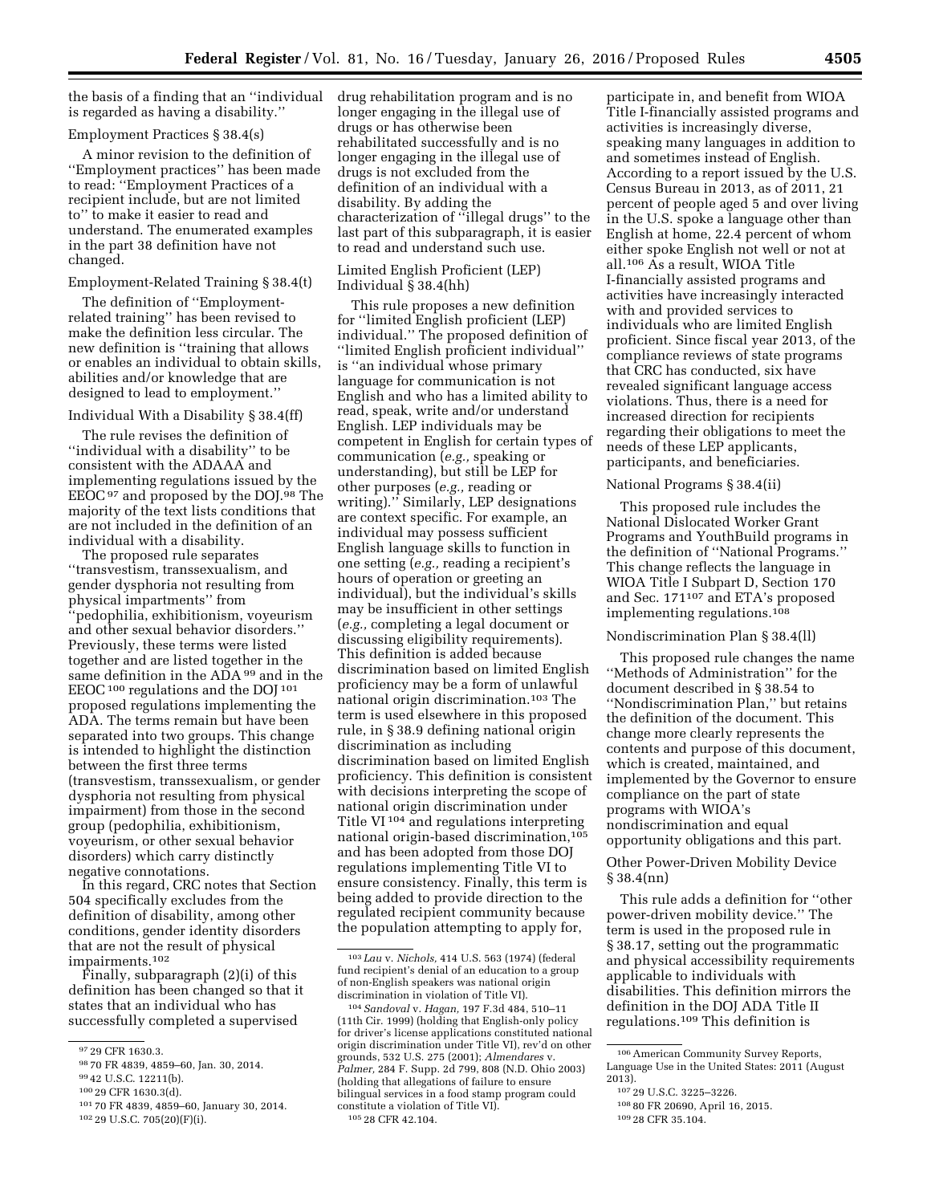the basis of a finding that an ''individual is regarded as having a disability.''

Employment Practices § 38.4(s)

A minor revision to the definition of ''Employment practices'' has been made to read: ''Employment Practices of a recipient include, but are not limited to'' to make it easier to read and understand. The enumerated examples in the part 38 definition have not changed.

Employment-Related Training § 38.4(t)

The definition of ''Employment-related training'' has been revised to make the definition less circular. The new definition is ''training that allows or enables an individual to obtain skills, abilities and/or knowledge that are designed to lead to employment.''

Individual With a Disability § 38.4(ff)

The rule revises the definition of ''individual with a disability'' to be consistent with the ADAAA and implementing regulations issued by the EEOC[97] and proposed by the DOJ.[98] The majority of the text lists conditions that are not included in the definition of an individual with a disability.

The proposed rule separates ''transvestism, transsexualism, and gender dysphoria not resulting from physical impartments'' from ''pedophilia, exhibitionism, voyeurism and other sexual behavior disorders.'' Previously, these terms were listed together and are listed together in the same definition in the ADA[99] and in the EEOC[100] regulations and the DOJ[101] proposed regulations implementing the ADA. The terms remain but have been separated into two groups. This change is intended to highlight the distinction between the first three terms (transvestism, transsexualism, or gender dysphoria not resulting from physical impairment) from those in the second group (pedophilia, exhibitionism, voyeurism, or other sexual behavior disorders) which carry distinctly negative connotations.

In this regard, CRC notes that Section 504 specifically excludes from the definition of disability, among other conditions, gender identity disorders that are not the result of physical impairments.[102]

Finally, subparagraph (2)(i) of this definition has been changed so that it states that an individual who has successfully completed a supervised drug rehabilitation program and is no longer engaging in the illegal use of drugs or has otherwise been rehabilitated successfully and is no longer engaging in the illegal use of drugs is not excluded from the definition of an individual with a disability. By adding the characterization of ''illegal drugs'' to the last part of this subparagraph, it is easier to read and understand such use.

Limited English Proficient (LEP) Individual § 38.4(hh)

This rule proposes a new definition for ''limited English proficient (LEP) individual.'' The proposed definition of ''limited English proficient individual'' is ''an individual whose primary language for communication is not English and who has a limited ability to read, speak, write and/or understand English. LEP individuals may be competent in English for certain types of communication (*e.g.,* speaking or understanding), but still be LEP for other purposes (*e.g.,* reading or writing).'' Similarly, LEP designations are context specific. For example, an individual may possess sufficient English language skills to function in one setting (*e.g.,* reading a recipient's hours of operation or greeting an individual), but the individual's skills may be insufficient in other settings (*e.g.,* completing a legal document or discussing eligibility requirements). This definition is added because discrimination based on limited English proficiency may be a form of unlawful national origin discrimination.[103] The term is used elsewhere in this proposed rule, in § 38.9 defining national origin discrimination as including discrimination based on limited English proficiency. This definition is consistent with decisions interpreting the scope of national origin discrimination under Title VI[104] and regulations interpreting national origin-based discrimination,[105] and has been adopted from those DOJ regulations implementing Title VI to ensure consistency. Finally, this term is being added to provide direction to the regulated recipient community because the population attempting to apply for, participate in, and benefit from WIOA Title I-financially assisted programs and activities is increasingly diverse, speaking many languages in addition to and sometimes instead of English. According to a report issued by the U.S. Census Bureau in 2013, as of 2011, 21 percent of people aged 5 and over living in the U.S. spoke a language other than English at home, 22.4 percent of whom either spoke English not well or not at all.[106] As a result, WIOA Title I-financially assisted programs and activities have increasingly interacted with and provided services to individuals who are limited English proficient. Since fiscal year 2013, of the compliance reviews of state programs that CRC has conducted, six have revealed significant language access violations. Thus, there is a need for increased direction for recipients regarding their obligations to meet the needs of these LEP applicants, participants, and beneficiaries.

National Programs § 38.4(ii)

This proposed rule includes the National Dislocated Worker Grant Programs and YouthBuild programs in the definition of ''National Programs.'' This change reflects the language in WIOA Title I Subpart D, Section 170 and Sec. 171[107] and ETA's proposed implementing regulations.[108]

Nondiscrimination Plan § 38.4(ll)

This proposed rule changes the name ''Methods of Administration'' for the document described in § 38.54 to ''Nondiscrimination Plan,'' but retains the definition of the document. This change more clearly represents the contents and purpose of this document, which is created, maintained, and implemented by the Governor to ensure compliance on the part of state programs with WIOA's nondiscrimination and equal opportunity obligations and this part.

Other Power-Driven Mobility Device § 38.4(nn)

This rule adds a definition for ''other power-driven mobility device.'' The term is used in the proposed rule in § 38.17, setting out the programmatic and physical accessibility requirements applicable to individuals with disabilities. This definition mirrors the definition in the DOJ ADA Title II regulations.[109] This definition is

---

[97] 29 CFR 1630.3.

[98] 70 FR 4839, 4859–60, Jan. 30, 2014.

[99] 42 U.S.C. 12211(b).

[100] 29 CFR 1630.3(d).

[101] 70 FR 4839, 4859–60, January 30, 2014.

[102] 29 U.S.C. 705(20)(F)(i).

[103] *Lau* v. *Nichols,* 414 U.S. 563 (1974) (federal fund recipient's denial of an education to a group of non-English speakers was national origin discrimination in violation of Title VI).

[104] *Sandoval* v. *Hagan,* 197 F.3d 484, 510–11 (11th Cir. 1999) (holding that English-only policy for driver's license applications constituted national origin discrimination under Title VI), rev'd on other grounds, 532 U.S. 275 (2001); *Almendares* v. *Palmer,* 284 F. Supp. 2d 799, 808 (N.D. Ohio 2003) (holding that allegations of failure to ensure bilingual services in a food stamp program could constitute a violation of Title VI).

[105] 28 CFR 42.104.

[106] American Community Survey Reports, Language Use in the United States: 2011 (August 2013).

[107] 29 U.S.C. 3225–3226.

[108] 80 FR 20690, April 16, 2015.

[109] 28 CFR 35.104.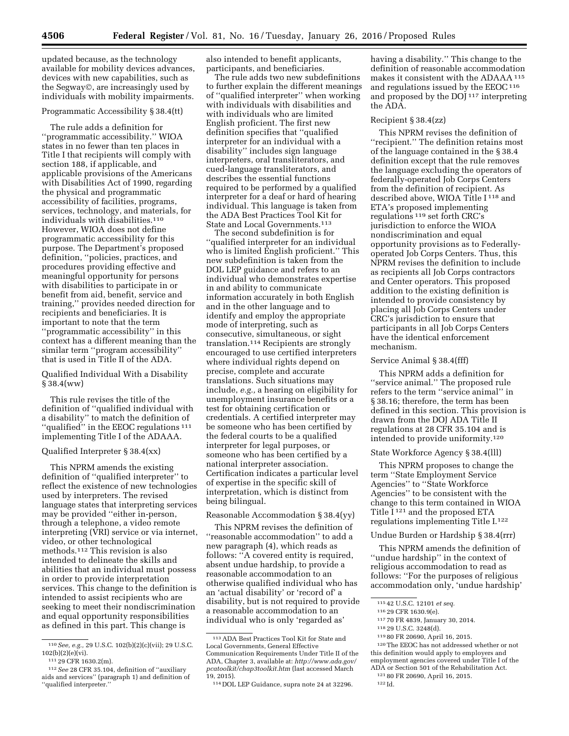updated because, as the technology available for mobility devices advances, devices with new capabilities, such as the Segway©, are increasingly used by individuals with mobility impairments.

Programmatic Accessibility § 38.4(tt)

The rule adds a definition for ''programmatic accessibility.'' WIOA states in no fewer than ten places in Title I that recipients will comply with section 188, if applicable, and applicable provisions of the Americans with Disabilities Act of 1990, regarding the physical and programmatic accessibility of facilities, programs, services, technology, and materials, for individuals with disabilities.[110] However, WIOA does not define programmatic accessibility for this purpose. The Department's proposed definition, ''policies, practices, and procedures providing effective and meaningful opportunity for persons with disabilities to participate in or benefit from aid, benefit, service and training,'' provides needed direction for recipients and beneficiaries. It is important to note that the term ''programmatic accessibility'' in this context has a different meaning than the similar term ''program accessibility'' that is used in Title II of the ADA.

Qualified Individual With a Disability § 38.4(ww)

This rule revises the title of the definition of ''qualified individual with a disability'' to match the definition of ''qualified'' in the EEOC regulations[111] implementing Title I of the ADAAA.

Qualified Interpreter § 38.4(xx)

This NPRM amends the existing definition of ''qualified interpreter'' to reflect the existence of new technologies used by interpreters. The revised language states that interpreting services may be provided ''either in-person, through a telephone, a video remote interpreting (VRI) service or via internet, video, or other technological methods.[112] This revision is also intended to delineate the skills and abilities that an individual must possess in order to provide interpretation services. This change to the definition is intended to assist recipients who are seeking to meet their nondiscrimination and equal opportunity responsibilities as defined in this part. This change is also intended to benefit applicants, participants, and beneficiaries.

The rule adds two new subdefinitions to further explain the different meanings of ''qualified interpreter'' when working with individuals with disabilities and with individuals who are limited English proficient. The first new definition specifies that ''qualified interpreter for an individual with a disability'' includes sign language interpreters, oral transliterators, and cued-language transliterators, and describes the essential functions required to be performed by a qualified interpreter for a deaf or hard of hearing individual. This language is taken from the ADA Best Practices Tool Kit for State and Local Governments.[113]

The second subdefinition is for ''qualified interpreter for an individual who is limited English proficient.'' This new subdefinition is taken from the DOL LEP guidance and refers to an individual who demonstrates expertise in and ability to communicate information accurately in both English and in the other language and to identify and employ the appropriate mode of interpreting, such as consecutive, simultaneous, or sight translation.[114] Recipients are strongly encouraged to use certified interpreters where individual rights depend on precise, complete and accurate translations. Such situations may include, *e.g.,* a hearing on eligibility for unemployment insurance benefits or a test for obtaining certification or credentials. A certified interpreter may be someone who has been certified by the federal courts to be a qualified interpreter for legal purposes, or someone who has been certified by a national interpreter association. Certification indicates a particular level of expertise in the specific skill of interpretation, which is distinct from being bilingual.

Reasonable Accommodation § 38.4(yy)

This NPRM revises the definition of ''reasonable accommodation'' to add a new paragraph (4), which reads as follows: ''A covered entity is required, absent undue hardship, to provide a reasonable accommodation to an otherwise qualified individual who has an 'actual disability' or 'record of' a disability, but is not required to provide a reasonable accommodation to an individual who is only 'regarded as' having a disability.'' This change to the definition of reasonable accommodation makes it consistent with the ADAAA[115] and regulations issued by the EEOC[116] and proposed by the DOJ[117] interpreting the ADA.

Recipient § 38.4(zz)

This NPRM revises the definition of ''recipient.'' The definition retains most of the language contained in the § 38.4 definition except that the rule removes the language excluding the operators of federally-operated Job Corps Centers from the definition of recipient. As described above, WIOA Title I[118] and ETA's proposed implementing regulations[119] set forth CRC's jurisdiction to enforce the WIOA nondiscrimination and equal opportunity provisions as to Federally-operated Job Corps Centers. Thus, this NPRM revises the definition to include as recipients all Job Corps contractors and Center operators. This proposed addition to the existing definition is intended to provide consistency by placing all Job Corps Centers under CRC's jurisdiction to ensure that participants in all Job Corps Centers have the identical enforcement mechanism.

Service Animal § 38.4(fff)

This NPRM adds a definition for ''service animal.'' The proposed rule refers to the term ''service animal'' in § 38.16; therefore, the term has been defined in this section. This provision is drawn from the DOJ ADA Title II regulations at 28 CFR 35.104 and is intended to provide uniformity.[120]

State Workforce Agency § 38.4(lll)

This NPRM proposes to change the term ''State Employment Service Agencies'' to ''State Workforce Agencies'' to be consistent with the change to this term contained in WIOA Title I[121] and the proposed ETA regulations implementing Title I.[122]

Undue Burden or Hardship § 38.4(rrr)

This NPRM amends the definition of ''undue hardship'' in the context of religious accommodation to read as follows: ''For the purposes of religious accommodation only, 'undue hardship'

---

[110] *See, e.g.,* 29 U.S.C. 102(b)(2)(c)(vii); 29 U.S.C. 102(b)(2)(e)(vi).

[111] 29 CFR 1630.2(m).

[112] *See* 28 CFR 35.104, definition of ''auxiliary aids and services'' (paragraph 1) and definition of ''qualified interpreter.''

[113] ADA Best Practices Tool Kit for State and Local Governments, General Effective Communication Requirements Under Title II of the ADA, Chapter 3, available at: *http://www.ada.gov/pcatoolkit/chap3toolkit.htm* (last accessed March 19, 2015).

[114] DOL LEP Guidance, supra note 24 at 32296.

[115] 42 U.S.C. 12101 *et seq.*

[116] 29 CFR 1630.9(e).

[117] 70 FR 4839, January 30, 2014.

[118] 29 U.S.C. 3248(d).

[119] 80 FR 20690, April 16, 2015.

[120] The EEOC has not addressed whether or not this definition would apply to employers and employment agencies covered under Title I of the ADA or Section 501 of the Rehabilitation Act.

[121] 80 FR 20690, April 16, 2015.

[122] Id.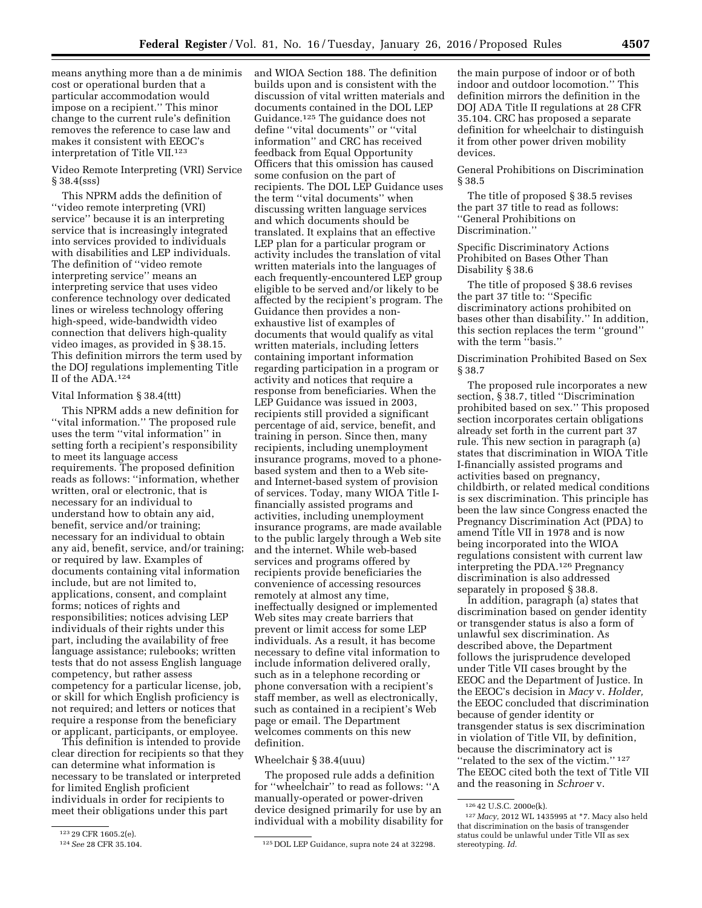means anything more than a de minimis cost or operational burden that a particular accommodation would impose on a recipient.'' This minor change to the current rule's definition removes the reference to case law and makes it consistent with EEOC's interpretation of Title VII.[123]

Video Remote Interpreting (VRI) Service § 38.4(sss)

This NPRM adds the definition of ''video remote interpreting (VRI) service'' because it is an interpreting service that is increasingly integrated into services provided to individuals with disabilities and LEP individuals. The definition of ''video remote interpreting service'' means an interpreting service that uses video conference technology over dedicated lines or wireless technology offering high-speed, wide-bandwidth video connection that delivers high-quality video images, as provided in § 38.15. This definition mirrors the term used by the DOJ regulations implementing Title II of the ADA.[124]

Vital Information § 38.4(ttt)

This NPRM adds a new definition for ''vital information.'' The proposed rule uses the term ''vital information'' in setting forth a recipient's responsibility to meet its language access requirements. The proposed definition reads as follows: ''information, whether written, oral or electronic, that is necessary for an individual to understand how to obtain any aid, benefit, service and/or training; necessary for an individual to obtain any aid, benefit, service, and/or training; or required by law. Examples of documents containing vital information include, but are not limited to, applications, consent, and complaint forms; notices of rights and responsibilities; notices advising LEP individuals of their rights under this part, including the availability of free language assistance; rulebooks; written tests that do not assess English language competency, but rather assess competency for a particular license, job, or skill for which English proficiency is not required; and letters or notices that require a response from the beneficiary or applicant, participants, or employee.

This definition is intended to provide clear direction for recipients so that they can determine what information is necessary to be translated or interpreted for limited English proficient individuals in order for recipients to meet their obligations under this part and WIOA Section 188. The definition builds upon and is consistent with the discussion of vital written materials and documents contained in the DOL LEP Guidance.[125] The guidance does not define ''vital documents'' or ''vital information'' and CRC has received feedback from Equal Opportunity Officers that this omission has caused some confusion on the part of recipients. The DOL LEP Guidance uses the term ''vital documents'' when discussing written language services and which documents should be translated. It explains that an effective LEP plan for a particular program or activity includes the translation of vital written materials into the languages of each frequently-encountered LEP group eligible to be served and/or likely to be affected by the recipient's program. The Guidance then provides a non-exhaustive list of examples of documents that would qualify as vital written materials, including letters containing important information regarding participation in a program or activity and notices that require a response from beneficiaries. When the LEP Guidance was issued in 2003, recipients still provided a significant percentage of aid, service, benefit, and training in person. Since then, many recipients, including unemployment insurance programs, moved to a phone-based system and then to a Web site- and Internet-based system of provision of services. Today, many WIOA Title I-financially assisted programs and activities, including unemployment insurance programs, are made available to the public largely through a Web site and the internet. While web-based services and programs offered by recipients provide beneficiaries the convenience of accessing resources remotely at almost any time, ineffectually designed or implemented Web sites may create barriers that prevent or limit access for some LEP individuals. As a result, it has become necessary to define vital information to include information delivered orally, such as in a telephone recording or phone conversation with a recipient's staff member, as well as electronically, such as contained in a recipient's Web page or email. The Department welcomes comments on this new definition.

Wheelchair § 38.4(uuu)

The proposed rule adds a definition for ''wheelchair'' to read as follows: ''A manually-operated or power-driven device designed primarily for use by an individual with a mobility disability for the main purpose of indoor or of both indoor and outdoor locomotion.'' This definition mirrors the definition in the DOJ ADA Title II regulations at 28 CFR 35.104. CRC has proposed a separate definition for wheelchair to distinguish it from other power driven mobility devices.

General Prohibitions on Discrimination § 38.5

The title of proposed § 38.5 revises the part 37 title to read as follows: ''General Prohibitions on Discrimination.''

Specific Discriminatory Actions Prohibited on Bases Other Than Disability § 38.6

The title of proposed § 38.6 revises the part 37 title to: ''Specific discriminatory actions prohibited on bases other than disability.'' In addition, this section replaces the term ''ground'' with the term ''basis.''

Discrimination Prohibited Based on Sex § 38.7

The proposed rule incorporates a new section, § 38.7, titled ''Discrimination prohibited based on sex.'' This proposed section incorporates certain obligations already set forth in the current part 37 rule. This new section in paragraph (a) states that discrimination in WIOA Title I-financially assisted programs and activities based on pregnancy, childbirth, or related medical conditions is sex discrimination. This principle has been the law since Congress enacted the Pregnancy Discrimination Act (PDA) to amend Title VII in 1978 and is now being incorporated into the WIOA regulations consistent with current law interpreting the PDA.[126] Pregnancy discrimination is also addressed separately in proposed § 38.8.

In addition, paragraph (a) states that discrimination based on gender identity or transgender status is also a form of unlawful sex discrimination. As described above, the Department follows the jurisprudence developed under Title VII cases brought by the EEOC and the Department of Justice. In the EEOC's decision in *Macy* v. *Holder,* the EEOC concluded that discrimination because of gender identity or transgender status is sex discrimination in violation of Title VII, by definition, because the discriminatory act is ''related to the sex of the victim.''[127] The EEOC cited both the text of Title VII and the reasoning in *Schroer* v.

---

[123] 29 CFR 1605.2(e).

[124] *See* 28 CFR 35.104.

[125] DOL LEP Guidance, supra note 24 at 32298.

[126] 42 U.S.C. 2000e(k).

[127] *Macy,* 2012 WL 1435995 at *7. Macy also held that discrimination on the basis of transgender status could be unlawful under Title VII as sex stereotyping. *Id.*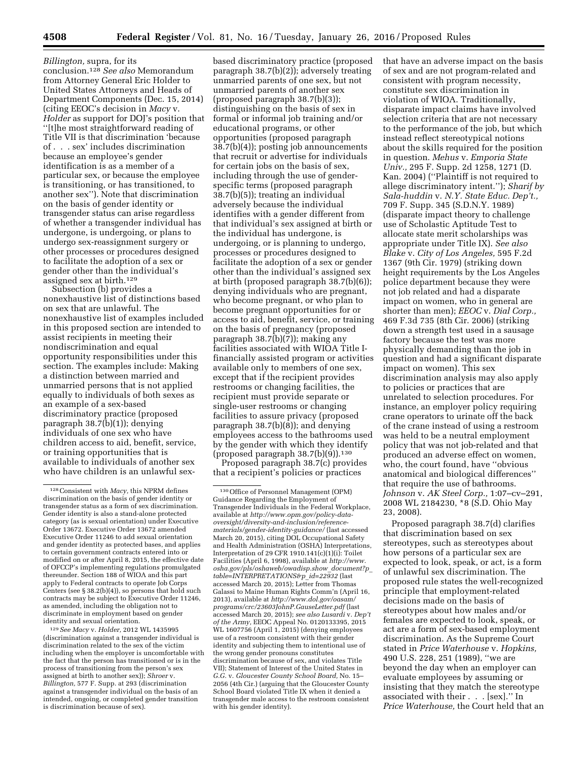*Billington,* supra, for its conclusion.[128] *See also* Memorandum from Attorney General Eric Holder to United States Attorneys and Heads of Department Components (Dec. 15, 2014) (citing EEOC's decision in *Macy* v. *Holder* as support for DOJ's position that ''[t]he most straightforward reading of Title VII is that discrimination 'because of . . . sex' includes discrimination because an employee's gender identification is as a member of a particular sex, or because the employee is transitioning, or has transitioned, to another sex''). Note that discrimination on the basis of gender identity or transgender status can arise regardless of whether a transgender individual has undergone, is undergoing, or plans to undergo sex-reassignment surgery or other processes or procedures designed to facilitate the adoption of a sex or gender other than the individual's assigned sex at birth.[129]

Subsection (b) provides a nonexhaustive list of distinctions based on sex that are unlawful. The nonexhaustive list of examples included in this proposed section are intended to assist recipients in meeting their nondiscrimination and equal opportunity responsibilities under this section. The examples include: Making a distinction between married and unmarried persons that is not applied equally to individuals of both sexes as an example of a sex-based discriminatory practice (proposed paragraph 38.7(b)(1)); denying individuals of one sex who have children access to aid, benefit, service, or training opportunities that is available to individuals of another sex who have children is an unlawful sex-based discriminatory practice (proposed paragraph 38.7(b)(2)); adversely treating unmarried parents of one sex, but not unmarried parents of another sex (proposed paragraph 38.7(b)(3)); distinguishing on the basis of sex in formal or informal job training and/or educational programs, or other opportunities (proposed paragraph 38.7(b)(4)); posting job announcements that recruit or advertise for individuals for certain jobs on the basis of sex, including through the use of gender-specific terms (proposed paragraph 38.7(b)(5)); treating an individual adversely because the individual identifies with a gender different from that individual's sex assigned at birth or the individual has undergone, is undergoing, or is planning to undergo, processes or procedures designed to facilitate the adoption of a sex or gender other than the individual's assigned sex at birth (proposed paragraph 38.7(b)(6)); denying individuals who are pregnant, who become pregnant, or who plan to become pregnant opportunities for or access to aid, benefit, service, or training on the basis of pregnancy (proposed paragraph 38.7(b)(7)); making any facilities associated with WIOA Title I-financially assisted program or activities available only to members of one sex, except that if the recipient provides restrooms or changing facilities, the recipient must provide separate or single-user restrooms or changing facilities to assure privacy (proposed paragraph 38.7(b)(8)); and denying employees access to the bathrooms used by the gender with which they identify (proposed paragraph 38.7(b)(9)).[130]

Proposed paragraph 38.7(c) provides that a recipient's policies or practices that have an adverse impact on the basis of sex and are not program-related and consistent with program necessity, constitute sex discrimination in violation of WIOA. Traditionally, disparate impact claims have involved selection criteria that are not necessary to the performance of the job, but which instead reflect stereotypical notions about the skills required for the position in question. *Mehus* v. *Emporia State Univ.,* 295 F. Supp. 2d 1258, 1271 (D. Kan. 2004) (''Plaintiff is not required to allege discriminatory intent.''); *Sharif by Sala-huddin* v. *N.Y. State Educ. Dep't.,* 709 F. Supp. 345 (S.D.N.Y. 1989) (disparate impact theory to challenge use of Scholastic Aptitude Test to allocate state merit scholarships was appropriate under Title IX). *See also Blake* v. *City of Los Angeles,* 595 F.2d 1367 (9th Cir. 1979) (striking down height requirements by the Los Angeles police department because they were not job related and had a disparate impact on women, who in general are shorter than men); *EEOC* v. *Dial Corp.,* 469 F.3d 735 (8th Cir. 2006) (striking down a strength test used in a sausage factory because the test was more physically demanding than the job in question and had a significant disparate impact on women). This sex discrimination analysis may also apply to policies or practices that are unrelated to selection procedures. For instance, an employer policy requiring crane operators to urinate off the back of the crane instead of using a restroom was held to be a neutral employment policy that was not job-related and that produced an adverse effect on women, who, the court found, have ''obvious anatomical and biological differences'' that require the use of bathrooms. *Johnson* v. *AK Steel Corp.,* 1:07–cv–291, 2008 WL 2184230, *8 (S.D. Ohio May 23, 2008).

Proposed paragraph 38.7(d) clarifies that discrimination based on sex stereotypes, such as stereotypes about how persons of a particular sex are expected to look, speak, or act, is a form of unlawful sex discrimination. The proposed rule states the well-recognized principle that employment-related decisions made on the basis of stereotypes about how males and/or females are expected to look, speak, or act are a form of sex-based employment discrimination. As the Supreme Court stated in *Price Waterhouse* v. *Hopkins,* 490 U.S. 228, 251 (1989), ''we are beyond the day when an employer can evaluate employees by assuming or insisting that they match the stereotype associated with their . . . [sex].'' In *Price Waterhouse,* the Court held that an

---

[128] Consistent with *Macy,* this NPRM defines discrimination on the basis of gender identity or transgender status as a form of sex discrimination. Gender identity is also a stand-alone protected category (as is sexual orientation) under Executive Order 13672. Executive Order 13672 amended Executive Order 11246 to add sexual orientation and gender identity as protected bases, and applies to certain government contracts entered into or modified on or after April 8, 2015, the effective date of OFCCP's implementing regulations promulgated thereunder. Section 188 of WIOA and this part apply to Federal contracts to operate Job Corps Centers (see § 38.2(b)(4)), so persons that hold such contracts may be subject to Executive Order 11246, as amended, including the obligation not to discriminate in employment based on gender identity and sexual orientation.

[129] *See Macy* v. *Holder,* 2012 WL 1435995 (discrimination against a transgender individual is discrimination related to the sex of the victim including when the employer is uncomfortable with the fact that the person has transitioned or is in the process of transitioning from the person's sex assigned at birth to another sex)); *Shroer* v. *Billington,* 577 F. Supp. at 293 (discrimination against a transgender individual on the basis of an intended, ongoing, or completed gender transition is discrimination because of sex).

[130] Office of Personnel Management (OPM) Guidance Regarding the Employment of Transgender Individuals in the Federal Workplace, available at *http://www.opm.gov/policy-data-oversight/diversity-and-inclusion/reference-materials/gender-identity-guidance/* (last accessed March 20, 2015), citing DOL Occupational Safety and Health Administration (OSHA) Interpretations, Interpretation of 29 CFR 1910.141(c)(1)(i): Toilet Facilities (April 6, 1998), available at *http://www.osha.gov/pls/oshaweb/owadisp.show_document?p_table=INTERPRETATIONS&p_id=22932* (last accessed March 20, 2015); Letter from Thomas Galassi to Maine Human Rights Comm'n (April 16, 2013), available at *http://www.dol.gov/oasam/programs/crc/23603JohnP.GauseLetter.pdf* (last accessed March 20, 2015); *see also Lusardi* v. *Dep't of the Army,* EEOC Appeal No. 0120133395, 2015 WL 1607756 (April 1, 2015) (denying employees use of a restroom consistent with their gender identity and subjecting them to intentional use of the wrong gender pronouns constitutes discrimination because of sex, and violates Title VII); Statement of Interest of the United States in *G.G.* v. *Gloucester County School Board,* No. 15–2056 (4th Cir.) (arguing that the Gloucester County School Board violated Title IX when it denied a transgender male access to the restroom consistent with his gender identity).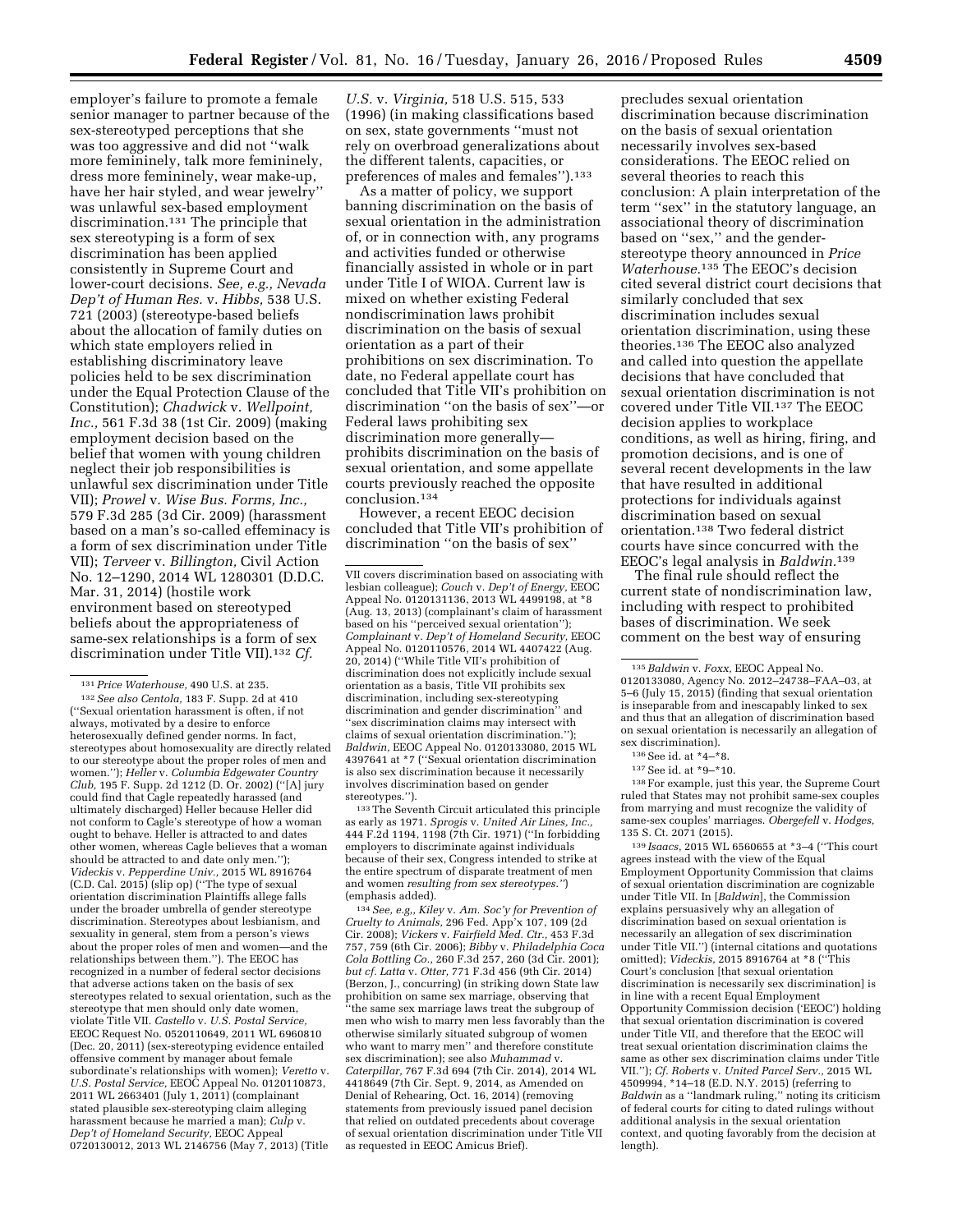employer's failure to promote a female senior manager to partner because of the sex-stereotyped perceptions that she was too aggressive and did not "walk more femininely, talk more femininely, dress more femininely, wear make-up, have her hair styled, and wear jewelry" was unlawful sex-based employment discrimination.[131] The principle that sex stereotyping is a form of sex discrimination has been applied consistently in Supreme Court and lower-court decisions. *See, e.g., Nevada Dep't of Human Res.* v. *Hibbs,* 538 U.S. 721 (2003) (stereotype-based beliefs about the allocation of family duties on which state employers relied in establishing discriminatory leave policies held to be sex discrimination under the Equal Protection Clause of the Constitution); *Chadwick* v. *Wellpoint, Inc.,* 561 F.3d 38 (1st Cir. 2009) (making employment decision based on the belief that women with young children neglect their job responsibilities is unlawful sex discrimination under Title VII); *Prowel* v. *Wise Bus. Forms, Inc.,* 579 F.3d 285 (3d Cir. 2009) (harassment based on a man's so-called effeminacy is a form of sex discrimination under Title VII); *Terveer* v. *Billington,* Civil Action No. 12–1290, 2014 WL 1280301 (D.D.C. Mar. 31, 2014) (hostile work environment based on stereotyped beliefs about the appropriateness of same-sex relationships is a form of sex discrimination under Title VII).[132] *Cf. U.S.* v. *Virginia,* 518 U.S. 515, 533 (1996) (in making classifications based on sex, state governments "must not rely on overbroad generalizations about the different talents, capacities, or preferences of males and females").[133]

As a matter of policy, we support banning discrimination on the basis of sexual orientation in the administration of, or in connection with, any programs and activities funded or otherwise financially assisted in whole or in part under Title I of WIOA. Current law is mixed on whether existing Federal nondiscrimination laws prohibit discrimination on the basis of sexual orientation as a part of their prohibitions on sex discrimination. To date, no Federal appellate court has concluded that Title VII's prohibition on discrimination "on the basis of sex"—or Federal laws prohibiting sex discrimination more generally—prohibits discrimination on the basis of sexual orientation, and some appellate courts previously reached the opposite conclusion.[134]

However, a recent EEOC decision concluded that Title VII's prohibition of discrimination "on the basis of sex" precludes sexual orientation discrimination because discrimination on the basis of sexual orientation necessarily involves sex-based considerations. The EEOC relied on several theories to reach this conclusion: A plain interpretation of the term "sex" in the statutory language, an associational theory of discrimination based on "sex," and the gender-stereotype theory announced in *Price Waterhouse.*[135] The EEOC's decision cited several district court decisions that similarly concluded that sex discrimination includes sexual orientation discrimination, using these theories.[136] The EEOC also analyzed and called into question the appellate decisions that have concluded that sexual orientation discrimination is not covered under Title VII.[137] The EEOC decision applies to workplace conditions, as well as hiring, firing, and promotion decisions, and is one of several recent developments in the law that have resulted in additional protections for individuals against discrimination based on sexual orientation.[138] Two federal district courts have since concurred with the EEOC's legal analysis in *Baldwin.*[139]

The final rule should reflect the current state of nondiscrimination law, including with respect to prohibited bases of discrimination. We seek comment on the best way of ensuring

---

[131] *Price Waterhouse,* 490 U.S. at 235.

[132] *See also Centola,* 183 F. Supp. 2d at 410 ("Sexual orientation harassment is often, if not always, motivated by a desire to enforce heterosexually defined gender norms. In fact, stereotypes about homosexuality are directly related to our stereotype about the proper roles of men and women."); *Heller* v. *Columbia Edgewater Country Club,* 195 F. Supp. 2d 1212 (D. Or. 2002) ("[A] jury could find that Cagle repeatedly harassed (and ultimately discharged) Heller because Heller did not conform to Cagle's stereotype of how a woman ought to behave. Heller is attracted to and dates other women, whereas Cagle believes that a woman should be attracted to and date only men."); *Videckis* v. *Pepperdine Univ.,* 2015 WL 8916764 (C.D. Cal. 2015) (slip op) ("The type of sexual orientation discrimination Plaintiffs allege falls under the broader umbrella of gender stereotype discrimination. Stereotypes about lesbianism, and sexuality in general, stem from a person's views about the proper roles of men and women—and the relationships between them."). The EEOC has recognized in a number of federal sector decisions that adverse actions taken on the basis of sex stereotypes related to sexual orientation, such as the stereotype that men should only date women, violate Title VII. *Castello* v. *U.S. Postal Service,* EEOC Request No. 0520110649, 2011 WL 6960810 (Dec. 20, 2011) (sex-stereotyping evidence entailed offensive comment by manager about female subordinate's relationships with women); *Veretto* v. *U.S. Postal Service,* EEOC Appeal No. 0120110873, 2011 WL 2663401 (July 1, 2011) (complainant stated plausible sex-stereotyping claim alleging harassment because he married a man); *Culp* v. *Dep't of Homeland Security,* EEOC Appeal 0720130012, 2013 WL 2146756 (May 7, 2013) (Title VII covers discrimination based on associating with lesbian colleague); *Couch* v. *Dep't of Energy,* EEOC Appeal No. 0120131136, 2013 WL 4499198, at *8 (Aug. 13, 2013) (complainant's claim of harassment based on his "perceived sexual orientation"); *Complainant* v. *Dep't of Homeland Security,* EEOC Appeal No. 0120110576, 2014 WL 4407422 (Aug. 20, 2014) ("While Title VII's prohibition of discrimination does not explicitly include sexual orientation as a basis, Title VII prohibits sex discrimination, including sex-stereotyping discrimination and gender discrimination" and "sex discrimination claims may intersect with claims of sexual orientation discrimination."); *Baldwin,* EEOC Appeal No. 0120133080, 2015 WL 4397641 at *7 ("Sexual orientation discrimination is also sex discrimination because it necessarily involves discrimination based on gender stereotypes.").

[133] The Seventh Circuit articulated this principle as early as 1971. *Sprogis* v. *United Air Lines, Inc.,* 444 F.2d 1194, 1198 (7th Cir. 1971) ("In forbidding employers to discriminate against individuals because of their sex, Congress intended to strike at the entire spectrum of disparate treatment of men and women *resulting from sex stereotypes."*) (emphasis added).

[134] *See, e.g., Kiley* v. *Am. Soc'y for Prevention of Cruelty to Animals,* 296 Fed. App'x 107, 109 (2d Cir. 2008); *Vickers* v. *Fairfield Med. Ctr.,* 453 F.3d 757, 759 (6th Cir. 2006); *Bibby* v. *Philadelphia Coca Cola Bottling Co.,* 260 F.3d 257, 260 (3d Cir. 2001); *but cf. Latta* v. *Otter,* 771 F.3d 456 (9th Cir. 2014) (Berzon, J., concurring) (in striking down State law prohibition on same sex marriage, observing that "the same sex marriage laws treat the subgroup of men who wish to marry men less favorably than the otherwise similarly situated subgroup of women who want to marry men" and therefore constitute sex discrimination); see also *Muhammad* v. *Caterpillar,* 767 F.3d 694 (7th Cir. 2014), 2014 WL 4418649 (7th Cir. Sept. 9, 2014, as Amended on Denial of Rehearing, Oct. 16, 2014) (removing statements from previously issued panel decision that relied on outdated precedents about coverage of sexual orientation discrimination under Title VII as requested in EEOC Amicus Brief).

[135] *Baldwin* v. *Foxx,* EEOC Appeal No. 0120133080, Agency No. 2012–24738–FAA–03, at 5–6 (July 15, 2015) (finding that sexual orientation is inseparable from and inescapably linked to sex and thus that an allegation of discrimination based on sexual orientation is necessarily an allegation of sex discrimination).

[136] See id. at *4–*8.

[137] See id. at *9–*10.

[138] For example, just this year, the Supreme Court ruled that States may not prohibit same-sex couples from marrying and must recognize the validity of same-sex couples' marriages. *Obergefell* v. *Hodges,* 135 S. Ct. 2071 (2015).

[139] *Isaacs,* 2015 WL 6560655 at *3–4 ("This court agrees instead with the view of the Equal Employment Opportunity Commission that claims of sexual orientation discrimination are cognizable under Title VII. In [*Baldwin*], the Commission explains persuasively why an allegation of discrimination based on sexual orientation is necessarily an allegation of sex discrimination under Title VII.") (internal citations and quotations omitted); *Videckis,* 2015 8916764 at *8 ("This Court's conclusion [that sexual orientation discrimination is necessarily sex discrimination] is in line with a recent Equal Employment Opportunity Commission decision ('EEOC') holding that sexual orientation discrimination is covered under Title VII, and therefore that the EEOC will treat sexual orientation discrimination claims the same as other sex discrimination claims under Title VII."); *Cf. Roberts* v. *United Parcel Serv.,* 2015 WL 4509994, *14–18 (E.D. N.Y. 2015) (referring to *Baldwin* as a "landmark ruling," noting its criticism of federal courts for citing to dated rulings without additional analysis in the sexual orientation context, and quoting favorably from the decision at length).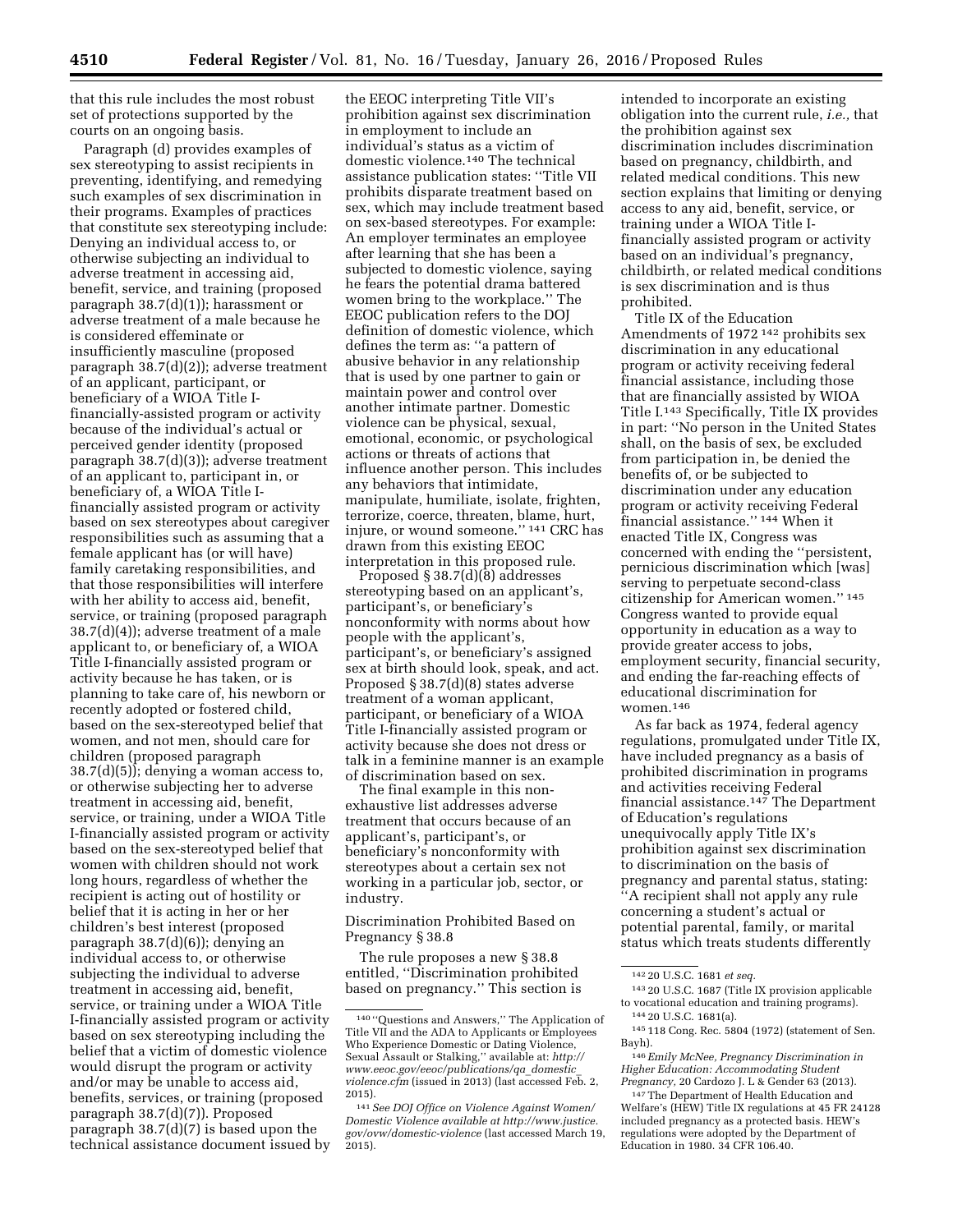that this rule includes the most robust set of protections supported by the courts on an ongoing basis.

Paragraph (d) provides examples of sex stereotyping to assist recipients in preventing, identifying, and remedying such examples of sex discrimination in their programs. Examples of practices that constitute sex stereotyping include: Denying an individual access to, or otherwise subjecting an individual to adverse treatment in accessing aid, benefit, service, and training (proposed paragraph 38.7(d)(1)); harassment or adverse treatment of a male because he is considered effeminate or insufficiently masculine (proposed paragraph 38.7(d)(2)); adverse treatment of an applicant, participant, or beneficiary of a WIOA Title I-financially-assisted program or activity because of the individual's actual or perceived gender identity (proposed paragraph 38.7(d)(3)); adverse treatment of an applicant to, participant in, or beneficiary of, a WIOA Title I-financially assisted program or activity based on sex stereotypes about caregiver responsibilities such as assuming that a female applicant has (or will have) family caretaking responsibilities, and that those responsibilities will interfere with her ability to access aid, benefit, service, or training (proposed paragraph 38.7(d)(4)); adverse treatment of a male applicant to, or beneficiary of, a WIOA Title I-financially assisted program or activity because he has taken, or is planning to take care of, his newborn or recently adopted or fostered child, based on the sex-stereotyped belief that women, and not men, should care for children (proposed paragraph 38.7(d)(5)); denying a woman access to, or otherwise subjecting her to adverse treatment in accessing aid, benefit, service, or training, under a WIOA Title I-financially assisted program or activity based on the sex-stereotyped belief that women with children should not work long hours, regardless of whether the recipient is acting out of hostility or belief that it is acting in her or her children's best interest (proposed paragraph 38.7(d)(6)); denying an individual access to, or otherwise subjecting the individual to adverse treatment in accessing aid, benefit, service, or training under a WIOA Title I-financially assisted program or activity based on sex stereotyping including the belief that a victim of domestic violence would disrupt the program or activity and/or may be unable to access aid, benefits, services, or training (proposed paragraph 38.7(d)(7)). Proposed paragraph 38.7(d)(7) is based upon the technical assistance document issued by the EEOC interpreting Title VII's prohibition against sex discrimination in employment to include an individual's status as a victim of domestic violence.[140] The technical assistance publication states: ''Title VII prohibits disparate treatment based on sex, which may include treatment based on sex-based stereotypes. For example: An employer terminates an employee after learning that she has been a subjected to domestic violence, saying he fears the potential drama battered women bring to the workplace.'' The EEOC publication refers to the DOJ definition of domestic violence, which defines the term as: ''a pattern of abusive behavior in any relationship that is used by one partner to gain or maintain power and control over another intimate partner. Domestic violence can be physical, sexual, emotional, economic, or psychological actions or threats of actions that influence another person. This includes any behaviors that intimidate, manipulate, humiliate, isolate, frighten, terrorize, coerce, threaten, blame, hurt, injure, or wound someone.'' [141] CRC has drawn from this existing EEOC interpretation in this proposed rule.

Proposed § 38.7(d)(8) addresses stereotyping based on an applicant's, participant's, or beneficiary's nonconformity with norms about how people with the applicant's, participant's, or beneficiary's assigned sex at birth should look, speak, and act. Proposed § 38.7(d)(8) states adverse treatment of a woman applicant, participant, or beneficiary of a WIOA Title I-financially assisted program or activity because she does not dress or talk in a feminine manner is an example of discrimination based on sex.

The final example in this non-exhaustive list addresses adverse treatment that occurs because of an applicant's, participant's, or beneficiary's nonconformity with stereotypes about a certain sex not working in a particular job, sector, or industry.

Discrimination Prohibited Based on Pregnancy § 38.8

The rule proposes a new § 38.8 entitled, ''Discrimination prohibited based on pregnancy.'' This section is intended to incorporate an existing obligation into the current rule, *i.e.,* that the prohibition against sex discrimination includes discrimination based on pregnancy, childbirth, and related medical conditions. This new section explains that limiting or denying access to any aid, benefit, service, or training under a WIOA Title I-financially assisted program or activity based on an individual's pregnancy, childbirth, or related medical conditions is sex discrimination and is thus prohibited.

Title IX of the Education Amendments of 1972 [142] prohibits sex discrimination in any educational program or activity receiving federal financial assistance, including those that are financially assisted by WIOA Title I.[143] Specifically, Title IX provides in part: ''No person in the United States shall, on the basis of sex, be excluded from participation in, be denied the benefits of, or be subjected to discrimination under any education program or activity receiving Federal financial assistance.'' [144] When it enacted Title IX, Congress was concerned with ending the ''persistent, pernicious discrimination which [was] serving to perpetuate second-class citizenship for American women.'' [145] Congress wanted to provide equal opportunity in education as a way to provide greater access to jobs, employment security, financial security, and ending the far-reaching effects of educational discrimination for women.[146]

As far back as 1974, federal agency regulations, promulgated under Title IX, have included pregnancy as a basis of prohibited discrimination in programs and activities receiving Federal financial assistance.[147] The Department of Education's regulations unequivocally apply Title IX's prohibition against sex discrimination to discrimination on the basis of pregnancy and parental status, stating: ''A recipient shall not apply any rule concerning a student's actual or potential parental, family, or marital status which treats students differently

---

[140] ''Questions and Answers,'' The Application of Title VII and the ADA to Applicants or Employees Who Experience Domestic or Dating Violence, Sexual Assault or Stalking,'' available at: *http://www.eeoc.gov/eeoc/publications/qa_domestic_violence.cfm* (issued in 2013) (last accessed Feb. 2, 2015).

[141] *See DOJ Office on Violence Against Women/ Domestic Violence available at http://www.justice.gov/ovw/domestic-violence* (last accessed March 19, 2015).

[142] 20 U.S.C. 1681 *et seq.*

[143] 20 U.S.C. 1687 (Title IX provision applicable to vocational education and training programs).

[144] 20 U.S.C. 1681(a).

[145] 118 Cong. Rec. 5804 (1972) (statement of Sen. Bayh).

[146] *Emily McNee, Pregnancy Discrimination in Higher Education: Accommodating Student Pregnancy,* 20 Cardozo J. L & Gender 63 (2013).

[147] The Department of Health Education and Welfare's (HEW) Title IX regulations at 45 FR 24128 included pregnancy as a protected basis. HEW's regulations were adopted by the Department of Education in 1980. 34 CFR 106.40.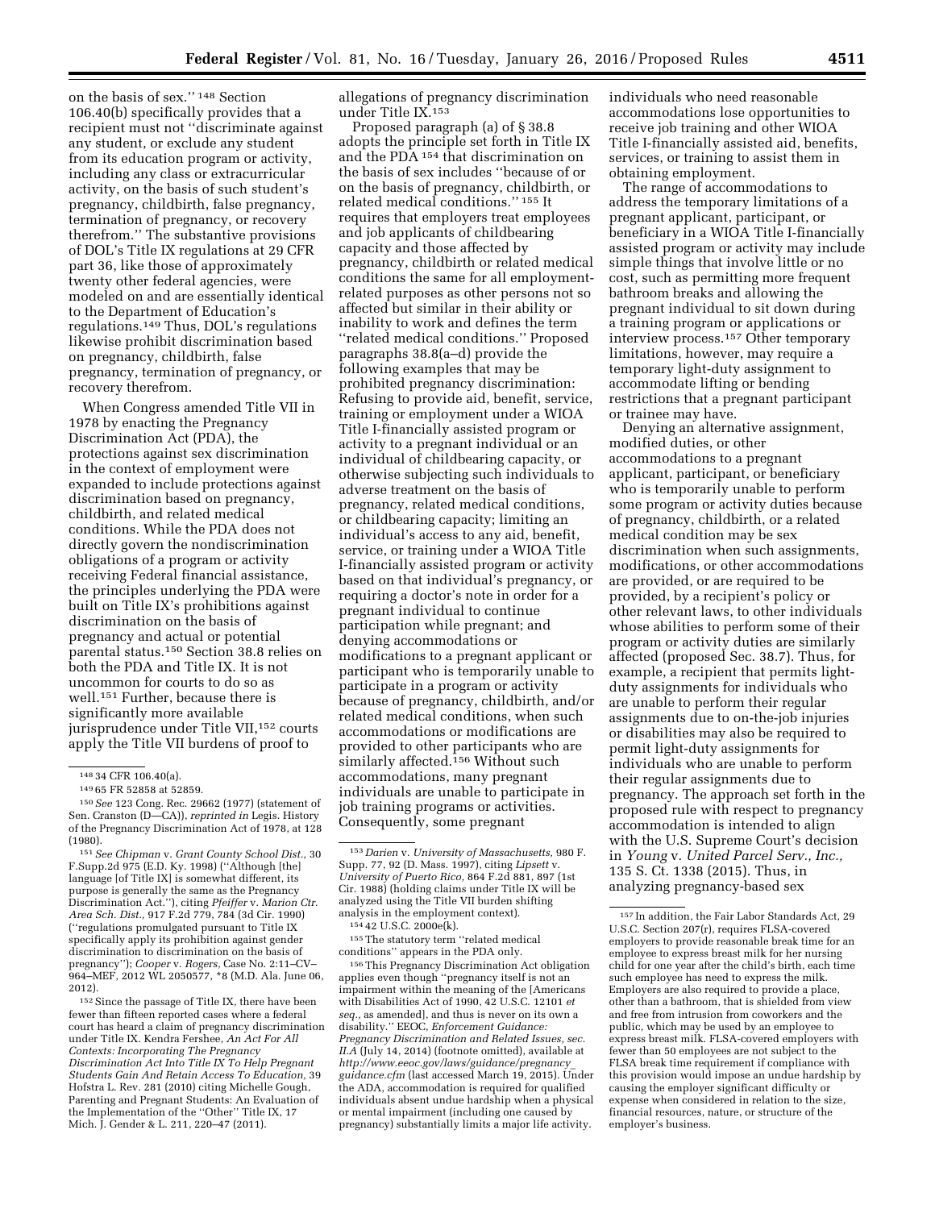on the basis of sex.'' [148] Section 106.40(b) specifically provides that a recipient must not ''discriminate against any student, or exclude any student from its education program or activity, including any class or extracurricular activity, on the basis of such student's pregnancy, childbirth, false pregnancy, termination of pregnancy, or recovery therefrom.'' The substantive provisions of DOL's Title IX regulations at 29 CFR part 36, like those of approximately twenty other federal agencies, were modeled on and are essentially identical to the Department of Education's regulations.[149] Thus, DOL's regulations likewise prohibit discrimination based on pregnancy, childbirth, false pregnancy, termination of pregnancy, or recovery therefrom.

When Congress amended Title VII in 1978 by enacting the Pregnancy Discrimination Act (PDA), the protections against sex discrimination in the context of employment were expanded to include protections against discrimination based on pregnancy, childbirth, and related medical conditions. While the PDA does not directly govern the nondiscrimination obligations of a program or activity receiving Federal financial assistance, the principles underlying the PDA were built on Title IX's prohibitions against discrimination on the basis of pregnancy and actual or potential parental status.[150] Section 38.8 relies on both the PDA and Title IX. It is not uncommon for courts to do so as well.[151] Further, because there is significantly more available jurisprudence under Title VII,[152] courts apply the Title VII burdens of proof to allegations of pregnancy discrimination under Title IX.[153]

Proposed paragraph (a) of § 38.8 adopts the principle set forth in Title IX and the PDA [154] that discrimination on the basis of sex includes ''because of or on the basis of pregnancy, childbirth, or related medical conditions.'' [155] It requires that employers treat employees and job applicants of childbearing capacity and those affected by pregnancy, childbirth or related medical conditions the same for all employment-related purposes as other persons not so affected but similar in their ability or inability to work and defines the term ''related medical conditions.'' Proposed paragraphs 38.8(a–d) provide the following examples that may be prohibited pregnancy discrimination: Refusing to provide aid, benefit, service, training or employment under a WIOA Title I-financially assisted program or activity to a pregnant individual or an individual of childbearing capacity, or otherwise subjecting such individuals to adverse treatment on the basis of pregnancy, related medical conditions, or childbearing capacity; limiting an individual's access to any aid, benefit, service, or training under a WIOA Title I-financially assisted program or activity based on that individual's pregnancy, or requiring a doctor's note in order for a pregnant individual to continue participation while pregnant; and denying accommodations or modifications to a pregnant applicant or participant who is temporarily unable to participate in a program or activity because of pregnancy, childbirth, and/or related medical conditions, when such accommodations or modifications are provided to other participants who are similarly affected.[156] Without such accommodations, many pregnant individuals are unable to participate in job training programs or activities. Consequently, some pregnant individuals who need reasonable accommodations lose opportunities to receive job training and other WIOA Title I-financially assisted aid, benefits, services, or training to assist them in obtaining employment.

The range of accommodations to address the temporary limitations of a pregnant applicant, participant, or beneficiary in a WIOA Title I-financially assisted program or activity may include simple things that involve little or no cost, such as permitting more frequent bathroom breaks and allowing the pregnant individual to sit down during a training program or applications or interview process.[157] Other temporary limitations, however, may require a temporary light-duty assignment to accommodate lifting or bending restrictions that a pregnant participant or trainee may have.

Denying an alternative assignment, modified duties, or other accommodations to a pregnant applicant, participant, or beneficiary who is temporarily unable to perform some program or activity duties because of pregnancy, childbirth, or a related medical condition may be sex discrimination when such assignments, modifications, or other accommodations are provided, or are required to be provided, by a recipient's policy or other relevant laws, to other individuals whose abilities to perform some of their program or activity duties are similarly affected (proposed Sec. 38.7). Thus, for example, a recipient that permits light-duty assignments for individuals who are unable to perform their regular assignments due to on-the-job injuries or disabilities may also be required to permit light-duty assignments for individuals who are unable to perform their regular assignments due to pregnancy. The approach set forth in the proposed rule with respect to pregnancy accommodation is intended to align with the U.S. Supreme Court's decision in *Young* v. *United Parcel Serv., Inc.,* 135 S. Ct. 1338 (2015). Thus, in analyzing pregnancy-based sex

---

[148] 34 CFR 106.40(a).

[149] 65 FR 52858 at 52859.

[150] *See* 123 Cong. Rec. 29662 (1977) (statement of Sen. Cranston (D—CA)), *reprinted in* Legis. History of the Pregnancy Discrimination Act of 1978, at 128 (1980).

[151] *See Chipman* v. *Grant County School Dist.,* 30 F.Supp.2d 975 (E.D. Ky. 1998) (''Although [the] language [of Title IX] is somewhat different, its purpose is generally the same as the Pregnancy Discrimination Act.''), citing *Pfeiffer* v. *Marion Ctr. Area Sch. Dist.,* 917 F.2d 779, 784 (3d Cir. 1990) (''regulations promulgated pursuant to Title IX specifically apply its prohibition against gender discrimination to discrimination on the basis of pregnancy''); *Cooper* v. *Rogers,* Case No. 2:11–CV–964–MEF, 2012 WL 2050577, *8 (M.D. Ala. June 06, 2012).

[152] Since the passage of Title IX, there have been fewer than fifteen reported cases where a federal court has heard a claim of pregnancy discrimination under Title IX. Kendra Fershee, *An Act For All Contexts: Incorporating The Pregnancy Discrimination Act Into Title IX To Help Pregnant Students Gain And Retain Access To Education,* 39 Hofstra L. Rev. 281 (2010) citing Michelle Gough, Parenting and Pregnant Students: An Evaluation of the Implementation of the ''Other'' Title IX, 17 Mich. J. Gender & L. 211, 220–47 (2011).

[153] *Darien* v. *University of Massachusetts,* 980 F. Supp. 77, 92 (D. Mass. 1997), citing *Lipsett* v. *University of Puerto Rico,* 864 F.2d 881, 897 (1st Cir. 1988) (holding claims under Title IX will be analyzed using the Title VII burden shifting analysis in the employment context).

[154] 42 U.S.C. 2000e(k).

[155] The statutory term ''related medical conditions'' appears in the PDA only.

[156] This Pregnancy Discrimination Act obligation applies even though ''pregnancy itself is not an impairment within the meaning of the [Americans with Disabilities Act of 1990, 42 U.S.C. 12101 *et seq.*, as amended], and thus is never on its own a disability.'' EEOC, *Enforcement Guidance: Pregnancy Discrimination and Related Issues, sec. II.A* (July 14, 2014) (footnote omitted), available at *http://www.eeoc.gov/laws/guidance/pregnancy_guidance.cfm* (last accessed March 19, 2015). Under the ADA, accommodation is required for qualified individuals absent undue hardship when a physical or mental impairment (including one caused by pregnancy) substantially limits a major life activity.

[157] In addition, the Fair Labor Standards Act, 29 U.S.C. Section 207(r), requires FLSA-covered employers to provide reasonable break time for an employee to express breast milk for her nursing child for one year after the child's birth, each time such employee has need to express the milk. Employers are also required to provide a place, other than a bathroom, that is shielded from view and free from intrusion from coworkers and the public, which may be used by an employee to express breast milk. FLSA-covered employers with fewer than 50 employees are not subject to the FLSA break time requirement if compliance with this provision would impose an undue hardship by causing the employer significant difficulty or expense when considered in relation to the size, financial resources, nature, or structure of the employer's business.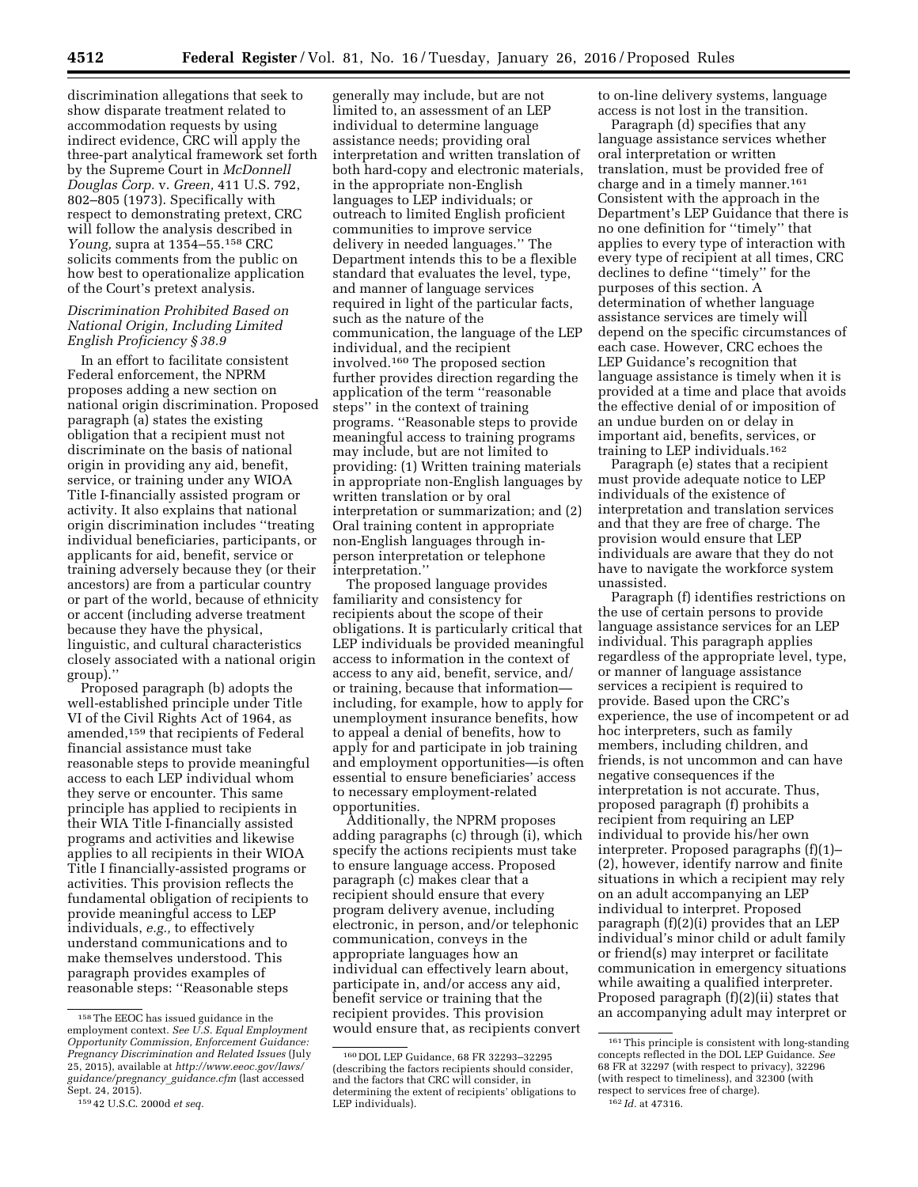discrimination allegations that seek to show disparate treatment related to accommodation requests by using indirect evidence, CRC will apply the three-part analytical framework set forth by the Supreme Court in *McDonnell Douglas Corp.* v. *Green,* 411 U.S. 792, 802–805 (1973). Specifically with respect to demonstrating pretext, CRC will follow the analysis described in *Young,* supra at 1354–55.[158] CRC solicits comments from the public on how best to operationalize application of the Court's pretext analysis.

### *Discrimination Prohibited Based on National Origin, Including Limited English Proficiency § 38.9*

In an effort to facilitate consistent Federal enforcement, the NPRM proposes adding a new section on national origin discrimination. Proposed paragraph (a) states the existing obligation that a recipient must not discriminate on the basis of national origin in providing any aid, benefit, service, or training under any WIOA Title I-financially assisted program or activity. It also explains that national origin discrimination includes ''treating individual beneficiaries, participants, or applicants for aid, benefit, service or training adversely because they (or their ancestors) are from a particular country or part of the world, because of ethnicity or accent (including adverse treatment because they have the physical, linguistic, and cultural characteristics closely associated with a national origin group).''

Proposed paragraph (b) adopts the well-established principle under Title VI of the Civil Rights Act of 1964, as amended,[159] that recipients of Federal financial assistance must take reasonable steps to provide meaningful access to each LEP individual whom they serve or encounter. This same principle has applied to recipients in their WIA Title I-financially assisted programs and activities and likewise applies to all recipients in their WIOA Title I financially-assisted programs or activities. This provision reflects the fundamental obligation of recipients to provide meaningful access to LEP individuals, *e.g.,* to effectively understand communications and to make themselves understood. This paragraph provides examples of reasonable steps: ''Reasonable steps generally may include, but are not limited to, an assessment of an LEP individual to determine language assistance needs; providing oral interpretation and written translation of both hard-copy and electronic materials, in the appropriate non-English languages to LEP individuals; or outreach to limited English proficient communities to improve service delivery in needed languages.'' The Department intends this to be a flexible standard that evaluates the level, type, and manner of language services required in light of the particular facts, such as the nature of the communication, the language of the LEP individual, and the recipient involved.[160] The proposed section further provides direction regarding the application of the term ''reasonable steps'' in the context of training programs. ''Reasonable steps to provide meaningful access to training programs may include, but are not limited to providing: (1) Written training materials in appropriate non-English languages by written translation or by oral interpretation or summarization; and (2) Oral training content in appropriate non-English languages through in-person interpretation or telephone interpretation.''

The proposed language provides familiarity and consistency for recipients about the scope of their obligations. It is particularly critical that LEP individuals be provided meaningful access to information in the context of access to any aid, benefit, service, and/or training, because that information—including, for example, how to apply for unemployment insurance benefits, how to appeal a denial of benefits, how to apply for and participate in job training and employment opportunities—is often essential to ensure beneficiaries' access to necessary employment-related opportunities.

Additionally, the NPRM proposes adding paragraphs (c) through (i), which specify the actions recipients must take to ensure language access. Proposed paragraph (c) makes clear that a recipient should ensure that every program delivery avenue, including electronic, in person, and/or telephonic communication, conveys in the appropriate languages how an individual can effectively learn about, participate in, and/or access any aid, benefit service or training that the recipient provides. This provision would ensure that, as recipients convert to on-line delivery systems, language access is not lost in the transition.

Paragraph (d) specifies that any language assistance services whether oral interpretation or written translation, must be provided free of charge and in a timely manner.[161] Consistent with the approach in the Department's LEP Guidance that there is no one definition for ''timely'' that applies to every type of interaction with every type of recipient at all times, CRC declines to define ''timely'' for the purposes of this section. A determination of whether language assistance services are timely will depend on the specific circumstances of each case. However, CRC echoes the LEP Guidance's recognition that language assistance is timely when it is provided at a time and place that avoids the effective denial of or imposition of an undue burden on or delay in important aid, benefits, services, or training to LEP individuals.[162]

Paragraph (e) states that a recipient must provide adequate notice to LEP individuals of the existence of interpretation and translation services and that they are free of charge. The provision would ensure that LEP individuals are aware that they do not have to navigate the workforce system unassisted.

Paragraph (f) identifies restrictions on the use of certain persons to provide language assistance services for an LEP individual. This paragraph applies regardless of the appropriate level, type, or manner of language assistance services a recipient is required to provide. Based upon the CRC's experience, the use of incompetent or ad hoc interpreters, such as family members, including children, and friends, is not uncommon and can have negative consequences if the interpretation is not accurate. Thus, proposed paragraph (f) prohibits a recipient from requiring an LEP individual to provide his/her own interpreter. Proposed paragraphs (f)(1)–(2), however, identify narrow and finite situations in which a recipient may rely on an adult accompanying an LEP individual to interpret. Proposed paragraph (f)(2)(i) provides that an LEP individual's minor child or adult family or friend(s) may interpret or facilitate communication in emergency situations while awaiting a qualified interpreter. Proposed paragraph (f)(2)(ii) states that an accompanying adult may interpret or

---

[158] The EEOC has issued guidance in the employment context. *See U.S. Equal Employment Opportunity Commission, Enforcement Guidance: Pregnancy Discrimination and Related Issues* (July 25, 2015), available at *http://www.eeoc.gov/laws/guidance/pregnancy_guidance.cfm* (last accessed Sept. 24, 2015).

[159] 42 U.S.C. 2000d *et seq.*

[160] DOL LEP Guidance, 68 FR 32293–32295 (describing the factors recipients should consider, and the factors that CRC will consider, in determining the extent of recipients' obligations to LEP individuals).

[161] This principle is consistent with long-standing concepts reflected in the DOL LEP Guidance. *See* 68 FR at 32297 (with respect to privacy), 32296 (with respect to timeliness), and 32300 (with respect to services free of charge).

[162] *Id.* at 47316.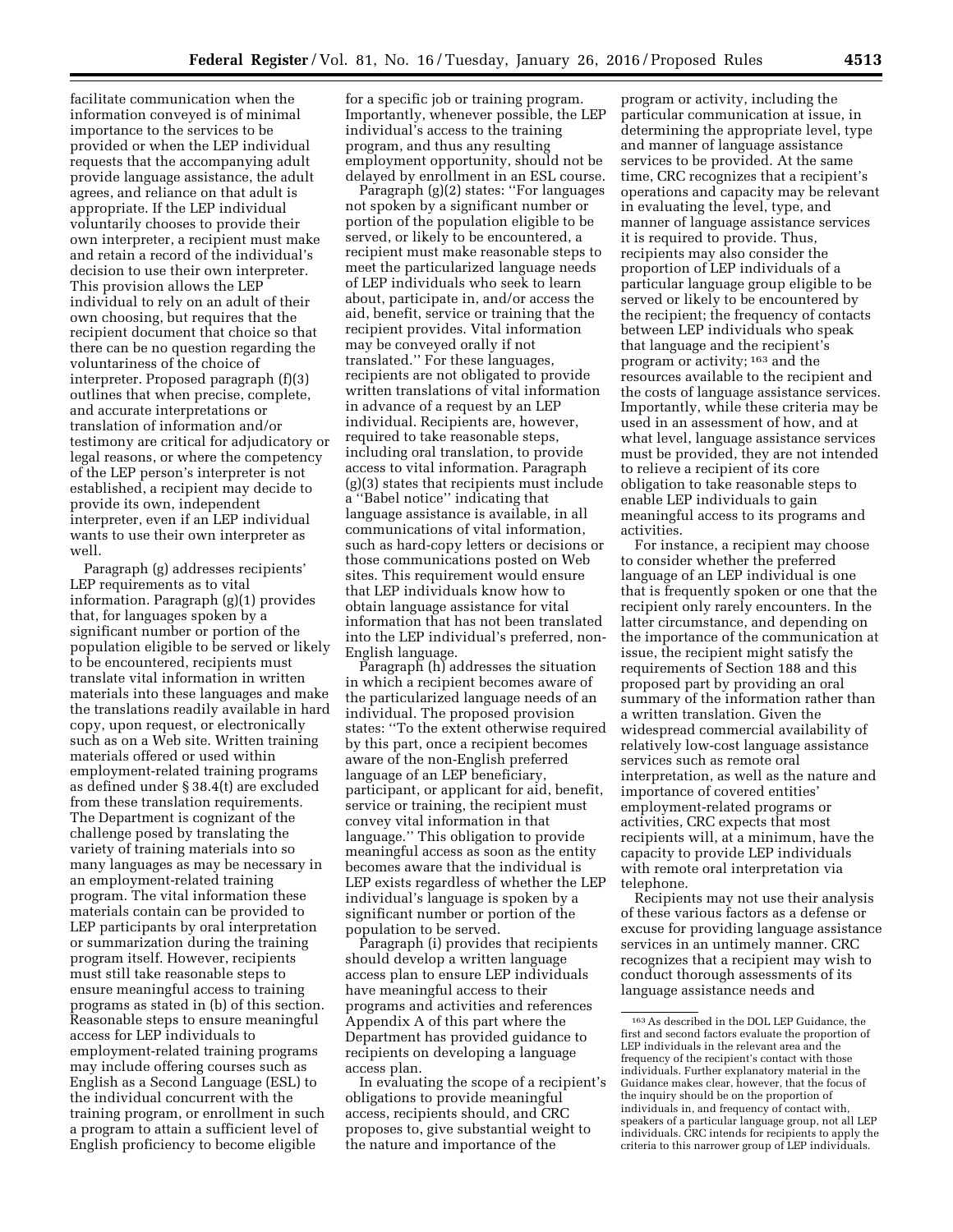facilitate communication when the information conveyed is of minimal importance to the services to be provided or when the LEP individual requests that the accompanying adult provide language assistance, the adult agrees, and reliance on that adult is appropriate. If the LEP individual voluntarily chooses to provide their own interpreter, a recipient must make and retain a record of the individual's decision to use their own interpreter. This provision allows the LEP individual to rely on an adult of their own choosing, but requires that the recipient document that choice so that there can be no question regarding the voluntariness of the choice of interpreter. Proposed paragraph (f)(3) outlines that when precise, complete, and accurate interpretations or translation of information and/or testimony are critical for adjudicatory or legal reasons, or where the competency of the LEP person's interpreter is not established, a recipient may decide to provide its own, independent interpreter, even if an LEP individual wants to use their own interpreter as well.

Paragraph (g) addresses recipients' LEP requirements as to vital information. Paragraph (g)(1) provides that, for languages spoken by a significant number or portion of the population eligible to be served or likely to be encountered, recipients must translate vital information in written materials into these languages and make the translations readily available in hard copy, upon request, or electronically such as on a Web site. Written training materials offered or used within employment-related training programs as defined under § 38.4(t) are excluded from these translation requirements. The Department is cognizant of the challenge posed by translating the variety of training materials into so many languages as may be necessary in an employment-related training program. The vital information these materials contain can be provided to LEP participants by oral interpretation or summarization during the training program itself. However, recipients must still take reasonable steps to ensure meaningful access to training programs as stated in (b) of this section. Reasonable steps to ensure meaningful access for LEP individuals to employment-related training programs may include offering courses such as English as a Second Language (ESL) to the individual concurrent with the training program, or enrollment in such a program to attain a sufficient level of English proficiency to become eligible for a specific job or training program. Importantly, whenever possible, the LEP individual's access to the training program, and thus any resulting employment opportunity, should not be delayed by enrollment in an ESL course.

Paragraph (g)(2) states: ''For languages not spoken by a significant number or portion of the population eligible to be served, or likely to be encountered, a recipient must make reasonable steps to meet the particularized language needs of LEP individuals who seek to learn about, participate in, and/or access the aid, benefit, service or training that the recipient provides. Vital information may be conveyed orally if not translated.'' For these languages, recipients are not obligated to provide written translations of vital information in advance of a request by an LEP individual. Recipients are, however, required to take reasonable steps, including oral translation, to provide access to vital information. Paragraph (g)(3) states that recipients must include a ''Babel notice'' indicating that language assistance is available, in all communications of vital information, such as hard-copy letters or decisions or those communications posted on Web sites. This requirement would ensure that LEP individuals know how to obtain language assistance for vital information that has not been translated into the LEP individual's preferred, non-English language.

Paragraph (h) addresses the situation in which a recipient becomes aware of the particularized language needs of an individual. The proposed provision states: ''To the extent otherwise required by this part, once a recipient becomes aware of the non-English preferred language of an LEP beneficiary, participant, or applicant for aid, benefit, service or training, the recipient must convey vital information in that language.'' This obligation to provide meaningful access as soon as the entity becomes aware that the individual is LEP exists regardless of whether the LEP individual's language is spoken by a significant number or portion of the population to be served.

Paragraph (i) provides that recipients should develop a written language access plan to ensure LEP individuals have meaningful access to their programs and activities and references Appendix A of this part where the Department has provided guidance to recipients on developing a language access plan.

In evaluating the scope of a recipient's obligations to provide meaningful access, recipients should, and CRC proposes to, give substantial weight to the nature and importance of the program or activity, including the particular communication at issue, in determining the appropriate level, type and manner of language assistance services to be provided. At the same time, CRC recognizes that a recipient's operations and capacity may be relevant in evaluating the level, type, and manner of language assistance services it is required to provide. Thus, recipients may also consider the proportion of LEP individuals of a particular language group eligible to be served or likely to be encountered by the recipient; the frequency of contacts between LEP individuals who speak that language and the recipient's program or activity;[163] and the resources available to the recipient and the costs of language assistance services. Importantly, while these criteria may be used in an assessment of how, and at what level, language assistance services must be provided, they are not intended to relieve a recipient of its core obligation to take reasonable steps to enable LEP individuals to gain meaningful access to its programs and activities.

For instance, a recipient may choose to consider whether the preferred language of an LEP individual is one that is frequently spoken or one that the recipient only rarely encounters. In the latter circumstance, and depending on the importance of the communication at issue, the recipient might satisfy the requirements of Section 188 and this proposed part by providing an oral summary of the information rather than a written translation. Given the widespread commercial availability of relatively low-cost language assistance services such as remote oral interpretation, as well as the nature and importance of covered entities' employment-related programs or activities, CRC expects that most recipients will, at a minimum, have the capacity to provide LEP individuals with remote oral interpretation via telephone.

Recipients may not use their analysis of these various factors as a defense or excuse for providing language assistance services in an untimely manner. CRC recognizes that a recipient may wish to conduct thorough assessments of its language assistance needs and

[163] As described in the DOL LEP Guidance, the first and second factors evaluate the proportion of LEP individuals in the relevant area and the frequency of the recipient's contact with those individuals. Further explanatory material in the Guidance makes clear, however, that the focus of the inquiry should be on the proportion of individuals in, and frequency of contact with, speakers of a particular language group, not all LEP individuals. CRC intends for recipients to apply the criteria to this narrower group of LEP individuals.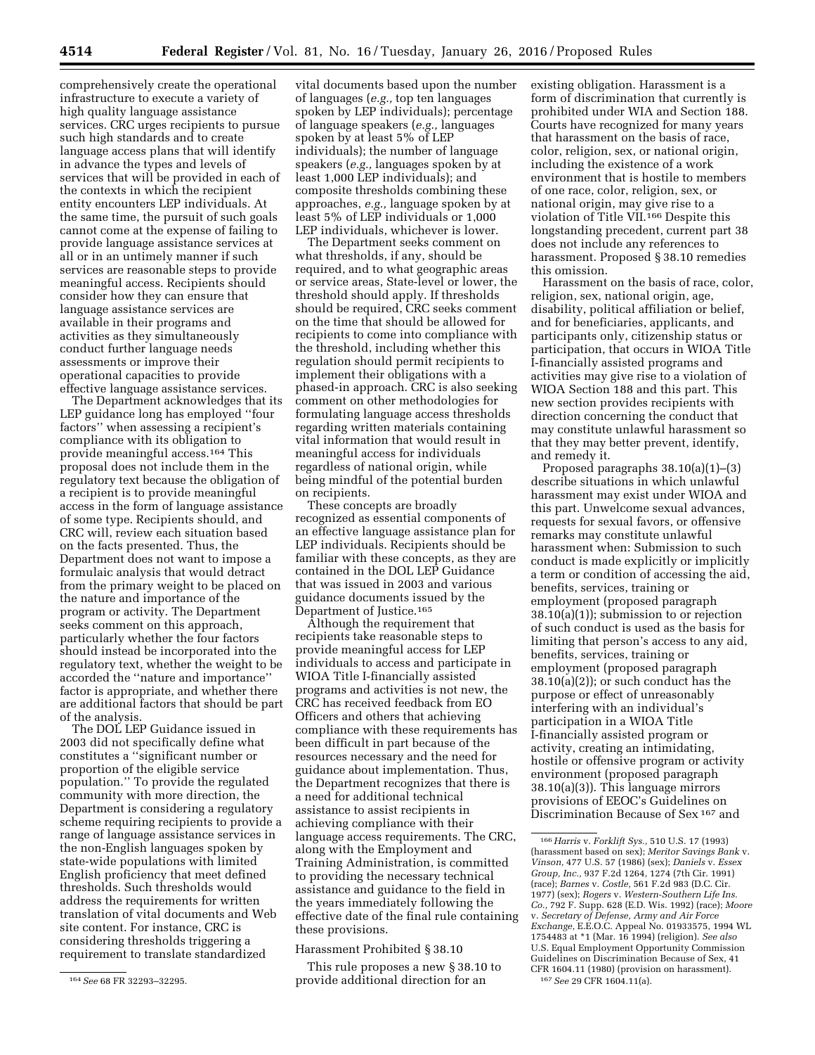comprehensively create the operational infrastructure to execute a variety of high quality language assistance services. CRC urges recipients to pursue such high standards and to create language access plans that will identify in advance the types and levels of services that will be provided in each of the contexts in which the recipient entity encounters LEP individuals. At the same time, the pursuit of such goals cannot come at the expense of failing to provide language assistance services at all or in an untimely manner if such services are reasonable steps to provide meaningful access. Recipients should consider how they can ensure that language assistance services are available in their programs and activities as they simultaneously conduct further language needs assessments or improve their operational capacities to provide effective language assistance services.

The Department acknowledges that its LEP guidance long has employed ''four factors'' when assessing a recipient's compliance with its obligation to provide meaningful access.[164] This proposal does not include them in the regulatory text because the obligation of a recipient is to provide meaningful access in the form of language assistance of some type. Recipients should, and CRC will, review each situation based on the facts presented. Thus, the Department does not want to impose a formulaic analysis that would detract from the primary weight to be placed on the nature and importance of the program or activity. The Department seeks comment on this approach, particularly whether the four factors should instead be incorporated into the regulatory text, whether the weight to be accorded the ''nature and importance'' factor is appropriate, and whether there are additional factors that should be part of the analysis.

The DOL LEP Guidance issued in 2003 did not specifically define what constitutes a ''significant number or proportion of the eligible service population.'' To provide the regulated community with more direction, the Department is considering a regulatory scheme requiring recipients to provide a range of language assistance services in the non-English languages spoken by state-wide populations with limited English proficiency that meet defined thresholds. Such thresholds would address the requirements for written translation of vital documents and Web site content. For instance, CRC is considering thresholds triggering a requirement to translate standardized vital documents based upon the number of languages (*e.g.,* top ten languages spoken by LEP individuals); percentage of language speakers (*e.g.,* languages spoken by at least 5% of LEP individuals); the number of language speakers (*e.g.,* languages spoken by at least 1,000 LEP individuals); and composite thresholds combining these approaches, *e.g.,* language spoken by at least 5% of LEP individuals or 1,000 LEP individuals, whichever is lower.

The Department seeks comment on what thresholds, if any, should be required, and to what geographic areas or service areas, State-level or lower, the threshold should apply. If thresholds should be required, CRC seeks comment on the time that should be allowed for recipients to come into compliance with the threshold, including whether this regulation should permit recipients to implement their obligations with a phased-in approach. CRC is also seeking comment on other methodologies for formulating language access thresholds regarding written materials containing vital information that would result in meaningful access for individuals regardless of national origin, while being mindful of the potential burden on recipients.

These concepts are broadly recognized as essential components of an effective language assistance plan for LEP individuals. Recipients should be familiar with these concepts, as they are contained in the DOL LEP Guidance that was issued in 2003 and various guidance documents issued by the Department of Justice.[165]

Although the requirement that recipients take reasonable steps to provide meaningful access for LEP individuals to access and participate in WIOA Title I-financially assisted programs and activities is not new, the CRC has received feedback from EO Officers and others that achieving compliance with these requirements has been difficult in part because of the resources necessary and the need for guidance about implementation. Thus, the Department recognizes that there is a need for additional technical assistance to assist recipients in achieving compliance with their language access requirements. The CRC, along with the Employment and Training Administration, is committed to providing the necessary technical assistance and guidance to the field in the years immediately following the effective date of the final rule containing these provisions.

Harassment Prohibited § 38.10

This rule proposes a new § 38.10 to provide additional direction for an existing obligation. Harassment is a form of discrimination that currently is prohibited under WIA and Section 188. Courts have recognized for many years that harassment on the basis of race, color, religion, sex, or national origin, including the existence of a work environment that is hostile to members of one race, color, religion, sex, or national origin, may give rise to a violation of Title VII.[166] Despite this longstanding precedent, current part 38 does not include any references to harassment. Proposed § 38.10 remedies this omission.

Harassment on the basis of race, color, religion, sex, national origin, age, disability, political affiliation or belief, and for beneficiaries, applicants, and participants only, citizenship status or participation, that occurs in WIOA Title I-financially assisted programs and activities may give rise to a violation of WIOA Section 188 and this part. This new section provides recipients with direction concerning the conduct that may constitute unlawful harassment so that they may better prevent, identify, and remedy it.

Proposed paragraphs 38.10(a)(1)–(3) describe situations in which unlawful harassment may exist under WIOA and this part. Unwelcome sexual advances, requests for sexual favors, or offensive remarks may constitute unlawful harassment when: Submission to such conduct is made explicitly or implicitly a term or condition of accessing the aid, benefits, services, training or employment (proposed paragraph 38.10(a)(1)); submission to or rejection of such conduct is used as the basis for limiting that person's access to any aid, benefits, services, training or employment (proposed paragraph 38.10(a)(2)); or such conduct has the purpose or effect of unreasonably interfering with an individual's participation in a WIOA Title I-financially assisted program or activity, creating an intimidating, hostile or offensive program or activity environment (proposed paragraph 38.10(a)(3)). This language mirrors provisions of EEOC's Guidelines on Discrimination Because of Sex[167] and

---

[164] *See* 68 FR 32293–32295.

[166] *Harris* v. *Forklift Sys.,* 510 U.S. 17 (1993) (harassment based on sex); *Meritor Savings Bank* v. *Vinson,* 477 U.S. 57 (1986) (sex); *Daniels* v. *Essex Group, Inc.,* 937 F.2d 1264, 1274 (7th Cir. 1991) (race); *Barnes* v. *Costle,* 561 F.2d 983 (D.C. Cir. 1977) (sex); *Rogers* v. *Western-Southern Life Ins. Co.,* 792 F. Supp. 628 (E.D. Wis. 1992) (race); *Moore* v. *Secretary of Defense, Army and Air Force Exchange,* E.E.O.C. Appeal No. 01933575, 1994 WL 1754483 at *1 (Mar. 16 1994) (religion). *See also* U.S. Equal Employment Opportunity Commission Guidelines on Discrimination Because of Sex, 41 CFR 1604.11 (1980) (provision on harassment).

[167] *See* 29 CFR 1604.11(a).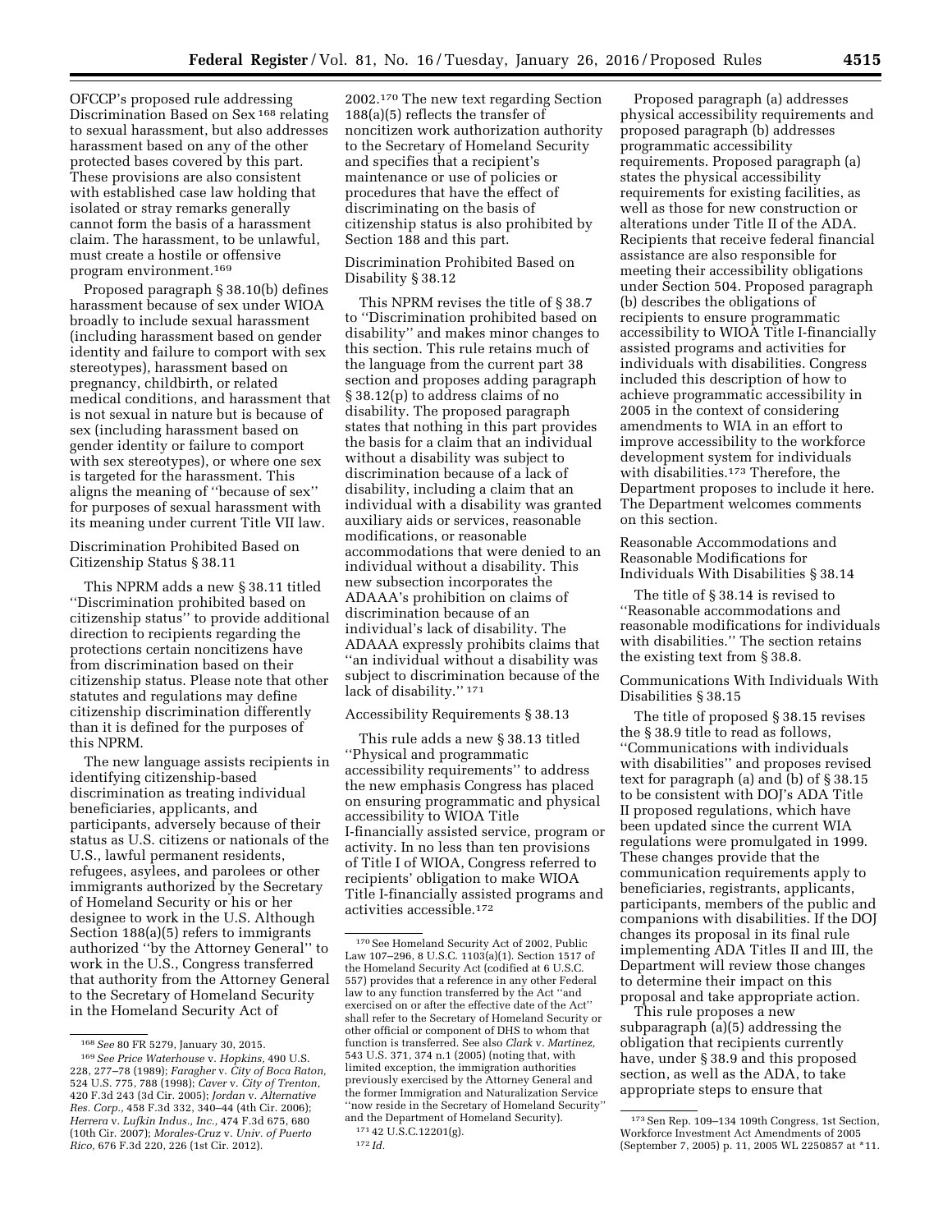OFCCP's proposed rule addressing Discrimination Based on Sex [168] relating to sexual harassment, but also addresses harassment based on any of the other protected bases covered by this part. These provisions are also consistent with established case law holding that isolated or stray remarks generally cannot form the basis of a harassment claim. The harassment, to be unlawful, must create a hostile or offensive program environment.[169]

Proposed paragraph § 38.10(b) defines harassment because of sex under WIOA broadly to include sexual harassment (including harassment based on gender identity and failure to comport with sex stereotypes), harassment based on pregnancy, childbirth, or related medical conditions, and harassment that is not sexual in nature but is because of sex (including harassment based on gender identity or failure to comport with sex stereotypes), or where one sex is targeted for the harassment. This aligns the meaning of "because of sex" for purposes of sexual harassment with its meaning under current Title VII law.

Discrimination Prohibited Based on Citizenship Status § 38.11

This NPRM adds a new § 38.11 titled "Discrimination prohibited based on citizenship status" to provide additional direction to recipients regarding the protections certain noncitizens have from discrimination based on their citizenship status. Please note that other statutes and regulations may define citizenship discrimination differently than it is defined for the purposes of this NPRM.

The new language assists recipients in identifying citizenship-based discrimination as treating individual beneficiaries, applicants, and participants, adversely because of their status as U.S. citizens or nationals of the U.S., lawful permanent residents, refugees, asylees, and parolees or other immigrants authorized by the Secretary of Homeland Security or his or her designee to work in the U.S. Although Section 188(a)(5) refers to immigrants authorized "by the Attorney General" to work in the U.S., Congress transferred that authority from the Attorney General to the Secretary of Homeland Security in the Homeland Security Act of 2002.[170] The new text regarding Section 188(a)(5) reflects the transfer of noncitizen work authorization authority to the Secretary of Homeland Security and specifies that a recipient's maintenance or use of policies or procedures that have the effect of discriminating on the basis of citizenship status is also prohibited by Section 188 and this part.

Discrimination Prohibited Based on Disability § 38.12

This NPRM revises the title of § 38.7 to "Discrimination prohibited based on disability" and makes minor changes to this section. This rule retains much of the language from the current part 38 section and proposes adding paragraph § 38.12(p) to address claims of no disability. The proposed paragraph states that nothing in this part provides the basis for a claim that an individual without a disability was subject to discrimination because of a lack of disability, including a claim that an individual with a disability was granted auxiliary aids or services, reasonable modifications, or reasonable accommodations that were denied to an individual without a disability. This new subsection incorporates the ADAAA's prohibition on claims of discrimination because of an individual's lack of disability. The ADAAA expressly prohibits claims that "an individual without a disability was subject to discrimination because of the lack of disability." [171]

Accessibility Requirements § 38.13

This rule adds a new § 38.13 titled "Physical and programmatic accessibility requirements" to address the new emphasis Congress has placed on ensuring programmatic and physical accessibility to WIOA Title I-financially assisted service, program or activity. In no less than ten provisions of Title I of WIOA, Congress referred to recipients' obligation to make WIOA Title I-financially assisted programs and activities accessible.[172]

Proposed paragraph (a) addresses physical accessibility requirements and proposed paragraph (b) addresses programmatic accessibility requirements. Proposed paragraph (a) states the physical accessibility requirements for existing facilities, as well as those for new construction or alterations under Title II of the ADA. Recipients that receive federal financial assistance are also responsible for meeting their accessibility obligations under Section 504. Proposed paragraph (b) describes the obligations of recipients to ensure programmatic accessibility to WIOA Title I-financially assisted programs and activities for individuals with disabilities. Congress included this description of how to achieve programmatic accessibility in 2005 in the context of considering amendments to WIA in an effort to improve accessibility to the workforce development system for individuals with disabilities.[173] Therefore, the Department proposes to include it here. The Department welcomes comments on this section.

Reasonable Accommodations and Reasonable Modifications for Individuals With Disabilities § 38.14

The title of § 38.14 is revised to "Reasonable accommodations and reasonable modifications for individuals with disabilities." The section retains the existing text from § 38.8.

Communications With Individuals With Disabilities § 38.15

The title of proposed § 38.15 revises the § 38.9 title to read as follows, "Communications with individuals with disabilities" and proposes revised text for paragraph (a) and (b) of § 38.15 to be consistent with DOJ's ADA Title II proposed regulations, which have been updated since the current WIA regulations were promulgated in 1999. These changes provide that the communication requirements apply to beneficiaries, registrants, applicants, participants, members of the public and companions with disabilities. If the DOJ changes its proposal in its final rule implementing ADA Titles II and III, the Department will review those changes to determine their impact on this proposal and take appropriate action.

This rule proposes a new subparagraph (a)(5) addressing the obligation that recipients currently have, under § 38.9 and this proposed section, as well as the ADA, to take appropriate steps to ensure that

---

[168] *See* 80 FR 5279, January 30, 2015.

[169] *See Price Waterhouse* v. *Hopkins,* 490 U.S. 228, 277–78 (1989); *Faragher* v. *City of Boca Raton,* 524 U.S. 775, 788 (1998); *Caver* v. *City of Trenton,* 420 F.3d 243 (3d Cir. 2005); *Jordan* v. *Alternative Res. Corp.,* 458 F.3d 332, 340–44 (4th Cir. 2006); *Herrera* v. *Lufkin Indus., Inc.,* 474 F.3d 675, 680 (10th Cir. 2007); *Morales-Cruz* v. *Univ. of Puerto Rico,* 676 F.3d 220, 226 (1st Cir. 2012).

[170] See Homeland Security Act of 2002, Public Law 107–296, 8 U.S.C. 1103(a)(1). Section 1517 of the Homeland Security Act (codified at 6 U.S.C. 557) provides that a reference in any other Federal law to any function transferred by the Act "and exercised on or after the effective date of the Act" shall refer to the Secretary of Homeland Security or other official or component of DHS to whom that function is transferred. See also *Clark* v. *Martinez,* 543 U.S. 371, 374 n.1 (2005) (noting that, with limited exception, the immigration authorities previously exercised by the Attorney General and the former Immigration and Naturalization Service "now reside in the Secretary of Homeland Security" and the Department of Homeland Security).

[171] 42 U.S.C.12201(g).

[172] *Id.*

[173] Sen Rep. 109–134 109th Congress, 1st Section, Workforce Investment Act Amendments of 2005 (September 7, 2005) p. 11, 2005 WL 2250857 at *11.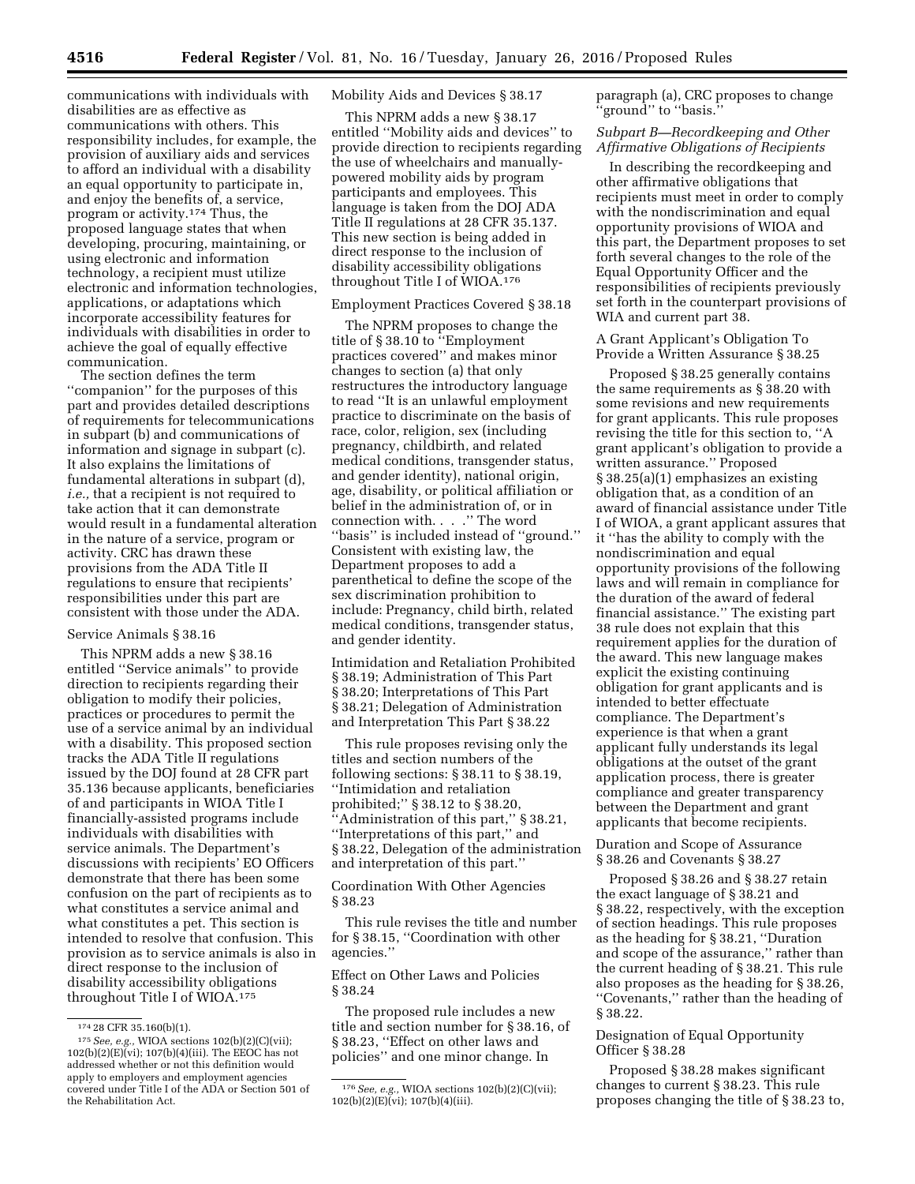communications with individuals with disabilities are as effective as communications with others. This responsibility includes, for example, the provision of auxiliary aids and services to afford an individual with a disability an equal opportunity to participate in, and enjoy the benefits of, a service, program or activity.[174] Thus, the proposed language states that when developing, procuring, maintaining, or using electronic and information technology, a recipient must utilize electronic and information technologies, applications, or adaptations which incorporate accessibility features for individuals with disabilities in order to achieve the goal of equally effective communication.

The section defines the term ''companion'' for the purposes of this part and provides detailed descriptions of requirements for telecommunications in subpart (b) and communications of information and signage in subpart (c). It also explains the limitations of fundamental alterations in subpart (d), *i.e.,* that a recipient is not required to take action that it can demonstrate would result in a fundamental alteration in the nature of a service, program or activity. CRC has drawn these provisions from the ADA Title II regulations to ensure that recipients' responsibilities under this part are consistent with those under the ADA.

Service Animals § 38.16

This NPRM adds a new § 38.16 entitled ''Service animals'' to provide direction to recipients regarding their obligation to modify their policies, practices or procedures to permit the use of a service animal by an individual with a disability. This proposed section tracks the ADA Title II regulations issued by the DOJ found at 28 CFR part 35.136 because applicants, beneficiaries of and participants in WIOA Title I financially-assisted programs include individuals with disabilities with service animals. The Department's discussions with recipients' EO Officers demonstrate that there has been some confusion on the part of recipients as to what constitutes a service animal and what constitutes a pet. This section is intended to resolve that confusion. This provision as to service animals is also in direct response to the inclusion of disability accessibility obligations throughout Title I of WIOA.[175]

Mobility Aids and Devices § 38.17

This NPRM adds a new § 38.17 entitled ''Mobility aids and devices'' to provide direction to recipients regarding the use of wheelchairs and manually-powered mobility aids by program participants and employees. This language is taken from the DOJ ADA Title II regulations at 28 CFR 35.137. This new section is being added in direct response to the inclusion of disability accessibility obligations throughout Title I of WIOA.[176]

Employment Practices Covered § 38.18

The NPRM proposes to change the title of § 38.10 to ''Employment practices covered'' and makes minor changes to section (a) that only restructures the introductory language to read ''It is an unlawful employment practice to discriminate on the basis of race, color, religion, sex (including pregnancy, childbirth, and related medical conditions, transgender status, and gender identity), national origin, age, disability, or political affiliation or belief in the administration of, or in connection with. . . .'' The word ''basis'' is included instead of ''ground.'' Consistent with existing law, the Department proposes to add a parenthetical to define the scope of the sex discrimination prohibition to include: Pregnancy, child birth, related medical conditions, transgender status, and gender identity.

Intimidation and Retaliation Prohibited § 38.19; Administration of This Part § 38.20; Interpretations of This Part § 38.21; Delegation of Administration and Interpretation This Part § 38.22

This rule proposes revising only the titles and section numbers of the following sections: § 38.11 to § 38.19, ''Intimidation and retaliation prohibited;'' § 38.12 to § 38.20, ''Administration of this part,'' § 38.21, ''Interpretations of this part,'' and § 38.22, Delegation of the administration and interpretation of this part.''

Coordination With Other Agencies § 38.23

This rule revises the title and number for § 38.15, ''Coordination with other agencies.''

Effect on Other Laws and Policies § 38.24

The proposed rule includes a new title and section number for § 38.16, of § 38.23, ''Effect on other laws and policies'' and one minor change. In paragraph (a), CRC proposes to change ''ground'' to ''basis.''

### *Subpart B—Recordkeeping and Other Affirmative Obligations of Recipients*

In describing the recordkeeping and other affirmative obligations that recipients must meet in order to comply with the nondiscrimination and equal opportunity provisions of WIOA and this part, the Department proposes to set forth several changes to the role of the Equal Opportunity Officer and the responsibilities of recipients previously set forth in the counterpart provisions of WIA and current part 38.

A Grant Applicant's Obligation To Provide a Written Assurance § 38.25

Proposed § 38.25 generally contains the same requirements as § 38.20 with some revisions and new requirements for grant applicants. This rule proposes revising the title for this section to, ''A grant applicant's obligation to provide a written assurance.'' Proposed § 38.25(a)(1) emphasizes an existing obligation that, as a condition of an award of financial assistance under Title I of WIOA, a grant applicant assures that it ''has the ability to comply with the nondiscrimination and equal opportunity provisions of the following laws and will remain in compliance for the duration of the award of federal financial assistance.'' The existing part 38 rule does not explain that this requirement applies for the duration of the award. This new language makes explicit the existing continuing obligation for grant applicants and is intended to better effectuate compliance. The Department's experience is that when a grant applicant fully understands its legal obligations at the outset of the grant application process, there is greater compliance and greater transparency between the Department and grant applicants that become recipients.

Duration and Scope of Assurance § 38.26 and Covenants § 38.27

Proposed § 38.26 and § 38.27 retain the exact language of § 38.21 and § 38.22, respectively, with the exception of section headings. This rule proposes as the heading for § 38.21, ''Duration and scope of the assurance,'' rather than the current heading of § 38.21. This rule also proposes as the heading for § 38.26, ''Covenants,'' rather than the heading of § 38.22.

Designation of Equal Opportunity Officer § 38.28

Proposed § 38.28 makes significant changes to current § 38.23. This rule proposes changing the title of § 38.23 to,

[174] 28 CFR 35.160(b)(1).

[175] *See, e.g.,* WIOA sections 102(b)(2)(C)(vii); 102(b)(2)(E)(vi); 107(b)(4)(iii). The EEOC has not addressed whether or not this definition would apply to employers and employment agencies covered under Title I of the ADA or Section 501 of the Rehabilitation Act.

[176] *See, e.g.,* WIOA sections 102(b)(2)(C)(vii); 102(b)(2)(E)(vi); 107(b)(4)(iii).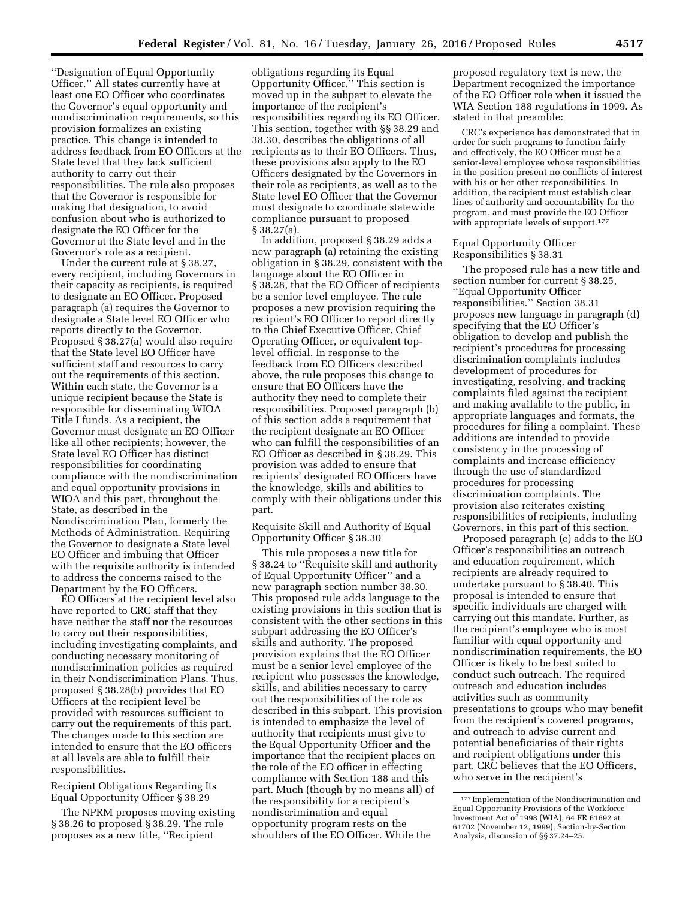''Designation of Equal Opportunity Officer.'' All states currently have at least one EO Officer who coordinates the Governor's equal opportunity and nondiscrimination requirements, so this provision formalizes an existing practice. This change is intended to address feedback from EO Officers at the State level that they lack sufficient authority to carry out their responsibilities. The rule also proposes that the Governor is responsible for making that designation, to avoid confusion about who is authorized to designate the EO Officer for the Governor at the State level and in the Governor's role as a recipient.

Under the current rule at § 38.27, every recipient, including Governors in their capacity as recipients, is required to designate an EO Officer. Proposed paragraph (a) requires the Governor to designate a State level EO Officer who reports directly to the Governor. Proposed § 38.27(a) would also require that the State level EO Officer have sufficient staff and resources to carry out the requirements of this section. Within each state, the Governor is a unique recipient because the State is responsible for disseminating WIOA Title I funds. As a recipient, the Governor must designate an EO Officer like all other recipients; however, the State level EO Officer has distinct responsibilities for coordinating compliance with the nondiscrimination and equal opportunity provisions in WIOA and this part, throughout the State, as described in the Nondiscrimination Plan, formerly the Methods of Administration. Requiring the Governor to designate a State level EO Officer and imbuing that Officer with the requisite authority is intended to address the concerns raised to the Department by the EO Officers.

EO Officers at the recipient level also have reported to CRC staff that they have neither the staff nor the resources to carry out their responsibilities, including investigating complaints, and conducting necessary monitoring of nondiscrimination policies as required in their Nondiscrimination Plans. Thus, proposed § 38.28(b) provides that EO Officers at the recipient level be provided with resources sufficient to carry out the requirements of this part. The changes made to this section are intended to ensure that the EO officers at all levels are able to fulfill their responsibilities.

Recipient Obligations Regarding Its Equal Opportunity Officer § 38.29

The NPRM proposes moving existing § 38.26 to proposed § 38.29. The rule proposes as a new title, ''Recipient obligations regarding its Equal Opportunity Officer.'' This section is moved up in the subpart to elevate the importance of the recipient's responsibilities regarding its EO Officer. This section, together with §§ 38.29 and 38.30, describes the obligations of all recipients as to their EO Officers. Thus, these provisions also apply to the EO Officers designated by the Governors in their role as recipients, as well as to the State level EO Officer that the Governor must designate to coordinate statewide compliance pursuant to proposed § 38.27(a).

In addition, proposed § 38.29 adds a new paragraph (a) retaining the existing obligation in § 38.29, consistent with the language about the EO Officer in § 38.28, that the EO Officer of recipients be a senior level employee. The rule proposes a new provision requiring the recipient's EO Officer to report directly to the Chief Executive Officer, Chief Operating Officer, or equivalent top-level official. In response to the feedback from EO Officers described above, the rule proposes this change to ensure that EO Officers have the authority they need to complete their responsibilities. Proposed paragraph (b) of this section adds a requirement that the recipient designate an EO Officer who can fulfill the responsibilities of an EO Officer as described in § 38.29. This provision was added to ensure that recipients' designated EO Officers have the knowledge, skills and abilities to comply with their obligations under this part.

Requisite Skill and Authority of Equal Opportunity Officer § 38.30

This rule proposes a new title for § 38.24 to ''Requisite skill and authority of Equal Opportunity Officer'' and a new paragraph section number 38.30. This proposed rule adds language to the existing provisions in this section that is consistent with the other sections in this subpart addressing the EO Officer's skills and authority. The proposed provision explains that the EO Officer must be a senior level employee of the recipient who possesses the knowledge, skills, and abilities necessary to carry out the responsibilities of the role as described in this subpart. This provision is intended to emphasize the level of authority that recipients must give to the Equal Opportunity Officer and the importance that the recipient places on the role of the EO officer in effecting compliance with Section 188 and this part. Much (though by no means all) of the responsibility for a recipient's nondiscrimination and equal opportunity program rests on the shoulders of the EO Officer. While the proposed regulatory text is new, the Department recognized the importance of the EO Officer role when it issued the WIA Section 188 regulations in 1999. As stated in that preamble:

> CRC's experience has demonstrated that in order for such programs to function fairly and effectively, the EO Officer must be a senior-level employee whose responsibilities in the position present no conflicts of interest with his or her other responsibilities. In addition, the recipient must establish clear lines of authority and accountability for the program, and must provide the EO Officer with appropriate levels of support.[177]

Equal Opportunity Officer Responsibilities § 38.31

The proposed rule has a new title and section number for current § 38.25, ''Equal Opportunity Officer responsibilities.'' Section 38.31 proposes new language in paragraph (d) specifying that the EO Officer's obligation to develop and publish the recipient's procedures for processing discrimination complaints includes development of procedures for investigating, resolving, and tracking complaints filed against the recipient and making available to the public, in appropriate languages and formats, the procedures for filing a complaint. These additions are intended to provide consistency in the processing of complaints and increase efficiency through the use of standardized procedures for processing discrimination complaints. The provision also reiterates existing responsibilities of recipients, including Governors, in this part of this section.

Proposed paragraph (e) adds to the EO Officer's responsibilities an outreach and education requirement, which recipients are already required to undertake pursuant to § 38.40. This proposal is intended to ensure that specific individuals are charged with carrying out this mandate. Further, as the recipient's employee who is most familiar with equal opportunity and nondiscrimination requirements, the EO Officer is likely to be best suited to conduct such outreach. The required outreach and education includes activities such as community presentations to groups who may benefit from the recipient's covered programs, and outreach to advise current and potential beneficiaries of their rights and recipient obligations under this part. CRC believes that the EO Officers, who serve in the recipient's

[177] Implementation of the Nondiscrimination and Equal Opportunity Provisions of the Workforce Investment Act of 1998 (WIA), 64 FR 61692 at 61702 (November 12, 1999), Section-by-Section Analysis, discussion of §§ 37.24–25.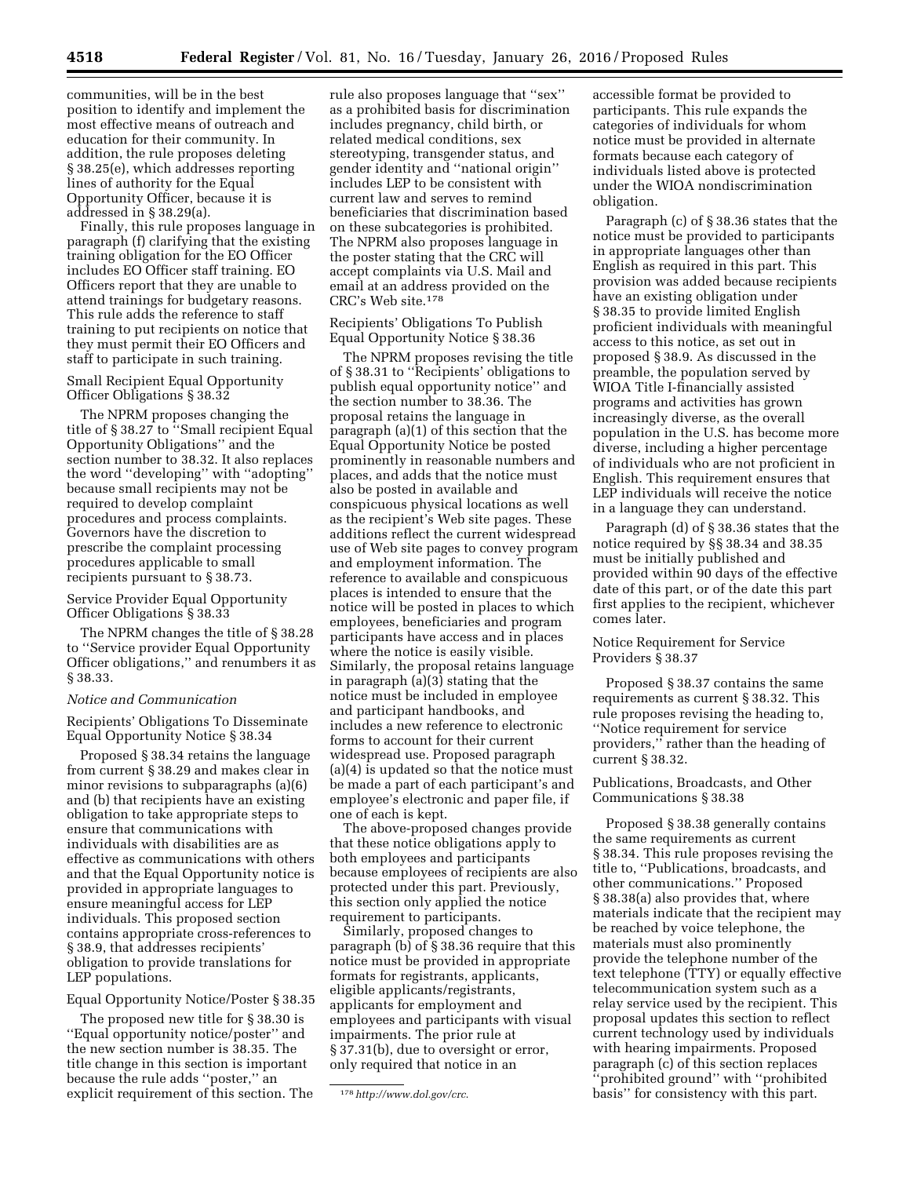communities, will be in the best position to identify and implement the most effective means of outreach and education for their community. In addition, the rule proposes deleting § 38.25(e), which addresses reporting lines of authority for the Equal Opportunity Officer, because it is addressed in § 38.29(a).

Finally, this rule proposes language in paragraph (f) clarifying that the existing training obligation for the EO Officer includes EO Officer staff training. EO Officers report that they are unable to attend trainings for budgetary reasons. This rule adds the reference to staff training to put recipients on notice that they must permit their EO Officers and staff to participate in such training.

Small Recipient Equal Opportunity Officer Obligations § 38.32

The NPRM proposes changing the title of § 38.27 to ''Small recipient Equal Opportunity Obligations'' and the section number to 38.32. It also replaces the word ''developing'' with ''adopting'' because small recipients may not be required to develop complaint procedures and process complaints. Governors have the discretion to prescribe the complaint processing procedures applicable to small recipients pursuant to § 38.73.

Service Provider Equal Opportunity Officer Obligations § 38.33

The NPRM changes the title of § 38.28 to ''Service provider Equal Opportunity Officer obligations,'' and renumbers it as § 38.33.

*Notice and Communication*

Recipients' Obligations To Disseminate Equal Opportunity Notice § 38.34

Proposed § 38.34 retains the language from current § 38.29 and makes clear in minor revisions to subparagraphs (a)(6) and (b) that recipients have an existing obligation to take appropriate steps to ensure that communications with individuals with disabilities are as effective as communications with others and that the Equal Opportunity notice is provided in appropriate languages to ensure meaningful access for LEP individuals. This proposed section contains appropriate cross-references to § 38.9, that addresses recipients' obligation to provide translations for LEP populations.

Equal Opportunity Notice/Poster § 38.35

The proposed new title for § 38.30 is ''Equal opportunity notice/poster'' and the new section number is 38.35. The title change in this section is important because the rule adds ''poster,'' an explicit requirement of this section. The rule also proposes language that ''sex'' as a prohibited basis for discrimination includes pregnancy, child birth, or related medical conditions, sex stereotyping, transgender status, and gender identity and ''national origin'' includes LEP to be consistent with current law and serves to remind beneficiaries that discrimination based on these subcategories is prohibited. The NPRM also proposes language in the poster stating that the CRC will accept complaints via U.S. Mail and email at an address provided on the CRC's Web site.[178]

Recipients' Obligations To Publish Equal Opportunity Notice § 38.36

The NPRM proposes revising the title of § 38.31 to ''Recipients' obligations to publish equal opportunity notice'' and the section number to 38.36. The proposal retains the language in paragraph (a)(1) of this section that the Equal Opportunity Notice be posted prominently in reasonable numbers and places, and adds that the notice must also be posted in available and conspicuous physical locations as well as the recipient's Web site pages. These additions reflect the current widespread use of Web site pages to convey program and employment information. The reference to available and conspicuous places is intended to ensure that the notice will be posted in places to which employees, beneficiaries and program participants have access and in places where the notice is easily visible. Similarly, the proposal retains language in paragraph (a)(3) stating that the notice must be included in employee and participant handbooks, and includes a new reference to electronic forms to account for their current widespread use. Proposed paragraph (a)(4) is updated so that the notice must be made a part of each participant's and employee's electronic and paper file, if one of each is kept.

The above-proposed changes provide that these notice obligations apply to both employees and participants because employees of recipients are also protected under this part. Previously, this section only applied the notice requirement to participants.

Similarly, proposed changes to paragraph (b) of § 38.36 require that this notice must be provided in appropriate formats for registrants, applicants, eligible applicants/registrants, applicants for employment and employees and participants with visual impairments. The prior rule at § 37.31(b), due to oversight or error, only required that notice in an accessible format be provided to participants. This rule expands the categories of individuals for whom notice must be provided in alternate formats because each category of individuals listed above is protected under the WIOA nondiscrimination obligation.

Paragraph (c) of § 38.36 states that the notice must be provided to participants in appropriate languages other than English as required in this part. This provision was added because recipients have an existing obligation under § 38.35 to provide limited English proficient individuals with meaningful access to this notice, as set out in proposed § 38.9. As discussed in the preamble, the population served by WIOA Title I-financially assisted programs and activities has grown increasingly diverse, as the overall population in the U.S. has become more diverse, including a higher percentage of individuals who are not proficient in English. This requirement ensures that LEP individuals will receive the notice in a language they can understand.

Paragraph (d) of § 38.36 states that the notice required by §§ 38.34 and 38.35 must be initially published and provided within 90 days of the effective date of this part, or of the date this part first applies to the recipient, whichever comes later.

Notice Requirement for Service Providers § 38.37

Proposed § 38.37 contains the same requirements as current § 38.32. This rule proposes revising the heading to, ''Notice requirement for service providers,'' rather than the heading of current § 38.32.

Publications, Broadcasts, and Other Communications § 38.38

Proposed § 38.38 generally contains the same requirements as current § 38.34. This rule proposes revising the title to, ''Publications, broadcasts, and other communications.'' Proposed § 38.38(a) also provides that, where materials indicate that the recipient may be reached by voice telephone, the materials must also prominently provide the telephone number of the text telephone (TTY) or equally effective telecommunication system such as a relay service used by the recipient. This proposal updates this section to reflect current technology used by individuals with hearing impairments. Proposed paragraph (c) of this section replaces ''prohibited ground'' with ''prohibited basis'' for consistency with this part.

[178] *http://www.dol.gov/crc.*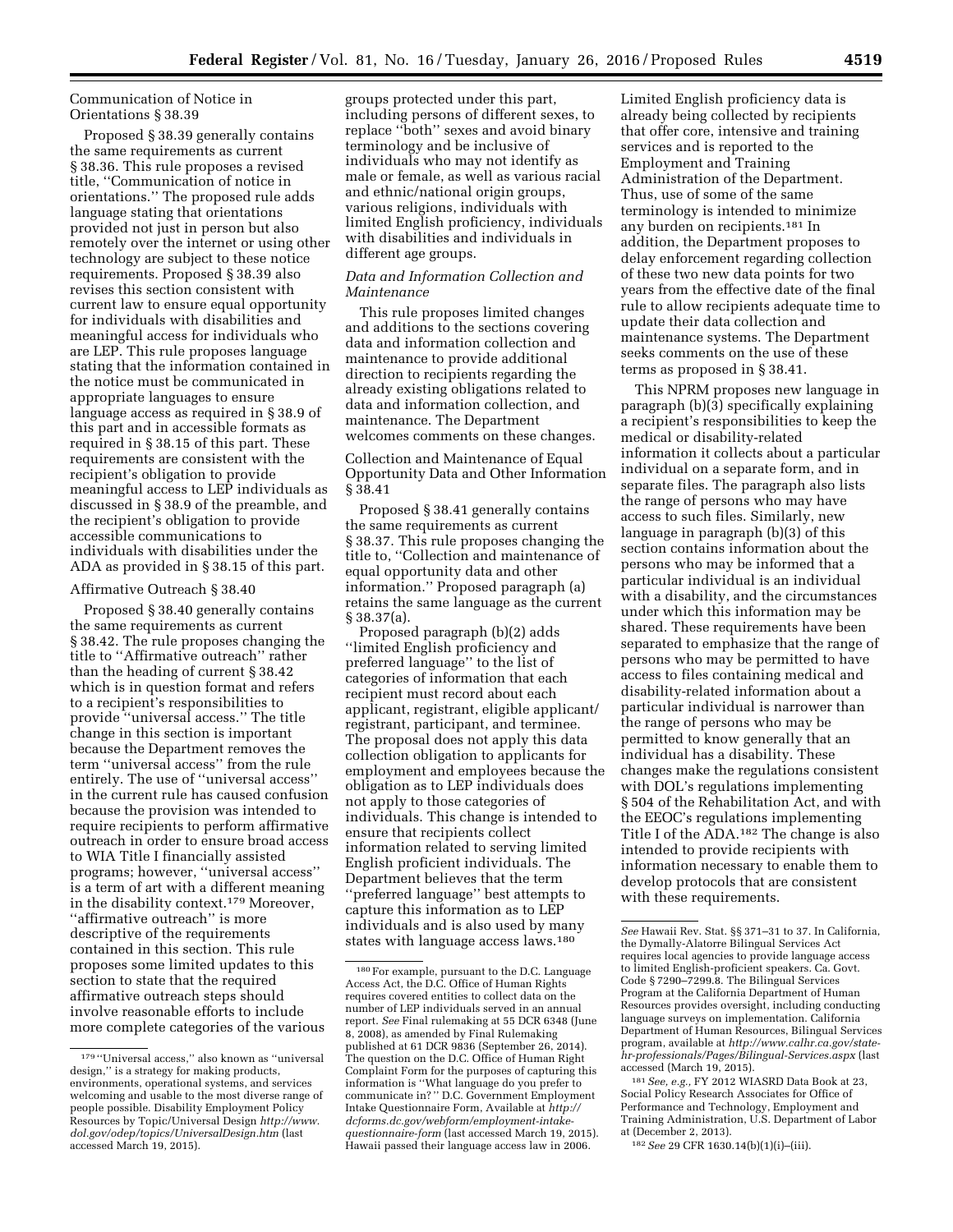Communication of Notice in Orientations § 38.39

Proposed § 38.39 generally contains the same requirements as current § 38.36. This rule proposes a revised title, ''Communication of notice in orientations.'' The proposed rule adds language stating that orientations provided not just in person but also remotely over the internet or using other technology are subject to these notice requirements. Proposed § 38.39 also revises this section consistent with current law to ensure equal opportunity for individuals with disabilities and meaningful access for individuals who are LEP. This rule proposes language stating that the information contained in the notice must be communicated in appropriate languages to ensure language access as required in § 38.9 of this part and in accessible formats as required in § 38.15 of this part. These requirements are consistent with the recipient's obligation to provide meaningful access to LEP individuals as discussed in § 38.9 of the preamble, and the recipient's obligation to provide accessible communications to individuals with disabilities under the ADA as provided in § 38.15 of this part.

Affirmative Outreach § 38.40

Proposed § 38.40 generally contains the same requirements as current § 38.42. The rule proposes changing the title to ''Affirmative outreach'' rather than the heading of current § 38.42 which is in question format and refers to a recipient's responsibilities to provide ''universal access.'' The title change in this section is important because the Department removes the term ''universal access'' from the rule entirely. The use of ''universal access'' in the current rule has caused confusion because the provision was intended to require recipients to perform affirmative outreach in order to ensure broad access to WIA Title I financially assisted programs; however, ''universal access'' is a term of art with a different meaning in the disability context.[179] Moreover, ''affirmative outreach'' is more descriptive of the requirements contained in this section. This rule proposes some limited updates to this section to state that the required affirmative outreach steps should involve reasonable efforts to include more complete categories of the various groups protected under this part, including persons of different sexes, to replace ''both'' sexes and avoid binary terminology and be inclusive of individuals who may not identify as male or female, as well as various racial and ethnic/national origin groups, various religions, individuals with limited English proficiency, individuals with disabilities and individuals in different age groups.

*Data and Information Collection and Maintenance*

This rule proposes limited changes and additions to the sections covering data and information collection and maintenance to provide additional direction to recipients regarding the already existing obligations related to data and information collection, and maintenance. The Department welcomes comments on these changes.

Collection and Maintenance of Equal Opportunity Data and Other Information § 38.41

Proposed § 38.41 generally contains the same requirements as current § 38.37. This rule proposes changing the title to, ''Collection and maintenance of equal opportunity data and other information.'' Proposed paragraph (a) retains the same language as the current § 38.37(a).

Proposed paragraph (b)(2) adds ''limited English proficiency and preferred language'' to the list of categories of information that each recipient must record about each applicant, registrant, eligible applicant/registrant, participant, and terminee. The proposal does not apply this data collection obligation to applicants for employment and employees because the obligation as to LEP individuals does not apply to those categories of individuals. This change is intended to ensure that recipients collect information related to serving limited English proficient individuals. The Department believes that the term ''preferred language'' best attempts to capture this information as to LEP individuals and is also used by many states with language access laws.[180] Limited English proficiency data is already being collected by recipients that offer core, intensive and training services and is reported to the Employment and Training Administration of the Department. Thus, use of some of the same terminology is intended to minimize any burden on recipients.[181] In addition, the Department proposes to delay enforcement regarding collection of these two new data points for two years from the effective date of the final rule to allow recipients adequate time to update their data collection and maintenance systems. The Department seeks comments on the use of these terms as proposed in § 38.41.

This NPRM proposes new language in paragraph (b)(3) specifically explaining a recipient's responsibilities to keep the medical or disability-related information it collects about a particular individual on a separate form, and in separate files. The paragraph also lists the range of persons who may have access to such files. Similarly, new language in paragraph (b)(3) of this section contains information about the persons who may be informed that a particular individual is an individual with a disability, and the circumstances under which this information may be shared. These requirements have been separated to emphasize that the range of persons who may be permitted to have access to files containing medical and disability-related information about a particular individual is narrower than the range of persons who may be permitted to know generally that an individual has a disability. These changes make the regulations consistent with DOL's regulations implementing § 504 of the Rehabilitation Act, and with the EEOC's regulations implementing Title I of the ADA.[182] The change is also intended to provide recipients with information necessary to enable them to develop protocols that are consistent with these requirements.

---

[179] ''Universal access,'' also known as ''universal design,'' is a strategy for making products, environments, operational systems, and services welcoming and usable to the most diverse range of people possible. Disability Employment Policy Resources by Topic/Universal Design *http://www.dol.gov/odep/topics/UniversalDesign.htm* (last accessed March 19, 2015).

[180] For example, pursuant to the D.C. Language Access Act, the D.C. Office of Human Rights requires covered entities to collect data on the number of LEP individuals served in an annual report. *See* Final rulemaking at 55 DCR 6348 (June 8, 2008), as amended by Final Rulemaking published at 61 DCR 9836 (September 26, 2014). The question on the D.C. Office of Human Right Complaint Form for the purposes of capturing this information is ''What language do you prefer to communicate in?'' D.C. Government Employment Intake Questionnaire Form, Available at *http://dcforms.dc.gov/webform/employment-intake-questionnaire-form* (last accessed March 19, 2015). Hawaii passed their language access law in 2006. *See* Hawaii Rev. Stat. §§ 371–31 to 37. In California, the Dymally-Alatorre Bilingual Services Act requires local agencies to provide language access to limited English-proficient speakers. Ca. Govt. Code § 7290–7299.8. The Bilingual Services Program at the California Department of Human Resources provides oversight, including conducting language surveys on implementation. California Department of Human Resources, Bilingual Services program, available at *http://www.calhr.ca.gov/state-hr-professionals/Pages/Bilingual-Services.aspx* (last accessed (March 19, 2015).

[181] *See, e.g.,* FY 2012 WIASRD Data Book at 23, Social Policy Research Associates for Office of Performance and Technology, Employment and Training Administration, U.S. Department of Labor at (December 2, 2013).

[182] *See* 29 CFR 1630.14(b)(1)(i)–(iii).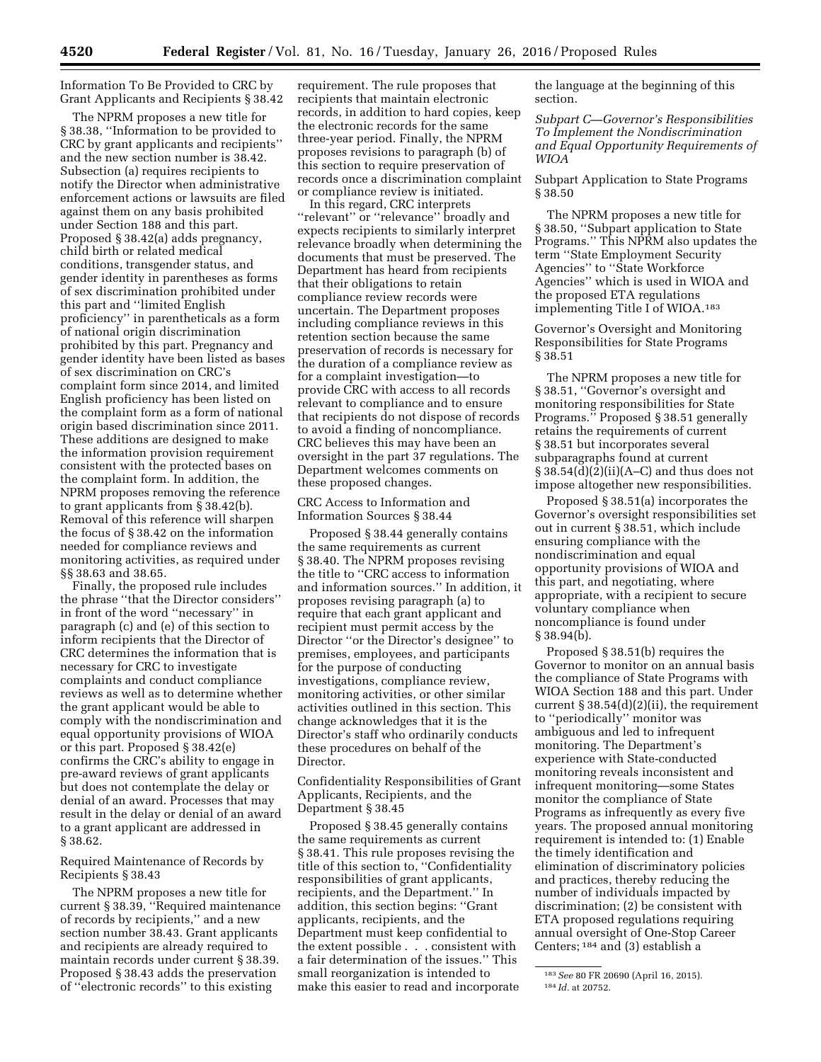Information To Be Provided to CRC by Grant Applicants and Recipients § 38.42

The NPRM proposes a new title for § 38.38, ''Information to be provided to CRC by grant applicants and recipients'' and the new section number is 38.42. Subsection (a) requires recipients to notify the Director when administrative enforcement actions or lawsuits are filed against them on any basis prohibited under Section 188 and this part. Proposed § 38.42(a) adds pregnancy, child birth or related medical conditions, transgender status, and gender identity in parentheses as forms of sex discrimination prohibited under this part and ''limited English proficiency'' in parentheticals as a form of national origin discrimination prohibited by this part. Pregnancy and gender identity have been listed as bases of sex discrimination on CRC's complaint form since 2014, and limited English proficiency has been listed on the complaint form as a form of national origin based discrimination since 2011. These additions are designed to make the information provision requirement consistent with the protected bases on the complaint form. In addition, the NPRM proposes removing the reference to grant applicants from § 38.42(b). Removal of this reference will sharpen the focus of § 38.42 on the information needed for compliance reviews and monitoring activities, as required under §§ 38.63 and 38.65.

Finally, the proposed rule includes the phrase ''that the Director considers'' in front of the word ''necessary'' in paragraph (c) and (e) of this section to inform recipients that the Director of CRC determines the information that is necessary for CRC to investigate complaints and conduct compliance reviews as well as to determine whether the grant applicant would be able to comply with the nondiscrimination and equal opportunity provisions of WIOA or this part. Proposed § 38.42(e) confirms the CRC's ability to engage in pre-award reviews of grant applicants but does not contemplate the delay or denial of an award. Processes that may result in the delay or denial of an award to a grant applicant are addressed in § 38.62.

Required Maintenance of Records by Recipients § 38.43

The NPRM proposes a new title for current § 38.39, ''Required maintenance of records by recipients,'' and a new section number 38.43. Grant applicants and recipients are already required to maintain records under current § 38.39. Proposed § 38.43 adds the preservation of ''electronic records'' to this existing requirement. The rule proposes that recipients that maintain electronic records, in addition to hard copies, keep the electronic records for the same three-year period. Finally, the NPRM proposes revisions to paragraph (b) of this section to require preservation of records once a discrimination complaint or compliance review is initiated.

In this regard, CRC interprets ''relevant'' or ''relevance'' broadly and expects recipients to similarly interpret relevance broadly when determining the documents that must be preserved. The Department has heard from recipients that their obligations to retain compliance review records were uncertain. The Department proposes including compliance reviews in this retention section because the same preservation of records is necessary for the duration of a compliance review as for a complaint investigation—to provide CRC with access to all records relevant to compliance and to ensure that recipients do not dispose of records to avoid a finding of noncompliance. CRC believes this may have been an oversight in the part 37 regulations. The Department welcomes comments on these proposed changes.

CRC Access to Information and Information Sources § 38.44

Proposed § 38.44 generally contains the same requirements as current § 38.40. The NPRM proposes revising the title to ''CRC access to information and information sources.'' In addition, it proposes revising paragraph (a) to require that each grant applicant and recipient must permit access by the Director ''or the Director's designee'' to premises, employees, and participants for the purpose of conducting investigations, compliance review, monitoring activities, or other similar activities outlined in this section. This change acknowledges that it is the Director's staff who ordinarily conducts these procedures on behalf of the Director.

Confidentiality Responsibilities of Grant Applicants, Recipients, and the Department § 38.45

Proposed § 38.45 generally contains the same requirements as current § 38.41. This rule proposes revising the title of this section to, ''Confidentiality responsibilities of grant applicants, recipients, and the Department.'' In addition, this section begins: ''Grant applicants, recipients, and the Department must keep confidential to the extent possible . . . consistent with a fair determination of the issues.'' This small reorganization is intended to make this easier to read and incorporate the language at the beginning of this section.

*Subpart C—Governor's Responsibilities To Implement the Nondiscrimination and Equal Opportunity Requirements of WIOA*

Subpart Application to State Programs § 38.50

The NPRM proposes a new title for § 38.50, ''Subpart application to State Programs.'' This NPRM also updates the term ''State Employment Security Agencies'' to ''State Workforce Agencies'' which is used in WIOA and the proposed ETA regulations implementing Title I of WIOA.[183]

Governor's Oversight and Monitoring Responsibilities for State Programs § 38.51

The NPRM proposes a new title for § 38.51, ''Governor's oversight and monitoring responsibilities for State Programs.'' Proposed § 38.51 generally retains the requirements of current § 38.51 but incorporates several subparagraphs found at current § 38.54(d)(2)(ii)(A–C) and thus does not impose altogether new responsibilities.

Proposed § 38.51(a) incorporates the Governor's oversight responsibilities set out in current § 38.51, which include ensuring compliance with the nondiscrimination and equal opportunity provisions of WIOA and this part, and negotiating, where appropriate, with a recipient to secure voluntary compliance when noncompliance is found under § 38.94(b).

Proposed § 38.51(b) requires the Governor to monitor on an annual basis the compliance of State Programs with WIOA Section 188 and this part. Under current § 38.54(d)(2)(ii), the requirement to ''periodically'' monitor was ambiguous and led to infrequent monitoring. The Department's experience with State-conducted monitoring reveals inconsistent and infrequent monitoring—some States monitor the compliance of State Programs as infrequently as every five years. The proposed annual monitoring requirement is intended to: (1) Enable the timely identification and elimination of discriminatory policies and practices, thereby reducing the number of individuals impacted by discrimination; (2) be consistent with ETA proposed regulations requiring annual oversight of One-Stop Career Centers;[184] and (3) establish a

[183] *See* 80 FR 20690 (April 16, 2015).

[184] *Id.* at 20752.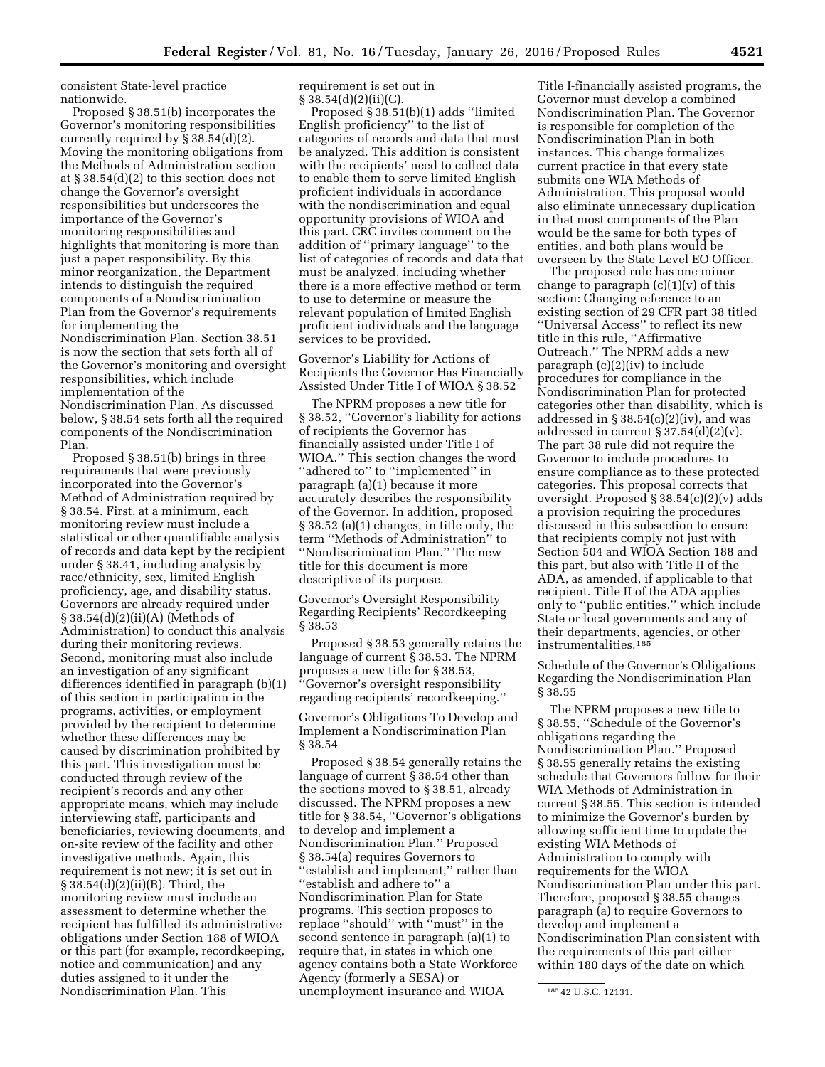consistent State-level practice nationwide.

Proposed § 38.51(b) incorporates the Governor's monitoring responsibilities currently required by § 38.54(d)(2). Moving the monitoring obligations from the Methods of Administration section at § 38.54(d)(2) to this section does not change the Governor's oversight responsibilities but underscores the importance of the Governor's monitoring responsibilities and highlights that monitoring is more than just a paper responsibility. By this minor reorganization, the Department intends to distinguish the required components of a Nondiscrimination Plan from the Governor's requirements for implementing the Nondiscrimination Plan. Section 38.51 is now the section that sets forth all of the Governor's monitoring and oversight responsibilities, which include implementation of the Nondiscrimination Plan. As discussed below, § 38.54 sets forth all the required components of the Nondiscrimination Plan.

Proposed § 38.51(b) brings in three requirements that were previously incorporated into the Governor's Method of Administration required by § 38.54. First, at a minimum, each monitoring review must include a statistical or other quantifiable analysis of records and data kept by the recipient under § 38.41, including analysis by race/ethnicity, sex, limited English proficiency, age, and disability status. Governors are already required under § 38.54(d)(2)(ii)(A) (Methods of Administration) to conduct this analysis during their monitoring reviews. Second, monitoring must also include an investigation of any significant differences identified in paragraph (b)(1) of this section in participation in the programs, activities, or employment provided by the recipient to determine whether these differences may be caused by discrimination prohibited by this part. This investigation must be conducted through review of the recipient's records and any other appropriate means, which may include interviewing staff, participants and beneficiaries, reviewing documents, and on-site review of the facility and other investigative methods. Again, this requirement is not new; it is set out in § 38.54(d)(2)(ii)(B). Third, the monitoring review must include an assessment to determine whether the recipient has fulfilled its administrative obligations under Section 188 of WIOA or this part (for example, recordkeeping, notice and communication) and any duties assigned to it under the Nondiscrimination Plan. This requirement is set out in § 38.54(d)(2)(ii)(C).

Proposed § 38.51(b)(1) adds "limited English proficiency" to the list of categories of records and data that must be analyzed. This addition is consistent with the recipients' need to collect data to enable them to serve limited English proficient individuals in accordance with the nondiscrimination and equal opportunity provisions of WIOA and this part. CRC invites comment on the addition of "primary language" to the list of categories of records and data that must be analyzed, including whether there is a more effective method or term to use to determine or measure the relevant population of limited English proficient individuals and the language services to be provided.

Governor's Liability for Actions of Recipients the Governor Has Financially Assisted Under Title I of WIOA § 38.52

The NPRM proposes a new title for § 38.52, "Governor's liability for actions of recipients the Governor has financially assisted under Title I of WIOA." This section changes the word "adhered to" to "implemented" in paragraph (a)(1) because it more accurately describes the responsibility of the Governor. In addition, proposed § 38.52 (a)(1) changes, in title only, the term "Methods of Administration" to "Nondiscrimination Plan." The new title for this document is more descriptive of its purpose.

Governor's Oversight Responsibility Regarding Recipients' Recordkeeping § 38.53

Proposed § 38.53 generally retains the language of current § 38.53. The NPRM proposes a new title for § 38.53, "Governor's oversight responsibility regarding recipients' recordkeeping."

Governor's Obligations To Develop and Implement a Nondiscrimination Plan § 38.54

Proposed § 38.54 generally retains the language of current § 38.54 other than the sections moved to § 38.51, already discussed. The NPRM proposes a new title for § 38.54, "Governor's obligations to develop and implement a Nondiscrimination Plan." Proposed § 38.54(a) requires Governors to "establish and implement," rather than "establish and adhere to" a Nondiscrimination Plan for State programs. This section proposes to replace "should" with "must" in the second sentence in paragraph (a)(1) to require that, in states in which one agency contains both a State Workforce Agency (formerly a SESA) or unemployment insurance and WIOA Title I-financially assisted programs, the Governor must develop a combined Nondiscrimination Plan. The Governor is responsible for completion of the Nondiscrimination Plan in both instances. This change formalizes current practice in that every state submits one WIA Methods of Administration. This proposal would also eliminate unnecessary duplication in that most components of the Plan would be the same for both types of entities, and both plans would be overseen by the State Level EO Officer.

The proposed rule has one minor change to paragraph (c)(1)(v) of this section: Changing reference to an existing section of 29 CFR part 38 titled "Universal Access" to reflect its new title in this rule, "Affirmative Outreach." The NPRM adds a new paragraph (c)(2)(iv) to include procedures for compliance in the Nondiscrimination Plan for protected categories other than disability, which is addressed in § 38.54(c)(2)(iv), and was addressed in current § 37.54(d)(2)(v). The part 38 rule did not require the Governor to include procedures to ensure compliance as to these protected categories. This proposal corrects that oversight. Proposed § 38.54(c)(2)(v) adds a provision requiring the procedures discussed in this subsection to ensure that recipients comply not just with Section 504 and WIOA Section 188 and this part, but also with Title II of the ADA, as amended, if applicable to that recipient. Title II of the ADA applies only to "public entities," which include State or local governments and any of their departments, agencies, or other instrumentalities.[185]

Schedule of the Governor's Obligations Regarding the Nondiscrimination Plan § 38.55

The NPRM proposes a new title to § 38.55, "Schedule of the Governor's obligations regarding the Nondiscrimination Plan." Proposed § 38.55 generally retains the existing schedule that Governors follow for their WIA Methods of Administration in current § 38.55. This section is intended to minimize the Governor's burden by allowing sufficient time to update the existing WIA Methods of Administration to comply with requirements for the WIOA Nondiscrimination Plan under this part. Therefore, proposed § 38.55 changes paragraph (a) to require Governors to develop and implement a Nondiscrimination Plan consistent with the requirements of this part either within 180 days of the date on which

[185] 42 U.S.C. 12131.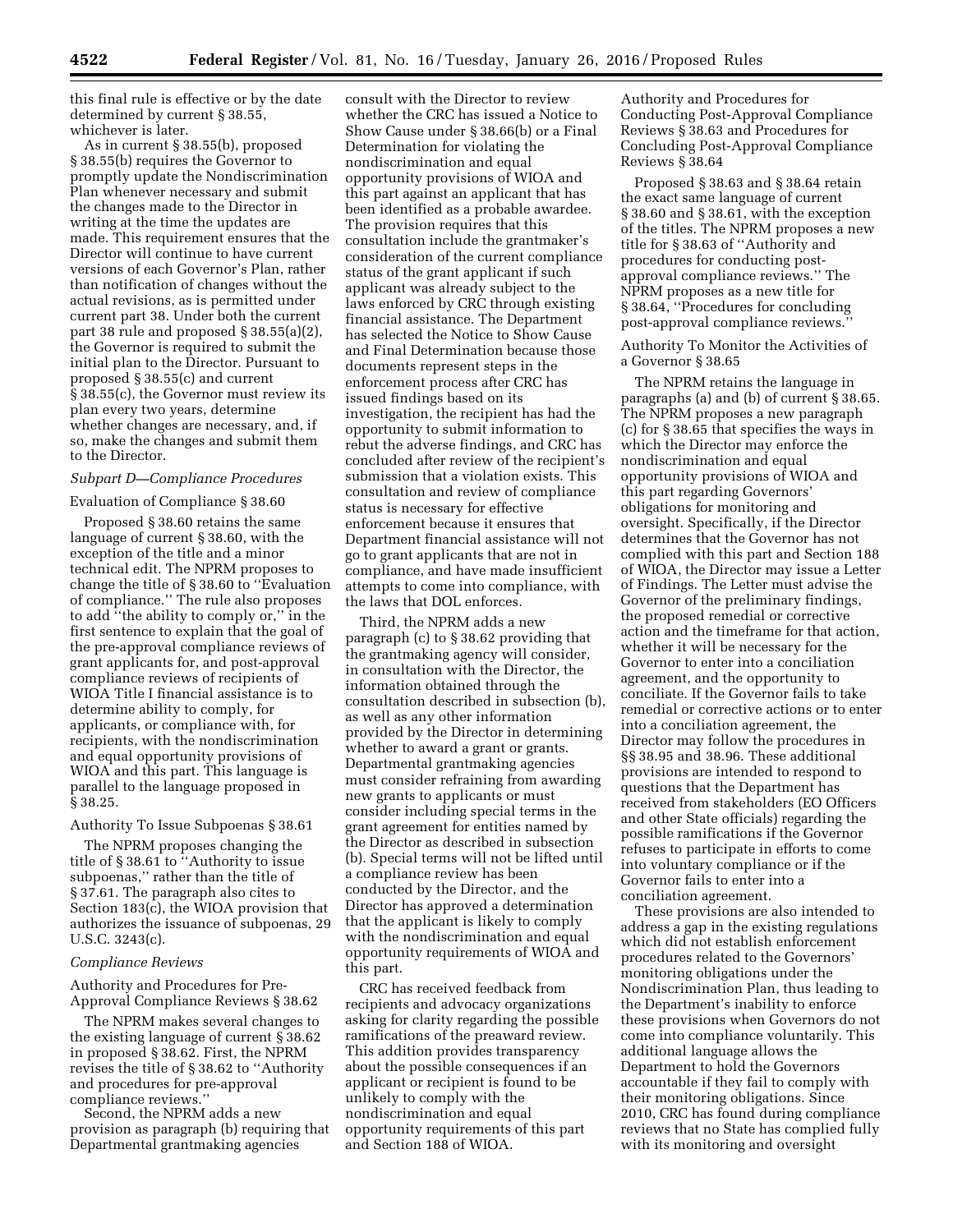this final rule is effective or by the date determined by current § 38.55, whichever is later.

As in current § 38.55(b), proposed § 38.55(b) requires the Governor to promptly update the Nondiscrimination Plan whenever necessary and submit the changes made to the Director in writing at the time the updates are made. This requirement ensures that the Director will continue to have current versions of each Governor's Plan, rather than notification of changes without the actual revisions, as is permitted under current part 38. Under both the current part 38 rule and proposed § 38.55(a)(2), the Governor is required to submit the initial plan to the Director. Pursuant to proposed § 38.55(c) and current § 38.55(c), the Governor must review its plan every two years, determine whether changes are necessary, and, if so, make the changes and submit them to the Director.

### *Subpart D—Compliance Procedures*

Evaluation of Compliance § 38.60

Proposed § 38.60 retains the same language of current § 38.60, with the exception of the title and a minor technical edit. The NPRM proposes to change the title of § 38.60 to ''Evaluation of compliance.'' The rule also proposes to add ''the ability to comply or,'' in the first sentence to explain that the goal of the pre-approval compliance reviews of grant applicants for, and post-approval compliance reviews of recipients of WIOA Title I financial assistance is to determine ability to comply, for applicants, or compliance with, for recipients, with the nondiscrimination and equal opportunity provisions of WIOA and this part. This language is parallel to the language proposed in § 38.25.

Authority To Issue Subpoenas § 38.61

The NPRM proposes changing the title of § 38.61 to ''Authority to issue subpoenas,'' rather than the title of § 37.61. The paragraph also cites to Section 183(c), the WIOA provision that authorizes the issuance of subpoenas, 29 U.S.C. 3243(c).

### *Compliance Reviews*

Authority and Procedures for Pre-Approval Compliance Reviews § 38.62

The NPRM makes several changes to the existing language of current § 38.62 in proposed § 38.62. First, the NPRM revises the title of § 38.62 to ''Authority and procedures for pre-approval compliance reviews.''

Second, the NPRM adds a new provision as paragraph (b) requiring that Departmental grantmaking agencies consult with the Director to review whether the CRC has issued a Notice to Show Cause under § 38.66(b) or a Final Determination for violating the nondiscrimination and equal opportunity provisions of WIOA and this part against an applicant that has been identified as a probable awardee. The provision requires that this consultation include the grantmaker's consideration of the current compliance status of the grant applicant if such applicant was already subject to the laws enforced by CRC through existing financial assistance. The Department has selected the Notice to Show Cause and Final Determination because those documents represent steps in the enforcement process after CRC has issued findings based on its investigation, the recipient has had the opportunity to submit information to rebut the adverse findings, and CRC has concluded after review of the recipient's submission that a violation exists. This consultation and review of compliance status is necessary for effective enforcement because it ensures that Department financial assistance will not go to grant applicants that are not in compliance, and have made insufficient attempts to come into compliance, with the laws that DOL enforces.

Third, the NPRM adds a new paragraph (c) to § 38.62 providing that the grantmaking agency will consider, in consultation with the Director, the information obtained through the consultation described in subsection (b), as well as any other information provided by the Director in determining whether to award a grant or grants. Departmental grantmaking agencies must consider refraining from awarding new grants to applicants or must consider including special terms in the grant agreement for entities named by the Director as described in subsection (b). Special terms will not be lifted until a compliance review has been conducted by the Director, and the Director has approved a determination that the applicant is likely to comply with the nondiscrimination and equal opportunity requirements of WIOA and this part.

CRC has received feedback from recipients and advocacy organizations asking for clarity regarding the possible ramifications of the preaward review. This addition provides transparency about the possible consequences if an applicant or recipient is found to be unlikely to comply with the nondiscrimination and equal opportunity requirements of this part and Section 188 of WIOA.

Authority and Procedures for Conducting Post-Approval Compliance Reviews § 38.63 and Procedures for Concluding Post-Approval Compliance Reviews § 38.64

Proposed § 38.63 and § 38.64 retain the exact same language of current § 38.60 and § 38.61, with the exception of the titles. The NPRM proposes a new title for § 38.63 of ''Authority and procedures for conducting post-approval compliance reviews.'' The NPRM proposes as a new title for § 38.64, ''Procedures for concluding post-approval compliance reviews.''

Authority To Monitor the Activities of a Governor § 38.65

The NPRM retains the language in paragraphs (a) and (b) of current § 38.65. The NPRM proposes a new paragraph (c) for § 38.65 that specifies the ways in which the Director may enforce the nondiscrimination and equal opportunity provisions of WIOA and this part regarding Governors' obligations for monitoring and oversight. Specifically, if the Director determines that the Governor has not complied with this part and Section 188 of WIOA, the Director may issue a Letter of Findings. The Letter must advise the Governor of the preliminary findings, the proposed remedial or corrective action and the timeframe for that action, whether it will be necessary for the Governor to enter into a conciliation agreement, and the opportunity to conciliate. If the Governor fails to take remedial or corrective actions or to enter into a conciliation agreement, the Director may follow the procedures in §§ 38.95 and 38.96. These additional provisions are intended to respond to questions that the Department has received from stakeholders (EO Officers and other State officials) regarding the possible ramifications if the Governor refuses to participate in efforts to come into voluntary compliance or if the Governor fails to enter into a conciliation agreement.

These provisions are also intended to address a gap in the existing regulations which did not establish enforcement procedures related to the Governors' monitoring obligations under the Nondiscrimination Plan, thus leading to the Department's inability to enforce these provisions when Governors do not come into compliance voluntarily. This additional language allows the Department to hold the Governors accountable if they fail to comply with their monitoring obligations. Since 2010, CRC has found during compliance reviews that no State has complied fully with its monitoring and oversight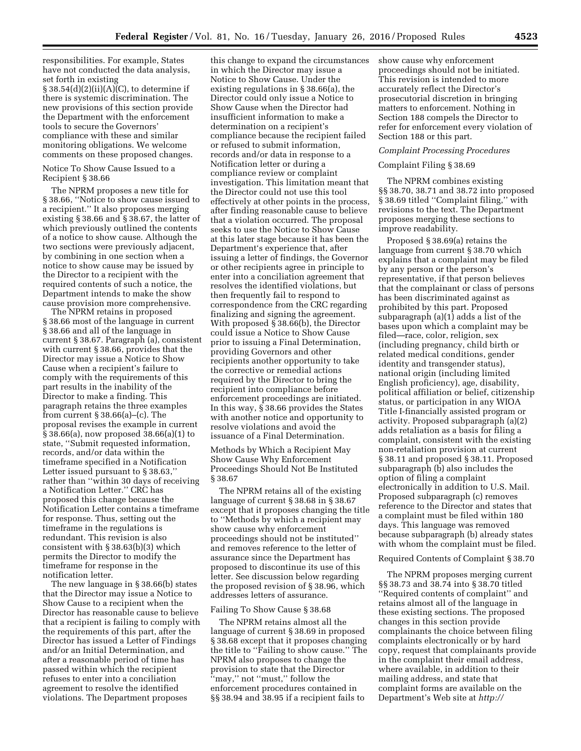responsibilities. For example, States have not conducted the data analysis, set forth in existing § 38.54(d)(2)(ii)(A)(C), to determine if there is systemic discrimination. The new provisions of this section provide the Department with the enforcement tools to secure the Governors' compliance with these and similar monitoring obligations. We welcome comments on these proposed changes.

Notice To Show Cause Issued to a Recipient § 38.66

The NPRM proposes a new title for § 38.66, ''Notice to show cause issued to a recipient.'' It also proposes merging existing § 38.66 and § 38.67, the latter of which previously outlined the contents of a notice to show cause. Although the two sections were previously adjacent, by combining in one section when a notice to show cause may be issued by the Director to a recipient with the required contents of such a notice, the Department intends to make the show cause provision more comprehensive.

The NPRM retains in proposed § 38.66 most of the language in current § 38.66 and all of the language in current § 38.67. Paragraph (a), consistent with current § 38.66, provides that the Director may issue a Notice to Show Cause when a recipient's failure to comply with the requirements of this part results in the inability of the Director to make a finding. This paragraph retains the three examples from current § 38.66(a)–(c). The proposal revises the example in current § 38.66(a), now proposed 38.66(a)(1) to state, ''Submit requested information, records, and/or data within the timeframe specified in a Notification Letter issued pursuant to § 38.63,'' rather than ''within 30 days of receiving a Notification Letter.'' CRC has proposed this change because the Notification Letter contains a timeframe for response. Thus, setting out the timeframe in the regulations is redundant. This revision is also consistent with § 38.63(b)(3) which permits the Director to modify the timeframe for response in the notification letter.

The new language in § 38.66(b) states that the Director may issue a Notice to Show Cause to a recipient when the Director has reasonable cause to believe that a recipient is failing to comply with the requirements of this part, after the Director has issued a Letter of Findings and/or an Initial Determination, and after a reasonable period of time has passed within which the recipient refuses to enter into a conciliation agreement to resolve the identified violations. The Department proposes this change to expand the circumstances in which the Director may issue a Notice to Show Cause. Under the existing regulations in § 38.66(a), the Director could only issue a Notice to Show Cause when the Director had insufficient information to make a determination on a recipient's compliance because the recipient failed or refused to submit information, records and/or data in response to a Notification letter or during a compliance review or complaint investigation. This limitation meant that the Director could not use this tool effectively at other points in the process, after finding reasonable cause to believe that a violation occurred. The proposal seeks to use the Notice to Show Cause at this later stage because it has been the Department's experience that, after issuing a letter of findings, the Governor or other recipients agree in principle to enter into a conciliation agreement that resolves the identified violations, but then frequently fail to respond to correspondence from the CRC regarding finalizing and signing the agreement. With proposed § 38.66(b), the Director could issue a Notice to Show Cause prior to issuing a Final Determination, providing Governors and other recipients another opportunity to take the corrective or remedial actions required by the Director to bring the recipient into compliance before enforcement proceedings are initiated. In this way, § 38.66 provides the States with another notice and opportunity to resolve violations and avoid the issuance of a Final Determination.

Methods by Which a Recipient May Show Cause Why Enforcement Proceedings Should Not Be Instituted § 38.67

The NPRM retains all of the existing language of current § 38.68 in § 38.67 except that it proposes changing the title to ''Methods by which a recipient may show cause why enforcement proceedings should not be instituted'' and removes reference to the letter of assurance since the Department has proposed to discontinue its use of this letter. See discussion below regarding the proposed revision of § 38.96, which addresses letters of assurance.

Failing To Show Cause § 38.68

The NPRM retains almost all the language of current § 38.69 in proposed § 38.68 except that it proposes changing the title to ''Failing to show cause.'' The NPRM also proposes to change the provision to state that the Director ''may,'' not ''must,'' follow the enforcement procedures contained in §§ 38.94 and 38.95 if a recipient fails to show cause why enforcement proceedings should not be initiated. This revision is intended to more accurately reflect the Director's prosecutorial discretion in bringing matters to enforcement. Nothing in Section 188 compels the Director to refer for enforcement every violation of Section 188 or this part.

*Complaint Processing Procedures*

Complaint Filing § 38.69

The NPRM combines existing §§ 38.70, 38.71 and 38.72 into proposed § 38.69 titled ''Complaint filing,'' with revisions to the text. The Department proposes merging these sections to improve readability.

Proposed § 38.69(a) retains the language from current § 38.70 which explains that a complaint may be filed by any person or the person's representative, if that person believes that the complainant or class of persons has been discriminated against as prohibited by this part. Proposed subparagraph (a)(1) adds a list of the bases upon which a complaint may be filed—race, color, religion, sex (including pregnancy, child birth or related medical conditions, gender identity and transgender status), national origin (including limited English proficiency), age, disability, political affiliation or belief, citizenship status, or participation in any WIOA Title I-financially assisted program or activity. Proposed subparagraph (a)(2) adds retaliation as a basis for filing a complaint, consistent with the existing non-retaliation provision at current § 38.11 and proposed § 38.11. Proposed subparagraph (b) also includes the option of filing a complaint electronically in addition to U.S. Mail. Proposed subparagraph (c) removes reference to the Director and states that a complaint must be filed within 180 days. This language was removed because subparagraph (b) already states with whom the complaint must be filed.

Required Contents of Complaint § 38.70

The NPRM proposes merging current §§ 38.73 and 38.74 into § 38.70 titled ''Required contents of complaint'' and retains almost all of the language in these existing sections. The proposed changes in this section provide complainants the choice between filing complaints electronically or by hard copy, request that complainants provide in the complaint their email address, where available, in addition to their mailing address, and state that complaint forms are available on the Department's Web site at *http://*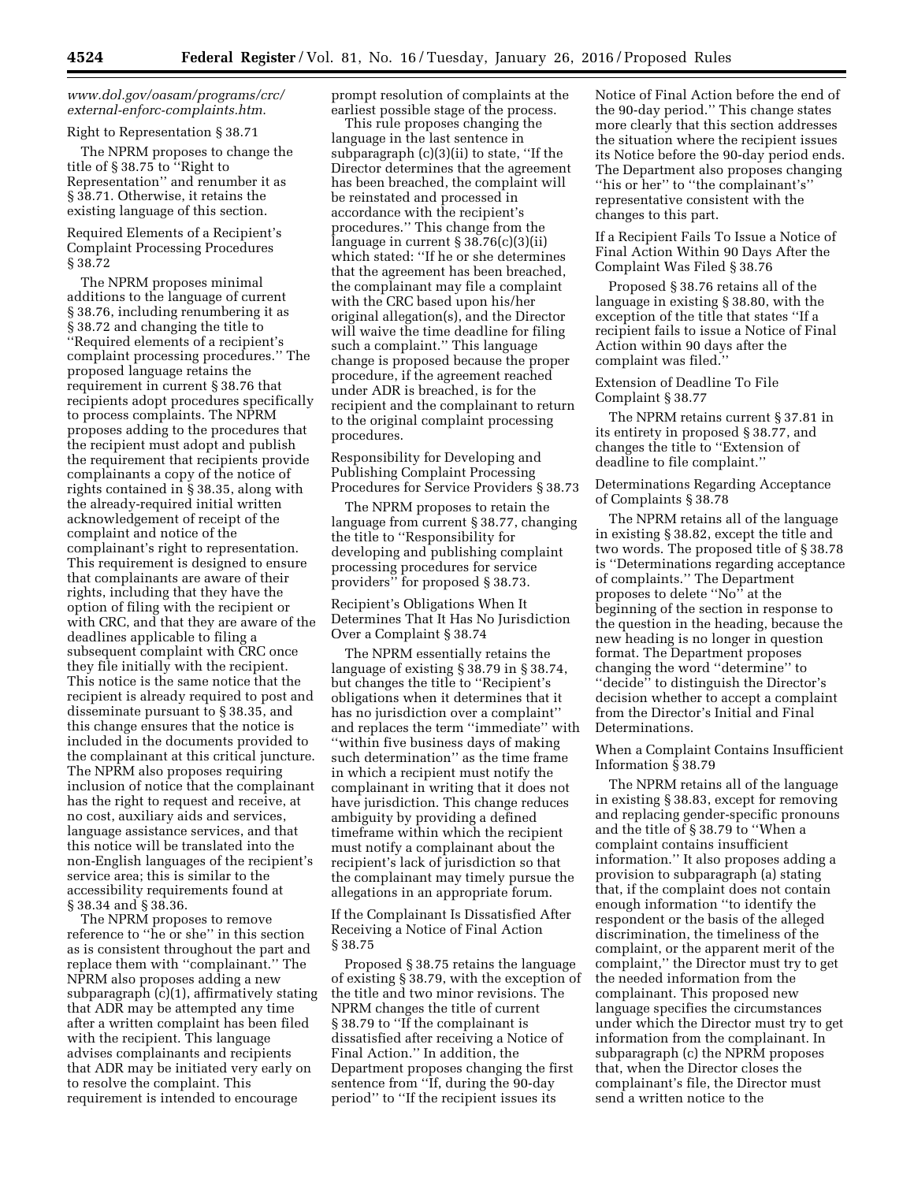*www.dol.gov/oasam/programs/crc/external-enforc-complaints.htm.*

Right to Representation § 38.71

The NPRM proposes to change the title of § 38.75 to ''Right to Representation'' and renumber it as § 38.71. Otherwise, it retains the existing language of this section.

Required Elements of a Recipient's Complaint Processing Procedures § 38.72

The NPRM proposes minimal additions to the language of current § 38.76, including renumbering it as § 38.72 and changing the title to ''Required elements of a recipient's complaint processing procedures.'' The proposed language retains the requirement in current § 38.76 that recipients adopt procedures specifically to process complaints. The NPRM proposes adding to the procedures that the recipient must adopt and publish the requirement that recipients provide complainants a copy of the notice of rights contained in § 38.35, along with the already-required initial written acknowledgement of receipt of the complaint and notice of the complainant's right to representation. This requirement is designed to ensure that complainants are aware of their rights, including that they have the option of filing with the recipient or with CRC, and that they are aware of the deadlines applicable to filing a subsequent complaint with CRC once they file initially with the recipient. This notice is the same notice that the recipient is already required to post and disseminate pursuant to § 38.35, and this change ensures that the notice is included in the documents provided to the complainant at this critical juncture. The NPRM also proposes requiring inclusion of notice that the complainant has the right to request and receive, at no cost, auxiliary aids and services, language assistance services, and that this notice will be translated into the non-English languages of the recipient's service area; this is similar to the accessibility requirements found at § 38.34 and § 38.36.

The NPRM proposes to remove reference to ''he or she'' in this section as is consistent throughout the part and replace them with ''complainant.'' The NPRM also proposes adding a new subparagraph (c)(1), affirmatively stating that ADR may be attempted any time after a written complaint has been filed with the recipient. This language advises complainants and recipients that ADR may be initiated very early on to resolve the complaint. This requirement is intended to encourage prompt resolution of complaints at the earliest possible stage of the process.

This rule proposes changing the language in the last sentence in subparagraph (c)(3)(ii) to state, ''If the Director determines that the agreement has been breached, the complaint will be reinstated and processed in accordance with the recipient's procedures.'' This change from the language in current § 38.76(c)(3)(ii) which stated: ''If he or she determines that the agreement has been breached, the complainant may file a complaint with the CRC based upon his/her original allegation(s), and the Director will waive the time deadline for filing such a complaint.'' This language change is proposed because the proper procedure, if the agreement reached under ADR is breached, is for the recipient and the complainant to return to the original complaint processing procedures.

Responsibility for Developing and Publishing Complaint Processing Procedures for Service Providers § 38.73

The NPRM proposes to retain the language from current § 38.77, changing the title to ''Responsibility for developing and publishing complaint processing procedures for service providers'' for proposed § 38.73.

Recipient's Obligations When It Determines That It Has No Jurisdiction Over a Complaint § 38.74

The NPRM essentially retains the language of existing § 38.79 in § 38.74, but changes the title to ''Recipient's obligations when it determines that it has no jurisdiction over a complaint'' and replaces the term ''immediate'' with ''within five business days of making such determination'' as the time frame in which a recipient must notify the complainant in writing that it does not have jurisdiction. This change reduces ambiguity by providing a defined timeframe within which the recipient must notify a complainant about the recipient's lack of jurisdiction so that the complainant may timely pursue the allegations in an appropriate forum.

If the Complainant Is Dissatisfied After Receiving a Notice of Final Action § 38.75

Proposed § 38.75 retains the language of existing § 38.79, with the exception of the title and two minor revisions. The NPRM changes the title of current § 38.79 to ''If the complainant is dissatisfied after receiving a Notice of Final Action.'' In addition, the Department proposes changing the first sentence from ''If, during the 90-day period'' to ''If the recipient issues its Notice of Final Action before the end of the 90-day period.'' This change states more clearly that this section addresses the situation where the recipient issues its Notice before the 90-day period ends. The Department also proposes changing ''his or her'' to ''the complainant's'' representative consistent with the changes to this part.

If a Recipient Fails To Issue a Notice of Final Action Within 90 Days After the Complaint Was Filed § 38.76

Proposed § 38.76 retains all of the language in existing § 38.80, with the exception of the title that states ''If a recipient fails to issue a Notice of Final Action within 90 days after the complaint was filed.''

Extension of Deadline To File Complaint § 38.77

The NPRM retains current § 37.81 in its entirety in proposed § 38.77, and changes the title to ''Extension of deadline to file complaint.''

Determinations Regarding Acceptance of Complaints § 38.78

The NPRM retains all of the language in existing § 38.82, except the title and two words. The proposed title of § 38.78 is ''Determinations regarding acceptance of complaints.'' The Department proposes to delete ''No'' at the beginning of the section in response to the question in the heading, because the new heading is no longer in question format. The Department proposes changing the word ''determine'' to ''decide'' to distinguish the Director's decision whether to accept a complaint from the Director's Initial and Final Determinations.

When a Complaint Contains Insufficient Information § 38.79

The NPRM retains all of the language in existing § 38.83, except for removing and replacing gender-specific pronouns and the title of § 38.79 to ''When a complaint contains insufficient information.'' It also proposes adding a provision to subparagraph (a) stating that, if the complaint does not contain enough information ''to identify the respondent or the basis of the alleged discrimination, the timeliness of the complaint, or the apparent merit of the complaint,'' the Director must try to get the needed information from the complainant. This proposed new language specifies the circumstances under which the Director must try to get information from the complainant. In subparagraph (c) the NPRM proposes that, when the Director closes the complainant's file, the Director must send a written notice to the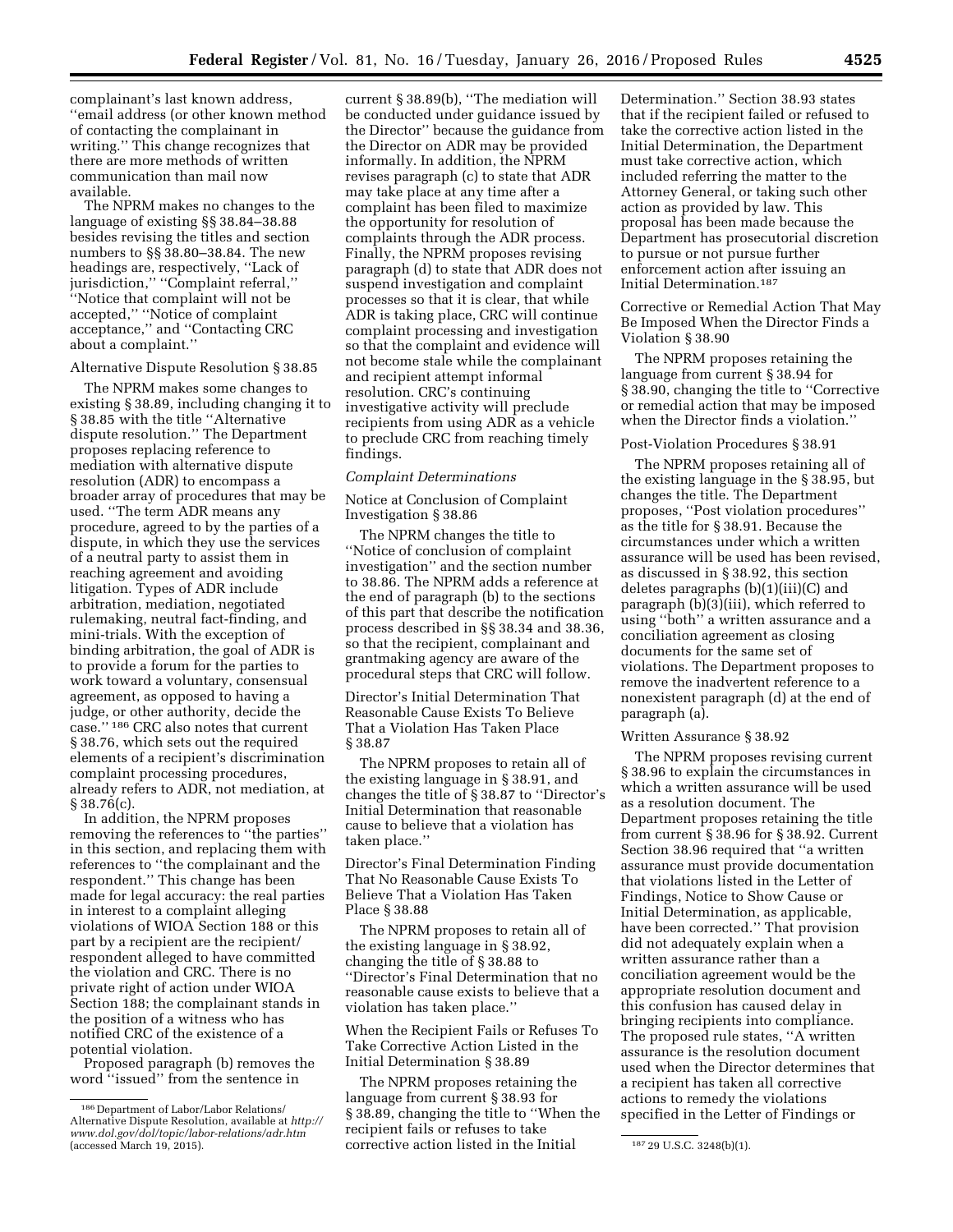complainant's last known address, "email address (or other known method of contacting the complainant in writing." This change recognizes that there are more methods of written communication than mail now available.

The NPRM makes no changes to the language of existing §§ 38.84–38.88 besides revising the titles and section numbers to §§ 38.80–38.84. The new headings are, respectively, "Lack of jurisdiction," "Complaint referral," "Notice that complaint will not be accepted," "Notice of complaint acceptance," and "Contacting CRC about a complaint."

Alternative Dispute Resolution § 38.85

The NPRM makes some changes to existing § 38.89, including changing it to § 38.85 with the title "Alternative dispute resolution." The Department proposes replacing reference to mediation with alternative dispute resolution (ADR) to encompass a broader array of procedures that may be used. "The term ADR means any procedure, agreed to by the parties of a dispute, in which they use the services of a neutral party to assist them in reaching agreement and avoiding litigation. Types of ADR include arbitration, mediation, negotiated rulemaking, neutral fact-finding, and mini-trials. With the exception of binding arbitration, the goal of ADR is to provide a forum for the parties to work toward a voluntary, consensual agreement, as opposed to having a judge, or other authority, decide the case." [186] CRC also notes that current § 38.76, which sets out the required elements of a recipient's discrimination complaint processing procedures, already refers to ADR, not mediation, at § 38.76(c).

In addition, the NPRM proposes removing the references to "the parties" in this section, and replacing them with references to "the complainant and the respondent." This change has been made for legal accuracy: the real parties in interest to a complaint alleging violations of WIOA Section 188 or this part by a recipient are the recipient/respondent alleged to have committed the violation and CRC. There is no private right of action under WIOA Section 188; the complainant stands in the position of a witness who has notified CRC of the existence of a potential violation.

Proposed paragraph (b) removes the word "issued" from the sentence in current § 38.89(b), "The mediation will be conducted under guidance issued by the Director" because the guidance from the Director on ADR may be provided informally. In addition, the NPRM revises paragraph (c) to state that ADR may take place at any time after a complaint has been filed to maximize the opportunity for resolution of complaints through the ADR process. Finally, the NPRM proposes revising paragraph (d) to state that ADR does not suspend investigation and complaint processes so that it is clear, that while ADR is taking place, CRC will continue complaint processing and investigation so that the complaint and evidence will not become stale while the complainant and recipient attempt informal resolution. CRC's continuing investigative activity will preclude recipients from using ADR as a vehicle to preclude CRC from reaching timely findings.

*Complaint Determinations*

Notice at Conclusion of Complaint Investigation § 38.86

The NPRM changes the title to "Notice of conclusion of complaint investigation" and the section number to 38.86. The NPRM adds a reference at the end of paragraph (b) to the sections of this part that describe the notification process described in §§ 38.34 and 38.36, so that the recipient, complainant and grantmaking agency are aware of the procedural steps that CRC will follow.

Director's Initial Determination That Reasonable Cause Exists To Believe That a Violation Has Taken Place § 38.87

The NPRM proposes to retain all of the existing language in § 38.91, and changes the title of § 38.87 to "Director's Initial Determination that reasonable cause to believe that a violation has taken place."

Director's Final Determination Finding That No Reasonable Cause Exists To Believe That a Violation Has Taken Place § 38.88

The NPRM proposes to retain all of the existing language in § 38.92, changing the title of § 38.88 to "Director's Final Determination that no reasonable cause exists to believe that a violation has taken place."

When the Recipient Fails or Refuses To Take Corrective Action Listed in the Initial Determination § 38.89

The NPRM proposes retaining the language from current § 38.93 for § 38.89, changing the title to "When the recipient fails or refuses to take corrective action listed in the Initial Determination." Section 38.93 states that if the recipient failed or refused to take the corrective action listed in the Initial Determination, the Department must take corrective action, which included referring the matter to the Attorney General, or taking such other action as provided by law. This proposal has been made because the Department has prosecutorial discretion to pursue or not pursue further enforcement action after issuing an Initial Determination.[187]

Corrective or Remedial Action That May Be Imposed When the Director Finds a Violation § 38.90

The NPRM proposes retaining the language from current § 38.94 for § 38.90, changing the title to "Corrective or remedial action that may be imposed when the Director finds a violation."

Post-Violation Procedures § 38.91

The NPRM proposes retaining all of the existing language in the § 38.95, but changes the title. The Department proposes, "Post violation procedures" as the title for § 38.91. Because the circumstances under which a written assurance will be used has been revised, as discussed in § 38.92, this section deletes paragraphs (b)(1)(iii)(C) and paragraph (b)(3)(iii), which referred to using "both" a written assurance and a conciliation agreement as closing documents for the same set of violations. The Department proposes to remove the inadvertent reference to a nonexistent paragraph (d) at the end of paragraph (a).

Written Assurance § 38.92

The NPRM proposes revising current § 38.96 to explain the circumstances in which a written assurance will be used as a resolution document. The Department proposes retaining the title from current § 38.96 for § 38.92. Current Section 38.96 required that "a written assurance must provide documentation that violations listed in the Letter of Findings, Notice to Show Cause or Initial Determination, as applicable, have been corrected." That provision did not adequately explain when a written assurance rather than a conciliation agreement would be the appropriate resolution document and this confusion has caused delay in bringing recipients into compliance. The proposed rule states, "A written assurance is the resolution document used when the Director determines that a recipient has taken all corrective actions to remedy the violations specified in the Letter of Findings or

[186] Department of Labor/Labor Relations/ Alternative Dispute Resolution, available at *http://www.dol.gov/dol/topic/labor-relations/adr.htm* (accessed March 19, 2015).

[187] 29 U.S.C. 3248(b)(1).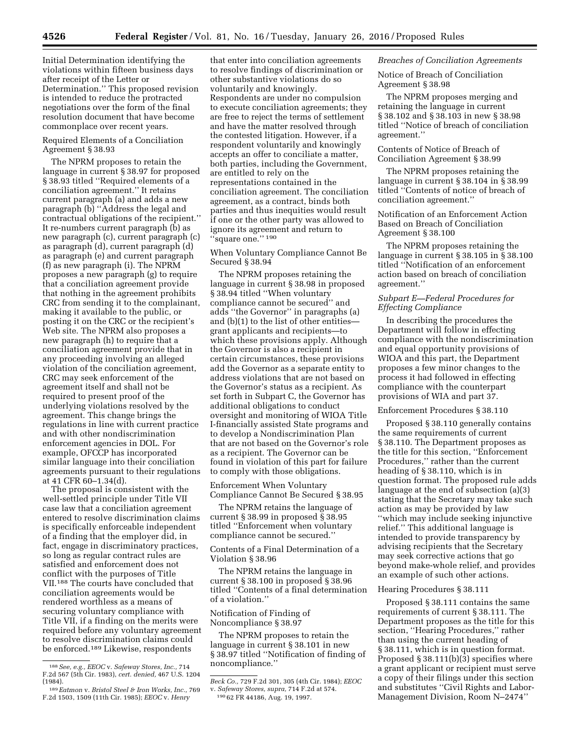Initial Determination identifying the violations within fifteen business days after receipt of the Letter or Determination.'' This proposed revision is intended to reduce the protracted negotiations over the form of the final resolution document that have become commonplace over recent years.

Required Elements of a Conciliation Agreement § 38.93

The NPRM proposes to retain the language in current § 38.97 for proposed § 38.93 titled ''Required elements of a conciliation agreement.'' It retains current paragraph (a) and adds a new paragraph (b) ''Address the legal and contractual obligations of the recipient.'' It re-numbers current paragraph (b) as new paragraph (c), current paragraph (c) as paragraph (d), current paragraph (d) as paragraph (e) and current paragraph (f) as new paragraph (i). The NPRM proposes a new paragraph (g) to require that a conciliation agreement provide that nothing in the agreement prohibits CRC from sending it to the complainant, making it available to the public, or posting it on the CRC or the recipient's Web site. The NPRM also proposes a new paragraph (h) to require that a conciliation agreement provide that in any proceeding involving an alleged violation of the conciliation agreement, CRC may seek enforcement of the agreement itself and shall not be required to present proof of the underlying violations resolved by the agreement. This change brings the regulations in line with current practice and with other nondiscrimination enforcement agencies in DOL. For example, OFCCP has incorporated similar language into their conciliation agreements pursuant to their regulations at 41 CFR 60–1.34(d).

The proposal is consistent with the well-settled principle under Title VII case law that a conciliation agreement entered to resolve discrimination claims is specifically enforceable independent of a finding that the employer did, in fact, engage in discriminatory practices, so long as regular contract rules are satisfied and enforcement does not conflict with the purposes of Title VII.[188] The courts have concluded that conciliation agreements would be rendered worthless as a means of securing voluntary compliance with Title VII, if a finding on the merits were required before any voluntary agreement to resolve discrimination claims could be enforced.[189] Likewise, respondents that enter into conciliation agreements to resolve findings of discrimination or other substantive violations do so voluntarily and knowingly. Respondents are under no compulsion to execute conciliation agreements; they are free to reject the terms of settlement and have the matter resolved through the contested litigation. However, if a respondent voluntarily and knowingly accepts an offer to conciliate a matter, both parties, including the Government, are entitled to rely on the representations contained in the conciliation agreement. The conciliation agreement, as a contract, binds both parties and thus inequities would result if one or the other party was allowed to ignore its agreement and return to ''square one.''[190]

When Voluntary Compliance Cannot Be Secured § 38.94

The NPRM proposes retaining the language in current § 38.98 in proposed § 38.94 titled ''When voluntary compliance cannot be secured'' and adds ''the Governor'' in paragraphs (a) and (b)(1) to the list of other entities—grant applicants and recipients—to which these provisions apply. Although the Governor is also a recipient in certain circumstances, these provisions add the Governor as a separate entity to address violations that are not based on the Governor's status as a recipient. As set forth in Subpart C, the Governor has additional obligations to conduct oversight and monitoring of WIOA Title I-financially assisted State programs and to develop a Nondiscrimination Plan that are not based on the Governor's role as a recipient. The Governor can be found in violation of this part for failure to comply with those obligations.

Enforcement When Voluntary Compliance Cannot Be Secured § 38.95

The NPRM retains the language of current § 38.99 in proposed § 38.95 titled ''Enforcement when voluntary compliance cannot be secured.''

Contents of a Final Determination of a Violation § 38.96

The NPRM retains the language in current § 38.100 in proposed § 38.96 titled ''Contents of a final determination of a violation.''

Notification of Finding of Noncompliance § 38.97

The NPRM proposes to retain the language in current § 38.101 in new § 38.97 titled ''Notification of finding of noncompliance.''

*Breaches of Conciliation Agreements*

Notice of Breach of Conciliation Agreement § 38.98

The NPRM proposes merging and retaining the language in current § 38.102 and § 38.103 in new § 38.98 titled ''Notice of breach of conciliation agreement.''

Contents of Notice of Breach of Conciliation Agreement § 38.99

The NPRM proposes retaining the language in current § 38.104 in § 38.99 titled ''Contents of notice of breach of conciliation agreement.''

Notification of an Enforcement Action Based on Breach of Conciliation Agreement § 38.100

The NPRM proposes retaining the language in current § 38.105 in § 38.100 titled ''Notification of an enforcement action based on breach of conciliation agreement.''

*Subpart E—Federal Procedures for Effecting Compliance*

In describing the procedures the Department will follow in effecting compliance with the nondiscrimination and equal opportunity provisions of WIOA and this part, the Department proposes a few minor changes to the process it had followed in effecting compliance with the counterpart provisions of WIA and part 37.

Enforcement Procedures § 38.110

Proposed § 38.110 generally contains the same requirements of current § 38.110. The Department proposes as the title for this section, ''Enforcement Procedures,'' rather than the current heading of § 38.110, which is in question format. The proposed rule adds language at the end of subsection (a)(3) stating that the Secretary may take such action as may be provided by law ''which may include seeking injunctive relief.'' This additional language is intended to provide transparency by advising recipients that the Secretary may seek corrective actions that go beyond make-whole relief, and provides an example of such other actions.

Hearing Procedures § 38.111

Proposed § 38.111 contains the same requirements of current § 38.111. The Department proposes as the title for this section, ''Hearing Procedures,'' rather than using the current heading of § 38.111, which is in question format. Proposed § 38.111(b)(3) specifies where a grant applicant or recipient must serve a copy of their filings under this section and substitutes ''Civil Rights and Labor-Management Division, Room N–2474''

---

[188] *See, e.g., EEOC* v. *Safeway Stores, Inc.,* 714 F.2d 567 (5th Cir. 1983), *cert. denied,* 467 U.S. 1204 (1984).

[189] *Eatmon* v. *Bristol Steel & Iron Works, Inc.,* 769 F.2d 1503, 1509 (11th Cir. 1985); *EEOC* v. *Henry Beck Co.,* 729 F.2d 301, 305 (4th Cir. 1984); *EEOC* v. *Safeway Stores, supra,* 714 F.2d at 574.

[190] 62 FR 44186, Aug. 19, 1997.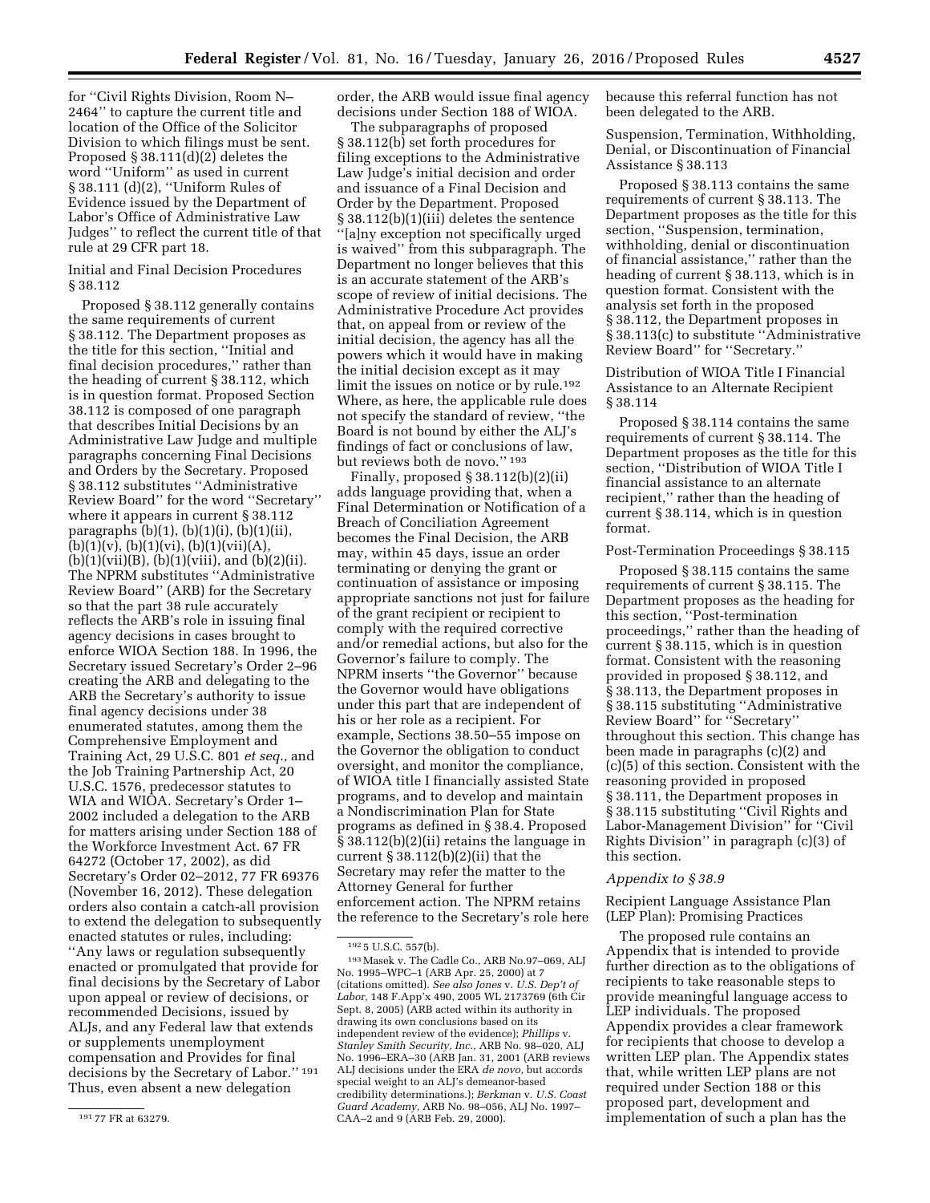for "Civil Rights Division, Room N–2464" to capture the current title and location of the Office of the Solicitor Division to which filings must be sent. Proposed § 38.111(d)(2) deletes the word "Uniform" as used in current § 38.111 (d)(2), "Uniform Rules of Evidence issued by the Department of Labor's Office of Administrative Law Judges" to reflect the current title of that rule at 29 CFR part 18.

Initial and Final Decision Procedures § 38.112

Proposed § 38.112 generally contains the same requirements of current § 38.112. The Department proposes as the title for this section, "Initial and final decision procedures," rather than the heading of current § 38.112, which is in question format. Proposed Section 38.112 is composed of one paragraph that describes Initial Decisions by an Administrative Law Judge and multiple paragraphs concerning Final Decisions and Orders by the Secretary. Proposed § 38.112 substitutes "Administrative Review Board" for the word "Secretary" where it appears in current § 38.112 paragraphs (b)(1), (b)(1)(i), (b)(1)(ii), (b)(1)(v), (b)(1)(vi), (b)(1)(vii)(A), (b)(1)(vii)(B), (b)(1)(viii), and (b)(2)(ii). The NPRM substitutes "Administrative Review Board" (ARB) for the Secretary so that the part 38 rule accurately reflects the ARB's role in issuing final agency decisions in cases brought to enforce WIOA Section 188. In 1996, the Secretary issued Secretary's Order 2–96 creating the ARB and delegating to the ARB the Secretary's authority to issue final agency decisions under 38 enumerated statutes, among them the Comprehensive Employment and Training Act, 29 U.S.C. 801 *et seq.,* and the Job Training Partnership Act, 20 U.S.C. 1576, predecessor statutes to WIA and WIOA. Secretary's Order 1–2002 included a delegation to the ARB for matters arising under Section 188 of the Workforce Investment Act. 67 FR 64272 (October 17, 2002), as did Secretary's Order 02–2012, 77 FR 69376 (November 16, 2012). These delegation orders also contain a catch-all provision to extend the delegation to subsequently enacted statutes or rules, including: "Any laws or regulation subsequently enacted or promulgated that provide for final decisions by the Secretary of Labor upon appeal or review of decisions, or recommended Decisions, issued by ALJs, and any Federal law that extends or supplements unemployment compensation and Provides for final decisions by the Secretary of Labor." [191] Thus, even absent a new delegation order, the ARB would issue final agency decisions under Section 188 of WIOA.

The subparagraphs of proposed § 38.112(b) set forth procedures for filing exceptions to the Administrative Law Judge's initial decision and order and issuance of a Final Decision and Order by the Department. Proposed § 38.112(b)(1)(iii) deletes the sentence "[a]ny exception not specifically urged is waived" from this subparagraph. The Department no longer believes that this is an accurate statement of the ARB's scope of review of initial decisions. The Administrative Procedure Act provides that, on appeal from or review of the initial decision, the agency has all the powers which it would have in making the initial decision except as it may limit the issues on notice or by rule.[192] Where, as here, the applicable rule does not specify the standard of review, "the Board is not bound by either the ALJ's findings of fact or conclusions of law, but reviews both de novo." [193]

Finally, proposed § 38.112(b)(2)(ii) adds language providing that, when a Final Determination or Notification of a Breach of Conciliation Agreement becomes the Final Decision, the ARB may, within 45 days, issue an order terminating or denying the grant or continuation of assistance or imposing appropriate sanctions not just for failure of the grant recipient or recipient to comply with the required corrective and/or remedial actions, but also for the Governor's failure to comply. The NPRM inserts "the Governor" because the Governor would have obligations under this part that are independent of his or her role as a recipient. For example, Sections 38.50–55 impose on the Governor the obligation to conduct oversight, and monitor the compliance, of WIOA title I financially assisted State programs, and to develop and maintain a Nondiscrimination Plan for State programs as defined in § 38.4. Proposed § 38.112(b)(2)(ii) retains the language in current § 38.112(b)(2)(ii) that the Secretary may refer the matter to the Attorney General for further enforcement action. The NPRM retains the reference to the Secretary's role here because this referral function has not been delegated to the ARB.

Suspension, Termination, Withholding, Denial, or Discontinuation of Financial Assistance § 38.113

Proposed § 38.113 contains the same requirements of current § 38.113. The Department proposes as the title for this section, "Suspension, termination, withholding, denial or discontinuation of financial assistance," rather than the heading of current § 38.113, which is in question format. Consistent with the analysis set forth in the proposed § 38.112, the Department proposes in § 38.113(c) to substitute "Administrative Review Board" for "Secretary."

Distribution of WIOA Title I Financial Assistance to an Alternate Recipient § 38.114

Proposed § 38.114 contains the same requirements of current § 38.114. The Department proposes as the title for this section, "Distribution of WIOA Title I financial assistance to an alternate recipient," rather than the heading of current § 38.114, which is in question format.

Post-Termination Proceedings § 38.115

Proposed § 38.115 contains the same requirements of current § 38.115. The Department proposes as the heading for this section, "Post-termination proceedings," rather than the heading of current § 38.115, which is in question format. Consistent with the reasoning provided in proposed § 38.112, and § 38.113, the Department proposes in § 38.115 substituting "Administrative Review Board" for "Secretary" throughout this section. This change has been made in paragraphs (c)(2) and (c)(5) of this section. Consistent with the reasoning provided in proposed § 38.111, the Department proposes in § 38.115 substituting "Civil Rights and Labor-Management Division" for "Civil Rights Division" in paragraph (c)(3) of this section.

*Appendix to § 38.9*

Recipient Language Assistance Plan (LEP Plan): Promising Practices

The proposed rule contains an Appendix that is intended to provide further direction as to the obligations of recipients to take reasonable steps to provide meaningful language access to LEP individuals. The proposed Appendix provides a clear framework for recipients that choose to develop a written LEP plan. The Appendix states that, while written LEP plans are not required under Section 188 or this proposed part, development and implementation of such a plan has the

---

[191] 77 FR at 63279.

[192] 5 U.S.C. 557(b).

[193] Masek v. The Cadle Co., ARB No.97–069, ALJ No. 1995–WPC–1 (ARB Apr. 25, 2000) at 7 (citations omitted). *See also Jones* v. *U.S. Dep't of Labor,* 148 F.App'x 490, 2005 WL 2173769 (6th Cir Sept. 8, 2005) (ARB acted within its authority in drawing its own conclusions based on its independent review of the evidence); *Phillips* v. *Stanley Smith Security, Inc.,* ARB No. 98–020, ALJ No. 1996–ERA–30 (ARB Jan. 31, 2001 (ARB reviews ALJ decisions under the ERA *de novo,* but accords special weight to an ALJ's demeanor-based credibility determinations.); *Berkman* v. *U.S. Coast Guard Academy,* ARB No. 98–056, ALJ No. 1997–CAA–2 and 9 (ARB Feb. 29, 2000).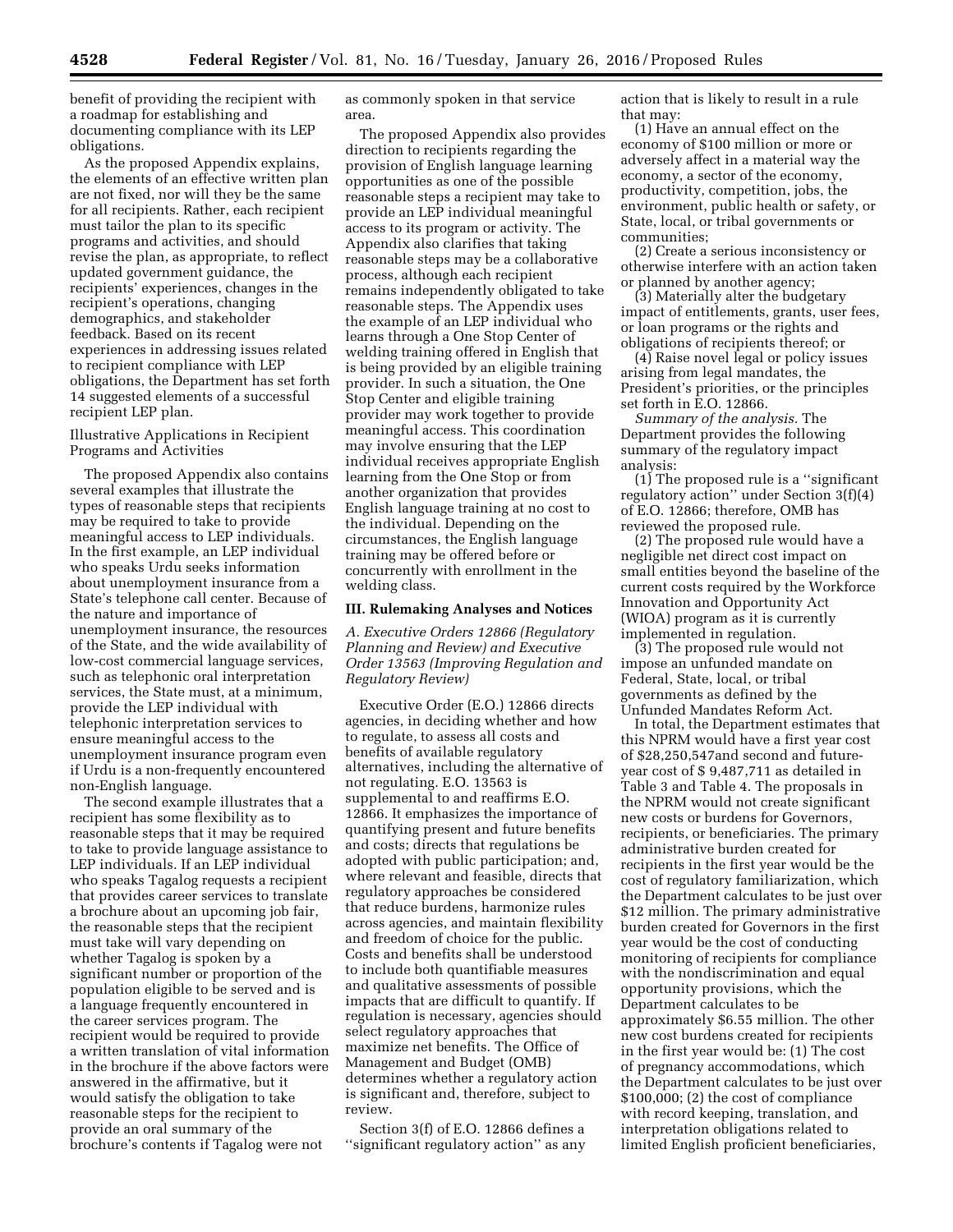benefit of providing the recipient with a roadmap for establishing and documenting compliance with its LEP obligations.

As the proposed Appendix explains, the elements of an effective written plan are not fixed, nor will they be the same for all recipients. Rather, each recipient must tailor the plan to its specific programs and activities, and should revise the plan, as appropriate, to reflect updated government guidance, the recipients' experiences, changes in the recipient's operations, changing demographics, and stakeholder feedback. Based on its recent experiences in addressing issues related to recipient compliance with LEP obligations, the Department has set forth 14 suggested elements of a successful recipient LEP plan.

Illustrative Applications in Recipient Programs and Activities

The proposed Appendix also contains several examples that illustrate the types of reasonable steps that recipients may be required to take to provide meaningful access to LEP individuals. In the first example, an LEP individual who speaks Urdu seeks information about unemployment insurance from a State's telephone call center. Because of the nature and importance of unemployment insurance, the resources of the State, and the wide availability of low-cost commercial language services, such as telephonic oral interpretation services, the State must, at a minimum, provide the LEP individual with telephonic interpretation services to ensure meaningful access to the unemployment insurance program even if Urdu is a non-frequently encountered non-English language.

The second example illustrates that a recipient has some flexibility as to reasonable steps that it may be required to take to provide language assistance to LEP individuals. If an LEP individual who speaks Tagalog requests a recipient that provides career services to translate a brochure about an upcoming job fair, the reasonable steps that the recipient must take will vary depending on whether Tagalog is spoken by a significant number or proportion of the population eligible to be served and is a language frequently encountered in the career services program. The recipient would be required to provide a written translation of vital information in the brochure if the above factors were answered in the affirmative, but it would satisfy the obligation to take reasonable steps for the recipient to provide an oral summary of the brochure's contents if Tagalog were not as commonly spoken in that service area.

The proposed Appendix also provides direction to recipients regarding the provision of English language learning opportunities as one of the possible reasonable steps a recipient may take to provide an LEP individual meaningful access to its program or activity. The Appendix also clarifies that taking reasonable steps may be a collaborative process, although each recipient remains independently obligated to take reasonable steps. The Appendix uses the example of an LEP individual who learns through a One Stop Center of welding training offered in English that is being provided by an eligible training provider. In such a situation, the One Stop Center and eligible training provider may work together to provide meaningful access. This coordination may involve ensuring that the LEP individual receives appropriate English learning from the One Stop or from another organization that provides English language training at no cost to the individual. Depending on the circumstances, the English language training may be offered before or concurrently with enrollment in the welding class.

## III. Rulemaking Analyses and Notices

### A. Executive Orders 12866 (Regulatory Planning and Review) and Executive Order 13563 (Improving Regulation and Regulatory Review)

Executive Order (E.O.) 12866 directs agencies, in deciding whether and how to regulate, to assess all costs and benefits of available regulatory alternatives, including the alternative of not regulating. E.O. 13563 is supplemental to and reaffirms E.O. 12866. It emphasizes the importance of quantifying present and future benefits and costs; directs that regulations be adopted with public participation; and, where relevant and feasible, directs that regulatory approaches be considered that reduce burdens, harmonize rules across agencies, and maintain flexibility and freedom of choice for the public. Costs and benefits shall be understood to include both quantifiable measures and qualitative assessments of possible impacts that are difficult to quantify. If regulation is necessary, agencies should select regulatory approaches that maximize net benefits. The Office of Management and Budget (OMB) determines whether a regulatory action is significant and, therefore, subject to review.

Section 3(f) of E.O. 12866 defines a ''significant regulatory action'' as any action that is likely to result in a rule that may:

(1) Have an annual effect on the economy of $100 million or more or adversely affect in a material way the economy, a sector of the economy, productivity, competition, jobs, the environment, public health or safety, or State, local, or tribal governments or communities;

(2) Create a serious inconsistency or otherwise interfere with an action taken or planned by another agency;

(3) Materially alter the budgetary impact of entitlements, grants, user fees, or loan programs or the rights and obligations of recipients thereof; or

(4) Raise novel legal or policy issues arising from legal mandates, the President's priorities, or the principles set forth in E.O. 12866.

*Summary of the analysis.* The Department provides the following summary of the regulatory impact analysis:

(1) The proposed rule is a ''significant regulatory action'' under Section 3(f)(4) of E.O. 12866; therefore, OMB has reviewed the proposed rule.

(2) The proposed rule would have a negligible net direct cost impact on small entities beyond the baseline of the current costs required by the Workforce Innovation and Opportunity Act (WIOA) program as it is currently implemented in regulation.

(3) The proposed rule would not impose an unfunded mandate on Federal, State, local, or tribal governments as defined by the Unfunded Mandates Reform Act.

In total, the Department estimates that this NPRM would have a first year cost of $28,250,547and second and future-year cost of $ 9,487,711 as detailed in Table 3 and Table 4. The proposals in the NPRM would not create significant new costs or burdens for Governors, recipients, or beneficiaries. The primary administrative burden created for recipients in the first year would be the cost of regulatory familiarization, which the Department calculates to be just over $12 million. The primary administrative burden created for Governors in the first year would be the cost of conducting monitoring of recipients for compliance with the nondiscrimination and equal opportunity provisions, which the Department calculates to be approximately $6.55 million. The other new cost burdens created for recipients in the first year would be: (1) The cost of pregnancy accommodations, which the Department calculates to be just over $100,000; (2) the cost of compliance with record keeping, translation, and interpretation obligations related to limited English proficient beneficiaries,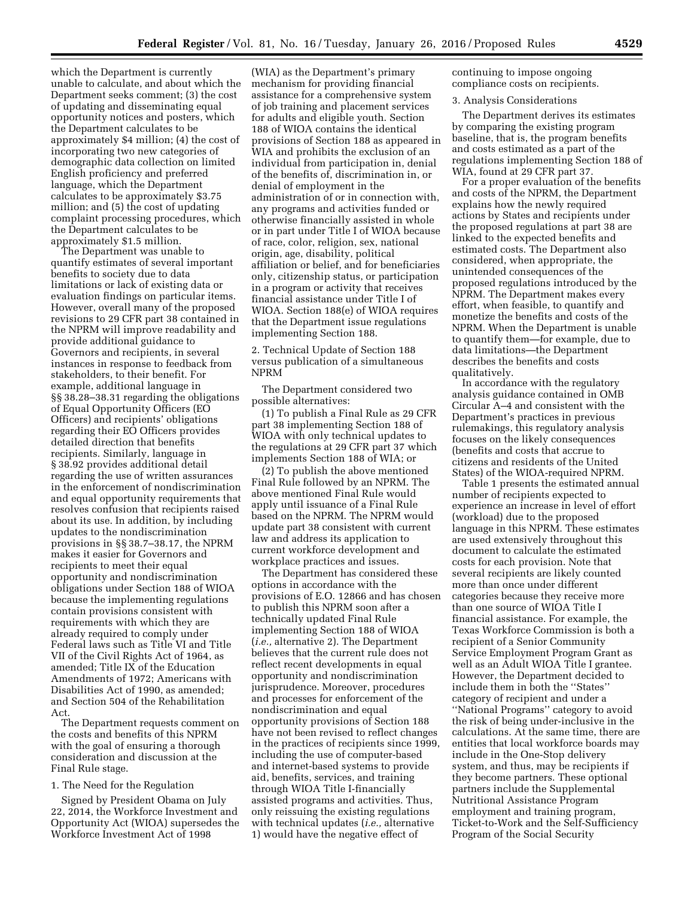which the Department is currently unable to calculate, and about which the Department seeks comment; (3) the cost of updating and disseminating equal opportunity notices and posters, which the Department calculates to be approximately $4 million; (4) the cost of incorporating two new categories of demographic data collection on limited English proficiency and preferred language, which the Department calculates to be approximately $3.75 million; and (5) the cost of updating complaint processing procedures, which the Department calculates to be approximately $1.5 million.

The Department was unable to quantify estimates of several important benefits to society due to data limitations or lack of existing data or evaluation findings on particular items. However, overall many of the proposed revisions to 29 CFR part 38 contained in the NPRM will improve readability and provide additional guidance to Governors and recipients, in several instances in response to feedback from stakeholders, to their benefit. For example, additional language in §§ 38.28–38.31 regarding the obligations of Equal Opportunity Officers (EO Officers) and recipients' obligations regarding their EO Officers provides detailed direction that benefits recipients. Similarly, language in § 38.92 provides additional detail regarding the use of written assurances in the enforcement of nondiscrimination and equal opportunity requirements that resolves confusion that recipients raised about its use. In addition, by including updates to the nondiscrimination provisions in §§ 38.7–38.17, the NPRM makes it easier for Governors and recipients to meet their equal opportunity and nondiscrimination obligations under Section 188 of WIOA because the implementing regulations contain provisions consistent with requirements with which they are already required to comply under Federal laws such as Title VI and Title VII of the Civil Rights Act of 1964, as amended; Title IX of the Education Amendments of 1972; Americans with Disabilities Act of 1990, as amended; and Section 504 of the Rehabilitation Act.

The Department requests comment on the costs and benefits of this NPRM with the goal of ensuring a thorough consideration and discussion at the Final Rule stage.

1. The Need for the Regulation

Signed by President Obama on July 22, 2014, the Workforce Investment and Opportunity Act (WIOA) supersedes the Workforce Investment Act of 1998 (WIA) as the Department's primary mechanism for providing financial assistance for a comprehensive system of job training and placement services for adults and eligible youth. Section 188 of WIOA contains the identical provisions of Section 188 as appeared in WIA and prohibits the exclusion of an individual from participation in, denial of the benefits of, discrimination in, or denial of employment in the administration of or in connection with, any programs and activities funded or otherwise financially assisted in whole or in part under Title I of WIOA because of race, color, religion, sex, national origin, age, disability, political affiliation or belief, and for beneficiaries only, citizenship status, or participation in a program or activity that receives financial assistance under Title I of WIOA. Section 188(e) of WIOA requires that the Department issue regulations implementing Section 188.

2. Technical Update of Section 188 versus publication of a simultaneous NPRM

The Department considered two possible alternatives:

(1) To publish a Final Rule as 29 CFR part 38 implementing Section 188 of WIOA with only technical updates to the regulations at 29 CFR part 37 which implements Section 188 of WIA; or

(2) To publish the above mentioned Final Rule followed by an NPRM. The above mentioned Final Rule would apply until issuance of a Final Rule based on the NPRM. The NPRM would update part 38 consistent with current law and address its application to current workforce development and workplace practices and issues.

The Department has considered these options in accordance with the provisions of E.O. 12866 and has chosen to publish this NPRM soon after a technically updated Final Rule implementing Section 188 of WIOA (*i.e.,* alternative 2). The Department believes that the current rule does not reflect recent developments in equal opportunity and nondiscrimination jurisprudence. Moreover, procedures and processes for enforcement of the nondiscrimination and equal opportunity provisions of Section 188 have not been revised to reflect changes in the practices of recipients since 1999, including the use of computer-based and internet-based systems to provide aid, benefits, services, and training through WIOA Title I-financially assisted programs and activities. Thus, only reissuing the existing regulations with technical updates (*i.e.,* alternative 1) would have the negative effect of continuing to impose ongoing compliance costs on recipients.

3. Analysis Considerations

The Department derives its estimates by comparing the existing program baseline, that is, the program benefits and costs estimated as a part of the regulations implementing Section 188 of WIA, found at 29 CFR part 37.

For a proper evaluation of the benefits and costs of the NPRM, the Department explains how the newly required actions by States and recipients under the proposed regulations at part 38 are linked to the expected benefits and estimated costs. The Department also considered, when appropriate, the unintended consequences of the proposed regulations introduced by the NPRM. The Department makes every effort, when feasible, to quantify and monetize the benefits and costs of the NPRM. When the Department is unable to quantify them—for example, due to data limitations—the Department describes the benefits and costs qualitatively.

In accordance with the regulatory analysis guidance contained in OMB Circular A–4 and consistent with the Department's practices in previous rulemakings, this regulatory analysis focuses on the likely consequences (benefits and costs that accrue to citizens and residents of the United States) of the WIOA-required NPRM.

Table 1 presents the estimated annual number of recipients expected to experience an increase in level of effort (workload) due to the proposed language in this NPRM. These estimates are used extensively throughout this document to calculate the estimated costs for each provision. Note that several recipients are likely counted more than once under different categories because they receive more than one source of WIOA Title I financial assistance. For example, the Texas Workforce Commission is both a recipient of a Senior Community Service Employment Program Grant as well as an Adult WIOA Title I grantee. However, the Department decided to include them in both the ''States'' category of recipient and under a ''National Programs'' category to avoid the risk of being under-inclusive in the calculations. At the same time, there are entities that local workforce boards may include in the One-Stop delivery system, and thus, may be recipients if they become partners. These optional partners include the Supplemental Nutritional Assistance Program employment and training program, Ticket-to-Work and the Self-Sufficiency Program of the Social Security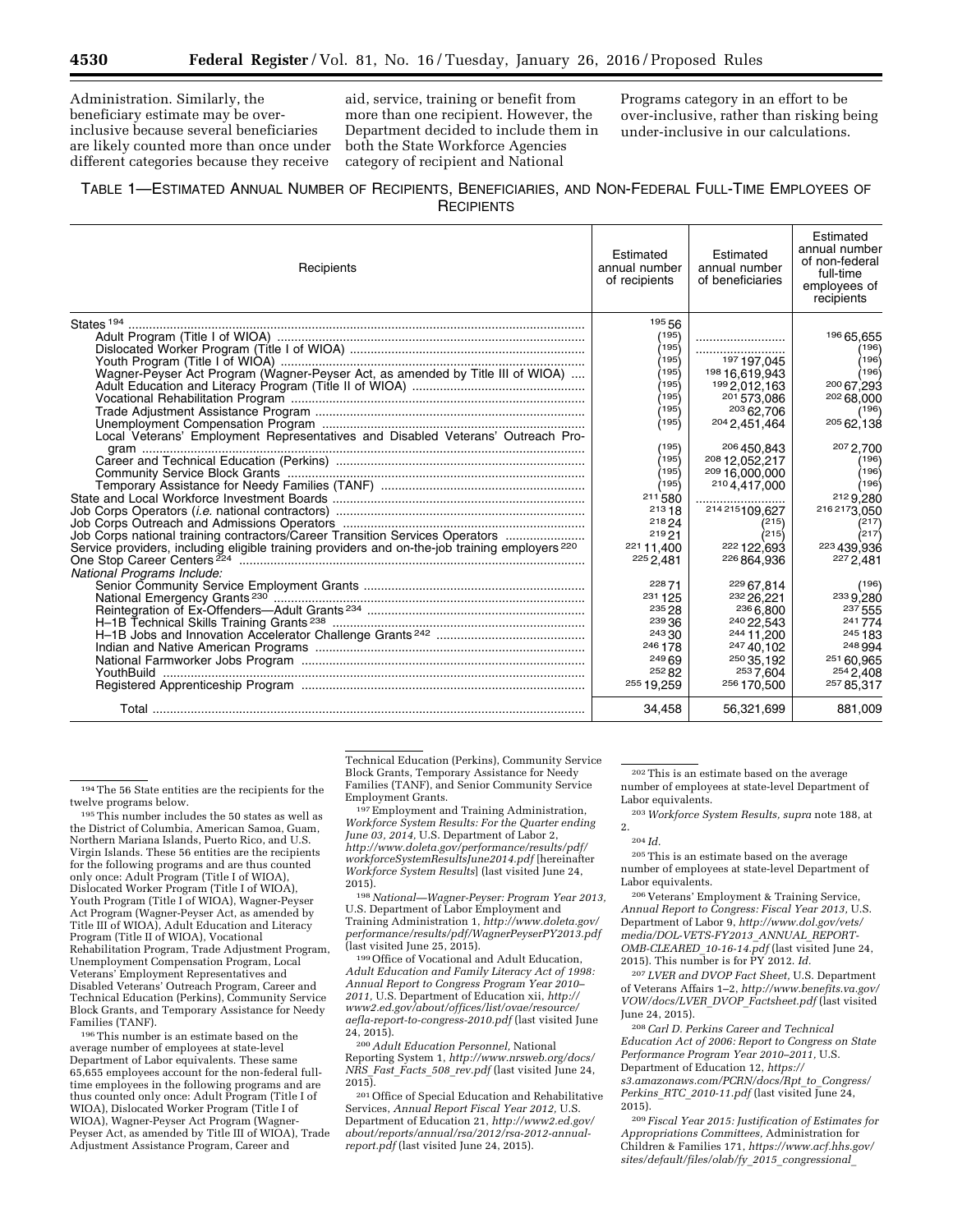Administration. Similarly, the beneficiary estimate may be over-inclusive because several beneficiaries are likely counted more than once under different categories because they receive aid, service, training or benefit from more than one recipient. However, the Department decided to include them in both the State Workforce Agencies category of recipient and National Programs category in an effort to be over-inclusive, rather than risking being under-inclusive in our calculations.

TABLE 1—ESTIMATED ANNUAL NUMBER OF RECIPIENTS, BENEFICIARIES, AND NON-FEDERAL FULL-TIME EMPLOYEES OF RECIPIENTS

| Recipients | Estimated annual number of recipients | Estimated annual number of beneficiaries | Estimated annual number of non-federal full-time employees of recipients |
|---|---|---|---|
| States [194] | [195] 56 | | |
| Adult Program (Title I of WIOA) | (195) | | [196] 65,655 |
| Dislocated Worker Program (Title I of WIOA) | (195) | | (196) |
| Youth Program (Title I of WIOA) | (195) | [197] 197,045 | (196) |
| Wagner-Peyser Act Program (Wagner-Peyser Act, as amended by Title III of WIOA) | (195) | [198] 16,619,943 | (196) |
| Adult Education and Literacy Program (Title II of WIOA) | (195) | [199] 2,012,163 | [200] 67,293 |
| Vocational Rehabilitation Program | (195) | [201] 573,086 | [202] 68,000 |
| Trade Adjustment Assistance Program | (195) | [203] 62,706 | (196) |
| Unemployment Compensation Program | (195) | [204] 2,451,464 | [205] 62,138 |
| Local Veterans' Employment Representatives and Disabled Veterans' Outreach Program | (195) | [206] 450,843 | [207] 2,700 |
| Career and Technical Education (Perkins) | (195) | [208] 12,052,217 | (196) |
| Community Service Block Grants | (195) | [209] 16,000,000 | (196) |
| Temporary Assistance for Needy Families (TANF) | (195) | [210] 4,417,000 | (196) |
| State and Local Workforce Investment Boards | [211] 580 | | [212] 9,280 |
| Job Corps Operators (*i.e.* national contractors) | [213] 18 | [214] [215] 109,627 | [216] [217] 3,050 |
| Job Corps Outreach and Admissions Operators | [218] 24 | (215) | (217) |
| Job Corps national training contractors/Career Transition Services Operators | [219] 21 | (215) | (217) |
| Service providers, including eligible training providers and on-the-job training employers [220] | [221] 11,400 | [222] 122,693 | [223] 439,936 |
| One Stop Career Centers [224] | [225] 2,481 | [226] 864,936 | [227] 2,481 |
| *National Programs Include:* | | | |
| Senior Community Service Employment Grants | [228] 71 | [229] 67,814 | (196) |
| National Emergency Grants [230] | [231] 125 | [232] 26,221 | [233] 9,280 |
| Reintegration of Ex-Offenders—Adult Grants [234] | [235] 28 | [236] 6,800 | [237] 555 |
| H–1B Technical Skills Training Grants [238] | [239] 36 | [240] 22,543 | [241] 774 |
| H–1B Jobs and Innovation Accelerator Challenge Grants [242] | [243] 30 | [244] 11,200 | [245] 183 |
| Indian and Native American Programs | [246] 178 | [247] 40,102 | [248] 994 |
| National Farmworker Jobs Program | [249] 69 | [250] 35,192 | [251] 60,965 |
| YouthBuild | [252] 82 | [253] 7,604 | [254] 2,408 |
| Registered Apprenticeship Program | [255] 19,259 | [256] 170,500 | [257] 85,317 |
| Total | 34,458 | 56,321,699 | 881,009 |

[194] The 56 State entities are the recipients for the twelve programs below.

[195] This number includes the 50 states as well as the District of Columbia, American Samoa, Guam, Northern Mariana Islands, Puerto Rico, and U.S. Virgin Islands. These 56 entities are the recipients for the following programs and are thus counted only once: Adult Program (Title I of WIOA), Dislocated Worker Program (Title I of WIOA), Youth Program (Title I of WIOA), Wagner-Peyser Act Program (Wagner-Peyser Act, as amended by Title III of WIOA), Adult Education and Literacy Program (Title II of WIOA), Vocational Rehabilitation Program, Trade Adjustment Program, Unemployment Compensation Program, Local Veterans' Employment Representatives and Disabled Veterans' Outreach Program, Career and Technical Education (Perkins), Community Service Block Grants, and Temporary Assistance for Needy Families (TANF).

[196] This number is an estimate based on the average number of employees at state-level Department of Labor equivalents. These same 65,655 employees account for the non-federal full-time employees in the following programs and are thus counted only once: Adult Program (Title I of WIOA), Dislocated Worker Program (Title I of WIOA), Wagner-Peyser Act Program (Wagner-Peyser Act, as amended by Title III of WIOA), Trade Adjustment Assistance Program, Career and Technical Education (Perkins), Community Service Block Grants, Temporary Assistance for Needy Families (TANF), and Senior Community Service Employment Grants.

[197] Employment and Training Administration, *Workforce System Results: For the Quarter ending June 03, 2014,* U.S. Department of Labor 2, *http://www.doleta.gov/performance/results/pdf/workforceSystemResultsJune2014.pdf* [hereinafter *Workforce System Results*] (last visited June 24, 2015).

[198] *National—Wagner-Peyser: Program Year 2013,* U.S. Department of Labor Employment and Training Administration 1, *http://www.doleta.gov/performance/results/pdf/WagnerPeyserPY2013.pdf* (last visited June 25, 2015).

[199] Office of Vocational and Adult Education, *Adult Education and Family Literacy Act of 1998: Annual Report to Congress Program Year 2010–2011,* U.S. Department of Education xii, *http://www2.ed.gov/about/offices/list/ovae/resource/aefla-report-to-congress-2010.pdf* (last visited June 24, 2015).

[200] *Adult Education Personnel,* National Reporting System 1, *http://www.nrsweb.org/docs/NRS_Fast_Facts_508_rev.pdf* (last visited June 24, 2015).

[201] Office of Special Education and Rehabilitative Services, *Annual Report Fiscal Year 2012,* U.S. Department of Education 21, *http://www2.ed.gov/about/reports/annual/rsa/2012/rsa-2012-annual-report.pdf* (last visited June 24, 2015).

[202] This is an estimate based on the average number of employees at state-level Department of Labor equivalents.

[203] *Workforce System Results, supra* note 188, at 2.

[204] *Id.*

[205] This is an estimate based on the average number of employees at state-level Department of Labor equivalents.

[206] Veterans' Employment & Training Service, *Annual Report to Congress: Fiscal Year 2013,* U.S. Department of Labor 9, *http://www.dol.gov/vets/media/DOL-VETS-FY2013_ANNUAL_REPORT-OMB-CLEARED_10-16-14.pdf* (last visited June 24, 2015). This number is for PY 2012. *Id.*

[207] *LVER and DVOP Fact Sheet,* U.S. Department of Veterans Affairs 1–2, *http://www.benefits.va.gov/VOW/docs/LVER_DVOP_Factsheet.pdf* (last visited June 24, 2015).

[208] *Carl D. Perkins Career and Technical Education Act of 2006: Report to Congress on State Performance Program Year 2010–2011,* U.S. Department of Education 12, *https://s3.amazonaws.com/PCRN/docs/Rpt_to_Congress/Perkins_RTC_2010-11.pdf* (last visited June 24, 2015).

[209] *Fiscal Year 2015: Justification of Estimates for Appropriations Committees,* Administration for Children & Families 171, *https://www.acf.hhs.gov/sites/default/files/olab/fy_2015_congressional_*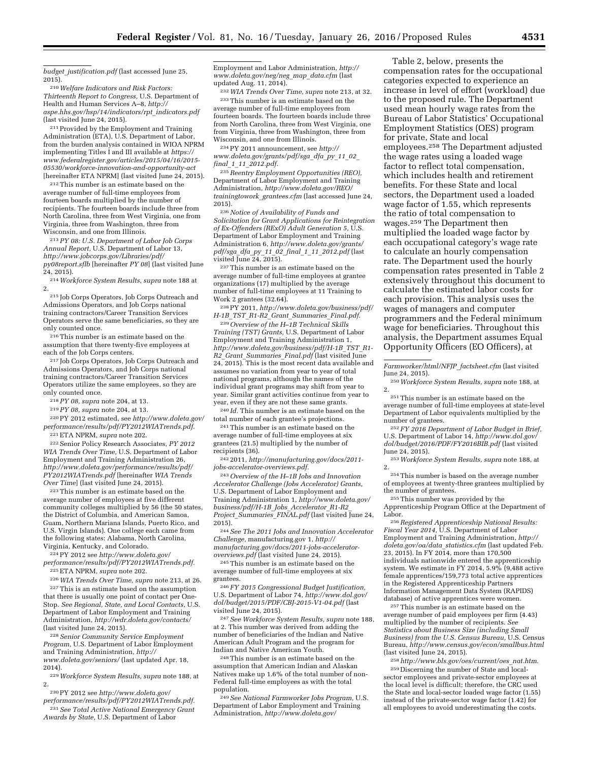budget_justification.pdf (last accessed June 25, 2015).

[210] *Welfare Indicators and Risk Factors: Thirteenth Report to Congress,* U.S. Department of Health and Human Services A–8, *http://aspe.hhs.gov/hsp/14/indicators/rpt_indicators.pdf* (last visited June 24, 2015).

[211] Provided by the Employment and Training Administration (ETA), U.S. Department of Labor, from the burden analysis contained in WIOA NPRM implementing Titles I and III available at *https://www.federalregister.gov/articles/2015/04/16/2015-05530/workforce-innovation-and-opportunity-act* [hereinafter ETA NPRM] (last visited June 24, 2015).

[212] This number is an estimate based on the average number of full-time employees from fourteen boards multiplied by the number of recipients. The fourteen boards include three from North Carolina, three from West Virginia, one from Virginia, three from Washington, three from Wisconsin, and one from Illinois.

[213] *PY 08: U.S. Department of Labor Job Corps Annual Report,* U.S. Department of Labor 13, *http://www.jobcorps.gov/Libraries/pdf/py08report.sflb* [hereinafter *PY 08*] (last visited June 24, 2015).

[214] *Workforce System Results, supra* note 188 at 2.

[215] Job Corps Operators, Job Corps Outreach and Admissions Operators, and Job Corps national training contractors/Career Transition Services Operators serve the same beneficiaries, so they are only counted once.

[216] This number is an estimate based on the assumption that there twenty-five employees at each of the Job Corps centers.

[217] Job Corps Operators, Job Corps Outreach and Admissions Operators, and Job Corps national training contractors/Career Transition Services Operators utilize the same employees, so they are only counted once.

[218] *PY 08, supra* note 204, at 13.

[219] *PY 08, supra* note 204, at 13.

[220] PY 2012 estimated, see *http://www.doleta.gov/performance/results/pdf/PY2012WIATrends.pdf.*

[221] ETA NPRM, *supra* note 202.

[222] Senior Policy Research Associates, *PY 2012 WIA Trends Over Time,* U.S. Department of Labor Employment and Training Administration 26, *http://www.doleta.gov/performance/results/pdf/PY2012WIATrends.pdf* [hereinafter *WIA Trends Over Time*] (last visited June 24, 2015).

[223] This number is an estimate based on the average number of employees at five different community colleges multiplied by 56 (the 50 states, the District of Columbia, and American Samoa, Guam, Northern Mariana Islands, Puerto Rico, and U.S. Virgin Islands). One college each came from the following states: Alabama, North Carolina, Virginia, Kentucky, and Colorado.

[224] PY 2012 see *http://www.doleta.gov/performance/results/pdf/PY2012WIATrends.pdf.*

[225] ETA NPRM, *supra* note 202.

[226] *WIA Trends Over Time, supra* note 213, at 26.

[227] This is an estimate based on the assumption that there is usually one point of contact per One-Stop. *See Regional, State, and Local Contacts,* U.S. Department of Labor Employment and Training Administration, *http://wdr.doleta.gov/contacts/* (last visited June 24, 2015).

[228] *Senior Community Service Employment Program,* U.S. Department of Labor Employment and Training Administration, *http://www.doleta.gov/seniors/* (last updated Apr. 18, 2014).

[229] *Workforce System Results, supra* note 188, at 2.

[230] PY 2012 see *http://www.doleta.gov/performance/results/pdf/PY2012WIATrends.pdf.*

[231] *See Total Active National Emergency Grant Awards by State,* U.S. Department of Labor Employment and Labor Administration, *http://www.doleta.gov/neg/neg_map_data.cfm* (last updated Aug. 11, 2014).

[232] *WIA Trends Over Time, supra* note 213, at 32.

[233] This number is an estimate based on the average number of full-time employees from fourteen boards. The fourteen boards include three from North Carolina, three from West Virginia, one from Virginia, three from Washington, three from Wisconsin, and one from Illinois.

[234] PY 2011 announcement, see *http://www.doleta.gov/grants/pdf/sga_dfa_py_11_02_final_1_11_2012.pdf.*

[235] *Reentry Employment Opportunities (REO),* Department of Labor Employment and Training Administration, *http://www.doleta.gov/REO/trainingtowork_grantees.cfm* (last accessed June 24, 2015).

[236] *Notice of Availability of Funds and Solicitation for Grant Applications for Reintegration of Ex-Offenders (RExO) Adult Generation 5,* U.S. Department of Labor Employment and Training Administration 6, *http://www.doleta.gov/grants/pdf/sga_dfa_py_11_02_final_1_11_2012.pdf* (last visited June 24, 2015).

[237] This number is an estimate based on the average number of full-time employees at grantee organizations (17) multiplied by the average number of full-time employees at 11 Training to Work 2 grantees (32.64).

[238] PY 2011, *http://www.doleta.gov/business/pdf/H-1B_TST_R1-R2_Grant_Summaries_Final.pdf.*

[239] *Overview of the H–1B Technical Skills Training (TST) Grants,* U.S. Department of Labor Employment and Training Administration 1, *http://www.doleta.gov/business/pdf/H-1B_TST_R1-R2_Grant_Summaries_Final.pdf* (last visited June 24, 2015). This is the most recent data available and assumes no variation from year to year of total national programs, although the names of the individual grant programs may shift from year to year. Similar grant activities continue from year to year, even if they are not these same grants.

[240] *Id.* This number is an estimate based on the total number of each grantee's projections.

[241] This number is an estimate based on the average number of full-time employees at six grantees (21.5) multiplied by the number of recipients (36).

[242] 2011, *http://manufacturing.gov/docs/2011-jobs-accelerator-overviews.pdf.*

[243] *Overview of the H–1B Jobs and Innovation Accelerator Challenge (Jobs Accelerator) Grants,* U.S. Department of Labor Employment and Training Administration 1, *http://www.doleta.gov/business/pdf/H-1B_Jobs_Accelerator_R1-R2_Project_Summaries_FINAL.pdf* (last visited June 24, 2015).

[244] *See The 2011 Jobs and Innovation Accelerator Challenge,* manufacturing.gov 1, *http://manufacturing.gov/docs/2011-jobs-accelerator-overviews.pdf* (last visited June 24, 2015).

[245] This number is an estimate based on the average number of full-time employees at six grantees.

[246] *FY 2015 Congressional Budget Justification,* U.S. Department of Labor 74, *http://www.dol.gov/dol/budget/2015/PDF/CBJ-2015-V1-04.pdf* (last visited June 24, 2015).

[247] *See Workforce System Results, supra* note 188, at 2. This number was derived from adding the number of beneficiaries of the Indian and Native American Adult Program and the program for Indian and Native American Youth.

[248] This number is an estimate based on the assumption that American Indian and Alaskan Natives make up 1.6% of the total number of non-Federal full-time employees as with the total population.

[249] *See National Farmworker Jobs Program,* U.S. Department of Labor Employment and Training Administration, *http://www.doleta.gov/Farmworker/html/NFJP_factsheet.cfm* (last visited June 24, 2015).

[250] *Workforce System Results, supra* note 188, at 2.

[251] This number is an estimate based on the average number of full-time employees at state-level Department of Labor equivalents multiplied by the number of grantees.

[252] *FY 2016 Department of Labor Budget in Brief,* U.S. Department of Labor 14, *http://www.dol.gov/dol/budget/2016/PDF/FY2016BIB.pdf* (last visited June 24, 2015).

[253] *Workforce System Results, supra* note 188, at 2.

[254] This number is based on the average number of employees at twenty-three grantees multiplied by the number of grantees.

[255] This number was provided by the Apprenticeship Program Office at the Department of Labor.

[256] *Registered Apprenticeship National Results: Fiscal Year 2014,* U.S. Department of Labor Employment and Training Administration, *http://doleta.gov/oa/data_statistics.cfm* (last updated Feb. 23, 2015). In FY 2014, more than 170,500 individuals nationwide entered the apprenticeship system. We estimate in FY 2014, 5.9% (9,488 active female apprentices/159,773 total active apprentices in the Registered Apprenticeship Partners Information Management Data System (RAPIDS) database) of active apprentices were women.

[257] This number is an estimate based on the average number of paid employees per firm (4.43) multiplied by the number of recipients. *See Statistics about Business Size (including Small Business) from the U.S. Census Bureau,* U.S. Census Bureau, *http://www.census.gov/econ/smallbus.html* (last visited June 24, 2015).

Table 2, below, presents the compensation rates for the occupational categories expected to experience an increase in level of effort (workload) due to the proposed rule. The Department used mean hourly wage rates from the Bureau of Labor Statistics' Occupational Employment Statistics (OES) program for private, State and local employees.[258] The Department adjusted the wage rates using a loaded wage factor to reflect total compensation, which includes health and retirement benefits. For these State and local sectors, the Department used a loaded wage factor of 1.55, which represents the ratio of total compensation to wages.[259] The Department then multiplied the loaded wage factor by each occupational category's wage rate to calculate an hourly compensation rate. The Department used the hourly compensation rates presented in Table 2 extensively throughout this document to calculate the estimated labor costs for each provision. This analysis uses the wages of managers and computer programmers and the Federal minimum wage for beneficiaries. Throughout this analysis, the Department assumes Equal Opportunity Officers (EO Officers), at

[258] *http://www.bls.gov/oes/current/oes_nat.htm.*

[259] Discerning the number of State and local-sector employees and private-sector employees at the local level is difficult; therefore, the CRC used the State and local-sector loaded wage factor (1.55) instead of the private-sector wage factor (1.42) for all employees to avoid underestimating the costs.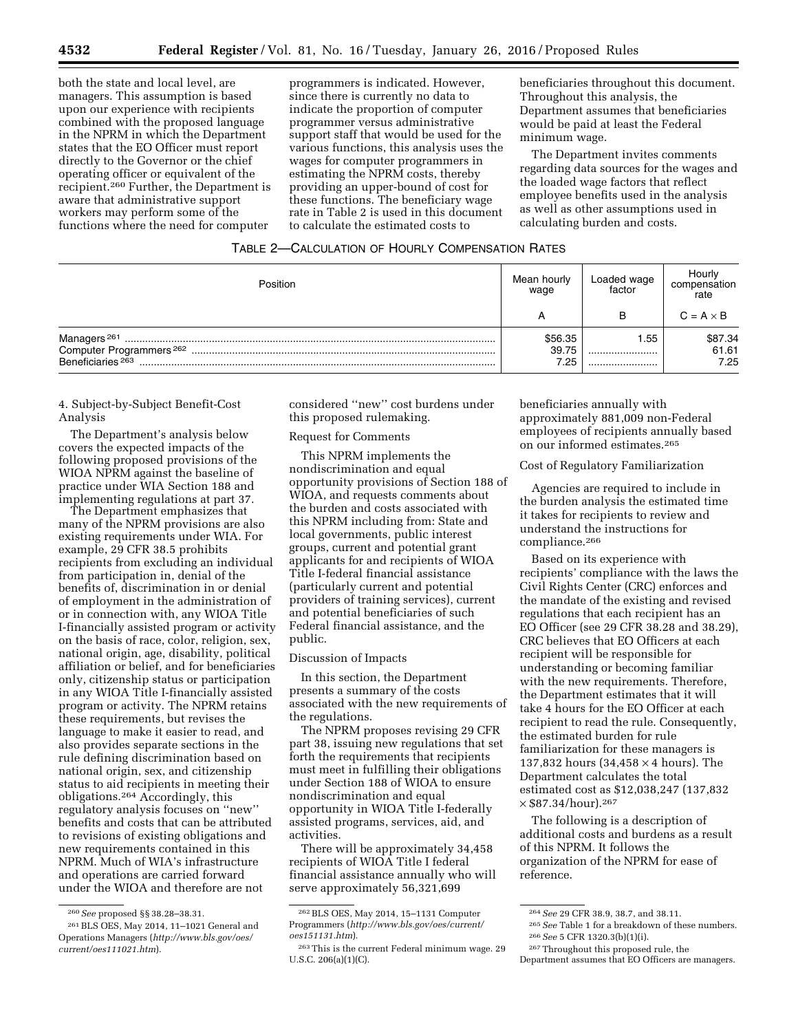both the state and local level, are managers. This assumption is based upon our experience with recipients combined with the proposed language in the NPRM in which the Department states that the EO Officer must report directly to the Governor or the chief operating officer or equivalent of the recipient.[260] Further, the Department is aware that administrative support workers may perform some of the functions where the need for computer programmers is indicated. However, since there is currently no data to indicate the proportion of computer programmer versus administrative support staff that would be used for the various functions, this analysis uses the wages for computer programmers in estimating the NPRM costs, thereby providing an upper-bound of cost for these functions. The beneficiary wage rate in Table 2 is used in this document to calculate the estimated costs to beneficiaries throughout this document. Throughout this analysis, the Department assumes that beneficiaries would be paid at least the Federal minimum wage.

The Department invites comments regarding data sources for the wages and the loaded wage factors that reflect employee benefits used in the analysis as well as other assumptions used in calculating burden and costs.

TABLE 2—CALCULATION OF HOURLY COMPENSATION RATES

| Position | Mean hourly wage | Loaded wage factor | Hourly compensation rate |
|---|---|---|---|
| | A | B | C = A × B |
| Managers[261] | $56.35 | 1.55 | $87.34 |
| Computer Programmers[262] | 39.75 | ........................ | 61.61 |
| Beneficiaries[263] | 7.25 | ........................ | 7.25 |

4. Subject-by-Subject Benefit-Cost Analysis

The Department's analysis below covers the expected impacts of the following proposed provisions of the WIOA NPRM against the baseline of practice under WIA Section 188 and implementing regulations at part 37.

The Department emphasizes that many of the NPRM provisions are also existing requirements under WIA. For example, 29 CFR 38.5 prohibits recipients from excluding an individual from participation in, denial of the benefits of, discrimination in or denial of employment in the administration of or in connection with, any WIOA Title I-financially assisted program or activity on the basis of race, color, religion, sex, national origin, age, disability, political affiliation or belief, and for beneficiaries only, citizenship status or participation in any WIOA Title I-financially assisted program or activity. The NPRM retains these requirements, but revises the language to make it easier to read, and also provides separate sections in the rule defining discrimination based on national origin, sex, and citizenship status to aid recipients in meeting their obligations.[264] Accordingly, this regulatory analysis focuses on ''new'' benefits and costs that can be attributed to revisions of existing obligations and new requirements contained in this NPRM. Much of WIA's infrastructure and operations are carried forward under the WIOA and therefore are not considered ''new'' cost burdens under this proposed rulemaking.

Request for Comments

This NPRM implements the nondiscrimination and equal opportunity provisions of Section 188 of WIOA, and requests comments about the burden and costs associated with this NPRM including from: State and local governments, public interest groups, current and potential grant applicants for and recipients of WIOA Title I-federal financial assistance (particularly current and potential providers of training services), current and potential beneficiaries of such Federal financial assistance, and the public.

Discussion of Impacts

In this section, the Department presents a summary of the costs associated with the new requirements of the regulations.

The NPRM proposes revising 29 CFR part 38, issuing new regulations that set forth the requirements that recipients must meet in fulfilling their obligations under Section 188 of WIOA to ensure nondiscrimination and equal opportunity in WIOA Title I-federally assisted programs, services, aid, and activities.

There will be approximately 34,458 recipients of WIOA Title I federal financial assistance annually who will serve approximately 56,321,699 beneficiaries annually with approximately 881,009 non-Federal employees of recipients annually based on our informed estimates.[265]

Cost of Regulatory Familiarization

Agencies are required to include in the burden analysis the estimated time it takes for recipients to review and understand the instructions for compliance.[266]

Based on its experience with recipients' compliance with the laws the Civil Rights Center (CRC) enforces and the mandate of the existing and revised regulations that each recipient has an EO Officer (see 29 CFR 38.28 and 38.29), CRC believes that EO Officers at each recipient will be responsible for understanding or becoming familiar with the new requirements. Therefore, the Department estimates that it will take 4 hours for the EO Officer at each recipient to read the rule. Consequently, the estimated burden for rule familiarization for these managers is 137,832 hours (34,458 × 4 hours). The Department calculates the total estimated cost as $12,038,247 (137,832 × $87.34/hour).[267]

The following is a description of additional costs and burdens as a result of this NPRM. It follows the organization of the NPRM for ease of reference.

[260] *See* proposed §§ 38.28–38.31.

[261] BLS OES, May 2014, 11–1021 General and Operations Managers (*http://www.bls.gov/oes/current/oes111021.htm*).

[262] BLS OES, May 2014, 15–1131 Computer Programmers (*http://www.bls.gov/oes/current/oes151131.htm*).

[263] This is the current Federal minimum wage. 29 U.S.C. 206(a)(1)(C).

[264] *See* 29 CFR 38.9, 38.7, and 38.11.

[265] *See* Table 1 for a breakdown of these numbers.

[266] *See* 5 CFR 1320.3(b)(1)(i).

[267] Throughout this proposed rule, the Department assumes that EO Officers are managers.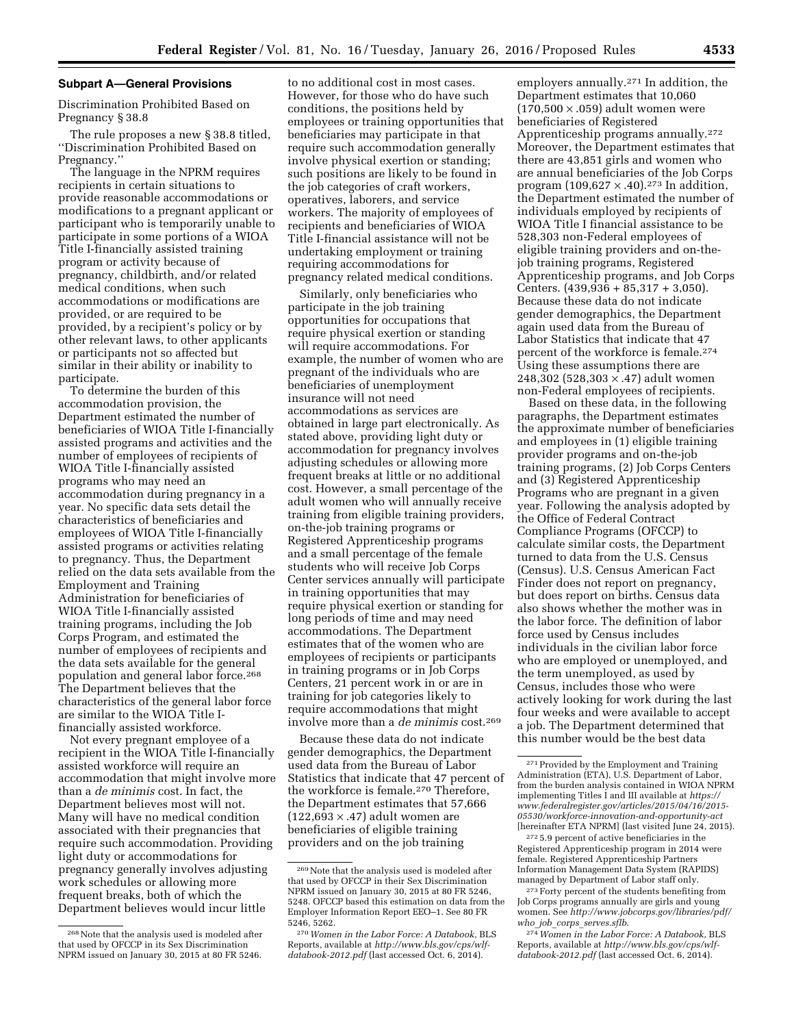### Subpart A—General Provisions

Discrimination Prohibited Based on Pregnancy § 38.8

The rule proposes a new § 38.8 titled, ''Discrimination Prohibited Based on Pregnancy.''

The language in the NPRM requires recipients in certain situations to provide reasonable accommodations or modifications to a pregnant applicant or participant who is temporarily unable to participate in some portions of a WIOA Title I-financially assisted training program or activity because of pregnancy, childbirth, and/or related medical conditions, when such accommodations or modifications are provided, or are required to be provided, by a recipient's policy or by other relevant laws, to other applicants or participants not so affected but similar in their ability or inability to participate.

To determine the burden of this accommodation provision, the Department estimated the number of beneficiaries of WIOA Title I-financially assisted programs and activities and the number of employees of recipients of WIOA Title I-financially assisted programs who may need an accommodation during pregnancy in a year. No specific data sets detail the characteristics of beneficiaries and employees of WIOA Title I-financially assisted programs or activities relating to pregnancy. Thus, the Department relied on the data sets available from the Employment and Training Administration for beneficiaries of WIOA Title I-financially assisted training programs, including the Job Corps Program, and estimated the number of employees of recipients and the data sets available for the general population and general labor force.[268] The Department believes that the characteristics of the general labor force are similar to the WIOA Title I-financially assisted workforce.

Not every pregnant employee of a recipient in the WIOA Title I-financially assisted workforce will require an accommodation that might involve more than a *de minimis* cost. In fact, the Department believes most will not. Many will have no medical condition associated with their pregnancies that require such accommodation. Providing light duty or accommodations for pregnancy generally involves adjusting work schedules or allowing more frequent breaks, both of which the Department believes would incur little to no additional cost in most cases. However, for those who do have such conditions, the positions held by employees or training opportunities that beneficiaries may participate in that require such accommodation generally involve physical exertion or standing; such positions are likely to be found in the job categories of craft workers, operatives, laborers, and service workers. The majority of employees of recipients and beneficiaries of WIOA Title I-financial assistance will not be undertaking employment or training requiring accommodations for pregnancy related medical conditions.

Similarly, only beneficiaries who participate in the job training opportunities for occupations that require physical exertion or standing will require accommodations. For example, the number of women who are pregnant of the individuals who are beneficiaries of unemployment insurance will not need accommodations as services are obtained in large part electronically. As stated above, providing light duty or accommodation for pregnancy involves adjusting schedules or allowing more frequent breaks at little or no additional cost. However, a small percentage of the adult women who will annually receive training from eligible training providers, on-the-job training programs or Registered Apprenticeship programs and a small percentage of the female students who will receive Job Corps Center services annually will participate in training opportunities that may require physical exertion or standing for long periods of time and may need accommodations. The Department estimates that of the women who are employees of recipients or participants in training programs or in Job Corps Centers, 21 percent work in or are in training for job categories likely to require accommodations that might involve more than a *de minimis* cost.[269]

Because these data do not indicate gender demographics, the Department used data from the Bureau of Labor Statistics that indicate that 47 percent of the workforce is female.[270] Therefore, the Department estimates that 57,666 ($122,693 \times .47$) adult women are beneficiaries of eligible training providers and on the job training employers annually.[271] In addition, the Department estimates that 10,060 ($170,500 \times .059$) adult women were beneficiaries of Registered Apprenticeship programs annually.[272] Moreover, the Department estimates that there are 43,851 girls and women who are annual beneficiaries of the Job Corps program ($109,627 \times .40$).[273] In addition, the Department estimated the number of individuals employed by recipients of WIOA Title I financial assistance to be 528,303 non-Federal employees of eligible training providers and on-the-job training programs, Registered Apprenticeship programs, and Job Corps Centers. ($439,936 + 85,317 + 3,050$). Because these data do not indicate gender demographics, the Department again used data from the Bureau of Labor Statistics that indicate that 47 percent of the workforce is female.[274] Using these assumptions there are 248,302 ($528,303 \times .47$) adult women non-Federal employees of recipients.

Based on these data, in the following paragraphs, the Department estimates the approximate number of beneficiaries and employees in (1) eligible training provider programs and on-the-job training programs, (2) Job Corps Centers and (3) Registered Apprenticeship Programs who are pregnant in a given year. Following the analysis adopted by the Office of Federal Contract Compliance Programs (OFCCP) to calculate similar costs, the Department turned to data from the U.S. Census (Census). U.S. Census American Fact Finder does not report on pregnancy, but does report on births. Census data also shows whether the mother was in the labor force. The definition of labor force used by Census includes individuals in the civilian labor force who are employed or unemployed, and the term unemployed, as used by Census, includes those who were actively looking for work during the last four weeks and were available to accept a job. The Department determined that this number would be the best data

---

[268] Note that the analysis used is modeled after that used by OFCCP in its Sex Discrimination NPRM issued on January 30, 2015 at 80 FR 5246.

[269] Note that the analysis used is modeled after that used by OFCCP in their Sex Discrimination NPRM issued on January 30, 2015 at 80 FR 5246, 5248. OFCCP based this estimation on data from the Employer Information Report EEO–1. See 80 FR 5246, 5262.

[270] *Women in the Labor Force: A Databook,* BLS Reports, available at *http://www.bls.gov/cps/wlf-databook-2012.pdf* (last accessed Oct. 6, 2014).

[271] Provided by the Employment and Training Administration (ETA), U.S. Department of Labor, from the burden analysis contained in WIOA NPRM implementing Titles I and III available at *https://www.federalregister.gov/articles/2015/04/16/2015-05530/workforce-innovation-and-opportunity-act* [hereinafter ETA NPRM] (last visited June 24, 2015).

[272] 5.9 percent of active beneficiaries in the Registered Apprenticeship program in 2014 were female. Registered Apprenticeship Partners Information Management Data System (RAPIDS) managed by Department of Labor staff only.

[273] Forty percent of the students benefiting from Job Corps programs annually are girls and young women. See *http://www.jobcorps.gov/libraries/pdf/who_job_corps_serves.sflb.*

[274] *Women in the Labor Force: A Databook,* BLS Reports, available at *http://www.bls.gov/cps/wlf-databook-2012.pdf* (last accessed Oct. 6, 2014).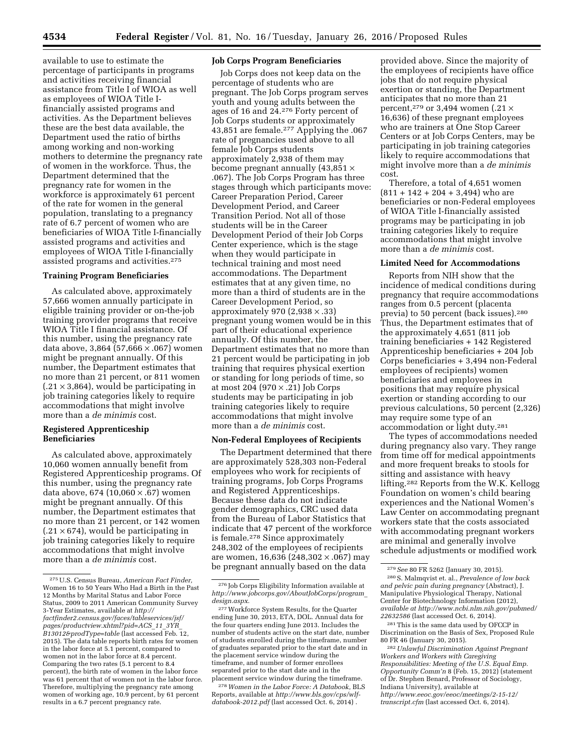available to use to estimate the percentage of participants in programs and activities receiving financial assistance from Title I of WIOA as well as employees of WIOA Title I-financially assisted programs and activities. As the Department believes these are the best data available, the Department used the ratio of births among working and non-working mothers to determine the pregnancy rate of women in the workforce. Thus, the Department determined that the pregnancy rate for women in the workforce is approximately 61 percent of the rate for women in the general population, translating to a pregnancy rate of 6.7 percent of women who are beneficiaries of WIOA Title I-financially assisted programs and activities and employees of WIOA Title I-financially assisted programs and activities.[275]

**Training Program Beneficiaries**

As calculated above, approximately 57,666 women annually participate in eligible training provider or on-the-job training provider programs that receive WIOA Title I financial assistance. Of this number, using the pregnancy rate data above, 3,864 (57,666 × .067) women might be pregnant annually. Of this number, the Department estimates that no more than 21 percent, or 811 women (.21 × 3,864), would be participating in job training categories likely to require accommodations that might involve more than a *de minimis* cost.

**Registered Apprenticeship Beneficiaries**

As calculated above, approximately 10,060 women annually benefit from Registered Apprenticeship programs. Of this number, using the pregnancy rate data above, 674 (10,060 × .67) women might be pregnant annually. Of this number, the Department estimates that no more than 21 percent, or 142 women (.21 × 674), would be participating in job training categories likely to require accommodations that might involve more than a *de minimis* cost.

**Job Corps Program Beneficiaries**

Job Corps does not keep data on the percentage of students who are pregnant. The Job Corps program serves youth and young adults between the ages of 16 and 24.[276] Forty percent of Job Corps students or approximately 43,851 are female.[277] Applying the .067 rate of pregnancies used above to all female Job Corps students approximately 2,938 of them may become pregnant annually (43,851 × .067). The Job Corps Program has three stages through which participants move: Career Preparation Period, Career Development Period, and Career Transition Period. Not all of those students will be in the Career Development Period of their Job Corps Center experience, which is the stage when they would participate in technical training and most need accommodations. The Department estimates that at any given time, no more than a third of students are in the Career Development Period, so approximately 970 (2,938 × .33) pregnant young women would be in this part of their educational experience annually. Of this number, the Department estimates that no more than 21 percent would be participating in job training that requires physical exertion or standing for long periods of time, so at most 204 (970 × .21) Job Corps students may be participating in job training categories likely to require accommodations that might involve more than a *de minimis* cost.

**Non-Federal Employees of Recipients**

The Department determined that there are approximately 528,303 non-Federal employees who work for recipients of training programs, Job Corps Programs and Registered Apprenticeships. Because these data do not indicate gender demographics, CRC used data from the Bureau of Labor Statistics that indicate that 47 percent of the workforce is female.[278] Since approximately 248,302 of the employees of recipients are women, 16,636 (248,302 × .067) may be pregnant annually based on the data provided above. Since the majority of the employees of recipients have office jobs that do not require physical exertion or standing, the Department anticipates that no more than 21 percent,[279] or 3,494 women (.21 × 16,636) of these pregnant employees who are trainers at One Stop Career Centers or at Job Corps Centers, may be participating in job training categories likely to require accommodations that might involve more than a *de minimis* cost.

Therefore, a total of 4,651 women (811 + 142 + 204 + 3,494) who are beneficiaries or non-Federal employees of WIOA Title I-financially assisted programs may be participating in job training categories likely to require accommodations that might involve more than a *de minimis* cost.

**Limited Need for Accommodations**

Reports from NIH show that the incidence of medical conditions during pregnancy that require accommodations ranges from 0.5 percent (placenta previa) to 50 percent (back issues).[280] Thus, the Department estimates that of the approximately 4,651 (811 job training beneficiaries + 142 Registered Apprenticeship beneficiaries + 204 Job Corps beneficiaries + 3,494 non-Federal employees of recipients) women beneficiaries and employees in positions that may require physical exertion or standing according to our previous calculations, 50 percent (2,326) may require some type of an accommodation or light duty.[281]

The types of accommodations needed during pregnancy also vary. They range from time off for medical appointments and more frequent breaks to stools for sitting and assistance with heavy lifting.[282] Reports from the W.K. Kellogg Foundation on women's child bearing experiences and the National Women's Law Center on accommodating pregnant workers state that the costs associated with accommodating pregnant workers are minimal and generally involve schedule adjustments or modified work

---

[275] U.S. Census Bureau, *American Fact Finder,* Women 16 to 50 Years Who Had a Birth in the Past 12 Months by Marital Status and Labor Force Status, 2009 to 2011 American Community Survey 3-Year Estimates, available at *http://factfinder2.census.gov/faces/tableservices/jsf/pages/productview.xhtml?pid=ACS_11_3YR_B13012&prodType=table* (last accessed Feb. 12, 2015). The data table reports birth rates for women in the labor force at 5.1 percent, compared to women not in the labor force at 8.4 percent. Comparing the two rates (5.1 percent to 8.4 percent), the birth rate of women in the labor force was 61 percent that of women not in the labor force. Therefore, multiplying the pregnancy rate among women of working age, 10.9 percent, by 61 percent results in a 6.7 percent pregnancy rate.

[276] Job Corps Eligibility Information available at *http://www.jobcorps.gov/AboutJobCorps/program_design.aspx*.

[277] Workforce System Results, for the Quarter ending June 30, 2013, ETA, DOL. Annual data for the four quarters ending June 2013. Includes the number of students active on the start date, number of students enrolled during the timeframe, number of graduates separated prior to the start date and in the placement service window during the timeframe, and number of former enrollees separated prior to the start date and in the placement service window during the timeframe.

[278] *Women in the Labor Force: A Databook,* BLS Reports, available at *http://www.bls.gov/cps/wlf-databook-2012.pdf* (last accessed Oct. 6, 2014) .

[279] *See* 80 FR 5262 (January 30, 2015).

[280] S. Malmqvist et. al., *Prevalence of low back and pelvic pain during pregnancy* (Abstract), J. Manipulative Physiological Therapy, National Center for Biotechnology Information (2012), *available at http://www.ncbi.nlm.nih.gov/pubmed/22632586* (last accessed Oct. 6, 2014).

[281] This is the same data used by OFCCP in Discrimination on the Basis of Sex, Proposed Rule 80 FR 46 (January 30, 2015).

[282] *Unlawful Discrimination Against Pregnant Workers and Workers with Caregiving Responsibilities: Meeting of the U.S. Equal Emp. Opportunity Comm'n* 8 (Feb. 15, 2012) (statement of Dr. Stephen Benard, Professor of Sociology, Indiana University), available at *http://www.eeoc.gov/eeoc/meetings/2-15-12/transcript.cfm* (last accessed Oct. 6, 2014).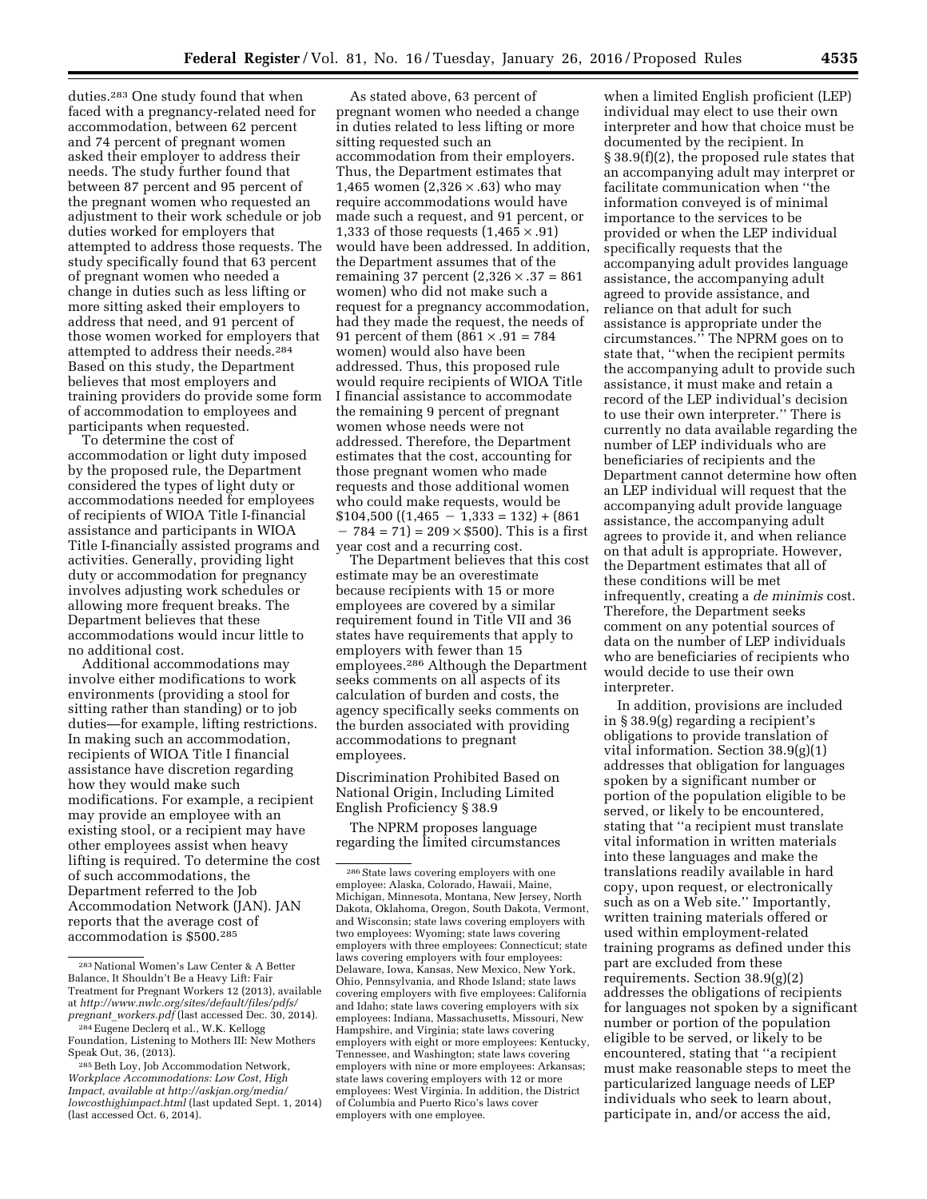duties.[283] One study found that when faced with a pregnancy-related need for accommodation, between 62 percent and 74 percent of pregnant women asked their employer to address their needs. The study further found that between 87 percent and 95 percent of the pregnant women who requested an adjustment to their work schedule or job duties worked for employers that attempted to address those requests. The study specifically found that 63 percent of pregnant women who needed a change in duties such as less lifting or more sitting asked their employers to address that need, and 91 percent of those women worked for employers that attempted to address their needs.[284] Based on this study, the Department believes that most employers and training providers do provide some form of accommodation to employees and participants when requested.

To determine the cost of accommodation or light duty imposed by the proposed rule, the Department considered the types of light duty or accommodations needed for employees of recipients of WIOA Title I-financial assistance and participants in WIOA Title I-financially assisted programs and activities. Generally, providing light duty or accommodation for pregnancy involves adjusting work schedules or allowing more frequent breaks. The Department believes that these accommodations would incur little to no additional cost.

Additional accommodations may involve either modifications to work environments (providing a stool for sitting rather than standing) or to job duties—for example, lifting restrictions. In making such an accommodation, recipients of WIOA Title I financial assistance have discretion regarding how they would make such modifications. For example, a recipient may provide an employee with an existing stool, or a recipient may have other employees assist when heavy lifting is required. To determine the cost of such accommodations, the Department referred to the Job Accommodation Network (JAN). JAN reports that the average cost of accommodation is $500.[285]

As stated above, 63 percent of pregnant women who needed a change in duties related to less lifting or more sitting requested such an accommodation from their employers. Thus, the Department estimates that 1,465 women ($2,326 \times .63$) who may require accommodations would have made such a request, and 91 percent, or 1,333 of those requests ($1,465 \times .91$) would have been addressed. In addition, the Department assumes that of the remaining 37 percent ($2,326 \times .37 = 861$ women) who did not make such a request for a pregnancy accommodation, had they made the request, the needs of 91 percent of them ($861 \times .91 = 784$ women) would also have been addressed. Thus, this proposed rule would require recipients of WIOA Title I financial assistance to accommodate the remaining 9 percent of pregnant women whose needs were not addressed. Therefore, the Department estimates that the cost, accounting for those pregnant women who made requests and those additional women who could make requests, would be \$104,500 ($(1,465 - 1,333 = 132) + (861 - 784 = 71) = 209 \times \$500$). This is a first year cost and a recurring cost.

The Department believes that this cost estimate may be an overestimate because recipients with 15 or more employees are covered by a similar requirement found in Title VII and 36 states have requirements that apply to employers with fewer than 15 employees.[286] Although the Department seeks comments on all aspects of its calculation of burden and costs, the agency specifically seeks comments on the burden associated with providing accommodations to pregnant employees.

Discrimination Prohibited Based on National Origin, Including Limited English Proficiency § 38.9

The NPRM proposes language regarding the limited circumstances when a limited English proficient (LEP) individual may elect to use their own interpreter and how that choice must be documented by the recipient. In § 38.9(f)(2), the proposed rule states that an accompanying adult may interpret or facilitate communication when "the information conveyed is of minimal importance to the services to be provided or when the LEP individual specifically requests that the accompanying adult provides language assistance, the accompanying adult agreed to provide assistance, and reliance on that adult for such assistance is appropriate under the circumstances." The NPRM goes on to state that, "when the recipient permits the accompanying adult to provide such assistance, it must make and retain a record of the LEP individual's decision to use their own interpreter." There is currently no data available regarding the number of LEP individuals who are beneficiaries of recipients and the Department cannot determine how often an LEP individual will request that the accompanying adult provide language assistance, the accompanying adult agrees to provide it, and when reliance on that adult is appropriate. However, the Department estimates that all of these conditions will be met infrequently, creating a *de minimis* cost. Therefore, the Department seeks comment on any potential sources of data on the number of LEP individuals who are beneficiaries of recipients who would decide to use their own interpreter.

In addition, provisions are included in § 38.9(g) regarding a recipient's obligations to provide translation of vital information. Section 38.9(g)(1) addresses that obligation for languages spoken by a significant number or portion of the population eligible to be served, or likely to be encountered, stating that "a recipient must translate vital information in written materials into these languages and make the translations readily available in hard copy, upon request, or electronically such as on a Web site." Importantly, written training materials offered or used within employment-related training programs as defined under this part are excluded from these requirements. Section 38.9(g)(2) addresses the obligations of recipients for languages not spoken by a significant number or portion of the population eligible to be served, or likely to be encountered, stating that "a recipient must make reasonable steps to meet the particularized language needs of LEP individuals who seek to learn about, participate in, and/or access the aid,

---

[283] National Women's Law Center & A Better Balance, It Shouldn't Be a Heavy Lift: Fair Treatment for Pregnant Workers 12 (2013), available at *http://www.nwlc.org/sites/default/files/pdfs/pregnant_workers.pdf* (last accessed Dec. 30, 2014).

[284] Eugene Declerq et al., W.K. Kellogg Foundation, Listening to Mothers III: New Mothers Speak Out, 36, (2013).

[285] Beth Loy, Job Accommodation Network, *Workplace Accommodations: Low Cost, High Impact, available at http://askjan.org/media/lowcosthighimpact.html* (last updated Sept. 1, 2014) (last accessed Oct. 6, 2014).

[286] State laws covering employers with one employee: Alaska, Colorado, Hawaii, Maine, Michigan, Minnesota, Montana, New Jersey, North Dakota, Oklahoma, Oregon, South Dakota, Vermont, and Wisconsin; state laws covering employers with two employees: Wyoming; state laws covering employers with three employees: Connecticut; state laws covering employers with four employees: Delaware, Iowa, Kansas, New Mexico, New York, Ohio, Pennsylvania, and Rhode Island; state laws covering employers with five employees: California and Idaho; state laws covering employers with six employees: Indiana, Massachusetts, Missouri, New Hampshire, and Virginia; state laws covering employers with eight or more employees: Kentucky, Tennessee, and Washington; state laws covering employers with nine or more employees: Arkansas; state laws covering employers with 12 or more employees: West Virginia. In addition, the District of Columbia and Puerto Rico's laws cover employers with one employee.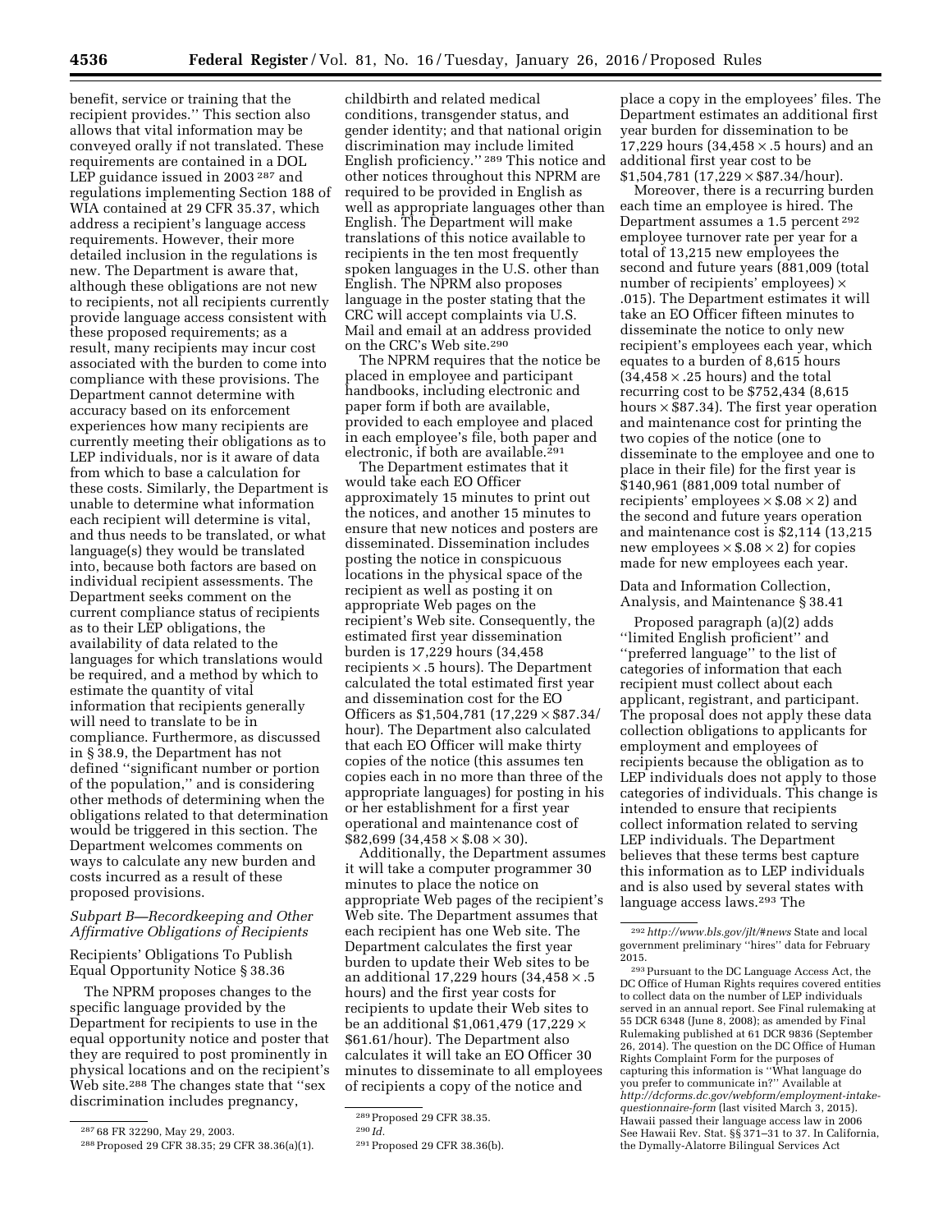benefit, service or training that the recipient provides.'' This section also allows that vital information may be conveyed orally if not translated. These requirements are contained in a DOL LEP guidance issued in 2003 [287] and regulations implementing Section 188 of WIA contained at 29 CFR 35.37, which address a recipient's language access requirements. However, their more detailed inclusion in the regulations is new. The Department is aware that, although these obligations are not new to recipients, not all recipients currently provide language access consistent with these proposed requirements; as a result, many recipients may incur cost associated with the burden to come into compliance with these provisions. The Department cannot determine with accuracy based on its enforcement experiences how many recipients are currently meeting their obligations as to LEP individuals, nor is it aware of data from which to base a calculation for these costs. Similarly, the Department is unable to determine what information each recipient will determine is vital, and thus needs to be translated, or what language(s) they would be translated into, because both factors are based on individual recipient assessments. The Department seeks comment on the current compliance status of recipients as to their LEP obligations, the availability of data related to the languages for which translations would be required, and a method by which to estimate the quantity of vital information that recipients generally will need to translate to be in compliance. Furthermore, as discussed in § 38.9, the Department has not defined ''significant number or portion of the population,'' and is considering other methods of determining when the obligations related to that determination would be triggered in this section. The Department welcomes comments on ways to calculate any new burden and costs incurred as a result of these proposed provisions.

### *Subpart B—Recordkeeping and Other Affirmative Obligations of Recipients*

Recipients' Obligations To Publish Equal Opportunity Notice § 38.36

The NPRM proposes changes to the specific language provided by the Department for recipients to use in the equal opportunity notice and poster that they are required to post prominently in physical locations and on the recipient's Web site.[288] The changes state that ''sex discrimination includes pregnancy, childbirth and related medical conditions, transgender status, and gender identity; and that national origin discrimination may include limited English proficiency.'' [289] This notice and other notices throughout this NPRM are required to be provided in English as well as appropriate languages other than English. The Department will make translations of this notice available to recipients in the ten most frequently spoken languages in the U.S. other than English. The NPRM also proposes language in the poster stating that the CRC will accept complaints via U.S. Mail and email at an address provided on the CRC's Web site.[290]

The NPRM requires that the notice be placed in employee and participant handbooks, including electronic and paper form if both are available, provided to each employee and placed in each employee's file, both paper and electronic, if both are available.[291]

The Department estimates that it would take each EO Officer approximately 15 minutes to print out the notices, and another 15 minutes to ensure that new notices and posters are disseminated. Dissemination includes posting the notice in conspicuous locations in the physical space of the recipient as well as posting it on appropriate Web pages on the recipient's Web site. Consequently, the estimated first year dissemination burden is 17,229 hours (34,458 recipients $\times$ .5 hours). The Department calculated the total estimated first year and dissemination cost for the EO Officers as $1,504,781 (17,229 $\times$ $87.34/hour). The Department also calculated that each EO Officer will make thirty copies of the notice (this assumes ten copies each in no more than three of the appropriate languages) for posting in his or her establishment for a first year operational and maintenance cost of $82,699 (34,458 $\times$ $.08 $\times$ 30).

Additionally, the Department assumes it will take a computer programmer 30 minutes to place the notice on appropriate Web pages of the recipient's Web site. The Department assumes that each recipient has one Web site. The Department calculates the first year burden to update their Web sites to be an additional 17,229 hours (34,458 $\times$ .5 hours) and the first year costs for recipients to update their Web sites to be an additional $1,061,479 (17,229 $\times$ $61.61/hour). The Department also calculates it will take an EO Officer 30 minutes to disseminate to all employees of recipients a copy of the notice and place a copy in the employees' files. The Department estimates an additional first year burden for dissemination to be 17,229 hours (34,458 $\times$ .5 hours) and an additional first year cost to be $1,504,781 (17,229 $\times$ $87.34/hour).

Moreover, there is a recurring burden each time an employee is hired. The Department assumes a 1.5 percent [292] employee turnover rate per year for a total of 13,215 new employees the second and future years (881,009 (total number of recipients' employees) $\times$ .015). The Department estimates it will take an EO Officer fifteen minutes to disseminate the notice to only new recipient's employees each year, which equates to a burden of 8,615 hours (34,458 $\times$ .25 hours) and the total recurring cost to be $752,434 (8,615 hours $\times$ $87.34). The first year operation and maintenance cost for printing the two copies of the notice (one to disseminate to the employee and one to place in their file) for the first year is $140,961 (881,009 total number of recipients' employees $\times$ $.08 $\times$ 2) and the second and future years operation and maintenance cost is $2,114 (13,215 new employees $\times$ $.08 $\times$ 2) for copies made for new employees each year.

Data and Information Collection, Analysis, and Maintenance § 38.41

Proposed paragraph (a)(2) adds ''limited English proficient'' and ''preferred language'' to the list of categories of information that each recipient must collect about each applicant, registrant, and participant. The proposal does not apply these data collection obligations to applicants for employment and employees of recipients because the obligation as to LEP individuals does not apply to those categories of individuals. This change is intended to ensure that recipients collect information related to serving LEP individuals. The Department believes that these terms best capture this information as to LEP individuals and is also used by several states with language access laws.[293] The

---

[287] 68 FR 32290, May 29, 2003.

[288] Proposed 29 CFR 38.35; 29 CFR 38.36(a)(1).

[289] Proposed 29 CFR 38.35.

[290] *Id.*

[291] Proposed 29 CFR 38.36(b).

[292] *http://www.bls.gov/jlt/#news* State and local government preliminary ''hires'' data for February 2015.

[293] Pursuant to the DC Language Access Act, the DC Office of Human Rights requires covered entities to collect data on the number of LEP individuals served in an annual report. See Final rulemaking at 55 DCR 6348 (June 8, 2008); as amended by Final Rulemaking published at 61 DCR 9836 (September 26, 2014). The question on the DC Office of Human Rights Complaint Form for the purposes of capturing this information is ''What language do you prefer to communicate in?'' Available at *http://dcforms.dc.gov/webform/employment-intake-questionnaire-form* (last visited March 3, 2015). Hawaii passed their language access law in 2006 See Hawaii Rev. Stat. §§ 371–31 to 37. In California, the Dymally-Alatorre Bilingual Services Act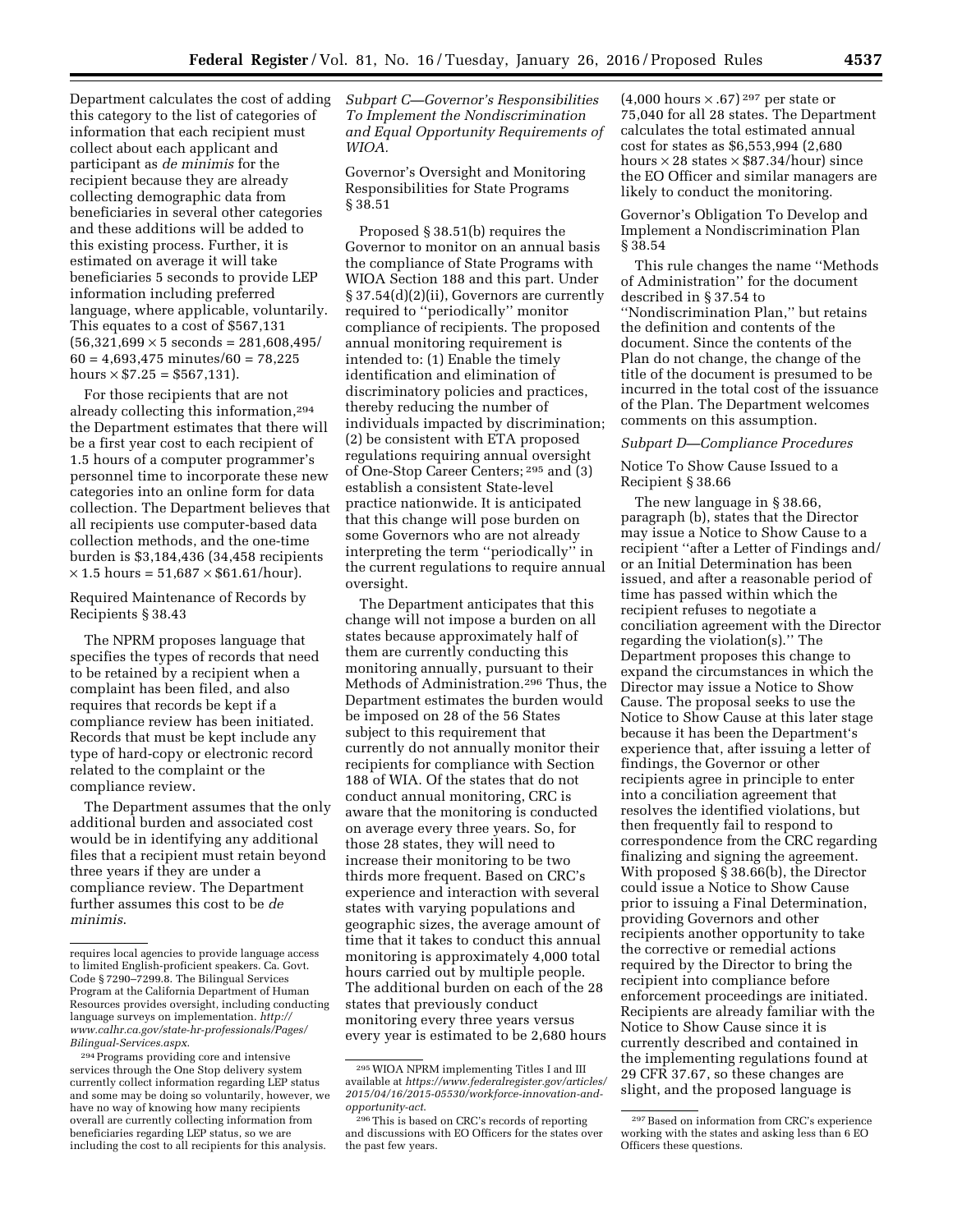Department calculates the cost of adding this category to the list of categories of information that each recipient must collect about each applicant and participant as *de minimis* for the recipient because they are already collecting demographic data from beneficiaries in several other categories and these additions will be added to this existing process. Further, it is estimated on average it will take beneficiaries 5 seconds to provide LEP information including preferred language, where applicable, voluntarily. This equates to a cost of $567,131 (56,321,699 × 5 seconds = 281,608,495/ 60 = 4,693,475 minutes/60 = 78,225 hours × $7.25 = $567,131).

For those recipients that are not already collecting this information,[294] the Department estimates that there will be a first year cost to each recipient of 1.5 hours of a computer programmer's personnel time to incorporate these new categories into an online form for data collection. The Department believes that all recipients use computer-based data collection methods, and the one-time burden is $3,184,436 (34,458 recipients × 1.5 hours = 51,687 × $61.61/hour).

Required Maintenance of Records by Recipients § 38.43

The NPRM proposes language that specifies the types of records that need to be retained by a recipient when a complaint has been filed, and also requires that records be kept if a compliance review has been initiated. Records that must be kept include any type of hard-copy or electronic record related to the complaint or the compliance review.

The Department assumes that the only additional burden and associated cost would be in identifying any additional files that a recipient must retain beyond three years if they are under a compliance review. The Department further assumes this cost to be *de minimis*.

*Subpart C—Governor's Responsibilities To Implement the Nondiscrimination and Equal Opportunity Requirements of WIOA.*

Governor's Oversight and Monitoring Responsibilities for State Programs § 38.51

Proposed § 38.51(b) requires the Governor to monitor on an annual basis the compliance of State Programs with WIOA Section 188 and this part. Under § 37.54(d)(2)(ii), Governors are currently required to "periodically" monitor compliance of recipients. The proposed annual monitoring requirement is intended to: (1) Enable the timely identification and elimination of discriminatory policies and practices, thereby reducing the number of individuals impacted by discrimination; (2) be consistent with ETA proposed regulations requiring annual oversight of One-Stop Career Centers; [295] and (3) establish a consistent State-level practice nationwide. It is anticipated that this change will pose burden on some Governors who are not already interpreting the term "periodically" in the current regulations to require annual oversight.

The Department anticipates that this change will not impose a burden on all states because approximately half of them are currently conducting this monitoring annually, pursuant to their Methods of Administration.[296] Thus, the Department estimates the burden would be imposed on 28 of the 56 States subject to this requirement that currently do not annually monitor their recipients for compliance with Section 188 of WIA. Of the states that do not conduct annual monitoring, CRC is aware that the monitoring is conducted on average every three years. So, for those 28 states, they will need to increase their monitoring to be two thirds more frequent. Based on CRC's experience and interaction with several states with varying populations and geographic sizes, the average amount of time that it takes to conduct this annual monitoring is approximately 4,000 total hours carried out by multiple people. The additional burden on each of the 28 states that previously conduct monitoring every three years versus every year is estimated to be 2,680 hours (4,000 hours × .67) [297] per state or 75,040 for all 28 states. The Department calculates the total estimated annual cost for states as $6,553,994 (2,680 hours × 28 states × $87.34/hour) since the EO Officer and similar managers are likely to conduct the monitoring.

Governor's Obligation To Develop and Implement a Nondiscrimination Plan § 38.54

This rule changes the name "Methods of Administration" for the document described in § 37.54 to "Nondiscrimination Plan," but retains the definition and contents of the document. Since the contents of the Plan do not change, the change of the title of the document is presumed to be incurred in the total cost of the issuance of the Plan. The Department welcomes comments on this assumption.

*Subpart D—Compliance Procedures*

Notice To Show Cause Issued to a Recipient § 38.66

The new language in § 38.66, paragraph (b), states that the Director may issue a Notice to Show Cause to a recipient "after a Letter of Findings and/or an Initial Determination has been issued, and after a reasonable period of time has passed within which the recipient refuses to negotiate a conciliation agreement with the Director regarding the violation(s)." The Department proposes this change to expand the circumstances in which the Director may issue a Notice to Show Cause. The proposal seeks to use the Notice to Show Cause at this later stage because it has been the Department's experience that, after issuing a letter of findings, the Governor or other recipients agree in principle to enter into a conciliation agreement that resolves the identified violations, but then frequently fail to respond to correspondence from the CRC regarding finalizing and signing the agreement. With proposed § 38.66(b), the Director could issue a Notice to Show Cause prior to issuing a Final Determination, providing Governors and other recipients another opportunity to take the corrective or remedial actions required by the Director to bring the recipient into compliance before enforcement proceedings are initiated. Recipients are already familiar with the Notice to Show Cause since it is currently described and contained in the implementing regulations found at 29 CFR 37.67, so these changes are slight, and the proposed language is

---

requires local agencies to provide language access to limited English-proficient speakers. Ca. Govt. Code § 7290–7299.8. The Bilingual Services Program at the California Department of Human Resources provides oversight, including conducting language surveys on implementation. *http://www.calhr.ca.gov/state-hr-professionals/Pages/Bilingual-Services.aspx*.

[294] Programs providing core and intensive services through the One Stop delivery system currently collect information regarding LEP status and some may be doing so voluntarily, however, we have no way of knowing how many recipients overall are currently collecting information from beneficiaries regarding LEP status, so we are including the cost to all recipients for this analysis.

[295] WIOA NPRM implementing Titles I and III available at *https://www.federalregister.gov/articles/2015/04/16/2015-05530/workforce-innovation-and-opportunity-act*.

[296] This is based on CRC's records of reporting and discussions with EO Officers for the states over the past few years.

[297] Based on information from CRC's experience working with the states and asking less than 6 EO Officers these questions.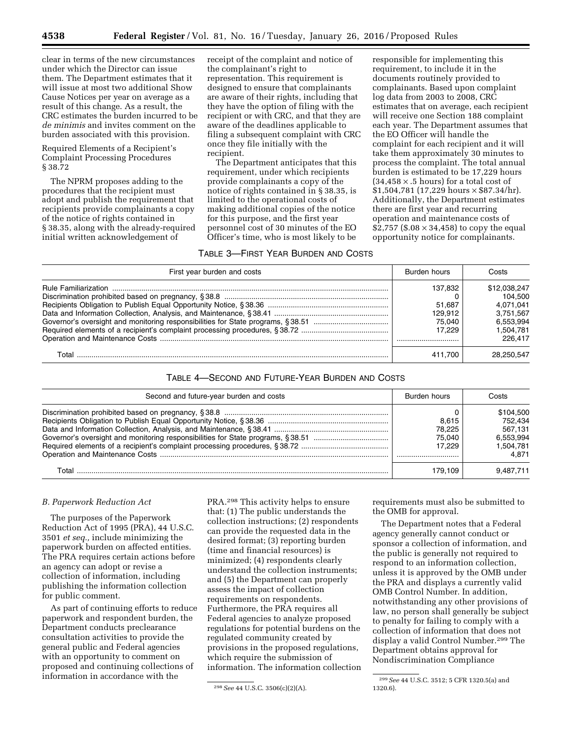clear in terms of the new circumstances under which the Director can issue them. The Department estimates that it will issue at most two additional Show Cause Notices per year on average as a result of this change. As a result, the CRC estimates the burden incurred to be *de minimis* and invites comment on the burden associated with this provision.

Required Elements of a Recipient's Complaint Processing Procedures § 38.72

The NPRM proposes adding to the procedures that the recipient must adopt and publish the requirement that recipients provide complainants a copy of the notice of rights contained in § 38.35, along with the already-required initial written acknowledgement of receipt of the complaint and notice of the complainant's right to representation. This requirement is designed to ensure that complainants are aware of their rights, including that they have the option of filing with the recipient or with CRC, and that they are aware of the deadlines applicable to filing a subsequent complaint with CRC once they file initially with the recipient.

The Department anticipates that this requirement, under which recipients provide complainants a copy of the notice of rights contained in § 38.35, is limited to the operational costs of making additional copies of the notice for this purpose, and the first year personnel cost of 30 minutes of the EO Officer's time, who is most likely to be responsible for implementing this requirement, to include it in the documents routinely provided to complainants. Based upon complaint log data from 2003 to 2008, CRC estimates that on average, each recipient will receive one Section 188 complaint each year. The Department assumes that the EO Officer will handle the complaint for each recipient and it will take them approximately 30 minutes to process the complaint. The total annual burden is estimated to be 17,229 hours (34,458 × .5 hours) for a total cost of $1,504,781 (17,229 hours × $87.34/hr). Additionally, the Department estimates there are first year and recurring operation and maintenance costs of $2,757 ($.08 × 34,458) to copy the equal opportunity notice for complainants.

TABLE 3—FIRST YEAR BURDEN AND COSTS

| First year burden and costs | Burden hours | Costs |
|---|---|---|
| Rule Familiarization | 137,832 | $12,038,247 |
| Discrimination prohibited based on pregnancy, § 38.8 | 0 | 104,500 |
| Recipients Obligation to Publish Equal Opportunity Notice, § 38.36 | 51,687 | 4,071,041 |
| Data and Information Collection, Analysis, and Maintenance, § 38.41 | 129,912 | 3,751,567 |
| Governor's oversight and monitoring responsibilities for State programs, § 38.51 | 75,040 | 6,553,994 |
| Required elements of a recipient's complaint processing procedures, § 38.72 | 17,229 | 1,504,781 |
| Operation and Maintenance Costs | | 226,417 |
| Total | 411,700 | 28,250,547 |

TABLE 4—SECOND AND FUTURE-YEAR BURDEN AND COSTS

| Second and future-year burden and costs | Burden hours | Costs |
|---|---|---|
| Discrimination prohibited based on pregnancy, § 38.8 | 0 | $104,500 |
| Recipients Obligation to Publish Equal Opportunity Notice, § 38.36 | 8,615 | 752,434 |
| Data and Information Collection, Analysis, and Maintenance, § 38.41 | 78,225 | 567,131 |
| Governor's oversight and monitoring responsibilities for State programs, § 38.51 | 75,040 | 6,553,994 |
| Required elements of a recipient's complaint processing procedures, § 38.72 | 17,229 | 1,504,781 |
| Operation and Maintenance Costs | | 4,871 |
| Total | 179,109 | 9,487,711 |

*B. Paperwork Reduction Act*

The purposes of the Paperwork Reduction Act of 1995 (PRA), 44 U.S.C. 3501 *et seq.,* include minimizing the paperwork burden on affected entities. The PRA requires certain actions before an agency can adopt or revise a collection of information, including publishing the information collection for public comment.

As part of continuing efforts to reduce paperwork and respondent burden, the Department conducts preclearance consultation activities to provide the general public and Federal agencies with an opportunity to comment on proposed and continuing collections of information in accordance with the PRA.[298] This activity helps to ensure that: (1) The public understands the collection instructions; (2) respondents can provide the requested data in the desired format; (3) reporting burden (time and financial resources) is minimized; (4) respondents clearly understand the collection instruments; and (5) the Department can properly assess the impact of collection requirements on respondents. Furthermore, the PRA requires all Federal agencies to analyze proposed regulations for potential burdens on the regulated community created by provisions in the proposed regulations, which require the submission of information. The information collection requirements must also be submitted to the OMB for approval.

The Department notes that a Federal agency generally cannot conduct or sponsor a collection of information, and the public is generally not required to respond to an information collection, unless it is approved by the OMB under the PRA and displays a currently valid OMB Control Number. In addition, notwithstanding any other provisions of law, no person shall generally be subject to penalty for failing to comply with a collection of information that does not display a valid Control Number.[299] The Department obtains approval for Nondiscrimination Compliance

[298] *See* 44 U.S.C. 3506(c)(2)(A).

[299] *See* 44 U.S.C. 3512; 5 CFR 1320.5(a) and 1320.6).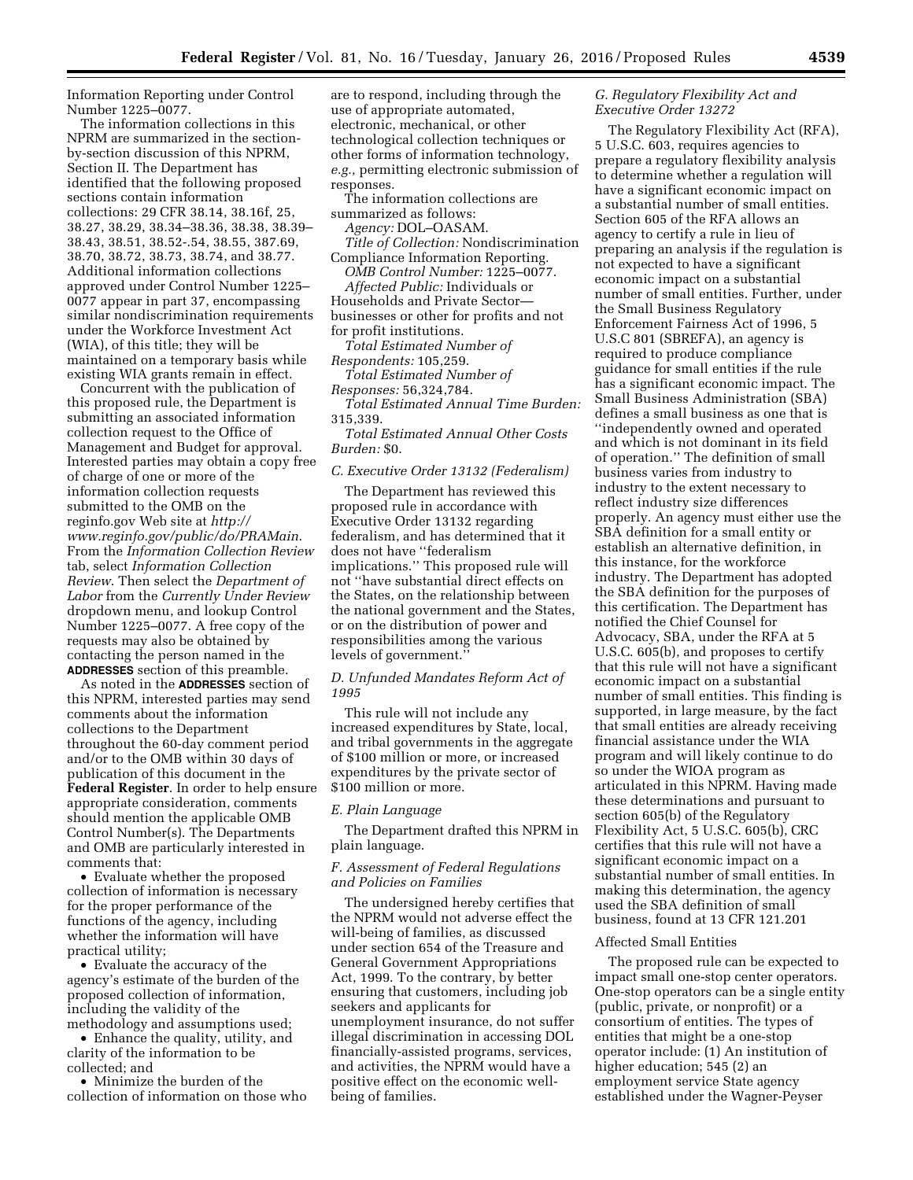Information Reporting under Control Number 1225–0077.

The information collections in this NPRM are summarized in the section-by-section discussion of this NPRM, Section II. The Department has identified that the following proposed sections contain information collections: 29 CFR 38.14, 38.16f, 25, 38.27, 38.29, 38.34–38.36, 38.38, 38.39–38.43, 38.51, 38.52-.54, 38.55, 387.69, 38.70, 38.72, 38.73, 38.74, and 38.77. Additional information collections approved under Control Number 1225–0077 appear in part 37, encompassing similar nondiscrimination requirements under the Workforce Investment Act (WIA), of this title; they will be maintained on a temporary basis while existing WIA grants remain in effect.

Concurrent with the publication of this proposed rule, the Department is submitting an associated information collection request to the Office of Management and Budget for approval. Interested parties may obtain a copy free of charge of one or more of the information collection requests submitted to the OMB on the reginfo.gov Web site at *http://www.reginfo.gov/public/do/PRAMain*. From the *Information Collection Review* tab, select *Information Collection Review*. Then select the *Department of Labor* from the *Currently Under Review* dropdown menu, and lookup Control Number 1225–0077. A free copy of the requests may also be obtained by contacting the person named in the **ADDRESSES** section of this preamble.

As noted in the **ADDRESSES** section of this NPRM, interested parties may send comments about the information collections to the Department throughout the 60-day comment period and/or to the OMB within 30 days of publication of this document in the **Federal Register**. In order to help ensure appropriate consideration, comments should mention the applicable OMB Control Number(s). The Departments and OMB are particularly interested in comments that:

- Evaluate whether the proposed collection of information is necessary for the proper performance of the functions of the agency, including whether the information will have practical utility;
- Evaluate the accuracy of the agency's estimate of the burden of the proposed collection of information, including the validity of the methodology and assumptions used;
- Enhance the quality, utility, and clarity of the information to be collected; and
- Minimize the burden of the collection of information on those who are to respond, including through the use of appropriate automated, electronic, mechanical, or other technological collection techniques or other forms of information technology, *e.g.*, permitting electronic submission of responses.

The information collections are summarized as follows:

*Agency:* DOL–OASAM.

*Title of Collection:* Nondiscrimination Compliance Information Reporting.

*OMB Control Number:* 1225–0077.

*Affected Public:* Individuals or Households and Private Sector—businesses or other for profits and not for profit institutions.

*Total Estimated Number of Respondents:* 105,259.

*Total Estimated Number of Responses:* 56,324,784.

*Total Estimated Annual Time Burden:* 315,339.

*Total Estimated Annual Other Costs Burden:* $0.

### *C. Executive Order 13132 (Federalism)*

The Department has reviewed this proposed rule in accordance with Executive Order 13132 regarding federalism, and has determined that it does not have ''federalism implications.'' This proposed rule will not ''have substantial direct effects on the States, on the relationship between the national government and the States, or on the distribution of power and responsibilities among the various levels of government.''

### *D. Unfunded Mandates Reform Act of 1995*

This rule will not include any increased expenditures by State, local, and tribal governments in the aggregate of $100 million or more, or increased expenditures by the private sector of $100 million or more.

### *E. Plain Language*

The Department drafted this NPRM in plain language.

### *F. Assessment of Federal Regulations and Policies on Families*

The undersigned hereby certifies that the NPRM would not adverse effect the will-being of families, as discussed under section 654 of the Treasure and General Government Appropriations Act, 1999. To the contrary, by better ensuring that customers, including job seekers and applicants for unemployment insurance, do not suffer illegal discrimination in accessing DOL financially-assisted programs, services, and activities, the NPRM would have a positive effect on the economic well-being of families.

### *G. Regulatory Flexibility Act and Executive Order 13272*

The Regulatory Flexibility Act (RFA), 5 U.S.C. 603, requires agencies to prepare a regulatory flexibility analysis to determine whether a regulation will have a significant economic impact on a substantial number of small entities. Section 605 of the RFA allows an agency to certify a rule in lieu of preparing an analysis if the regulation is not expected to have a significant economic impact on a substantial number of small entities. Further, under the Small Business Regulatory Enforcement Fairness Act of 1996, 5 U.S.C 801 (SBREFA), an agency is required to produce compliance guidance for small entities if the rule has a significant economic impact. The Small Business Administration (SBA) defines a small business as one that is ''independently owned and operated and which is not dominant in its field of operation.'' The definition of small business varies from industry to industry to the extent necessary to reflect industry size differences properly. An agency must either use the SBA definition for a small entity or establish an alternative definition, in this instance, for the workforce industry. The Department has adopted the SBA definition for the purposes of this certification. The Department has notified the Chief Counsel for Advocacy, SBA, under the RFA at 5 U.S.C. 605(b), and proposes to certify that this rule will not have a significant economic impact on a substantial number of small entities. This finding is supported, in large measure, by the fact that small entities are already receiving financial assistance under the WIA program and will likely continue to do so under the WIOA program as articulated in this NPRM. Having made these determinations and pursuant to section 605(b) of the Regulatory Flexibility Act, 5 U.S.C. 605(b), CRC certifies that this rule will not have a significant economic impact on a substantial number of small entities. In making this determination, the agency used the SBA definition of small business, found at 13 CFR 121.201

#### Affected Small Entities

The proposed rule can be expected to impact small one-stop center operators. One-stop operators can be a single entity (public, private, or nonprofit) or a consortium of entities. The types of entities that might be a one-stop operator include: (1) An institution of higher education; 545 (2) an employment service State agency established under the Wagner-Peyser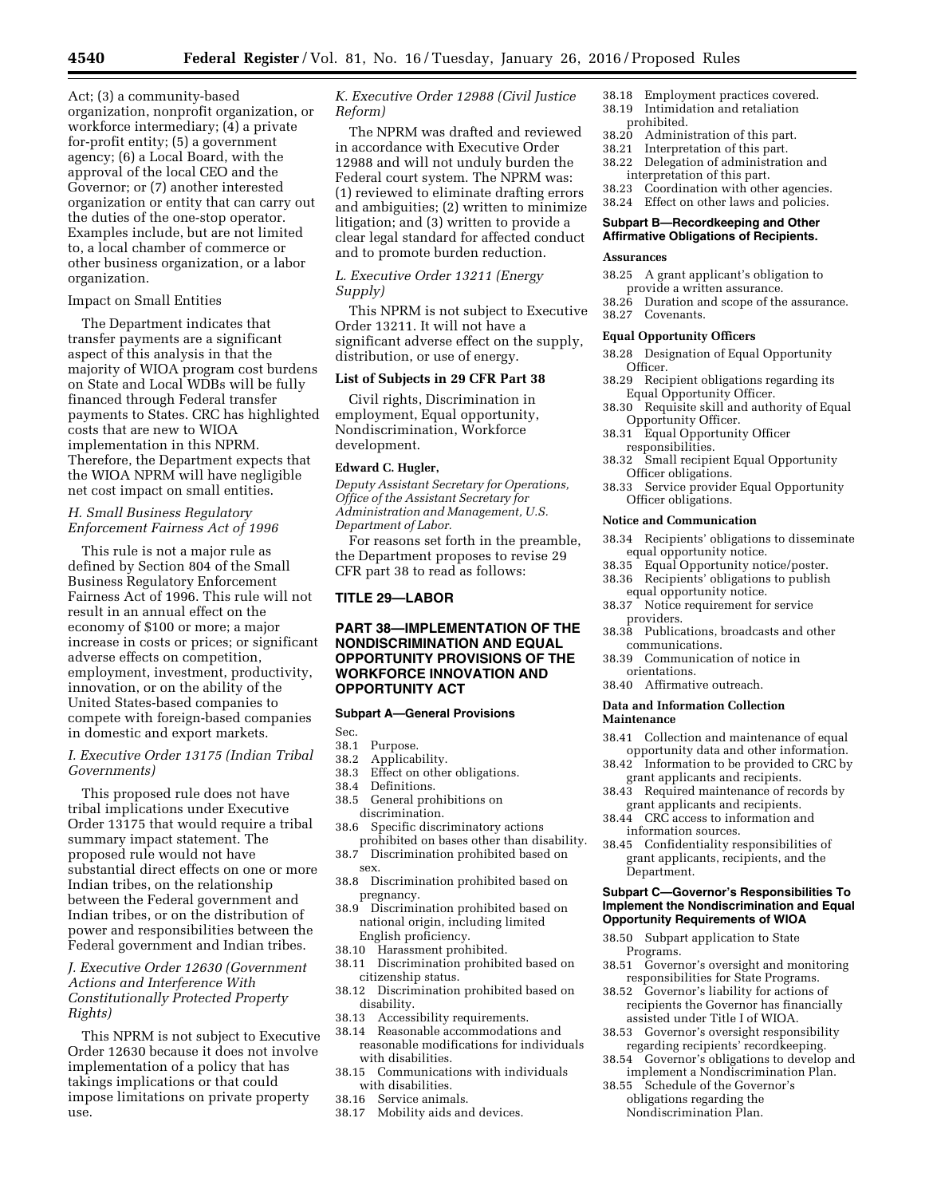Act; (3) a community-based organization, nonprofit organization, or workforce intermediary; (4) a private for-profit entity; (5) a government agency; (6) a Local Board, with the approval of the local CEO and the Governor; or (7) another interested organization or entity that can carry out the duties of the one-stop operator. Examples include, but are not limited to, a local chamber of commerce or other business organization, or a labor organization.

Impact on Small Entities

The Department indicates that transfer payments are a significant aspect of this analysis in that the majority of WIOA program cost burdens on State and Local WDBs will be fully financed through Federal transfer payments to States. CRC has highlighted costs that are new to WIOA implementation in this NPRM. Therefore, the Department expects that the WIOA NPRM will have negligible net cost impact on small entities.

### *H. Small Business Regulatory Enforcement Fairness Act of 1996*

This rule is not a major rule as defined by Section 804 of the Small Business Regulatory Enforcement Fairness Act of 1996. This rule will not result in an annual effect on the economy of $100 or more; a major increase in costs or prices; or significant adverse effects on competition, employment, investment, productivity, innovation, or on the ability of the United States-based companies to compete with foreign-based companies in domestic and export markets.

### *I. Executive Order 13175 (Indian Tribal Governments)*

This proposed rule does not have tribal implications under Executive Order 13175 that would require a tribal summary impact statement. The proposed rule would not have substantial direct effects on one or more Indian tribes, on the relationship between the Federal government and Indian tribes, or on the distribution of power and responsibilities between the Federal government and Indian tribes.

### *J. Executive Order 12630 (Government Actions and Interference With Constitutionally Protected Property Rights)*

This NPRM is not subject to Executive Order 12630 because it does not involve implementation of a policy that has takings implications or that could impose limitations on private property use.

### *K. Executive Order 12988 (Civil Justice Reform)*

The NPRM was drafted and reviewed in accordance with Executive Order 12988 and will not unduly burden the Federal court system. The NPRM was: (1) reviewed to eliminate drafting errors and ambiguities; (2) written to minimize litigation; and (3) written to provide a clear legal standard for affected conduct and to promote burden reduction.

### *L. Executive Order 13211 (Energy Supply)*

This NPRM is not subject to Executive Order 13211. It will not have a significant adverse effect on the supply, distribution, or use of energy.

## List of Subjects in 29 CFR Part 38

Civil rights, Discrimination in employment, Equal opportunity, Nondiscrimination, Workforce development.

**Edward C. Hugler,**

*Deputy Assistant Secretary for Operations, Office of the Assistant Secretary for Administration and Management, U.S. Department of Labor.*

For reasons set forth in the preamble, the Department proposes to revise 29 CFR part 38 to read as follows:

## TITLE 29—LABOR

## PART 38—IMPLEMENTATION OF THE NONDISCRIMINATION AND EQUAL OPPORTUNITY PROVISIONS OF THE WORKFORCE INNOVATION AND OPPORTUNITY ACT

### Subpart A—General Provisions

Sec.
38.1 Purpose.
38.2 Applicability.
38.3 Effect on other obligations.
38.4 Definitions.
38.5 General prohibitions on discrimination.
38.6 Specific discriminatory actions prohibited on bases other than disability.
38.7 Discrimination prohibited based on sex.
38.8 Discrimination prohibited based on pregnancy.
38.9 Discrimination prohibited based on national origin, including limited English proficiency.
38.10 Harassment prohibited.
38.11 Discrimination prohibited based on citizenship status.
38.12 Discrimination prohibited based on disability.
38.13 Accessibility requirements.
38.14 Reasonable accommodations and reasonable modifications for individuals with disabilities.
38.15 Communications with individuals with disabilities.
38.16 Service animals.
38.17 Mobility aids and devices.
38.18 Employment practices covered.
38.19 Intimidation and retaliation prohibited.
38.20 Administration of this part.
38.21 Interpretation of this part.
38.22 Delegation of administration and interpretation of this part.
38.23 Coordination with other agencies.
38.24 Effect on other laws and policies.

### Subpart B—Recordkeeping and Other Affirmative Obligations of Recipients.

#### Assurances

38.25 A grant applicant's obligation to provide a written assurance.
38.26 Duration and scope of the assurance.
38.27 Covenants.

#### Equal Opportunity Officers

38.28 Designation of Equal Opportunity Officer.
38.29 Recipient obligations regarding its Equal Opportunity Officer.
38.30 Requisite skill and authority of Equal Opportunity Officer.
38.31 Equal Opportunity Officer responsibilities.
38.32 Small recipient Equal Opportunity Officer obligations.
38.33 Service provider Equal Opportunity Officer obligations.

#### Notice and Communication

38.34 Recipients' obligations to disseminate equal opportunity notice.
38.35 Equal Opportunity notice/poster.
38.36 Recipients' obligations to publish equal opportunity notice.
38.37 Notice requirement for service providers.
38.38 Publications, broadcasts and other communications.
38.39 Communication of notice in orientations.
38.40 Affirmative outreach.

#### Data and Information Collection Maintenance

38.41 Collection and maintenance of equal opportunity data and other information.
38.42 Information to be provided to CRC by grant applicants and recipients.
38.43 Required maintenance of records by grant applicants and recipients.
38.44 CRC access to information and information sources.
38.45 Confidentiality responsibilities of grant applicants, recipients, and the Department.

### Subpart C—Governor's Responsibilities To Implement the Nondiscrimination and Equal Opportunity Requirements of WIOA

38.50 Subpart application to State Programs.
38.51 Governor's oversight and monitoring responsibilities for State Programs.
38.52 Governor's liability for actions of recipients the Governor has financially assisted under Title I of WIOA.
38.53 Governor's oversight responsibility regarding recipients' recordkeeping.
38.54 Governor's obligations to develop and implement a Nondiscrimination Plan.
38.55 Schedule of the Governor's obligations regarding the Nondiscrimination Plan.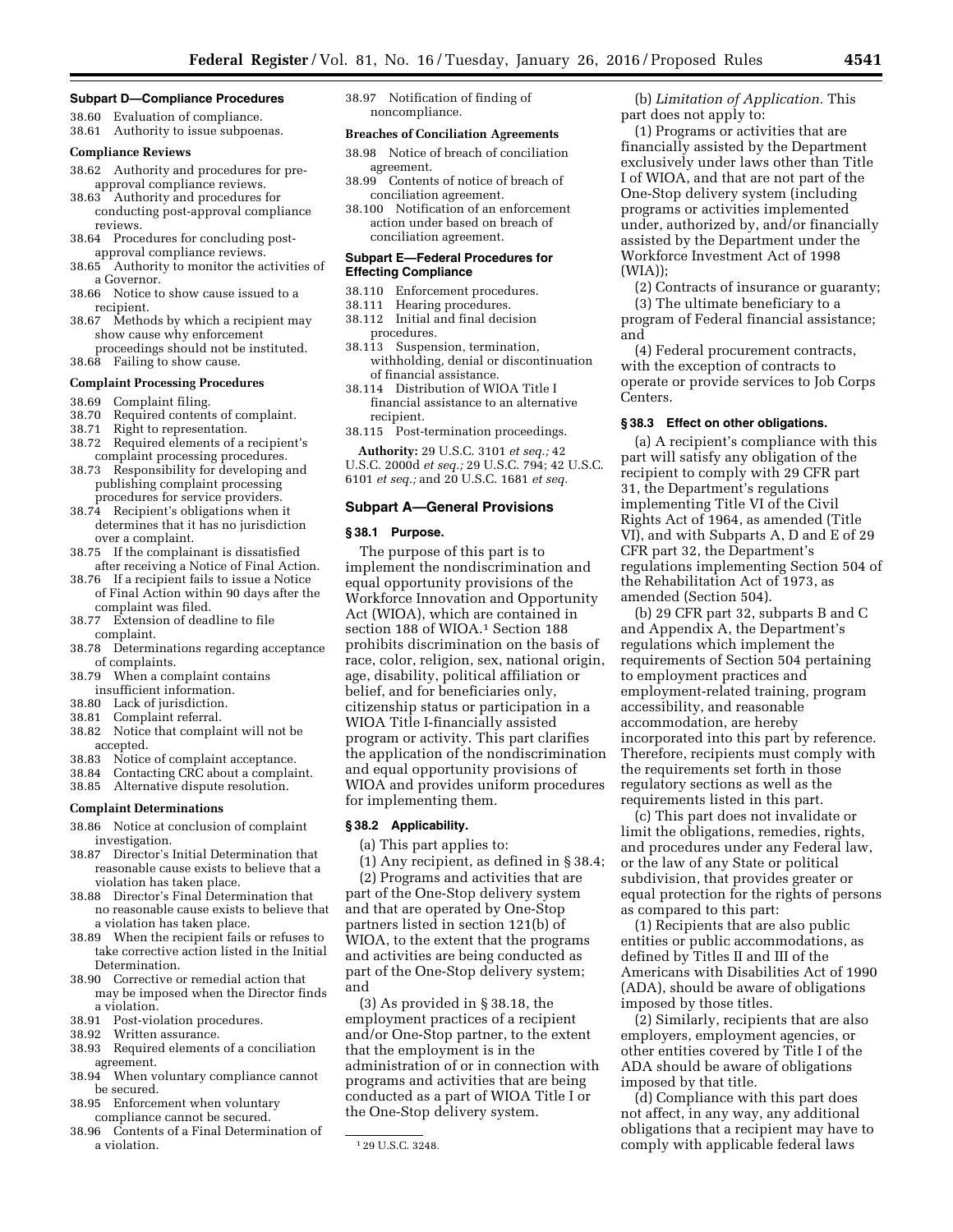### Subpart D—Compliance Procedures

38.60 Evaluation of compliance.
38.61 Authority to issue subpoenas.

#### Compliance Reviews

38.62 Authority and procedures for pre-approval compliance reviews.
38.63 Authority and procedures for conducting post-approval compliance reviews.
38.64 Procedures for concluding post-approval compliance reviews.
38.65 Authority to monitor the activities of a Governor.
38.66 Notice to show cause issued to a recipient.
38.67 Methods by which a recipient may show cause why enforcement proceedings should not be instituted.
38.68 Failing to show cause.

#### Complaint Processing Procedures

38.69 Complaint filing.
38.70 Required contents of complaint.
38.71 Right to representation.
38.72 Required elements of a recipient's complaint processing procedures.
38.73 Responsibility for developing and publishing complaint processing procedures for service providers.
38.74 Recipient's obligations when it determines that it has no jurisdiction over a complaint.
38.75 If the complainant is dissatisfied after receiving a Notice of Final Action.
38.76 If a recipient fails to issue a Notice of Final Action within 90 days after the complaint was filed.
38.77 Extension of deadline to file complaint.
38.78 Determinations regarding acceptance of complaints.
38.79 When a complaint contains insufficient information.
38.80 Lack of jurisdiction.
38.81 Complaint referral.
38.82 Notice that complaint will not be accepted.
38.83 Notice of complaint acceptance.
38.84 Contacting CRC about a complaint.
38.85 Alternative dispute resolution.

#### Complaint Determinations

38.86 Notice at conclusion of complaint investigation.
38.87 Director's Initial Determination that reasonable cause exists to believe that a violation has taken place.
38.88 Director's Final Determination that no reasonable cause exists to believe that a violation has taken place.
38.89 When the recipient fails or refuses to take corrective action listed in the Initial Determination.
38.90 Corrective or remedial action that may be imposed when the Director finds a violation.
38.91 Post-violation procedures.
38.92 Written assurance.
38.93 Required elements of a conciliation agreement.
38.94 When voluntary compliance cannot be secured.
38.95 Enforcement when voluntary compliance cannot be secured.
38.96 Contents of a Final Determination of a violation.
38.97 Notification of finding of noncompliance.

#### Breaches of Conciliation Agreements

38.98 Notice of breach of conciliation agreement.
38.99 Contents of notice of breach of conciliation agreement.
38.100 Notification of an enforcement action under based on breach of conciliation agreement.

### Subpart E—Federal Procedures for Effecting Compliance

38.110 Enforcement procedures.
38.111 Hearing procedures.
38.112 Initial and final decision procedures.
38.113 Suspension, termination, withholding, denial or discontinuation of financial assistance.
38.114 Distribution of WIOA Title I financial assistance to an alternative recipient.
38.115 Post-termination proceedings.

**Authority:** 29 U.S.C. 3101 *et seq.;* 42 U.S.C. 2000d *et seq.;* 29 U.S.C. 794; 42 U.S.C. 6101 *et seq.;* and 20 U.S.C. 1681 *et seq.*

### Subpart A—General Provisions

#### § 38.1 Purpose.

The purpose of this part is to implement the nondiscrimination and equal opportunity provisions of the Workforce Innovation and Opportunity Act (WIOA), which are contained in section 188 of WIOA.[1] Section 188 prohibits discrimination on the basis of race, color, religion, sex, national origin, age, disability, political affiliation or belief, and for beneficiaries only, citizenship status or participation in a WIOA Title I-financially assisted program or activity. This part clarifies the application of the nondiscrimination and equal opportunity provisions of WIOA and provides uniform procedures for implementing them.

#### § 38.2 Applicability.

(a) This part applies to:

(1) Any recipient, as defined in § 38.4;

(2) Programs and activities that are part of the One-Stop delivery system and that are operated by One-Stop partners listed in section 121(b) of WIOA, to the extent that the programs and activities are being conducted as part of the One-Stop delivery system; and

(3) As provided in § 38.18, the employment practices of a recipient and/or One-Stop partner, to the extent that the employment is in the administration of or in connection with programs and activities that are being conducted as a part of WIOA Title I or the One-Stop delivery system.

[1] 29 U.S.C. 3248.

(b) *Limitation of Application.* This part does not apply to:

(1) Programs or activities that are financially assisted by the Department exclusively under laws other than Title I of WIOA, and that are not part of the One-Stop delivery system (including programs or activities implemented under, authorized by, and/or financially assisted by the Department under the Workforce Investment Act of 1998 (WIA));

(2) Contracts of insurance or guaranty;

(3) The ultimate beneficiary to a program of Federal financial assistance; and

(4) Federal procurement contracts, with the exception of contracts to operate or provide services to Job Corps Centers.

#### § 38.3 Effect on other obligations.

(a) A recipient's compliance with this part will satisfy any obligation of the recipient to comply with 29 CFR part 31, the Department's regulations implementing Title VI of the Civil Rights Act of 1964, as amended (Title VI), and with Subparts A, D and E of 29 CFR part 32, the Department's regulations implementing Section 504 of the Rehabilitation Act of 1973, as amended (Section 504).

(b) 29 CFR part 32, subparts B and C and Appendix A, the Department's regulations which implement the requirements of Section 504 pertaining to employment practices and employment-related training, program accessibility, and reasonable accommodation, are hereby incorporated into this part by reference. Therefore, recipients must comply with the requirements set forth in those regulatory sections as well as the requirements listed in this part.

(c) This part does not invalidate or limit the obligations, remedies, rights, and procedures under any Federal law, or the law of any State or political subdivision, that provides greater or equal protection for the rights of persons as compared to this part:

(1) Recipients that are also public entities or public accommodations, as defined by Titles II and III of the Americans with Disabilities Act of 1990 (ADA), should be aware of obligations imposed by those titles.

(2) Similarly, recipients that are also employers, employment agencies, or other entities covered by Title I of the ADA should be aware of obligations imposed by that title.

(d) Compliance with this part does not affect, in any way, any additional obligations that a recipient may have to comply with applicable federal laws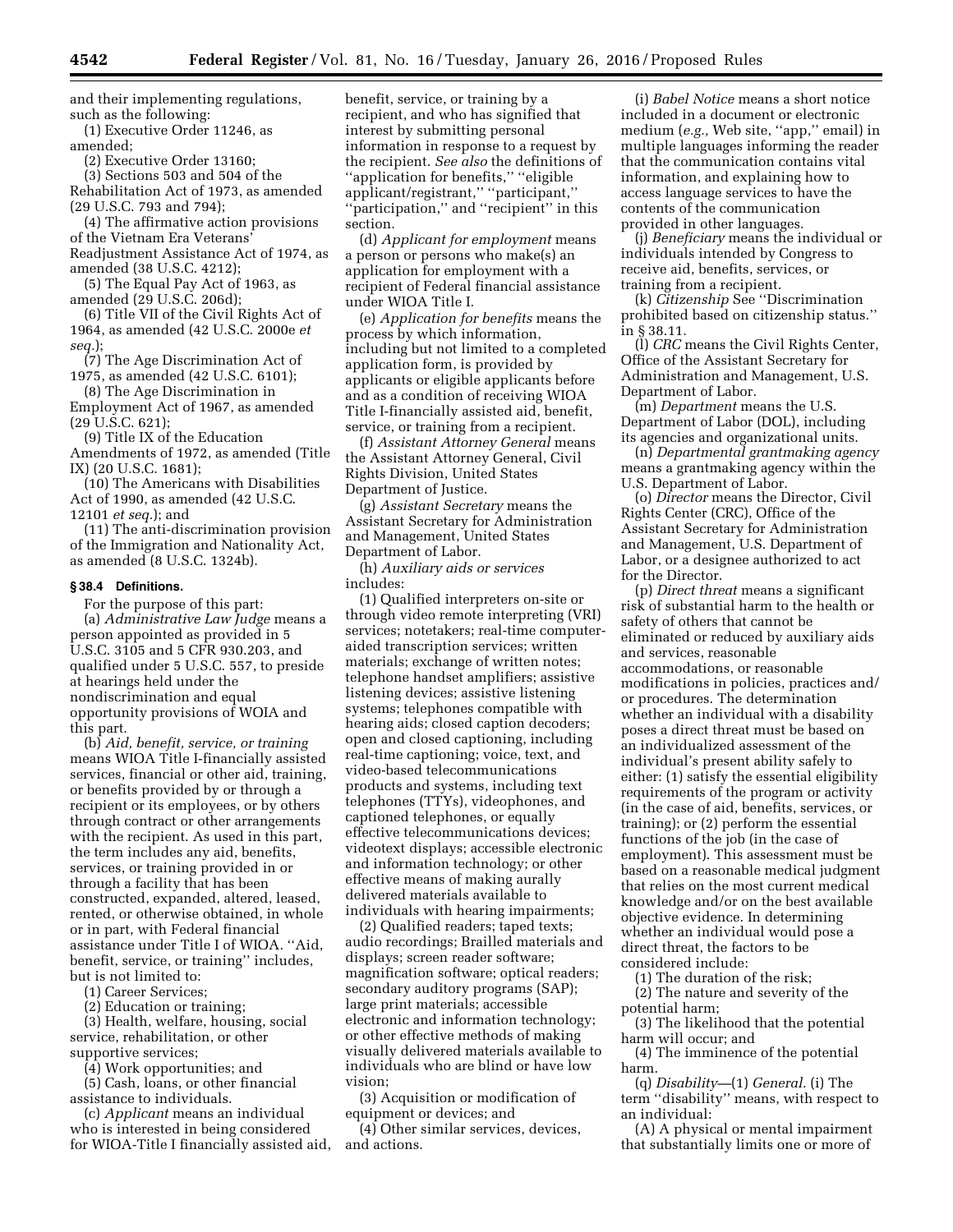and their implementing regulations, such as the following:

(1) Executive Order 11246, as amended;

(2) Executive Order 13160;

(3) Sections 503 and 504 of the Rehabilitation Act of 1973, as amended (29 U.S.C. 793 and 794);

(4) The affirmative action provisions of the Vietnam Era Veterans' Readjustment Assistance Act of 1974, as amended (38 U.S.C. 4212);

(5) The Equal Pay Act of 1963, as amended (29 U.S.C. 206d);

(6) Title VII of the Civil Rights Act of 1964, as amended (42 U.S.C. 2000e *et seq.*);

(7) The Age Discrimination Act of 1975, as amended (42 U.S.C. 6101);

(8) The Age Discrimination in Employment Act of 1967, as amended (29 U.S.C. 621);

(9) Title IX of the Education Amendments of 1972, as amended (Title IX) (20 U.S.C. 1681);

(10) The Americans with Disabilities Act of 1990, as amended (42 U.S.C. 12101 *et seq.*); and

(11) The anti-discrimination provision of the Immigration and Nationality Act, as amended (8 U.S.C. 1324b).

### § 38.4 Definitions.

For the purpose of this part:

(a) *Administrative Law Judge* means a person appointed as provided in 5 U.S.C. 3105 and 5 CFR 930.203, and qualified under 5 U.S.C. 557, to preside at hearings held under the nondiscrimination and equal opportunity provisions of WOIA and this part.

(b) *Aid, benefit, service, or training* means WIOA Title I-financially assisted services, financial or other aid, training, or benefits provided by or through a recipient or its employees, or by others through contract or other arrangements with the recipient. As used in this part, the term includes any aid, benefits, services, or training provided in or through a facility that has been constructed, expanded, altered, leased, rented, or otherwise obtained, in whole or in part, with Federal financial assistance under Title I of WIOA. "Aid, benefit, service, or training" includes, but is not limited to:

(1) Career Services;

(2) Education or training;

(3) Health, welfare, housing, social service, rehabilitation, or other supportive services;

(4) Work opportunities; and

(5) Cash, loans, or other financial assistance to individuals.

(c) *Applicant* means an individual who is interested in being considered for WIOA-Title I financially assisted aid, benefit, service, or training by a recipient, and who has signified that interest by submitting personal information in response to a request by the recipient. *See also* the definitions of "application for benefits," "eligible applicant/registrant," "participant," "participation," and "recipient" in this section.

(d) *Applicant for employment* means a person or persons who make(s) an application for employment with a recipient of Federal financial assistance under WIOA Title I.

(e) *Application for benefits* means the process by which information, including but not limited to a completed application form, is provided by applicants or eligible applicants before and as a condition of receiving WIOA Title I-financially assisted aid, benefit, service, or training from a recipient.

(f) *Assistant Attorney General* means the Assistant Attorney General, Civil Rights Division, United States Department of Justice.

(g) *Assistant Secretary* means the Assistant Secretary for Administration and Management, United States Department of Labor.

(h) *Auxiliary aids or services* includes:

(1) Qualified interpreters on-site or through video remote interpreting (VRI) services; notetakers; real-time computer-aided transcription services; written materials; exchange of written notes; telephone handset amplifiers; assistive listening devices; assistive listening systems; telephones compatible with hearing aids; closed caption decoders; open and closed captioning, including real-time captioning; voice, text, and video-based telecommunications products and systems, including text telephones (TTYs), videophones, and captioned telephones, or equally effective telecommunications devices; videotext displays; accessible electronic and information technology; or other effective means of making aurally delivered materials available to individuals with hearing impairments;

(2) Qualified readers; taped texts; audio recordings; Brailled materials and displays; screen reader software; magnification software; optical readers; secondary auditory programs (SAP); large print materials; accessible electronic and information technology; or other effective methods of making visually delivered materials available to individuals who are blind or have low vision;

(3) Acquisition or modification of equipment or devices; and

(4) Other similar services, devices, and actions.

(i) *Babel Notice* means a short notice included in a document or electronic medium (*e.g.,* Web site, "app," email) in multiple languages informing the reader that the communication contains vital information, and explaining how to access language services to have the contents of the communication provided in other languages.

(j) *Beneficiary* means the individual or individuals intended by Congress to receive aid, benefits, services, or training from a recipient.

(k) *Citizenship* See "Discrimination prohibited based on citizenship status." in § 38.11.

(l) *CRC* means the Civil Rights Center, Office of the Assistant Secretary for Administration and Management, U.S. Department of Labor.

(m) *Department* means the U.S. Department of Labor (DOL), including its agencies and organizational units.

(n) *Departmental grantmaking agency* means a grantmaking agency within the U.S. Department of Labor.

(o) *Director* means the Director, Civil Rights Center (CRC), Office of the Assistant Secretary for Administration and Management, U.S. Department of Labor, or a designee authorized to act for the Director.

(p) *Direct threat* means a significant risk of substantial harm to the health or safety of others that cannot be eliminated or reduced by auxiliary aids and services, reasonable accommodations, or reasonable modifications in policies, practices and/or procedures. The determination whether an individual with a disability poses a direct threat must be based on an individualized assessment of the individual's present ability safely to either: (1) satisfy the essential eligibility requirements of the program or activity (in the case of aid, benefits, services, or training); or (2) perform the essential functions of the job (in the case of employment). This assessment must be based on a reasonable medical judgment that relies on the most current medical knowledge and/or on the best available objective evidence. In determining whether an individual would pose a direct threat, the factors to be considered include:

(1) The duration of the risk;

(2) The nature and severity of the potential harm;

(3) The likelihood that the potential harm will occur; and

(4) The imminence of the potential harm.

(q) *Disability*—(1) *General.* (i) The term "disability" means, with respect to an individual:

(A) A physical or mental impairment that substantially limits one or more of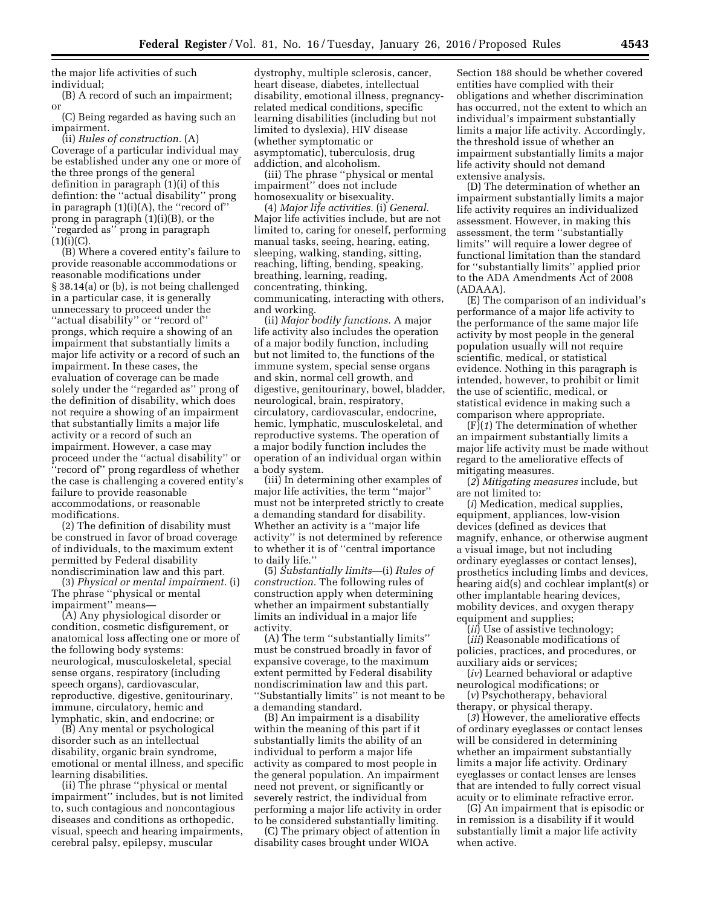the major life activities of such individual;

(B) A record of such an impairment; or

(C) Being regarded as having such an impairment.

(ii) *Rules of construction.* (A) Coverage of a particular individual may be established under any one or more of the three prongs of the general definition in paragraph (1)(i) of this defintion: the ''actual disability'' prong in paragraph (1)(i)(A), the ''record of'' prong in paragraph (1)(i)(B), or the ''regarded as'' prong in paragraph (1)(i)(C).

(B) Where a covered entity's failure to provide reasonable accommodations or reasonable modifications under § 38.14(a) or (b), is not being challenged in a particular case, it is generally unnecessary to proceed under the ''actual disability'' or ''record of'' prongs, which require a showing of an impairment that substantially limits a major life activity or a record of such an impairment. In these cases, the evaluation of coverage can be made solely under the ''regarded as'' prong of the definition of disability, which does not require a showing of an impairment that substantially limits a major life activity or a record of such an impairment. However, a case may proceed under the ''actual disability'' or ''record of'' prong regardless of whether the case is challenging a covered entity's failure to provide reasonable accommodations, or reasonable modifications.

(2) The definition of disability must be construed in favor of broad coverage of individuals, to the maximum extent permitted by Federal disability nondiscrimination law and this part.

(3) *Physical or mental impairment.* (i) The phrase ''physical or mental impairment'' means—

(A) Any physiological disorder or condition, cosmetic disfigurement, or anatomical loss affecting one or more of the following body systems: neurological, musculoskeletal, special sense organs, respiratory (including speech organs), cardiovascular, reproductive, digestive, genitourinary, immune, circulatory, hemic and lymphatic, skin, and endocrine; or

(B) Any mental or psychological disorder such as an intellectual disability, organic brain syndrome, emotional or mental illness, and specific learning disabilities.

(ii) The phrase ''physical or mental impairment'' includes, but is not limited to, such contagious and noncontagious diseases and conditions as orthopedic, visual, speech and hearing impairments, cerebral palsy, epilepsy, muscular dystrophy, multiple sclerosis, cancer, heart disease, diabetes, intellectual disability, emotional illness, pregnancy-related medical conditions, specific learning disabilities (including but not limited to dyslexia), HIV disease (whether symptomatic or asymptomatic), tuberculosis, drug addiction, and alcoholism.

(iii) The phrase ''physical or mental impairment'' does not include homosexuality or bisexuality.

(4) *Major life activities.* (i) *General.* Major life activities include, but are not limited to, caring for oneself, performing manual tasks, seeing, hearing, eating, sleeping, walking, standing, sitting, reaching, lifting, bending, speaking, breathing, learning, reading, concentrating, thinking, communicating, interacting with others, and working.

(ii) *Major bodily functions.* A major life activity also includes the operation of a major bodily function, including but not limited to, the functions of the immune system, special sense organs and skin, normal cell growth, and digestive, genitourinary, bowel, bladder, neurological, brain, respiratory, circulatory, cardiovascular, endocrine, hemic, lymphatic, musculoskeletal, and reproductive systems. The operation of a major bodily function includes the operation of an individual organ within a body system.

(iii) In determining other examples of major life activities, the term ''major'' must not be interpreted strictly to create a demanding standard for disability. Whether an activity is a ''major life activity'' is not determined by reference to whether it is of ''central importance to daily life.''

(5) *Substantially limits*—(i) *Rules of construction.* The following rules of construction apply when determining whether an impairment substantially limits an individual in a major life activity.

(A) The term ''substantially limits'' must be construed broadly in favor of expansive coverage, to the maximum extent permitted by Federal disability nondiscrimination law and this part. ''Substantially limits'' is not meant to be a demanding standard.

(B) An impairment is a disability within the meaning of this part if it substantially limits the ability of an individual to perform a major life activity as compared to most people in the general population. An impairment need not prevent, or significantly or severely restrict, the individual from performing a major life activity in order to be considered substantially limiting.

(C) The primary object of attention in disability cases brought under WIOA Section 188 should be whether covered entities have complied with their obligations and whether discrimination has occurred, not the extent to which an individual's impairment substantially limits a major life activity. Accordingly, the threshold issue of whether an impairment substantially limits a major life activity should not demand extensive analysis.

(D) The determination of whether an impairment substantially limits a major life activity requires an individualized assessment. However, in making this assessment, the term ''substantially limits'' will require a lower degree of functional limitation than the standard for ''substantially limits'' applied prior to the ADA Amendments Act of 2008 (ADAAA).

(E) The comparison of an individual's performance of a major life activity to the performance of the same major life activity by most people in the general population usually will not require scientific, medical, or statistical evidence. Nothing in this paragraph is intended, however, to prohibit or limit the use of scientific, medical, or statistical evidence in making such a comparison where appropriate.

(F)(*1*) The determination of whether an impairment substantially limits a major life activity must be made without regard to the ameliorative effects of mitigating measures.

(*2*) *Mitigating measures* include, but are not limited to:

(*i*) Medication, medical supplies, equipment, appliances, low-vision devices (defined as devices that magnify, enhance, or otherwise augment a visual image, but not including ordinary eyeglasses or contact lenses), prosthetics including limbs and devices, hearing aid(s) and cochlear implant(s) or other implantable hearing devices, mobility devices, and oxygen therapy equipment and supplies;

(*ii*) Use of assistive technology;

(*iii*) Reasonable modifications of policies, practices, and procedures, or auxiliary aids or services;

(*iv*) Learned behavioral or adaptive neurological modifications; or

(*v*) Psychotherapy, behavioral therapy, or physical therapy.

(*3*) However, the ameliorative effects of ordinary eyeglasses or contact lenses will be considered in determining whether an impairment substantially limits a major life activity. Ordinary eyeglasses or contact lenses are lenses that are intended to fully correct visual acuity or to eliminate refractive error.

(G) An impairment that is episodic or in remission is a disability if it would substantially limit a major life activity when active.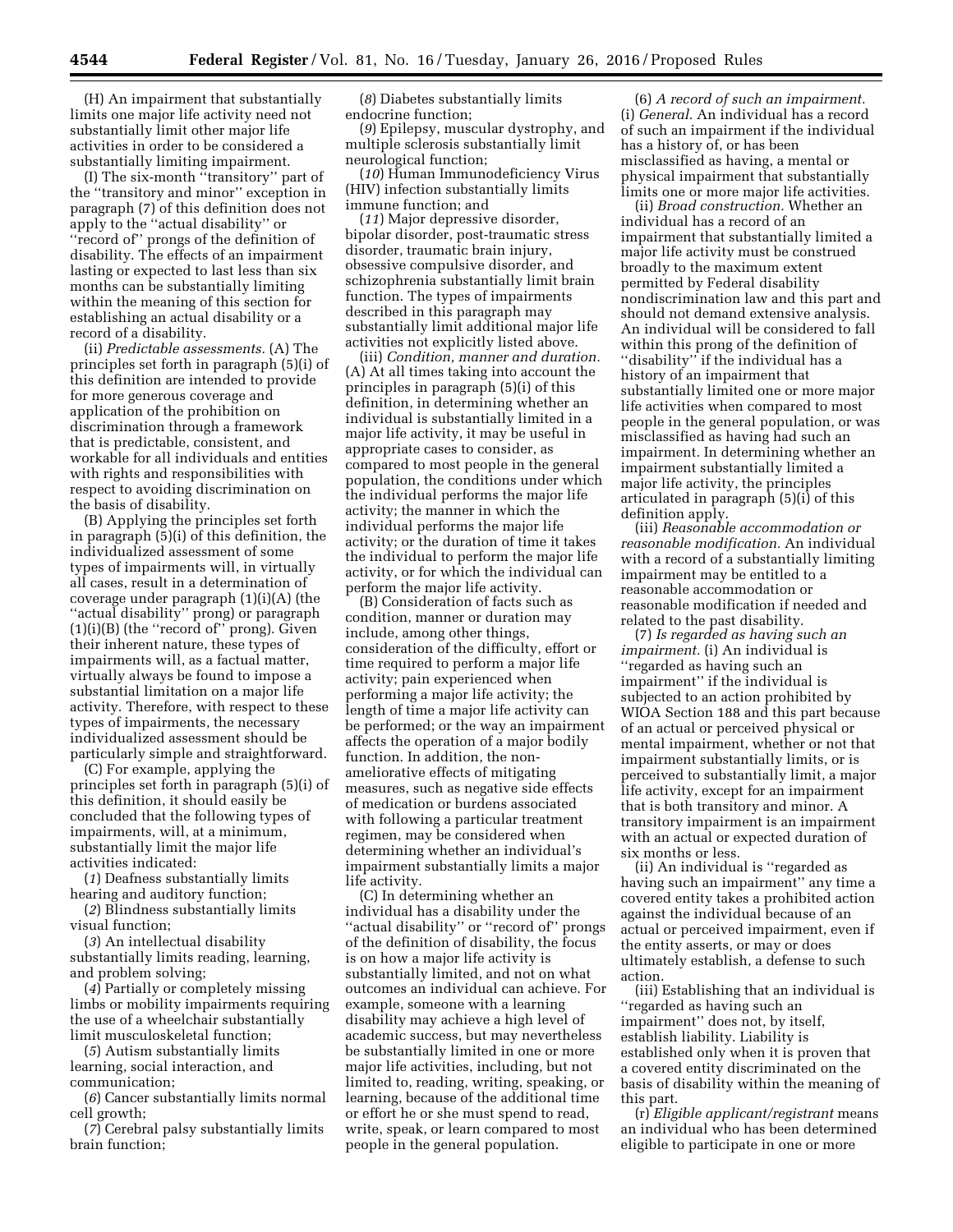(H) An impairment that substantially limits one major life activity need not substantially limit other major life activities in order to be considered a substantially limiting impairment.

(I) The six-month ''transitory'' part of the ''transitory and minor'' exception in paragraph (7) of this definition does not apply to the ''actual disability'' or ''record of'' prongs of the definition of disability. The effects of an impairment lasting or expected to last less than six months can be substantially limiting within the meaning of this section for establishing an actual disability or a record of a disability.

(ii) *Predictable assessments.* (A) The principles set forth in paragraph (5)(i) of this definition are intended to provide for more generous coverage and application of the prohibition on discrimination through a framework that is predictable, consistent, and workable for all individuals and entities with rights and responsibilities with respect to avoiding discrimination on the basis of disability.

(B) Applying the principles set forth in paragraph (5)(i) of this definition, the individualized assessment of some types of impairments will, in virtually all cases, result in a determination of coverage under paragraph (1)(i)(A) (the ''actual disability'' prong) or paragraph (1)(i)(B) (the ''record of'' prong). Given their inherent nature, these types of impairments will, as a factual matter, virtually always be found to impose a substantial limitation on a major life activity. Therefore, with respect to these types of impairments, the necessary individualized assessment should be particularly simple and straightforward.

(C) For example, applying the principles set forth in paragraph (5)(i) of this definition, it should easily be concluded that the following types of impairments, will, at a minimum, substantially limit the major life activities indicated:

(*1*) Deafness substantially limits hearing and auditory function;

(*2*) Blindness substantially limits visual function;

(*3*) An intellectual disability substantially limits reading, learning, and problem solving;

(*4*) Partially or completely missing limbs or mobility impairments requiring the use of a wheelchair substantially limit musculoskeletal function;

(*5*) Autism substantially limits learning, social interaction, and communication;

(*6*) Cancer substantially limits normal cell growth;

(*7*) Cerebral palsy substantially limits brain function;

(*8*) Diabetes substantially limits endocrine function;

(*9*) Epilepsy, muscular dystrophy, and multiple sclerosis substantially limit neurological function;

(*10*) Human Immunodeficiency Virus (HIV) infection substantially limits immune function; and

(*11*) Major depressive disorder, bipolar disorder, post-traumatic stress disorder, traumatic brain injury, obsessive compulsive disorder, and schizophrenia substantially limit brain function. The types of impairments described in this paragraph may substantially limit additional major life activities not explicitly listed above.

(iii) *Condition, manner and duration.* (A) At all times taking into account the principles in paragraph (5)(i) of this definition, in determining whether an individual is substantially limited in a major life activity, it may be useful in appropriate cases to consider, as compared to most people in the general population, the conditions under which the individual performs the major life activity; the manner in which the individual performs the major life activity; or the duration of time it takes the individual to perform the major life activity, or for which the individual can perform the major life activity.

(B) Consideration of facts such as condition, manner or duration may include, among other things, consideration of the difficulty, effort or time required to perform a major life activity; pain experienced when performing a major life activity; the length of time a major life activity can be performed; or the way an impairment affects the operation of a major bodily function. In addition, the non-ameliorative effects of mitigating measures, such as negative side effects of medication or burdens associated with following a particular treatment regimen, may be considered when determining whether an individual's impairment substantially limits a major life activity.

(C) In determining whether an individual has a disability under the ''actual disability'' or ''record of'' prongs of the definition of disability, the focus is on how a major life activity is substantially limited, and not on what outcomes an individual can achieve. For example, someone with a learning disability may achieve a high level of academic success, but may nevertheless be substantially limited in one or more major life activities, including, but not limited to, reading, writing, speaking, or learning, because of the additional time or effort he or she must spend to read, write, speak, or learn compared to most people in the general population.

(6) *A record of such an impairment.* (i) *General.* An individual has a record of such an impairment if the individual has a history of, or has been misclassified as having, a mental or physical impairment that substantially limits one or more major life activities.

(ii) *Broad construction.* Whether an individual has a record of an impairment that substantially limited a major life activity must be construed broadly to the maximum extent permitted by Federal disability nondiscrimination law and this part and should not demand extensive analysis. An individual will be considered to fall within this prong of the definition of ''disability'' if the individual has a history of an impairment that substantially limited one or more major life activities when compared to most people in the general population, or was misclassified as having had such an impairment. In determining whether an impairment substantially limited a major life activity, the principles articulated in paragraph (5)(i) of this definition apply.

(iii) *Reasonable accommodation or reasonable modification.* An individual with a record of a substantially limiting impairment may be entitled to a reasonable accommodation or reasonable modification if needed and related to the past disability.

(7) *Is regarded as having such an impairment.* (i) An individual is ''regarded as having such an impairment'' if the individual is subjected to an action prohibited by WIOA Section 188 and this part because of an actual or perceived physical or mental impairment, whether or not that impairment substantially limits, or is perceived to substantially limit, a major life activity, except for an impairment that is both transitory and minor. A transitory impairment is an impairment with an actual or expected duration of six months or less.

(ii) An individual is ''regarded as having such an impairment'' any time a covered entity takes a prohibited action against the individual because of an actual or perceived impairment, even if the entity asserts, or may or does ultimately establish, a defense to such action.

(iii) Establishing that an individual is ''regarded as having such an impairment'' does not, by itself, establish liability. Liability is established only when it is proven that a covered entity discriminated on the basis of disability within the meaning of this part.

(r) *Eligible applicant/registrant* means an individual who has been determined eligible to participate in one or more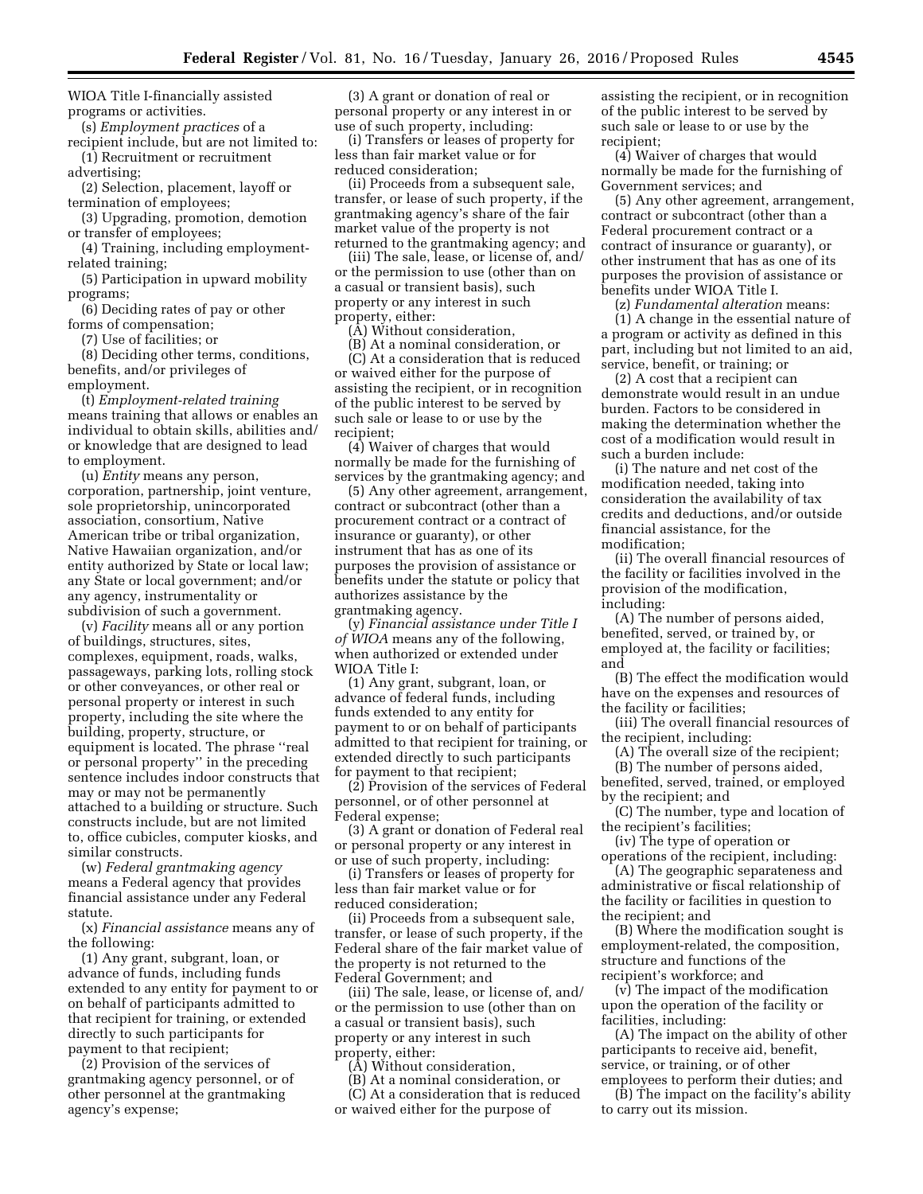WIOA Title I-financially assisted programs or activities.

(s) *Employment practices* of a recipient include, but are not limited to:

(1) Recruitment or recruitment advertising;

(2) Selection, placement, layoff or termination of employees;

(3) Upgrading, promotion, demotion or transfer of employees;

(4) Training, including employment-related training;

(5) Participation in upward mobility programs;

(6) Deciding rates of pay or other forms of compensation;

(7) Use of facilities; or

(8) Deciding other terms, conditions, benefits, and/or privileges of employment.

(t) *Employment-related training* means training that allows or enables an individual to obtain skills, abilities and/or knowledge that are designed to lead to employment.

(u) *Entity* means any person, corporation, partnership, joint venture, sole proprietorship, unincorporated association, consortium, Native American tribe or tribal organization, Native Hawaiian organization, and/or entity authorized by State or local law; any State or local government; and/or any agency, instrumentality or subdivision of such a government.

(v) *Facility* means all or any portion of buildings, structures, sites, complexes, equipment, roads, walks, passageways, parking lots, rolling stock or other conveyances, or other real or personal property or interest in such property, including the site where the building, property, structure, or equipment is located. The phrase ''real or personal property'' in the preceding sentence includes indoor constructs that may or may not be permanently attached to a building or structure. Such constructs include, but are not limited to, office cubicles, computer kiosks, and similar constructs.

(w) *Federal grantmaking agency* means a Federal agency that provides financial assistance under any Federal statute.

(x) *Financial assistance* means any of the following:

(1) Any grant, subgrant, loan, or advance of funds, including funds extended to any entity for payment to or on behalf of participants admitted to that recipient for training, or extended directly to such participants for payment to that recipient;

(2) Provision of the services of grantmaking agency personnel, or of other personnel at the grantmaking agency's expense;

(3) A grant or donation of real or personal property or any interest in or use of such property, including:

(i) Transfers or leases of property for less than fair market value or for reduced consideration;

(ii) Proceeds from a subsequent sale, transfer, or lease of such property, if the grantmaking agency's share of the fair market value of the property is not returned to the grantmaking agency; and

(iii) The sale, lease, or license of, and/or the permission to use (other than on a casual or transient basis), such property or any interest in such property, either:

(A) Without consideration,

(B) At a nominal consideration, or

(C) At a consideration that is reduced or waived either for the purpose of assisting the recipient, or in recognition of the public interest to be served by such sale or lease to or use by the recipient;

(4) Waiver of charges that would normally be made for the furnishing of services by the grantmaking agency; and

(5) Any other agreement, arrangement, contract or subcontract (other than a procurement contract or a contract of insurance or guaranty), or other instrument that has as one of its purposes the provision of assistance or benefits under the statute or policy that authorizes assistance by the grantmaking agency.

(y) *Financial assistance under Title I of WIOA* means any of the following, when authorized or extended under WIOA Title I:

(1) Any grant, subgrant, loan, or advance of federal funds, including funds extended to any entity for payment to or on behalf of participants admitted to that recipient for training, or extended directly to such participants for payment to that recipient;

(2) Provision of the services of Federal personnel, or of other personnel at Federal expense;

(3) A grant or donation of Federal real or personal property or any interest in or use of such property, including:

(i) Transfers or leases of property for less than fair market value or for reduced consideration;

(ii) Proceeds from a subsequent sale, transfer, or lease of such property, if the Federal share of the fair market value of the property is not returned to the Federal Government; and

(iii) The sale, lease, or license of, and/or the permission to use (other than on a casual or transient basis), such property or any interest in such property, either:

(A) Without consideration,

(B) At a nominal consideration, or

(C) At a consideration that is reduced or waived either for the purpose of assisting the recipient, or in recognition of the public interest to be served by such sale or lease to or use by the recipient;

(4) Waiver of charges that would normally be made for the furnishing of Government services; and

(5) Any other agreement, arrangement, contract or subcontract (other than a Federal procurement contract or a contract of insurance or guaranty), or other instrument that has as one of its purposes the provision of assistance or benefits under WIOA Title I.

(z) *Fundamental alteration* means:

(1) A change in the essential nature of a program or activity as defined in this part, including but not limited to an aid, service, benefit, or training; or

(2) A cost that a recipient can demonstrate would result in an undue burden. Factors to be considered in making the determination whether the cost of a modification would result in such a burden include:

(i) The nature and net cost of the modification needed, taking into consideration the availability of tax credits and deductions, and/or outside financial assistance, for the modification;

(ii) The overall financial resources of the facility or facilities involved in the provision of the modification, including:

(A) The number of persons aided, benefited, served, or trained by, or employed at, the facility or facilities; and

(B) The effect the modification would have on the expenses and resources of the facility or facilities;

(iii) The overall financial resources of the recipient, including:

(A) The overall size of the recipient;

(B) The number of persons aided, benefited, served, trained, or employed by the recipient; and

(C) The number, type and location of the recipient's facilities;

(iv) The type of operation or operations of the recipient, including:

(A) The geographic separateness and administrative or fiscal relationship of the facility or facilities in question to the recipient; and

(B) Where the modification sought is employment-related, the composition, structure and functions of the recipient's workforce; and

(v) The impact of the modification upon the operation of the facility or facilities, including:

(A) The impact on the ability of other participants to receive aid, benefit, service, or training, or of other employees to perform their duties; and

(B) The impact on the facility's ability to carry out its mission.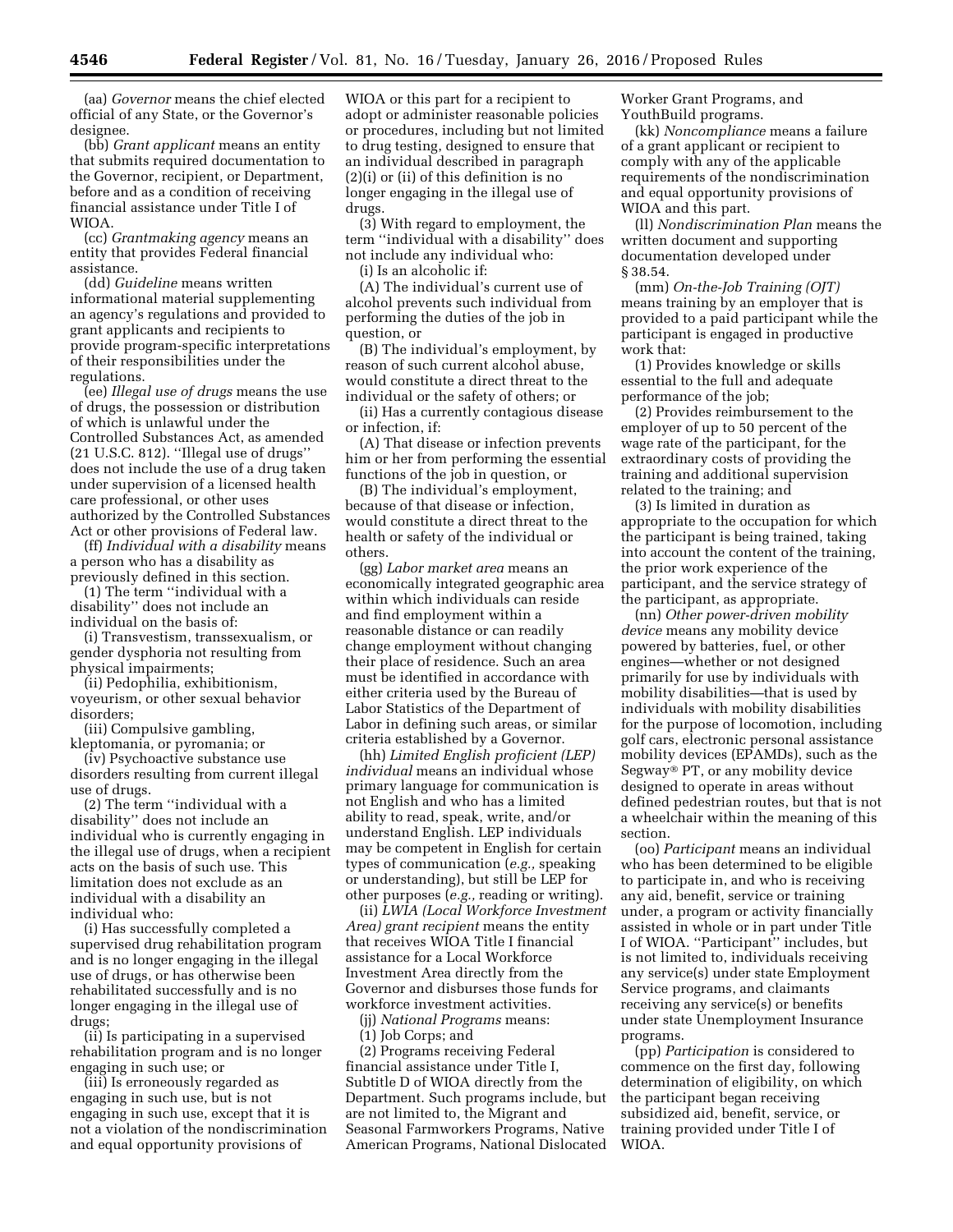(aa) *Governor* means the chief elected official of any State, or the Governor's designee.

(bb) *Grant applicant* means an entity that submits required documentation to the Governor, recipient, or Department, before and as a condition of receiving financial assistance under Title I of WIOA.

(cc) *Grantmaking agency* means an entity that provides Federal financial assistance.

(dd) *Guideline* means written informational material supplementing an agency's regulations and provided to grant applicants and recipients to provide program-specific interpretations of their responsibilities under the regulations.

(ee) *Illegal use of drugs* means the use of drugs, the possession or distribution of which is unlawful under the Controlled Substances Act, as amended (21 U.S.C. 812). ''Illegal use of drugs'' does not include the use of a drug taken under supervision of a licensed health care professional, or other uses authorized by the Controlled Substances Act or other provisions of Federal law.

(ff) *Individual with a disability* means a person who has a disability as previously defined in this section.

(1) The term ''individual with a disability'' does not include an individual on the basis of:

(i) Transvestism, transsexualism, or gender dysphoria not resulting from physical impairments;

(ii) Pedophilia, exhibitionism, voyeurism, or other sexual behavior disorders;

(iii) Compulsive gambling, kleptomania, or pyromania; or

(iv) Psychoactive substance use disorders resulting from current illegal use of drugs.

(2) The term ''individual with a disability'' does not include an individual who is currently engaging in the illegal use of drugs, when a recipient acts on the basis of such use. This limitation does not exclude as an individual with a disability an individual who:

(i) Has successfully completed a supervised drug rehabilitation program and is no longer engaging in the illegal use of drugs, or has otherwise been rehabilitated successfully and is no longer engaging in the illegal use of drugs;

(ii) Is participating in a supervised rehabilitation program and is no longer engaging in such use; or

(iii) Is erroneously regarded as engaging in such use, but is not engaging in such use, except that it is not a violation of the nondiscrimination and equal opportunity provisions of WIOA or this part for a recipient to adopt or administer reasonable policies or procedures, including but not limited to drug testing, designed to ensure that an individual described in paragraph (2)(i) or (ii) of this definition is no longer engaging in the illegal use of drugs.

(3) With regard to employment, the term ''individual with a disability'' does not include any individual who:

(i) Is an alcoholic if:

(A) The individual's current use of alcohol prevents such individual from performing the duties of the job in question, or

(B) The individual's employment, by reason of such current alcohol abuse, would constitute a direct threat to the individual or the safety of others; or

(ii) Has a currently contagious disease or infection, if:

(A) That disease or infection prevents him or her from performing the essential functions of the job in question, or

(B) The individual's employment, because of that disease or infection, would constitute a direct threat to the health or safety of the individual or others.

(gg) *Labor market area* means an economically integrated geographic area within which individuals can reside and find employment within a reasonable distance or can readily change employment without changing their place of residence. Such an area must be identified in accordance with either criteria used by the Bureau of Labor Statistics of the Department of Labor in defining such areas, or similar criteria established by a Governor.

(hh) *Limited English proficient (LEP) individual* means an individual whose primary language for communication is not English and who has a limited ability to read, speak, write, and/or understand English. LEP individuals may be competent in English for certain types of communication (*e.g.,* speaking or understanding), but still be LEP for other purposes (*e.g.,* reading or writing).

(ii) *LWIA (Local Workforce Investment Area) grant recipient* means the entity that receives WIOA Title I financial assistance for a Local Workforce Investment Area directly from the Governor and disburses those funds for workforce investment activities.

(jj) *National Programs* means:

(1) Job Corps; and

(2) Programs receiving Federal financial assistance under Title I, Subtitle D of WIOA directly from the Department. Such programs include, but are not limited to, the Migrant and Seasonal Farmworkers Programs, Native American Programs, National Dislocated Worker Grant Programs, and YouthBuild programs.

(kk) *Noncompliance* means a failure of a grant applicant or recipient to comply with any of the applicable requirements of the nondiscrimination and equal opportunity provisions of WIOA and this part.

(ll) *Nondiscrimination Plan* means the written document and supporting documentation developed under § 38.54.

(mm) *On-the-Job Training (OJT)* means training by an employer that is provided to a paid participant while the participant is engaged in productive work that:

(1) Provides knowledge or skills essential to the full and adequate performance of the job;

(2) Provides reimbursement to the employer of up to 50 percent of the wage rate of the participant, for the extraordinary costs of providing the training and additional supervision related to the training; and

(3) Is limited in duration as appropriate to the occupation for which the participant is being trained, taking into account the content of the training, the prior work experience of the participant, and the service strategy of the participant, as appropriate.

(nn) *Other power-driven mobility device* means any mobility device powered by batteries, fuel, or other engines—whether or not designed primarily for use by individuals with mobility disabilities—that is used by individuals with mobility disabilities for the purpose of locomotion, including golf cars, electronic personal assistance mobility devices (EPAMDs), such as the Segway® PT, or any mobility device designed to operate in areas without defined pedestrian routes, but that is not a wheelchair within the meaning of this section.

(oo) *Participant* means an individual who has been determined to be eligible to participate in, and who is receiving any aid, benefit, service or training under, a program or activity financially assisted in whole or in part under Title I of WIOA. ''Participant'' includes, but is not limited to, individuals receiving any service(s) under state Employment Service programs, and claimants receiving any service(s) or benefits under state Unemployment Insurance programs.

(pp) *Participation* is considered to commence on the first day, following determination of eligibility, on which the participant began receiving subsidized aid, benefit, service, or training provided under Title I of WIOA.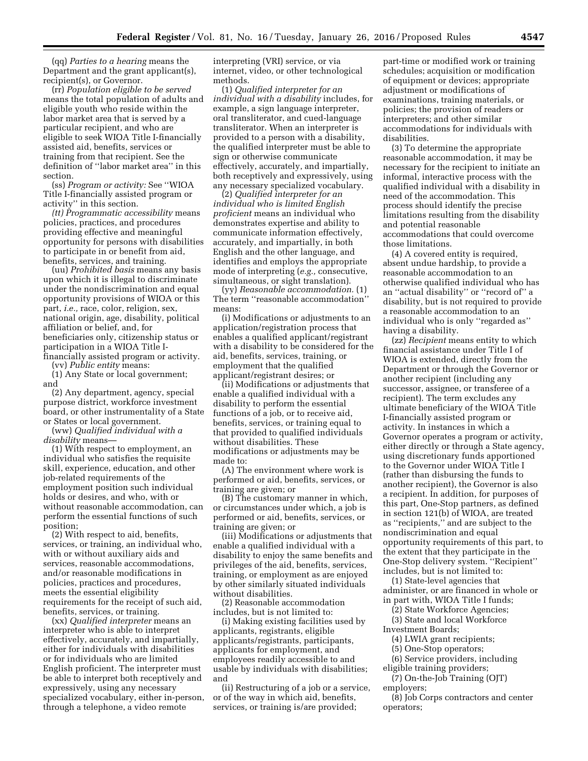(qq) *Parties to a hearing* means the Department and the grant applicant(s), recipient(s), or Governor.

(rr) *Population eligible to be served* means the total population of adults and eligible youth who reside within the labor market area that is served by a particular recipient, and who are eligible to seek WIOA Title I-financially assisted aid, benefits, services or training from that recipient. See the definition of ''labor market area'' in this section.

(ss) *Program or activity:* See ''WIOA Title I-financially assisted program or activity'' in this section.

*(tt) Programmatic accessibility* means policies, practices, and procedures providing effective and meaningful opportunity for persons with disabilities to participate in or benefit from aid, benefits, services, and training.

(uu) *Prohibited basis* means any basis upon which it is illegal to discriminate under the nondiscrimination and equal opportunity provisions of WIOA or this part, *i.e.,* race, color, religion, sex, national origin, age, disability, political affiliation or belief, and, for beneficiaries only, citizenship status or participation in a WIOA Title I-financially assisted program or activity.

(vv) *Public entity* means:

(1) Any State or local government; and

(2) Any department, agency, special purpose district, workforce investment board, or other instrumentality of a State or States or local government.

(ww) *Qualified individual with a disability* means—

(1) With respect to employment, an individual who satisfies the requisite skill, experience, education, and other job-related requirements of the employment position such individual holds or desires, and who, with or without reasonable accommodation, can perform the essential functions of such position;

(2) With respect to aid, benefits, services, or training, an individual who, with or without auxiliary aids and services, reasonable accommodations, and/or reasonable modifications in policies, practices and procedures, meets the essential eligibility requirements for the receipt of such aid, benefits, services, or training.

(xx) *Qualified interpreter* means an interpreter who is able to interpret effectively, accurately, and impartially, either for individuals with disabilities or for individuals who are limited English proficient. The interpreter must be able to interpret both receptively and expressively, using any necessary specialized vocabulary, either in-person, through a telephone, a video remote interpreting (VRI) service, or via internet, video, or other technological methods.

(1) *Qualified interpreter for an individual with a disability* includes, for example, a sign language interpreter, oral transliterator, and cued-language transliterator. When an interpreter is provided to a person with a disability, the qualified interpreter must be able to sign or otherwise communicate effectively, accurately, and impartially, both receptively and expressively, using any necessary specialized vocabulary.

(2) *Qualified interpreter for an individual who is limited English proficient* means an individual who demonstrates expertise and ability to communicate information effectively, accurately, and impartially, in both English and the other language, and identifies and employs the appropriate mode of interpreting (*e.g.,* consecutive, simultaneous, or sight translation).

(yy) *Reasonable accommodation.* (1) The term ''reasonable accommodation'' means:

(i) Modifications or adjustments to an application/registration process that enables a qualified applicant/registrant with a disability to be considered for the aid, benefits, services, training, or employment that the qualified applicant/registrant desires; or

(ii) Modifications or adjustments that enable a qualified individual with a disability to perform the essential functions of a job, or to receive aid, benefits, services, or training equal to that provided to qualified individuals without disabilities. These modifications or adjustments may be made to:

(A) The environment where work is performed or aid, benefits, services, or training are given; or

(B) The customary manner in which, or circumstances under which, a job is performed or aid, benefits, services, or training are given; or

(iii) Modifications or adjustments that enable a qualified individual with a disability to enjoy the same benefits and privileges of the aid, benefits, services, training, or employment as are enjoyed by other similarly situated individuals without disabilities.

(2) Reasonable accommodation includes, but is not limited to:

(i) Making existing facilities used by applicants, registrants, eligible applicants/registrants, participants, applicants for employment, and employees readily accessible to and usable by individuals with disabilities; and

(ii) Restructuring of a job or a service, or of the way in which aid, benefits, services, or training is/are provided; part-time or modified work or training schedules; acquisition or modification of equipment or devices; appropriate adjustment or modifications of examinations, training materials, or policies; the provision of readers or interpreters; and other similar accommodations for individuals with disabilities.

(3) To determine the appropriate reasonable accommodation, it may be necessary for the recipient to initiate an informal, interactive process with the qualified individual with a disability in need of the accommodation. This process should identify the precise limitations resulting from the disability and potential reasonable accommodations that could overcome those limitations.

(4) A covered entity is required, absent undue hardship, to provide a reasonable accommodation to an otherwise qualified individual who has an ''actual disability'' or ''record of'' a disability, but is not required to provide a reasonable accommodation to an individual who is only ''regarded as'' having a disability.

(zz) *Recipient* means entity to which financial assistance under Title I of WIOA is extended, directly from the Department or through the Governor or another recipient (including any successor, assignee, or transferee of a recipient). The term excludes any ultimate beneficiary of the WIOA Title I-financially assisted program or activity. In instances in which a Governor operates a program or activity, either directly or through a State agency, using discretionary funds apportioned to the Governor under WIOA Title I (rather than disbursing the funds to another recipient), the Governor is also a recipient. In addition, for purposes of this part, One-Stop partners, as defined in section 121(b) of WIOA, are treated as ''recipients,'' and are subject to the nondiscrimination and equal opportunity requirements of this part, to the extent that they participate in the One-Stop delivery system. ''Recipient'' includes, but is not limited to:

(1) State-level agencies that administer, or are financed in whole or in part with, WIOA Title I funds;

(2) State Workforce Agencies;

(3) State and local Workforce Investment Boards;

(4) LWIA grant recipients;

(5) One-Stop operators;

(6) Service providers, including eligible training providers;

(7) On-the-Job Training (OJT) employers;

(8) Job Corps contractors and center operators;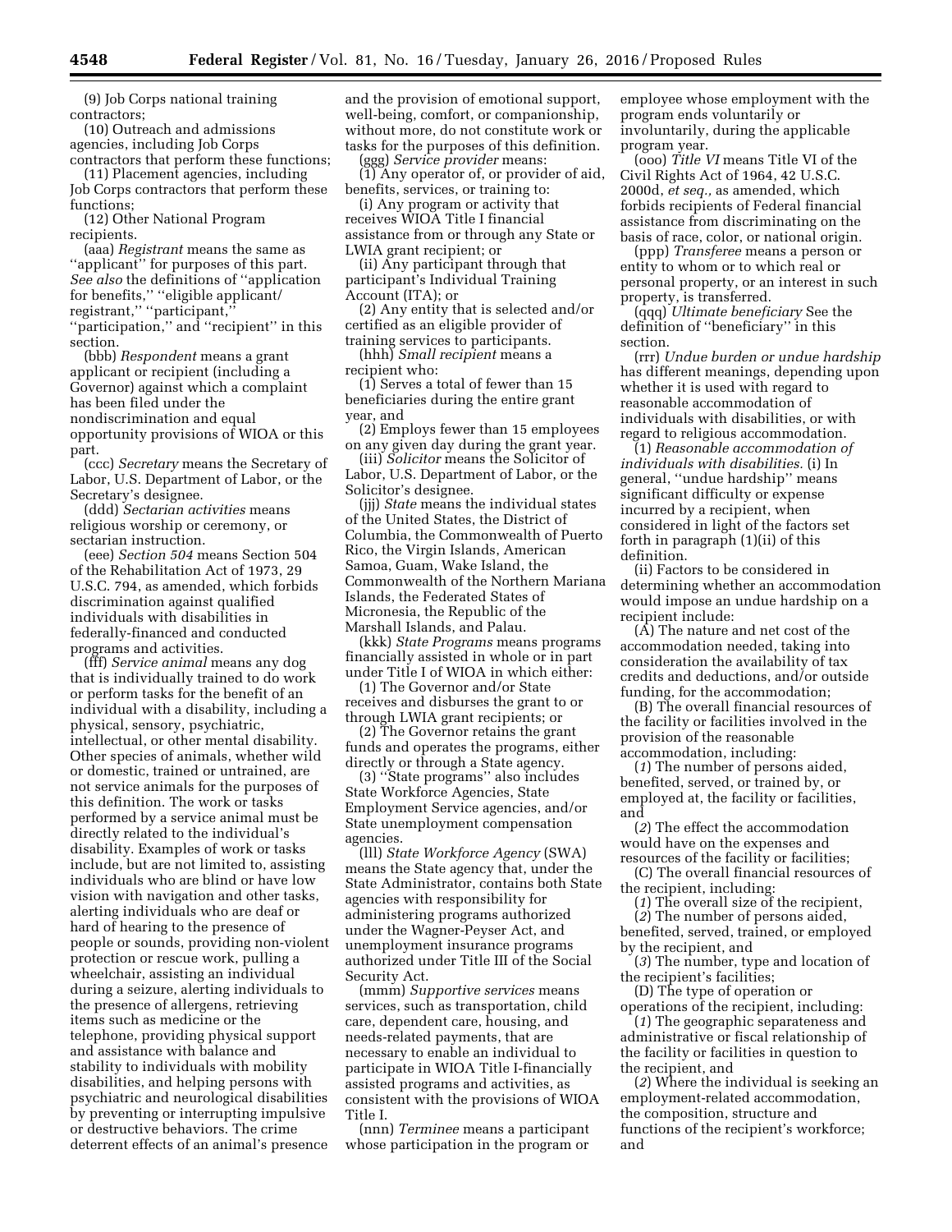(9) Job Corps national training contractors;

(10) Outreach and admissions agencies, including Job Corps contractors that perform these functions;

(11) Placement agencies, including Job Corps contractors that perform these functions;

(12) Other National Program recipients.

(aaa) *Registrant* means the same as ''applicant'' for purposes of this part. *See also* the definitions of ''application for benefits,'' ''eligible applicant/registrant,'' ''participant,'' ''participation,'' and ''recipient'' in this section.

(bbb) *Respondent* means a grant applicant or recipient (including a Governor) against which a complaint has been filed under the nondiscrimination and equal opportunity provisions of WIOA or this part.

(ccc) *Secretary* means the Secretary of Labor, U.S. Department of Labor, or the Secretary's designee.

(ddd) *Sectarian activities* means religious worship or ceremony, or sectarian instruction.

(eee) *Section 504* means Section 504 of the Rehabilitation Act of 1973, 29 U.S.C. 794, as amended, which forbids discrimination against qualified individuals with disabilities in federally-financed and conducted programs and activities.

(fff) *Service animal* means any dog that is individually trained to do work or perform tasks for the benefit of an individual with a disability, including a physical, sensory, psychiatric, intellectual, or other mental disability. Other species of animals, whether wild or domestic, trained or untrained, are not service animals for the purposes of this definition. The work or tasks performed by a service animal must be directly related to the individual's disability. Examples of work or tasks include, but are not limited to, assisting individuals who are blind or have low vision with navigation and other tasks, alerting individuals who are deaf or hard of hearing to the presence of people or sounds, providing non-violent protection or rescue work, pulling a wheelchair, assisting an individual during a seizure, alerting individuals to the presence of allergens, retrieving items such as medicine or the telephone, providing physical support and assistance with balance and stability to individuals with mobility disabilities, and helping persons with psychiatric and neurological disabilities by preventing or interrupting impulsive or destructive behaviors. The crime deterrent effects of an animal's presence and the provision of emotional support, well-being, comfort, or companionship, without more, do not constitute work or tasks for the purposes of this definition.

(ggg) *Service provider* means:

(1) Any operator of, or provider of aid, benefits, services, or training to:

(i) Any program or activity that receives WIOA Title I financial assistance from or through any State or LWIA grant recipient; or

(ii) Any participant through that participant's Individual Training Account (ITA); or

(2) Any entity that is selected and/or certified as an eligible provider of training services to participants.

(hhh) *Small recipient* means a recipient who:

(1) Serves a total of fewer than 15 beneficiaries during the entire grant year, and

(2) Employs fewer than 15 employees on any given day during the grant year.

(iii) *Solicitor* means the Solicitor of Labor, U.S. Department of Labor, or the Solicitor's designee.

(jjj) *State* means the individual states of the United States, the District of Columbia, the Commonwealth of Puerto Rico, the Virgin Islands, American Samoa, Guam, Wake Island, the Commonwealth of the Northern Mariana Islands, the Federated States of Micronesia, the Republic of the Marshall Islands, and Palau.

(kkk) *State Programs* means programs financially assisted in whole or in part under Title I of WIOA in which either:

(1) The Governor and/or State receives and disburses the grant to or through LWIA grant recipients; or

(2) The Governor retains the grant funds and operates the programs, either directly or through a State agency.

(3) ''State programs'' also includes State Workforce Agencies, State Employment Service agencies, and/or State unemployment compensation agencies.

(lll) *State Workforce Agency* (SWA) means the State agency that, under the State Administrator, contains both State agencies with responsibility for administering programs authorized under the Wagner-Peyser Act, and unemployment insurance programs authorized under Title III of the Social Security Act.

(mmm) *Supportive services* means services, such as transportation, child care, dependent care, housing, and needs-related payments, that are necessary to enable an individual to participate in WIOA Title I-financially assisted programs and activities, as consistent with the provisions of WIOA Title I.

(nnn) *Terminee* means a participant whose participation in the program or employee whose employment with the program ends voluntarily or involuntarily, during the applicable program year.

(ooo) *Title VI* means Title VI of the Civil Rights Act of 1964, 42 U.S.C. 2000d, *et seq.,* as amended, which forbids recipients of Federal financial assistance from discriminating on the basis of race, color, or national origin.

(ppp) *Transferee* means a person or entity to whom or to which real or personal property, or an interest in such property, is transferred.

(qqq) *Ultimate beneficiary* See the definition of ''beneficiary'' in this section.

(rrr) *Undue burden or undue hardship* has different meanings, depending upon whether it is used with regard to reasonable accommodation of individuals with disabilities, or with regard to religious accommodation.

(1) *Reasonable accommodation of individuals with disabilities.* (i) In general, ''undue hardship'' means significant difficulty or expense incurred by a recipient, when considered in light of the factors set forth in paragraph (1)(ii) of this definition.

(ii) Factors to be considered in determining whether an accommodation would impose an undue hardship on a recipient include:

(A) The nature and net cost of the accommodation needed, taking into consideration the availability of tax credits and deductions, and/or outside funding, for the accommodation;

(B) The overall financial resources of the facility or facilities involved in the provision of the reasonable accommodation, including:

(*1*) The number of persons aided, benefited, served, or trained by, or employed at, the facility or facilities, and

(*2*) The effect the accommodation would have on the expenses and resources of the facility or facilities;

(C) The overall financial resources of the recipient, including:

(*1*) The overall size of the recipient,

(*2*) The number of persons aided, benefited, served, trained, or employed by the recipient, and

(*3*) The number, type and location of the recipient's facilities;

(D) The type of operation or operations of the recipient, including:

(*1*) The geographic separateness and administrative or fiscal relationship of the facility or facilities in question to the recipient, and

(*2*) Where the individual is seeking an employment-related accommodation, the composition, structure and functions of the recipient's workforce; and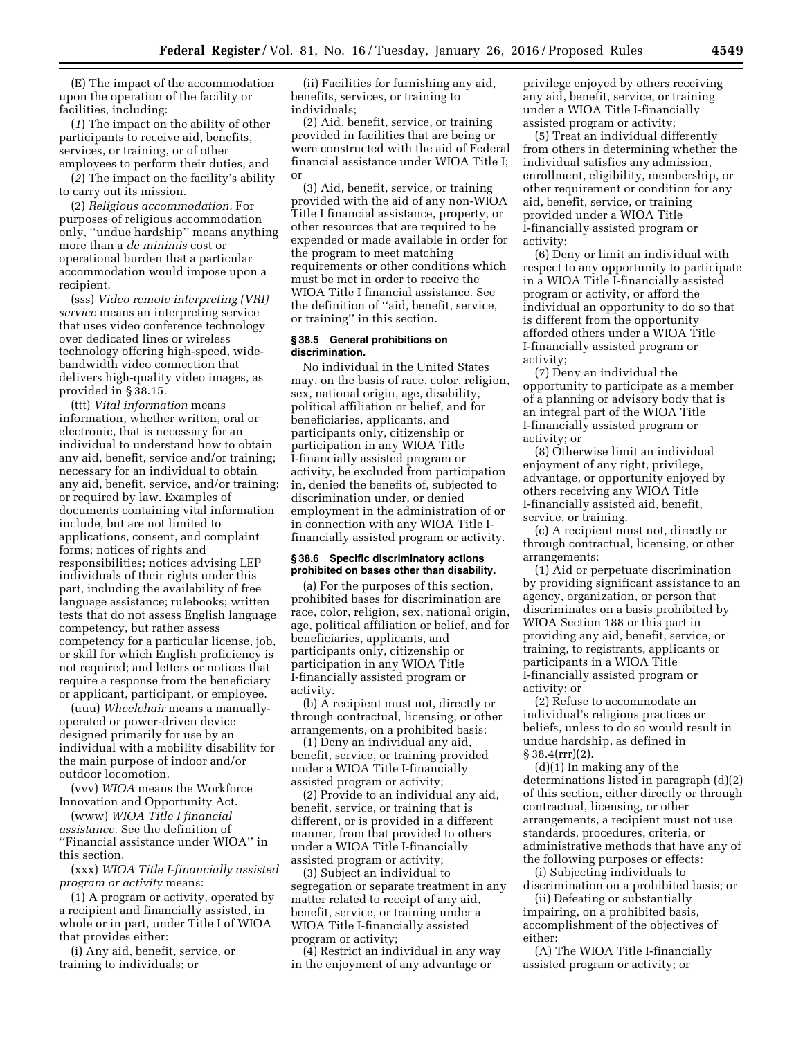(E) The impact of the accommodation upon the operation of the facility or facilities, including:

(*1*) The impact on the ability of other participants to receive aid, benefits, services, or training, or of other employees to perform their duties, and

(*2*) The impact on the facility's ability to carry out its mission.

(2) *Religious accommodation.* For purposes of religious accommodation only, "undue hardship" means anything more than a *de minimis* cost or operational burden that a particular accommodation would impose upon a recipient.

(sss) *Video remote interpreting (VRI) service* means an interpreting service that uses video conference technology over dedicated lines or wireless technology offering high-speed, wide-bandwidth video connection that delivers high-quality video images, as provided in § 38.15.

(ttt) *Vital information* means information, whether written, oral or electronic, that is necessary for an individual to understand how to obtain any aid, benefit, service and/or training; necessary for an individual to obtain any aid, benefit, service, and/or training; or required by law. Examples of documents containing vital information include, but are not limited to applications, consent, and complaint forms; notices of rights and responsibilities; notices advising LEP individuals of their rights under this part, including the availability of free language assistance; rulebooks; written tests that do not assess English language competency, but rather assess competency for a particular license, job, or skill for which English proficiency is not required; and letters or notices that require a response from the beneficiary or applicant, participant, or employee.

(uuu) *Wheelchair* means a manually-operated or power-driven device designed primarily for use by an individual with a mobility disability for the main purpose of indoor and/or outdoor locomotion.

(vvv) *WIOA* means the Workforce Innovation and Opportunity Act.

(www) *WIOA Title I financial assistance.* See the definition of "Financial assistance under WIOA" in this section.

(xxx) *WIOA Title I-financially assisted program or activity* means:

(1) A program or activity, operated by a recipient and financially assisted, in whole or in part, under Title I of WIOA that provides either:

(i) Any aid, benefit, service, or training to individuals; or

(ii) Facilities for furnishing any aid, benefits, services, or training to individuals;

(2) Aid, benefit, service, or training provided in facilities that are being or were constructed with the aid of Federal financial assistance under WIOA Title I; or

(3) Aid, benefit, service, or training provided with the aid of any non-WIOA Title I financial assistance, property, or other resources that are required to be expended or made available in order for the program to meet matching requirements or other conditions which must be met in order to receive the WIOA Title I financial assistance. See the definition of "aid, benefit, service, or training" in this section.

**§ 38.5 General prohibitions on discrimination.**

No individual in the United States may, on the basis of race, color, religion, sex, national origin, age, disability, political affiliation or belief, and for beneficiaries, applicants, and participants only, citizenship or participation in any WIOA Title I-financially assisted program or activity, be excluded from participation in, denied the benefits of, subjected to discrimination under, or denied employment in the administration of or in connection with any WIOA Title I-financially assisted program or activity.

**§ 38.6 Specific discriminatory actions prohibited on bases other than disability.**

(a) For the purposes of this section, prohibited bases for discrimination are race, color, religion, sex, national origin, age, political affiliation or belief, and for beneficiaries, applicants, and participants only, citizenship or participation in any WIOA Title I-financially assisted program or activity.

(b) A recipient must not, directly or through contractual, licensing, or other arrangements, on a prohibited basis:

(1) Deny an individual any aid, benefit, service, or training provided under a WIOA Title I-financially assisted program or activity;

(2) Provide to an individual any aid, benefit, service, or training that is different, or is provided in a different manner, from that provided to others under a WIOA Title I-financially assisted program or activity;

(3) Subject an individual to segregation or separate treatment in any matter related to receipt of any aid, benefit, service, or training under a WIOA Title I-financially assisted program or activity;

(4) Restrict an individual in any way in the enjoyment of any advantage or privilege enjoyed by others receiving any aid, benefit, service, or training under a WIOA Title I-financially assisted program or activity;

(5) Treat an individual differently from others in determining whether the individual satisfies any admission, enrollment, eligibility, membership, or other requirement or condition for any aid, benefit, service, or training provided under a WIOA Title I-financially assisted program or activity;

(6) Deny or limit an individual with respect to any opportunity to participate in a WIOA Title I-financially assisted program or activity, or afford the individual an opportunity to do so that is different from the opportunity afforded others under a WIOA Title I-financially assisted program or activity;

(7) Deny an individual the opportunity to participate as a member of a planning or advisory body that is an integral part of the WIOA Title I-financially assisted program or activity; or

(8) Otherwise limit an individual enjoyment of any right, privilege, advantage, or opportunity enjoyed by others receiving any WIOA Title I-financially assisted aid, benefit, service, or training.

(c) A recipient must not, directly or through contractual, licensing, or other arrangements:

(1) Aid or perpetuate discrimination by providing significant assistance to an agency, organization, or person that discriminates on a basis prohibited by WIOA Section 188 or this part in providing any aid, benefit, service, or training, to registrants, applicants or participants in a WIOA Title I-financially assisted program or activity; or

(2) Refuse to accommodate an individual's religious practices or beliefs, unless to do so would result in undue hardship, as defined in § 38.4(rrr)(2).

(d)(1) In making any of the determinations listed in paragraph (d)(2) of this section, either directly or through contractual, licensing, or other arrangements, a recipient must not use standards, procedures, criteria, or administrative methods that have any of the following purposes or effects:

(i) Subjecting individuals to discrimination on a prohibited basis; or

(ii) Defeating or substantially impairing, on a prohibited basis, accomplishment of the objectives of either:

(A) The WIOA Title I-financially assisted program or activity; or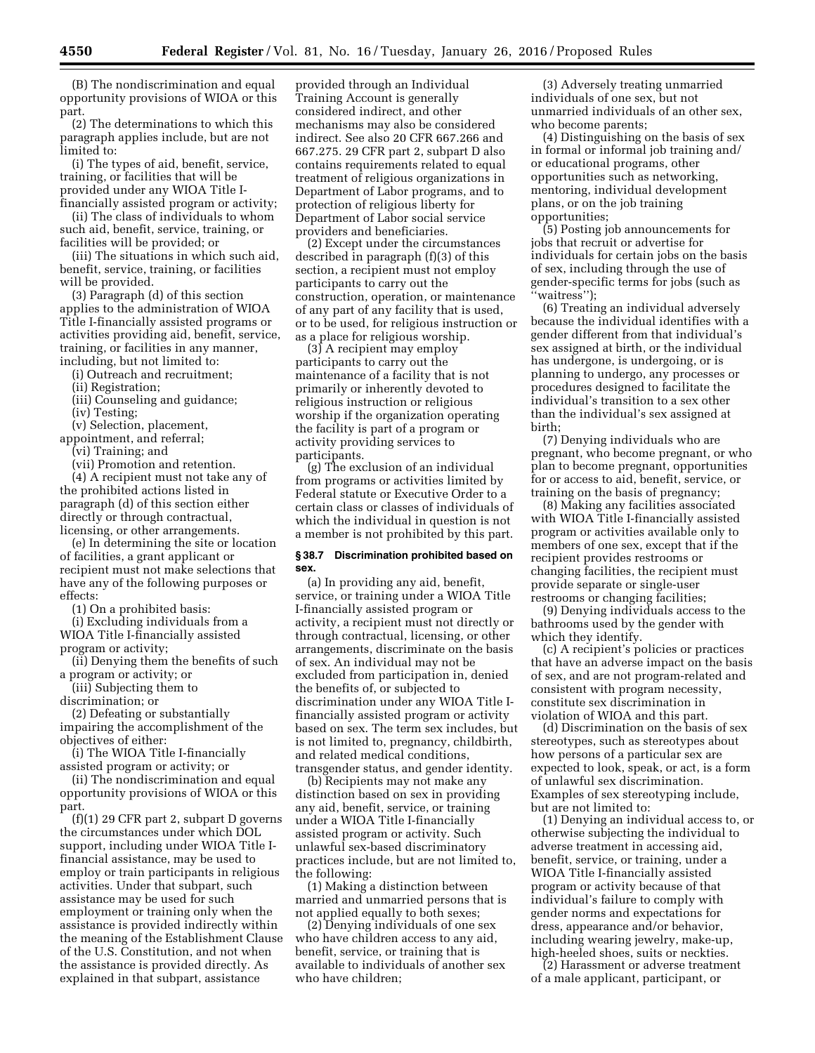(B) The nondiscrimination and equal opportunity provisions of WIOA or this part.

(2) The determinations to which this paragraph applies include, but are not limited to:

(i) The types of aid, benefit, service, training, or facilities that will be provided under any WIOA Title I-financially assisted program or activity;

(ii) The class of individuals to whom such aid, benefit, service, training, or facilities will be provided; or

(iii) The situations in which such aid, benefit, service, training, or facilities will be provided.

(3) Paragraph (d) of this section applies to the administration of WIOA Title I-financially assisted programs or activities providing aid, benefit, service, training, or facilities in any manner, including, but not limited to:

(i) Outreach and recruitment;

(ii) Registration;

(iii) Counseling and guidance;

(iv) Testing;

(v) Selection, placement, appointment, and referral;

(vi) Training; and

(vii) Promotion and retention.

(4) A recipient must not take any of the prohibited actions listed in paragraph (d) of this section either directly or through contractual, licensing, or other arrangements.

(e) In determining the site or location of facilities, a grant applicant or recipient must not make selections that have any of the following purposes or effects:

(1) On a prohibited basis:

(i) Excluding individuals from a WIOA Title I-financially assisted program or activity;

(ii) Denying them the benefits of such a program or activity; or

(iii) Subjecting them to discrimination; or

(2) Defeating or substantially impairing the accomplishment of the objectives of either:

(i) The WIOA Title I-financially assisted program or activity; or

(ii) The nondiscrimination and equal opportunity provisions of WIOA or this part.

(f)(1) 29 CFR part 2, subpart D governs the circumstances under which DOL support, including under WIOA Title I-financial assistance, may be used to employ or train participants in religious activities. Under that subpart, such assistance may be used for such employment or training only when the assistance is provided indirectly within the meaning of the Establishment Clause of the U.S. Constitution, and not when the assistance is provided directly. As explained in that subpart, assistance provided through an Individual Training Account is generally considered indirect, and other mechanisms may also be considered indirect. See also 20 CFR 667.266 and 667.275. 29 CFR part 2, subpart D also contains requirements related to equal treatment of religious organizations in Department of Labor programs, and to protection of religious liberty for Department of Labor social service providers and beneficiaries.

(2) Except under the circumstances described in paragraph (f)(3) of this section, a recipient must not employ participants to carry out the construction, operation, or maintenance of any part of any facility that is used, or to be used, for religious instruction or as a place for religious worship.

(3) A recipient may employ participants to carry out the maintenance of a facility that is not primarily or inherently devoted to religious instruction or religious worship if the organization operating the facility is part of a program or activity providing services to participants.

(g) The exclusion of an individual from programs or activities limited by Federal statute or Executive Order to a certain class or classes of individuals of which the individual in question is not a member is not prohibited by this part.

### § 38.7 Discrimination prohibited based on sex.

(a) In providing any aid, benefit, service, or training under a WIOA Title I-financially assisted program or activity, a recipient must not directly or through contractual, licensing, or other arrangements, discriminate on the basis of sex. An individual may not be excluded from participation in, denied the benefits of, or subjected to discrimination under any WIOA Title I-financially assisted program or activity based on sex. The term sex includes, but is not limited to, pregnancy, childbirth, and related medical conditions, transgender status, and gender identity.

(b) Recipients may not make any distinction based on sex in providing any aid, benefit, service, or training under a WIOA Title I-financially assisted program or activity. Such unlawful sex-based discriminatory practices include, but are not limited to, the following:

(1) Making a distinction between married and unmarried persons that is not applied equally to both sexes;

(2) Denying individuals of one sex who have children access to any aid, benefit, service, or training that is available to individuals of another sex who have children;

(3) Adversely treating unmarried individuals of one sex, but not unmarried individuals of an other sex, who become parents;

(4) Distinguishing on the basis of sex in formal or informal job training and/or educational programs, other opportunities such as networking, mentoring, individual development plans, or on the job training opportunities;

(5) Posting job announcements for jobs that recruit or advertise for individuals for certain jobs on the basis of sex, including through the use of gender-specific terms for jobs (such as "waitress");

(6) Treating an individual adversely because the individual identifies with a gender different from that individual's sex assigned at birth, or the individual has undergone, is undergoing, or is planning to undergo, any processes or procedures designed to facilitate the individual's transition to a sex other than the individual's sex assigned at birth;

(7) Denying individuals who are pregnant, who become pregnant, or who plan to become pregnant, opportunities for or access to aid, benefit, service, or training on the basis of pregnancy;

(8) Making any facilities associated with WIOA Title I-financially assisted program or activities available only to members of one sex, except that if the recipient provides restrooms or changing facilities, the recipient must provide separate or single-user restrooms or changing facilities;

(9) Denying individuals access to the bathrooms used by the gender with which they identify.

(c) A recipient's policies or practices that have an adverse impact on the basis of sex, and are not program-related and consistent with program necessity, constitute sex discrimination in violation of WIOA and this part.

(d) Discrimination on the basis of sex stereotypes, such as stereotypes about how persons of a particular sex are expected to look, speak, or act, is a form of unlawful sex discrimination. Examples of sex stereotyping include, but are not limited to:

(1) Denying an individual access to, or otherwise subjecting the individual to adverse treatment in accessing aid, benefit, service, or training, under a WIOA Title I-financially assisted program or activity because of that individual's failure to comply with gender norms and expectations for dress, appearance and/or behavior, including wearing jewelry, make-up, high-heeled shoes, suits or neckties.

(2) Harassment or adverse treatment of a male applicant, participant, or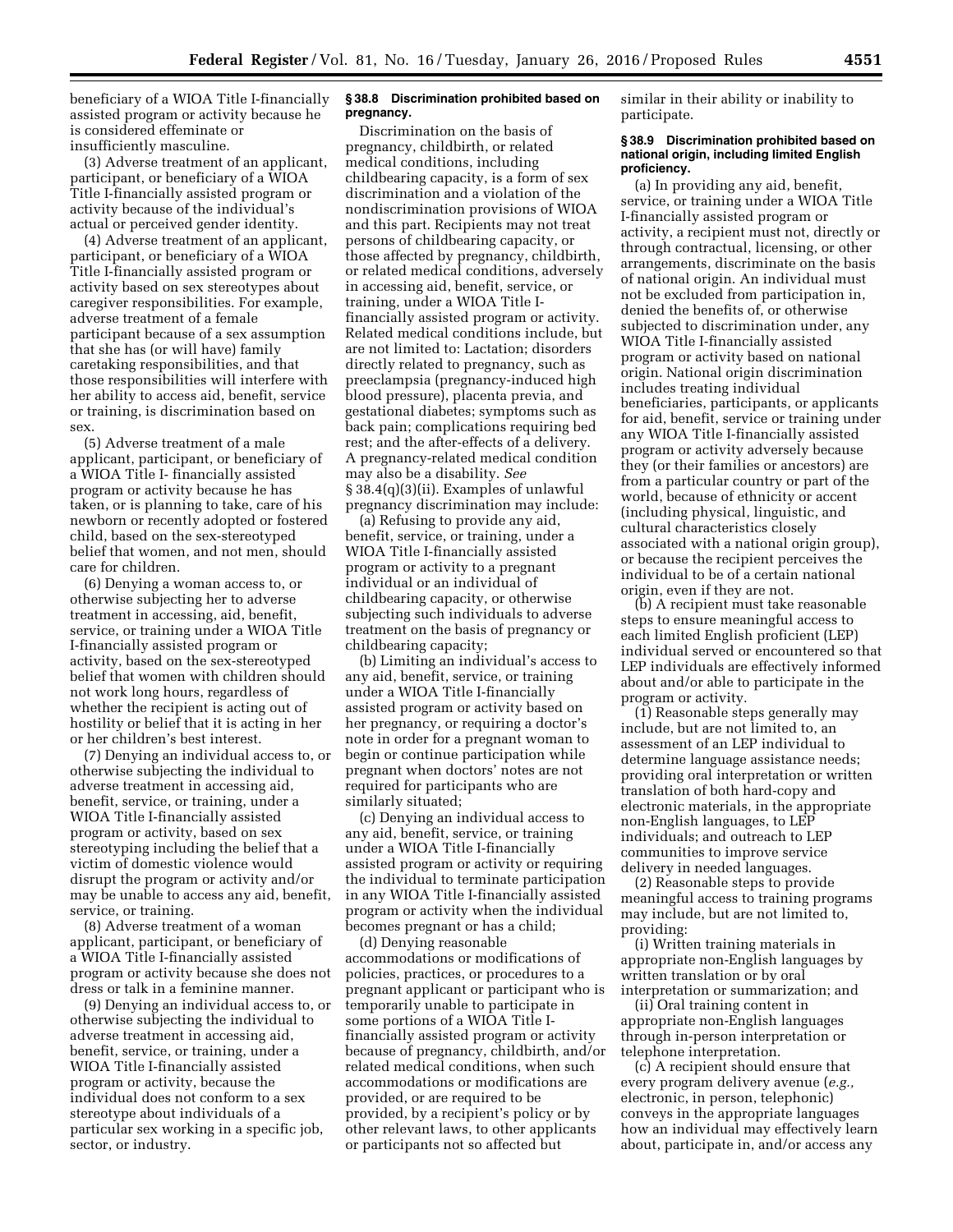beneficiary of a WIOA Title I-financially assisted program or activity because he is considered effeminate or insufficiently masculine.

(3) Adverse treatment of an applicant, participant, or beneficiary of a WIOA Title I-financially assisted program or activity because of the individual's actual or perceived gender identity.

(4) Adverse treatment of an applicant, participant, or beneficiary of a WIOA Title I-financially assisted program or activity based on sex stereotypes about caregiver responsibilities. For example, adverse treatment of a female participant because of a sex assumption that she has (or will have) family caretaking responsibilities, and that those responsibilities will interfere with her ability to access aid, benefit, service or training, is discrimination based on sex.

(5) Adverse treatment of a male applicant, participant, or beneficiary of a WIOA Title I- financially assisted program or activity because he has taken, or is planning to take, care of his newborn or recently adopted or fostered child, based on the sex-stereotyped belief that women, and not men, should care for children.

(6) Denying a woman access to, or otherwise subjecting her to adverse treatment in accessing, aid, benefit, service, or training under a WIOA Title I-financially assisted program or activity, based on the sex-stereotyped belief that women with children should not work long hours, regardless of whether the recipient is acting out of hostility or belief that it is acting in her or her children's best interest.

(7) Denying an individual access to, or otherwise subjecting the individual to adverse treatment in accessing aid, benefit, service, or training, under a WIOA Title I-financially assisted program or activity, based on sex stereotyping including the belief that a victim of domestic violence would disrupt the program or activity and/or may be unable to access any aid, benefit, service, or training.

(8) Adverse treatment of a woman applicant, participant, or beneficiary of a WIOA Title I-financially assisted program or activity because she does not dress or talk in a feminine manner.

(9) Denying an individual access to, or otherwise subjecting the individual to adverse treatment in accessing aid, benefit, service, or training, under a WIOA Title I-financially assisted program or activity, because the individual does not conform to a sex stereotype about individuals of a particular sex working in a specific job, sector, or industry.

#### § 38.8 Discrimination prohibited based on pregnancy.

Discrimination on the basis of pregnancy, childbirth, or related medical conditions, including childbearing capacity, is a form of sex discrimination and a violation of the nondiscrimination provisions of WIOA and this part. Recipients may not treat persons of childbearing capacity, or those affected by pregnancy, childbirth, or related medical conditions, adversely in accessing aid, benefit, service, or training, under a WIOA Title I-financially assisted program or activity. Related medical conditions include, but are not limited to: Lactation; disorders directly related to pregnancy, such as preeclampsia (pregnancy-induced high blood pressure), placenta previa, and gestational diabetes; symptoms such as back pain; complications requiring bed rest; and the after-effects of a delivery. A pregnancy-related medical condition may also be a disability. *See* § 38.4(q)(3)(ii). Examples of unlawful pregnancy discrimination may include:

(a) Refusing to provide any aid, benefit, service, or training, under a WIOA Title I-financially assisted program or activity to a pregnant individual or an individual of childbearing capacity, or otherwise subjecting such individuals to adverse treatment on the basis of pregnancy or childbearing capacity;

(b) Limiting an individual's access to any aid, benefit, service, or training under a WIOA Title I-financially assisted program or activity based on her pregnancy, or requiring a doctor's note in order for a pregnant woman to begin or continue participation while pregnant when doctors' notes are not required for participants who are similarly situated;

(c) Denying an individual access to any aid, benefit, service or training under a WIOA Title I-financially assisted program or activity or requiring the individual to terminate participation in any WIOA Title I-financially assisted program or activity when the individual becomes pregnant or has a child;

(d) Denying reasonable accommodations or modifications of policies, practices, or procedures to a pregnant applicant or participant who is temporarily unable to participate in some portions of a WIOA Title I-financially assisted program or activity because of pregnancy, childbirth, and/or related medical conditions, when such accommodations or modifications are provided, or are required to be provided, by a recipient's policy or by other relevant laws, to other applicants or participants not so affected but similar in their ability or inability to participate.

#### § 38.9 Discrimination prohibited based on national origin, including limited English proficiency.

(a) In providing any aid, benefit, service, or training under a WIOA Title I-financially assisted program or activity, a recipient must not, directly or through contractual, licensing, or other arrangements, discriminate on the basis of national origin. An individual must not be excluded from participation in, denied the benefits of, or otherwise subjected to discrimination under, any WIOA Title I-financially assisted program or activity based on national origin. National origin discrimination includes treating individual beneficiaries, participants, or applicants for aid, benefit, service or training under any WIOA Title I-financially assisted program or activity adversely because they (or their families or ancestors) are from a particular country or part of the world, because of ethnicity or accent (including physical, linguistic, and cultural characteristics closely associated with a national origin group), or because the recipient perceives the individual to be of a certain national origin, even if they are not.

(b) A recipient must take reasonable steps to ensure meaningful access to each limited English proficient (LEP) individual served or encountered so that LEP individuals are effectively informed about and/or able to participate in the program or activity.

(1) Reasonable steps generally may include, but are not limited to, an assessment of an LEP individual to determine language assistance needs; providing oral interpretation or written translation of both hard-copy and electronic materials, in the appropriate non-English languages, to LEP individuals; and outreach to LEP communities to improve service delivery in needed languages.

(2) Reasonable steps to provide meaningful access to training programs may include, but are not limited to, providing:

(i) Written training materials in appropriate non-English languages by written translation or by oral interpretation or summarization; and

(ii) Oral training content in appropriate non-English languages through in-person interpretation or telephone interpretation.

(c) A recipient should ensure that every program delivery avenue (*e.g.,* electronic, in person, telephonic) conveys in the appropriate languages how an individual may effectively learn about, participate in, and/or access any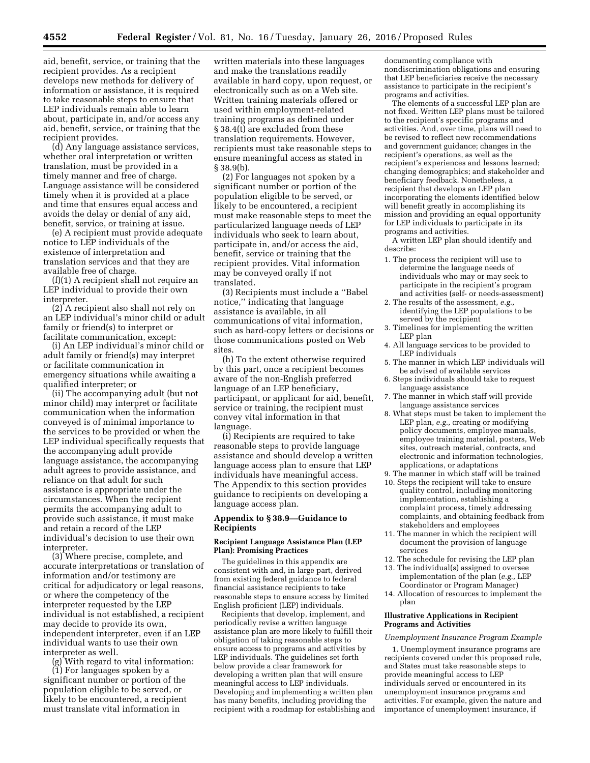aid, benefit, service, or training that the recipient provides. As a recipient develops new methods for delivery of information or assistance, it is required to take reasonable steps to ensure that LEP individuals remain able to learn about, participate in, and/or access any aid, benefit, service, or training that the recipient provides.

(d) Any language assistance services, whether oral interpretation or written translation, must be provided in a timely manner and free of charge. Language assistance will be considered timely when it is provided at a place and time that ensures equal access and avoids the delay or denial of any aid, benefit, service, or training at issue.

(e) A recipient must provide adequate notice to LEP individuals of the existence of interpretation and translation services and that they are available free of charge.

(f)(1) A recipient shall not require an LEP individual to provide their own interpreter.

(2) A recipient also shall not rely on an LEP individual's minor child or adult family or friend(s) to interpret or facilitate communication, except:

(i) An LEP individual's minor child or adult family or friend(s) may interpret or facilitate communication in emergency situations while awaiting a qualified interpreter; or

(ii) The accompanying adult (but not minor child) may interpret or facilitate communication when the information conveyed is of minimal importance to the services to be provided or when the LEP individual specifically requests that the accompanying adult provide language assistance, the accompanying adult agrees to provide assistance, and reliance on that adult for such assistance is appropriate under the circumstances. When the recipient permits the accompanying adult to provide such assistance, it must make and retain a record of the LEP individual's decision to use their own interpreter.

(3) Where precise, complete, and accurate interpretations or translation of information and/or testimony are critical for adjudicatory or legal reasons, or where the competency of the interpreter requested by the LEP individual is not established, a recipient may decide to provide its own, independent interpreter, even if an LEP individual wants to use their own interpreter as well.

(g) With regard to vital information:

(1) For languages spoken by a significant number or portion of the population eligible to be served, or likely to be encountered, a recipient must translate vital information in written materials into these languages and make the translations readily available in hard copy, upon request, or electronically such as on a Web site. Written training materials offered or used within employment-related training programs as defined under § 38.4(t) are excluded from these translation requirements. However, recipients must take reasonable steps to ensure meaningful access as stated in § 38.9(b).

(2) For languages not spoken by a significant number or portion of the population eligible to be served, or likely to be encountered, a recipient must make reasonable steps to meet the particularized language needs of LEP individuals who seek to learn about, participate in, and/or access the aid, benefit, service or training that the recipient provides. Vital information may be conveyed orally if not translated.

(3) Recipients must include a "Babel notice," indicating that language assistance is available, in all communications of vital information, such as hard-copy letters or decisions or those communications posted on Web sites.

(h) To the extent otherwise required by this part, once a recipient becomes aware of the non-English preferred language of an LEP beneficiary, participant, or applicant for aid, benefit, service or training, the recipient must convey vital information in that language.

(i) Recipients are required to take reasonable steps to provide language assistance and should develop a written language access plan to ensure that LEP individuals have meaningful access. The Appendix to this section provides guidance to recipients on developing a language access plan.

## Appendix to § 38.9—Guidance to Recipients

### Recipient Language Assistance Plan (LEP Plan): Promising Practices

The guidelines in this appendix are consistent with and, in large part, derived from existing federal guidance to federal financial assistance recipients to take reasonable steps to ensure access by limited English proficient (LEP) individuals.

Recipients that develop, implement, and periodically revise a written language assistance plan are more likely to fulfill their obligation of taking reasonable steps to ensure access to programs and activities by LEP individuals. The guidelines set forth below provide a clear framework for developing a written plan that will ensure meaningful access to LEP individuals. Developing and implementing a written plan has many benefits, including providing the recipient with a roadmap for establishing and documenting compliance with nondiscrimination obligations and ensuring that LEP beneficiaries receive the necessary assistance to participate in the recipient's programs and activities.

The elements of a successful LEP plan are not fixed. Written LEP plans must be tailored to the recipient's specific programs and activities. And, over time, plans will need to be revised to reflect new recommendations and government guidance; changes in the recipient's operations, as well as the recipient's experiences and lessons learned; changing demographics; and stakeholder and beneficiary feedback. Nonetheless, a recipient that develops an LEP plan incorporating the elements identified below will benefit greatly in accomplishing its mission and providing an equal opportunity for LEP individuals to participate in its programs and activities.

A written LEP plan should identify and describe:

1. The process the recipient will use to determine the language needs of individuals who may or may seek to participate in the recipient's program and activities (self- or needs-assessment)
2. The results of the assessment, *e.g.,* identifying the LEP populations to be served by the recipient
3. Timelines for implementing the written LEP plan
4. All language services to be provided to LEP individuals
5. The manner in which LEP individuals will be advised of available services
6. Steps individuals should take to request language assistance
7. The manner in which staff will provide language assistance services
8. What steps must be taken to implement the LEP plan, *e.g.,* creating or modifying policy documents, employee manuals, employee training material, posters, Web sites, outreach material, contracts, and electronic and information technologies, applications, or adaptations
9. The manner in which staff will be trained
10. Steps the recipient will take to ensure quality control, including monitoring implementation, establishing a complaint process, timely addressing complaints, and obtaining feedback from stakeholders and employees
11. The manner in which the recipient will document the provision of language services
12. The schedule for revising the LEP plan
13. The individual(s) assigned to oversee implementation of the plan (*e.g.,* LEP Coordinator or Program Manager)
14. Allocation of resources to implement the plan

### Illustrative Applications in Recipient Programs and Activities

*Unemployment Insurance Program Example*

1. Unemployment insurance programs are recipients covered under this proposed rule, and States must take reasonable steps to provide meaningful access to LEP individuals served or encountered in its unemployment insurance programs and activities. For example, given the nature and importance of unemployment insurance, if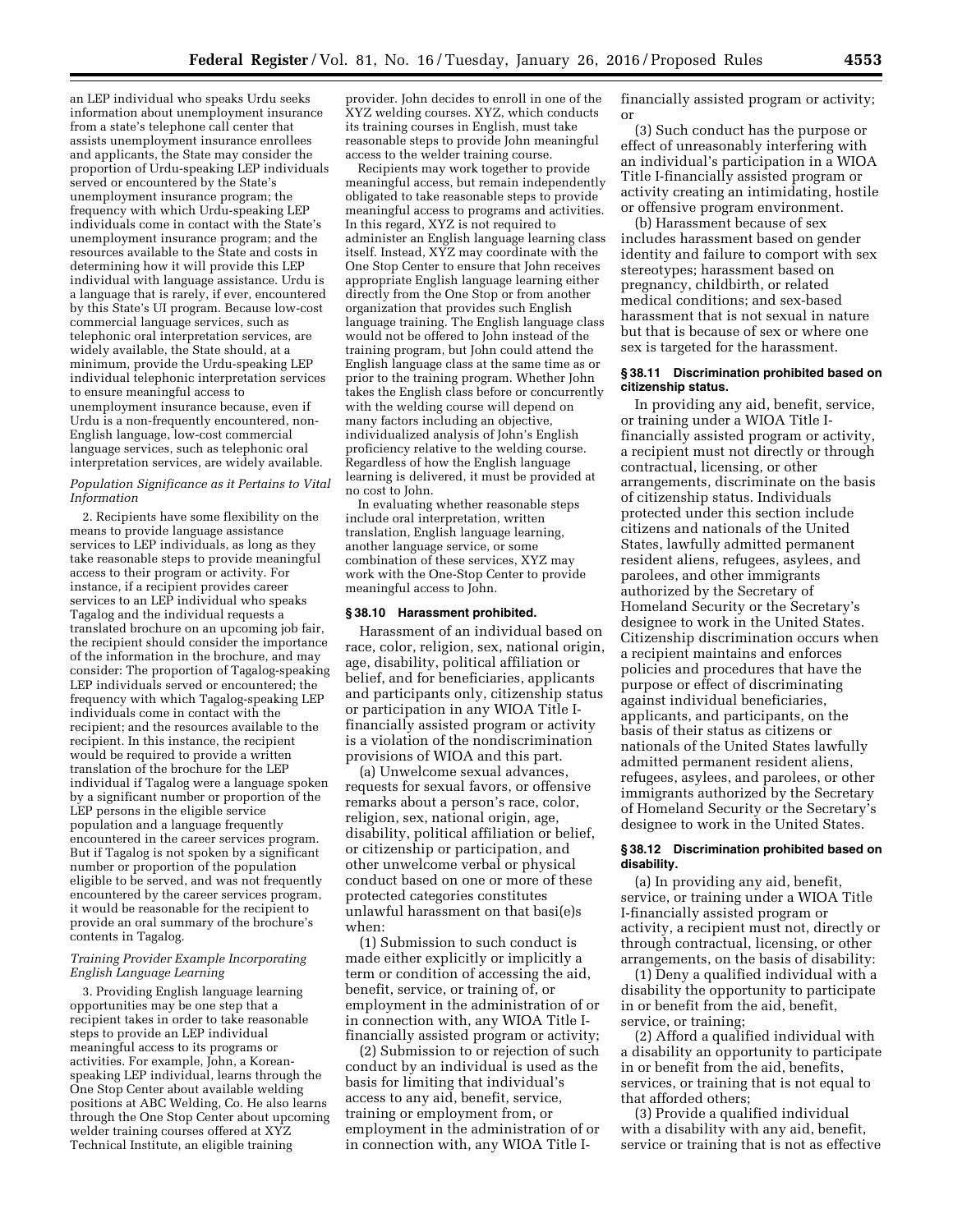an LEP individual who speaks Urdu seeks information about unemployment insurance from a state's telephone call center that assists unemployment insurance enrollees and applicants, the State may consider the proportion of Urdu-speaking LEP individuals served or encountered by the State's unemployment insurance program; the frequency with which Urdu-speaking LEP individuals come in contact with the State's unemployment insurance program; and the resources available to the State and costs in determining how it will provide this LEP individual with language assistance. Urdu is a language that is rarely, if ever, encountered by this State's UI program. Because low-cost commercial language services, such as telephonic oral interpretation services, are widely available, the State should, at a minimum, provide the Urdu-speaking LEP individual telephonic interpretation services to ensure meaningful access to unemployment insurance because, even if Urdu is a non-frequently encountered, non-English language, low-cost commercial language services, such as telephonic oral interpretation services, are widely available.

*Population Significance as it Pertains to Vital Information*

2. Recipients have some flexibility on the means to provide language assistance services to LEP individuals, as long as they take reasonable steps to provide meaningful access to their program or activity. For instance, if a recipient provides career services to an LEP individual who speaks Tagalog and the individual requests a translated brochure on an upcoming job fair, the recipient should consider the importance of the information in the brochure, and may consider: The proportion of Tagalog-speaking LEP individuals served or encountered; the frequency with which Tagalog-speaking LEP individuals come in contact with the recipient; and the resources available to the recipient. In this instance, the recipient would be required to provide a written translation of the brochure for the LEP individual if Tagalog were a language spoken by a significant number or proportion of the LEP persons in the eligible service population and a language frequently encountered in the career services program. But if Tagalog is not spoken by a significant number or proportion of the population eligible to be served, and was not frequently encountered by the career services program, it would be reasonable for the recipient to provide an oral summary of the brochure's contents in Tagalog.

*Training Provider Example Incorporating English Language Learning*

3. Providing English language learning opportunities may be one step that a recipient takes in order to take reasonable steps to provide an LEP individual meaningful access to its programs or activities. For example, John, a Korean-speaking LEP individual, learns through the One Stop Center about available welding positions at ABC Welding, Co. He also learns through the One Stop Center about upcoming welder training courses offered at XYZ Technical Institute, an eligible training provider. John decides to enroll in one of the XYZ welding courses. XYZ, which conducts its training courses in English, must take reasonable steps to provide John meaningful access to the welder training course.

Recipients may work together to provide meaningful access, but remain independently obligated to take reasonable steps to provide meaningful access to programs and activities. In this regard, XYZ is not required to administer an English language learning class itself. Instead, XYZ may coordinate with the One-Stop Center to ensure that John receives appropriate English language learning either directly from the One Stop or from another organization that provides such English language training. The English language class would not be offered to John instead of the training program, but John could attend the English language class at the same time as or prior to the training program. Whether John takes the English class before or concurrently with the welding course will depend on many factors including an objective, individualized analysis of John's English proficiency relative to the welding course. Regardless of how the English language learning is delivered, it must be provided at no cost to John.

In evaluating whether reasonable steps include oral interpretation, written translation, English language learning, another language service, or some combination of these services, XYZ may work with the One-Stop Center to provide meaningful access to John.

### § 38.10 Harassment prohibited.

Harassment of an individual based on race, color, religion, sex, national origin, age, disability, political affiliation or belief, and for beneficiaries, applicants and participants only, citizenship status or participation in any WIOA Title I-financially assisted program or activity is a violation of the nondiscrimination provisions of WIOA and this part.

(a) Unwelcome sexual advances, requests for sexual favors, or offensive remarks about a person's race, color, religion, sex, national origin, age, disability, political affiliation or belief, or citizenship or participation, and other unwelcome verbal or physical conduct based on one or more of these protected categories constitutes unlawful harassment on that basi(e)s when:

(1) Submission to such conduct is made either explicitly or implicitly a term or condition of accessing the aid, benefit, service, or training of, or employment in the administration of or in connection with, any WIOA Title I-financially assisted program or activity;

(2) Submission to or rejection of such conduct by an individual is used as the basis for limiting that individual's access to any aid, benefit, service, training or employment from, or employment in the administration of or in connection with, any WIOA Title I-financially assisted program or activity; or

(3) Such conduct has the purpose or effect of unreasonably interfering with an individual's participation in a WIOA Title I-financially assisted program or activity creating an intimidating, hostile or offensive program environment.

(b) Harassment because of sex includes harassment based on gender identity and failure to comport with sex stereotypes; harassment based on pregnancy, childbirth, or related medical conditions; and sex-based harassment that is not sexual in nature but that is because of sex or where one sex is targeted for the harassment.

### § 38.11 Discrimination prohibited based on citizenship status.

In providing any aid, benefit, service, or training under a WIOA Title I-financially assisted program or activity, a recipient must not directly or through contractual, licensing, or other arrangements, discriminate on the basis of citizenship status. Individuals protected under this section include citizens and nationals of the United States, lawfully admitted permanent resident aliens, refugees, asylees, and parolees, and other immigrants authorized by the Secretary of Homeland Security or the Secretary's designee to work in the United States. Citizenship discrimination occurs when a recipient maintains and enforces policies and procedures that have the purpose or effect of discriminating against individual beneficiaries, applicants, and participants, on the basis of their status as citizens or nationals of the United States lawfully admitted permanent resident aliens, refugees, asylees, and parolees, or other immigrants authorized by the Secretary of Homeland Security or the Secretary's designee to work in the United States.

### § 38.12 Discrimination prohibited based on disability.

(a) In providing any aid, benefit, service, or training under a WIOA Title I-financially assisted program or activity, a recipient must not, directly or through contractual, licensing, or other arrangements, on the basis of disability:

(1) Deny a qualified individual with a disability the opportunity to participate in or benefit from the aid, benefit, service, or training;

(2) Afford a qualified individual with a disability an opportunity to participate in or benefit from the aid, benefits, services, or training that is not equal to that afforded others;

(3) Provide a qualified individual with a disability with any aid, benefit, service or training that is not as effective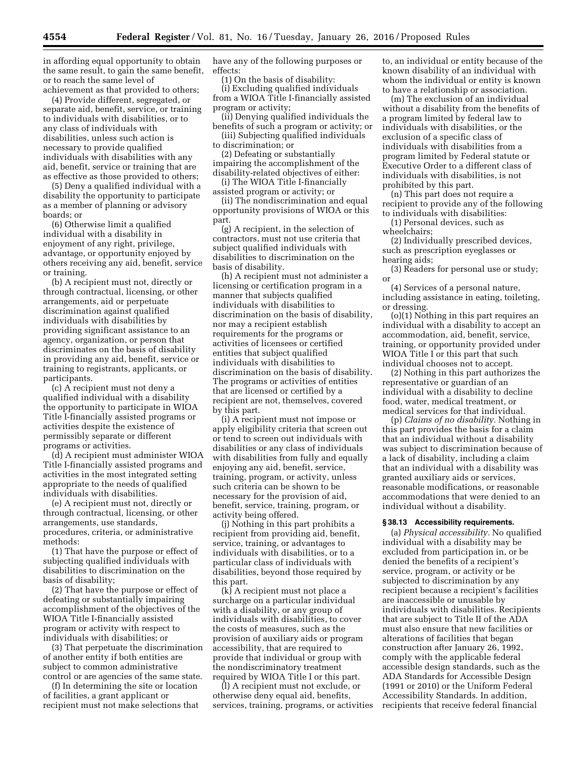in affording equal opportunity to obtain the same result, to gain the same benefit, or to reach the same level of achievement as that provided to others;

(4) Provide different, segregated, or separate aid, benefit, service, or training to individuals with disabilities, or to any class of individuals with disabilities, unless such action is necessary to provide qualified individuals with disabilities with any aid, benefit, service or training that are as effective as those provided to others;

(5) Deny a qualified individual with a disability the opportunity to participate as a member of planning or advisory boards; or

(6) Otherwise limit a qualified individual with a disability in enjoyment of any right, privilege, advantage, or opportunity enjoyed by others receiving any aid, benefit, service or training.

(b) A recipient must not, directly or through contractual, licensing, or other arrangements, aid or perpetuate discrimination against qualified individuals with disabilities by providing significant assistance to an agency, organization, or person that discriminates on the basis of disability in providing any aid, benefit, service or training to registrants, applicants, or participants.

(c) A recipient must not deny a qualified individual with a disability the opportunity to participate in WIOA Title I-financially assisted programs or activities despite the existence of permissibly separate or different programs or activities.

(d) A recipient must administer WIOA Title I-financially assisted programs and activities in the most integrated setting appropriate to the needs of qualified individuals with disabilities.

(e) A recipient must not, directly or through contractual, licensing, or other arrangements, use standards, procedures, criteria, or administrative methods:

(1) That have the purpose or effect of subjecting qualified individuals with disabilities to discrimination on the basis of disability;

(2) That have the purpose or effect of defeating or substantially impairing accomplishment of the objectives of the WIOA Title I-financially assisted program or activity with respect to individuals with disabilities; or

(3) That perpetuate the discrimination of another entity if both entities are subject to common administrative control or are agencies of the same state.

(f) In determining the site or location of facilities, a grant applicant or recipient must not make selections that have any of the following purposes or effects:

(1) On the basis of disability:

(i) Excluding qualified individuals from a WIOA Title I-financially assisted program or activity;

(ii) Denying qualified individuals the benefits of such a program or activity; or

(iii) Subjecting qualified individuals to discrimination; or

(2) Defeating or substantially impairing the accomplishment of the disability-related objectives of either:

(i) The WIOA Title I-financially assisted program or activity; or

(ii) The nondiscrimination and equal opportunity provisions of WIOA or this part.

(g) A recipient, in the selection of contractors, must not use criteria that subject qualified individuals with disabilities to discrimination on the basis of disability.

(h) A recipient must not administer a licensing or certification program in a manner that subjects qualified individuals with disabilities to discrimination on the basis of disability, nor may a recipient establish requirements for the programs or activities of licensees or certified entities that subject qualified individuals with disabilities to discrimination on the basis of disability. The programs or activities of entities that are licensed or certified by a recipient are not, themselves, covered by this part.

(i) A recipient must not impose or apply eligibility criteria that screen out or tend to screen out individuals with disabilities or any class of individuals with disabilities from fully and equally enjoying any aid, benefit, service, training, program, or activity, unless such criteria can be shown to be necessary for the provision of aid, benefit, service, training, program, or activity being offered.

(j) Nothing in this part prohibits a recipient from providing aid, benefit, service, training, or advantages to individuals with disabilities, or to a particular class of individuals with disabilities, beyond those required by this part.

(k) A recipient must not place a surcharge on a particular individual with a disability, or any group of individuals with disabilities, to cover the costs of measures, such as the provision of auxiliary aids or program accessibility, that are required to provide that individual or group with the nondiscriminatory treatment required by WIOA Title I or this part.

(l) A recipient must not exclude, or otherwise deny equal aid, benefits, services, training, programs, or activities to, an individual or entity because of the known disability of an individual with whom the individual or entity is known to have a relationship or association.

(m) The exclusion of an individual without a disability from the benefits of a program limited by federal law to individuals with disabilities, or the exclusion of a specific class of individuals with disabilities from a program limited by Federal statute or Executive Order to a different class of individuals with disabilities, is not prohibited by this part.

(n) This part does not require a recipient to provide any of the following to individuals with disabilities:

(1) Personal devices, such as wheelchairs;

(2) Individually prescribed devices, such as prescription eyeglasses or hearing aids;

(3) Readers for personal use or study; or

(4) Services of a personal nature, including assistance in eating, toileting, or dressing.

(o)(1) Nothing in this part requires an individual with a disability to accept an accommodation, aid, benefit, service, training, or opportunity provided under WIOA Title I or this part that such individual chooses not to accept.

(2) Nothing in this part authorizes the representative or guardian of an individual with a disability to decline food, water, medical treatment, or medical services for that individual.

(p) *Claims of no disability.* Nothing in this part provides the basis for a claim that an individual without a disability was subject to discrimination because of a lack of disability, including a claim that an individual with a disability was granted auxiliary aids or services, reasonable modifications, or reasonable accommodations that were denied to an individual without a disability.

**§ 38.13 Accessibility requirements.**

(a) *Physical accessibility.* No qualified individual with a disability may be excluded from participation in, or be denied the benefits of a recipient's service, program, or activity or be subjected to discrimination by any recipient because a recipient's facilities are inaccessible or unusable by individuals with disabilities. Recipients that are subject to Title II of the ADA must also ensure that new facilities or alterations of facilities that began construction after January 26, 1992, comply with the applicable federal accessible design standards, such as the ADA Standards for Accessible Design (1991 or 2010) or the Uniform Federal Accessibility Standards. In addition, recipients that receive federal financial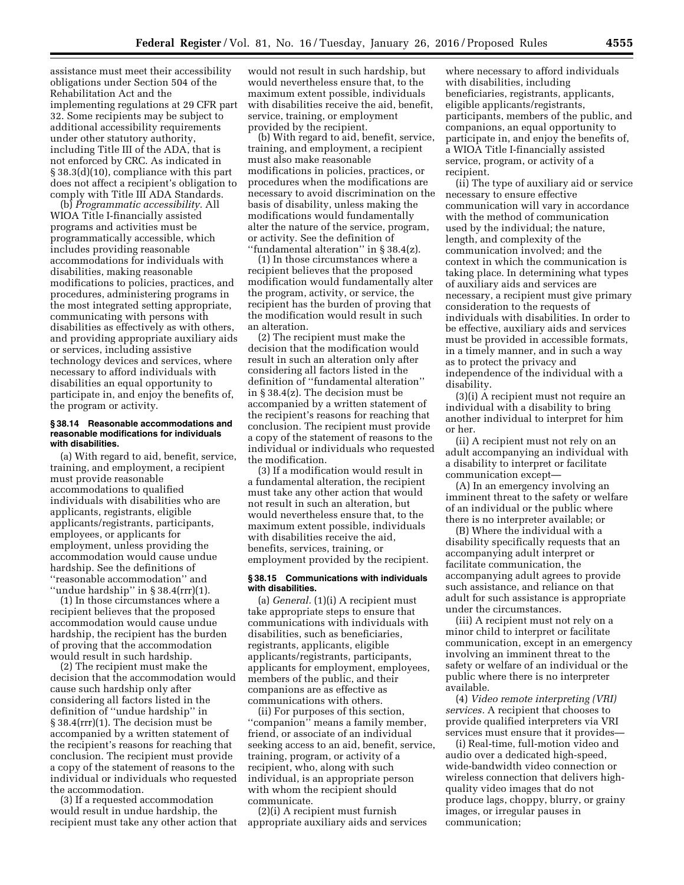assistance must meet their accessibility obligations under Section 504 of the Rehabilitation Act and the implementing regulations at 29 CFR part 32. Some recipients may be subject to additional accessibility requirements under other statutory authority, including Title III of the ADA, that is not enforced by CRC. As indicated in § 38.3(d)(10), compliance with this part does not affect a recipient's obligation to comply with Title III ADA Standards.

(b) *Programmatic accessibility.* All WIOA Title I-financially assisted programs and activities must be programmatically accessible, which includes providing reasonable accommodations for individuals with disabilities, making reasonable modifications to policies, practices, and procedures, administering programs in the most integrated setting appropriate, communicating with persons with disabilities as effectively as with others, and providing appropriate auxiliary aids or services, including assistive technology devices and services, where necessary to afford individuals with disabilities an equal opportunity to participate in, and enjoy the benefits of, the program or activity.

#### § 38.14 Reasonable accommodations and reasonable modifications for individuals with disabilities.

(a) With regard to aid, benefit, service, training, and employment, a recipient must provide reasonable accommodations to qualified individuals with disabilities who are applicants, registrants, eligible applicants/registrants, participants, employees, or applicants for employment, unless providing the accommodation would cause undue hardship. See the definitions of ''reasonable accommodation'' and ''undue hardship'' in § 38.4(rrr)(1).

(1) In those circumstances where a recipient believes that the proposed accommodation would cause undue hardship, the recipient has the burden of proving that the accommodation would result in such hardship.

(2) The recipient must make the decision that the accommodation would cause such hardship only after considering all factors listed in the definition of ''undue hardship'' in § 38.4(rrr)(1). The decision must be accompanied by a written statement of the recipient's reasons for reaching that conclusion. The recipient must provide a copy of the statement of reasons to the individual or individuals who requested the accommodation.

(3) If a requested accommodation would result in undue hardship, the recipient must take any other action that would not result in such hardship, but would nevertheless ensure that, to the maximum extent possible, individuals with disabilities receive the aid, benefit, service, training, or employment provided by the recipient.

(b) With regard to aid, benefit, service, training, and employment, a recipient must also make reasonable modifications in policies, practices, or procedures when the modifications are necessary to avoid discrimination on the basis of disability, unless making the modifications would fundamentally alter the nature of the service, program, or activity. See the definition of ''fundamental alteration'' in § 38.4(z).

(1) In those circumstances where a recipient believes that the proposed modification would fundamentally alter the program, activity, or service, the recipient has the burden of proving that the modification would result in such an alteration.

(2) The recipient must make the decision that the modification would result in such an alteration only after considering all factors listed in the definition of ''fundamental alteration'' in § 38.4(z). The decision must be accompanied by a written statement of the recipient's reasons for reaching that conclusion. The recipient must provide a copy of the statement of reasons to the individual or individuals who requested the modification.

(3) If a modification would result in a fundamental alteration, the recipient must take any other action that would not result in such an alteration, but would nevertheless ensure that, to the maximum extent possible, individuals with disabilities receive the aid, benefits, services, training, or employment provided by the recipient.

#### § 38.15 Communications with individuals with disabilities.

(a) *General.* (1)(i) A recipient must take appropriate steps to ensure that communications with individuals with disabilities, such as beneficiaries, registrants, applicants, eligible applicants/registrants, participants, applicants for employment, employees, members of the public, and their companions are as effective as communications with others.

(ii) For purposes of this section, ''companion'' means a family member, friend, or associate of an individual seeking access to an aid, benefit, service, training, program, or activity of a recipient, who, along with such individual, is an appropriate person with whom the recipient should communicate.

(2)(i) A recipient must furnish appropriate auxiliary aids and services where necessary to afford individuals with disabilities, including beneficiaries, registrants, applicants, eligible applicants/registrants, participants, members of the public, and companions, an equal opportunity to participate in, and enjoy the benefits of, a WIOA Title I-financially assisted service, program, or activity of a recipient.

(ii) The type of auxiliary aid or service necessary to ensure effective communication will vary in accordance with the method of communication used by the individual; the nature, length, and complexity of the communication involved; and the context in which the communication is taking place. In determining what types of auxiliary aids and services are necessary, a recipient must give primary consideration to the requests of individuals with disabilities. In order to be effective, auxiliary aids and services must be provided in accessible formats, in a timely manner, and in such a way as to protect the privacy and independence of the individual with a disability.

(3)(i) A recipient must not require an individual with a disability to bring another individual to interpret for him or her.

(ii) A recipient must not rely on an adult accompanying an individual with a disability to interpret or facilitate communication except—

(A) In an emergency involving an imminent threat to the safety or welfare of an individual or the public where there is no interpreter available; or

(B) Where the individual with a disability specifically requests that an accompanying adult interpret or facilitate communication, the accompanying adult agrees to provide such assistance, and reliance on that adult for such assistance is appropriate under the circumstances.

(iii) A recipient must not rely on a minor child to interpret or facilitate communication, except in an emergency involving an imminent threat to the safety or welfare of an individual or the public where there is no interpreter available.

(4) *Video remote interpreting (VRI) services.* A recipient that chooses to provide qualified interpreters via VRI services must ensure that it provides—

(i) Real-time, full-motion video and audio over a dedicated high-speed, wide-bandwidth video connection or wireless connection that delivers high-quality video images that do not produce lags, choppy, blurry, or grainy images, or irregular pauses in communication;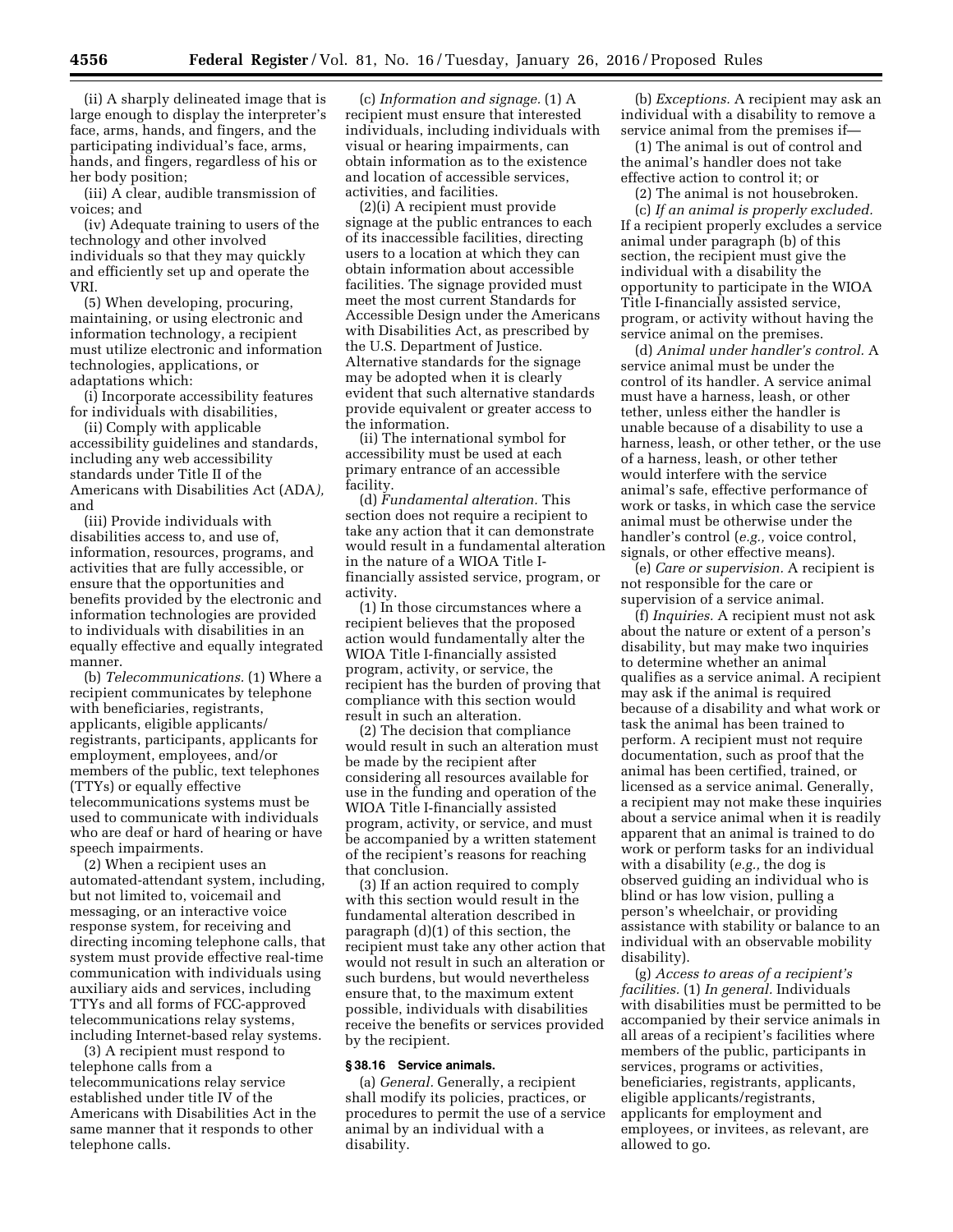(ii) A sharply delineated image that is large enough to display the interpreter's face, arms, hands, and fingers, and the participating individual's face, arms, hands, and fingers, regardless of his or her body position;

(iii) A clear, audible transmission of voices; and

(iv) Adequate training to users of the technology and other involved individuals so that they may quickly and efficiently set up and operate the VRI.

(5) When developing, procuring, maintaining, or using electronic and information technology, a recipient must utilize electronic and information technologies, applications, or adaptations which:

(i) Incorporate accessibility features for individuals with disabilities,

(ii) Comply with applicable accessibility guidelines and standards, including any web accessibility standards under Title II of the Americans with Disabilities Act (ADA*),* and

(iii) Provide individuals with disabilities access to, and use of, information, resources, programs, and activities that are fully accessible, or ensure that the opportunities and benefits provided by the electronic and information technologies are provided to individuals with disabilities in an equally effective and equally integrated manner.

(b) *Telecommunications.* (1) Where a recipient communicates by telephone with beneficiaries, registrants, applicants, eligible applicants/registrants, participants, applicants for employment, employees, and/or members of the public, text telephones (TTYs) or equally effective telecommunications systems must be used to communicate with individuals who are deaf or hard of hearing or have speech impairments.

(2) When a recipient uses an automated-attendant system, including, but not limited to, voicemail and messaging, or an interactive voice response system, for receiving and directing incoming telephone calls, that system must provide effective real-time communication with individuals using auxiliary aids and services, including TTYs and all forms of FCC-approved telecommunications relay systems, including Internet-based relay systems.

(3) A recipient must respond to telephone calls from a telecommunications relay service established under title IV of the Americans with Disabilities Act in the same manner that it responds to other telephone calls.

(c) *Information and signage.* (1) A recipient must ensure that interested individuals, including individuals with visual or hearing impairments, can obtain information as to the existence and location of accessible services, activities, and facilities.

(2)(i) A recipient must provide signage at the public entrances to each of its inaccessible facilities, directing users to a location at which they can obtain information about accessible facilities. The signage provided must meet the most current Standards for Accessible Design under the Americans with Disabilities Act, as prescribed by the U.S. Department of Justice. Alternative standards for the signage may be adopted when it is clearly evident that such alternative standards provide equivalent or greater access to the information.

(ii) The international symbol for accessibility must be used at each primary entrance of an accessible facility.

(d) *Fundamental alteration.* This section does not require a recipient to take any action that it can demonstrate would result in a fundamental alteration in the nature of a WIOA Title I-financially assisted service, program, or activity.

(1) In those circumstances where a recipient believes that the proposed action would fundamentally alter the WIOA Title I-financially assisted program, activity, or service, the recipient has the burden of proving that compliance with this section would result in such an alteration.

(2) The decision that compliance would result in such an alteration must be made by the recipient after considering all resources available for use in the funding and operation of the WIOA Title I-financially assisted program, activity, or service, and must be accompanied by a written statement of the recipient's reasons for reaching that conclusion.

(3) If an action required to comply with this section would result in the fundamental alteration described in paragraph (d)(1) of this section, the recipient must take any other action that would not result in such an alteration or such burdens, but would nevertheless ensure that, to the maximum extent possible, individuals with disabilities receive the benefits or services provided by the recipient.

**§ 38.16 Service animals.**

(a) *General.* Generally, a recipient shall modify its policies, practices, or procedures to permit the use of a service animal by an individual with a disability.

(b) *Exceptions.* A recipient may ask an individual with a disability to remove a service animal from the premises if—

(1) The animal is out of control and the animal's handler does not take effective action to control it; or

(2) The animal is not housebroken.

(c) *If an animal is properly excluded.* If a recipient properly excludes a service animal under paragraph (b) of this section, the recipient must give the individual with a disability the opportunity to participate in the WIOA Title I-financially assisted service, program, or activity without having the service animal on the premises.

(d) *Animal under handler's control.* A service animal must be under the control of its handler. A service animal must have a harness, leash, or other tether, unless either the handler is unable because of a disability to use a harness, leash, or other tether, or the use of a harness, leash, or other tether would interfere with the service animal's safe, effective performance of work or tasks, in which case the service animal must be otherwise under the handler's control (*e.g.,* voice control, signals, or other effective means).

(e) *Care or supervision.* A recipient is not responsible for the care or supervision of a service animal.

(f) *Inquiries.* A recipient must not ask about the nature or extent of a person's disability, but may make two inquiries to determine whether an animal qualifies as a service animal. A recipient may ask if the animal is required because of a disability and what work or task the animal has been trained to perform. A recipient must not require documentation, such as proof that the animal has been certified, trained, or licensed as a service animal. Generally, a recipient may not make these inquiries about a service animal when it is readily apparent that an animal is trained to do work or perform tasks for an individual with a disability (*e.g.,* the dog is observed guiding an individual who is blind or has low vision, pulling a person's wheelchair, or providing assistance with stability or balance to an individual with an observable mobility disability).

(g) *Access to areas of a recipient's facilities.* (1) *In general.* Individuals with disabilities must be permitted to be accompanied by their service animals in all areas of a recipient's facilities where members of the public, participants in services, programs or activities, beneficiaries, registrants, applicants, eligible applicants/registrants, applicants for employment and employees, or invitees, as relevant, are allowed to go.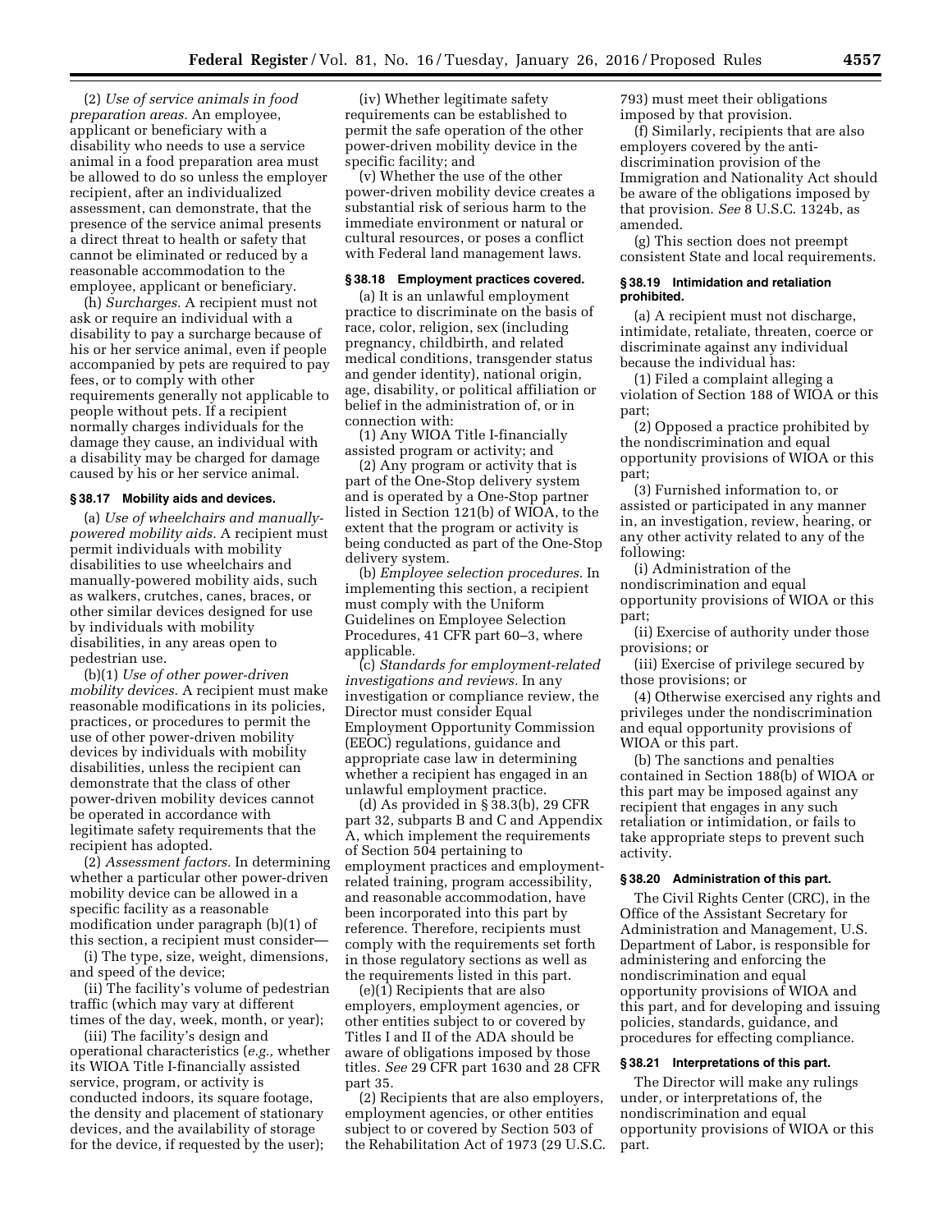(2) *Use of service animals in food preparation areas.* An employee, applicant or beneficiary with a disability who needs to use a service animal in a food preparation area must be allowed to do so unless the employer recipient, after an individualized assessment, can demonstrate that the presence of the service animal presents a direct threat to health or safety that cannot be eliminated or reduced by a reasonable accommodation to the employee, applicant or beneficiary.

(h) *Surcharges.* A recipient must not ask or require an individual with a disability to pay a surcharge because of his or her service animal, even if people accompanied by pets are required to pay fees, or to comply with other requirements generally not applicable to people without pets. If a recipient normally charges individuals for the damage they cause, an individual with a disability may be charged for damage caused by his or her service animal.

#### § 38.17 Mobility aids and devices.

(a) *Use of wheelchairs and manually-powered mobility aids.* A recipient must permit individuals with mobility disabilities to use wheelchairs and manually-powered mobility aids, such as walkers, crutches, canes, braces, or other similar devices designed for use by individuals with mobility disabilities, in any areas open to pedestrian use.

(b)(1) *Use of other power-driven mobility devices.* A recipient must make reasonable modifications in its policies, practices, or procedures to permit the use of other power-driven mobility devices by individuals with mobility disabilities, unless the recipient can demonstrate that the class of other power-driven mobility devices cannot be operated in accordance with legitimate safety requirements that the recipient has adopted.

(2) *Assessment factors.* In determining whether a particular other power-driven mobility device can be allowed in a specific facility as a reasonable modification under paragraph (b)(1) of this section, a recipient must consider—

(i) The type, size, weight, dimensions, and speed of the device;

(ii) The facility's volume of pedestrian traffic (which may vary at different times of the day, week, month, or year);

(iii) The facility's design and operational characteristics (*e.g.,* whether its WIOA Title I-financially assisted service, program, or activity is conducted indoors, its square footage, the density and placement of stationary devices, and the availability of storage for the device, if requested by the user);

(iv) Whether legitimate safety requirements can be established to permit the safe operation of the other power-driven mobility device in the specific facility; and

(v) Whether the use of the other power-driven mobility device creates a substantial risk of serious harm to the immediate environment or natural or cultural resources, or poses a conflict with Federal land management laws.

#### § 38.18 Employment practices covered.

(a) It is an unlawful employment practice to discriminate on the basis of race, color, religion, sex (including pregnancy, childbirth, and related medical conditions, transgender status and gender identity), national origin, age, disability, or political affiliation or belief in the administration of, or in connection with:

(1) Any WIOA Title I-financially assisted program or activity; and

(2) Any program or activity that is part of the One-Stop delivery system and is operated by a One-Stop partner listed in Section 121(b) of WIOA, to the extent that the program or activity is being conducted as part of the One-Stop delivery system.

(b) *Employee selection procedures.* In implementing this section, a recipient must comply with the Uniform Guidelines on Employee Selection Procedures, 41 CFR part 60–3, where applicable.

(c) *Standards for employment-related investigations and reviews.* In any investigation or compliance review, the Director must consider Equal Employment Opportunity Commission (EEOC) regulations, guidance and appropriate case law in determining whether a recipient has engaged in an unlawful employment practice.

(d) As provided in § 38.3(b), 29 CFR part 32, subparts B and C and Appendix A, which implement the requirements of Section 504 pertaining to employment practices and employment-related training, program accessibility, and reasonable accommodation, have been incorporated into this part by reference. Therefore, recipients must comply with the requirements set forth in those regulatory sections as well as the requirements listed in this part.

(e)(1) Recipients that are also employers, employment agencies, or other entities subject to or covered by Titles I and II of the ADA should be aware of obligations imposed by those titles. *See* 29 CFR part 1630 and 28 CFR part 35.

(2) Recipients that are also employers, employment agencies, or other entities subject to or covered by Section 503 of the Rehabilitation Act of 1973 (29 U.S.C. 793) must meet their obligations imposed by that provision.

(f) Similarly, recipients that are also employers covered by the anti-discrimination provision of the Immigration and Nationality Act should be aware of the obligations imposed by that provision. *See* 8 U.S.C. 1324b, as amended.

(g) This section does not preempt consistent State and local requirements.

#### § 38.19 Intimidation and retaliation prohibited.

(a) A recipient must not discharge, intimidate, retaliate, threaten, coerce or discriminate against any individual because the individual has:

(1) Filed a complaint alleging a violation of Section 188 of WIOA or this part;

(2) Opposed a practice prohibited by the nondiscrimination and equal opportunity provisions of WIOA or this part;

(3) Furnished information to, or assisted or participated in any manner in, an investigation, review, hearing, or any other activity related to any of the following:

(i) Administration of the nondiscrimination and equal opportunity provisions of WIOA or this part;

(ii) Exercise of authority under those provisions; or

(iii) Exercise of privilege secured by those provisions; or

(4) Otherwise exercised any rights and privileges under the nondiscrimination and equal opportunity provisions of WIOA or this part.

(b) The sanctions and penalties contained in Section 188(b) of WIOA or this part may be imposed against any recipient that engages in any such retaliation or intimidation, or fails to take appropriate steps to prevent such activity.

#### § 38.20 Administration of this part.

The Civil Rights Center (CRC), in the Office of the Assistant Secretary for Administration and Management, U.S. Department of Labor, is responsible for administering and enforcing the nondiscrimination and equal opportunity provisions of WIOA and this part, and for developing and issuing policies, standards, guidance, and procedures for effecting compliance.

#### § 38.21 Interpretations of this part.

The Director will make any rulings under, or interpretations of, the nondiscrimination and equal opportunity provisions of WIOA or this part.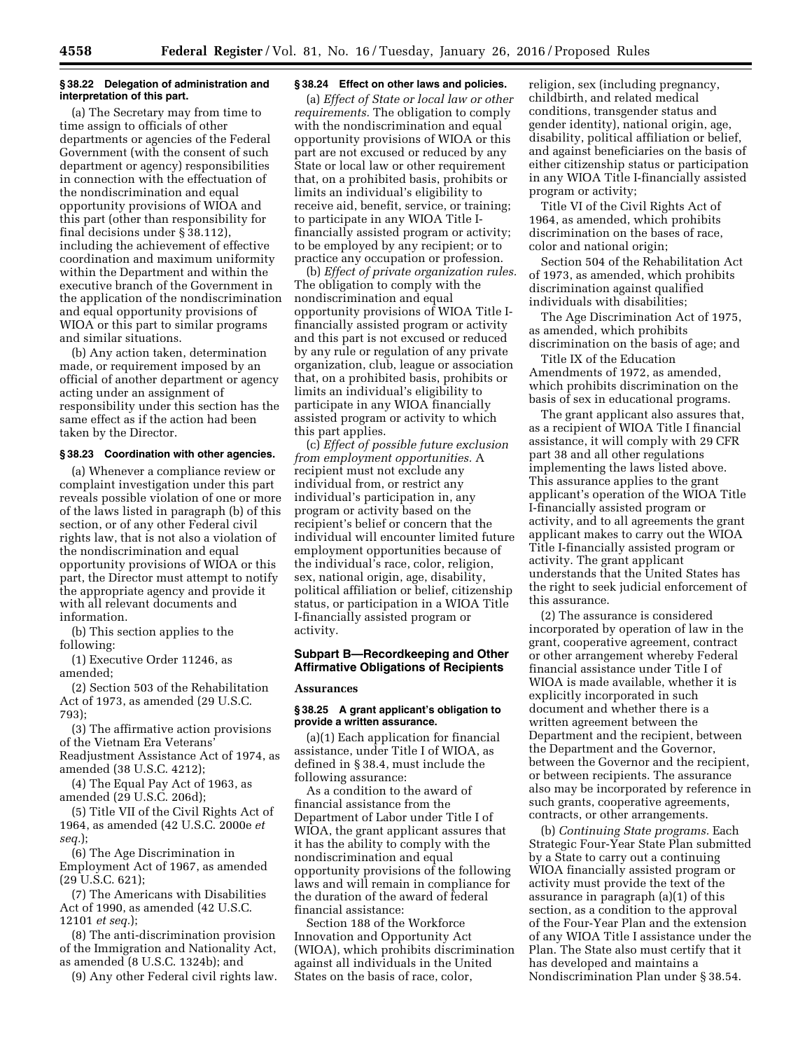**§ 38.22 Delegation of administration and interpretation of this part.**

(a) The Secretary may from time to time assign to officials of other departments or agencies of the Federal Government (with the consent of such department or agency) responsibilities in connection with the effectuation of the nondiscrimination and equal opportunity provisions of WIOA and this part (other than responsibility for final decisions under § 38.112), including the achievement of effective coordination and maximum uniformity within the Department and within the executive branch of the Government in the application of the nondiscrimination and equal opportunity provisions of WIOA or this part to similar programs and similar situations.

(b) Any action taken, determination made, or requirement imposed by an official of another department or agency acting under an assignment of responsibility under this section has the same effect as if the action had been taken by the Director.

**§ 38.23 Coordination with other agencies.**

(a) Whenever a compliance review or complaint investigation under this part reveals possible violation of one or more of the laws listed in paragraph (b) of this section, or of any other Federal civil rights law, that is not also a violation of the nondiscrimination and equal opportunity provisions of WIOA or this part, the Director must attempt to notify the appropriate agency and provide it with all relevant documents and information.

(b) This section applies to the following:

(1) Executive Order 11246, as amended;

(2) Section 503 of the Rehabilitation Act of 1973, as amended (29 U.S.C. 793);

(3) The affirmative action provisions of the Vietnam Era Veterans' Readjustment Assistance Act of 1974, as amended (38 U.S.C. 4212);

(4) The Equal Pay Act of 1963, as amended (29 U.S.C. 206d);

(5) Title VII of the Civil Rights Act of 1964, as amended (42 U.S.C. 2000e *et seq.*);

(6) The Age Discrimination in Employment Act of 1967, as amended (29 U.S.C. 621);

(7) The Americans with Disabilities Act of 1990, as amended (42 U.S.C. 12101 *et seq.*);

(8) The anti-discrimination provision of the Immigration and Nationality Act, as amended (8 U.S.C. 1324b); and

(9) Any other Federal civil rights law.

**§ 38.24 Effect on other laws and policies.**

(a) *Effect of State or local law or other requirements.* The obligation to comply with the nondiscrimination and equal opportunity provisions of WIOA or this part are not excused or reduced by any State or local law or other requirement that, on a prohibited basis, prohibits or limits an individual's eligibility to receive aid, benefit, service, or training; to participate in any WIOA Title I-financially assisted program or activity; to be employed by any recipient; or to practice any occupation or profession.

(b) *Effect of private organization rules.* The obligation to comply with the nondiscrimination and equal opportunity provisions of WIOA Title I-financially assisted program or activity and this part is not excused or reduced by any rule or regulation of any private organization, club, league or association that, on a prohibited basis, prohibits or limits an individual's eligibility to participate in any WIOA financially assisted program or activity to which this part applies.

(c) *Effect of possible future exclusion from employment opportunities.* A recipient must not exclude any individual from, or restrict any individual's participation in, any program or activity based on the recipient's belief or concern that the individual will encounter limited future employment opportunities because of the individual's race, color, religion, sex, national origin, age, disability, political affiliation or belief, citizenship status, or participation in a WIOA Title I-financially assisted program or activity.

## Subpart B—Recordkeeping and Other Affirmative Obligations of Recipients

### Assurances

**§ 38.25 A grant applicant's obligation to provide a written assurance.**

(a)(1) Each application for financial assistance, under Title I of WIOA, as defined in § 38.4, must include the following assurance:

As a condition to the award of financial assistance from the Department of Labor under Title I of WIOA, the grant applicant assures that it has the ability to comply with the nondiscrimination and equal opportunity provisions of the following laws and will remain in compliance for the duration of the award of federal financial assistance:

Section 188 of the Workforce Innovation and Opportunity Act (WIOA), which prohibits discrimination against all individuals in the United States on the basis of race, color, religion, sex (including pregnancy, childbirth, and related medical conditions, transgender status and gender identity), national origin, age, disability, political affiliation or belief, and against beneficiaries on the basis of either citizenship status or participation in any WIOA Title I-financially assisted program or activity;

Title VI of the Civil Rights Act of 1964, as amended, which prohibits discrimination on the bases of race, color and national origin;

Section 504 of the Rehabilitation Act of 1973, as amended, which prohibits discrimination against qualified individuals with disabilities;

The Age Discrimination Act of 1975, as amended, which prohibits discrimination on the basis of age; and

Title IX of the Education Amendments of 1972, as amended, which prohibits discrimination on the basis of sex in educational programs.

The grant applicant also assures that, as a recipient of WIOA Title I financial assistance, it will comply with 29 CFR part 38 and all other regulations implementing the laws listed above. This assurance applies to the grant applicant's operation of the WIOA Title I-financially assisted program or activity, and to all agreements the grant applicant makes to carry out the WIOA Title I-financially assisted program or activity. The grant applicant understands that the United States has the right to seek judicial enforcement of this assurance.

(2) The assurance is considered incorporated by operation of law in the grant, cooperative agreement, contract or other arrangement whereby Federal financial assistance under Title I of WIOA is made available, whether it is explicitly incorporated in such document and whether there is a written agreement between the Department and the recipient, between the Department and the Governor, between the Governor and the recipient, or between recipients. The assurance also may be incorporated by reference in such grants, cooperative agreements, contracts, or other arrangements.

(b) *Continuing State programs.* Each Strategic Four-Year State Plan submitted by a State to carry out a continuing WIOA financially assisted program or activity must provide the text of the assurance in paragraph (a)(1) of this section, as a condition to the approval of the Four-Year Plan and the extension of any WIOA Title I assistance under the Plan. The State also must certify that it has developed and maintains a Nondiscrimination Plan under § 38.54.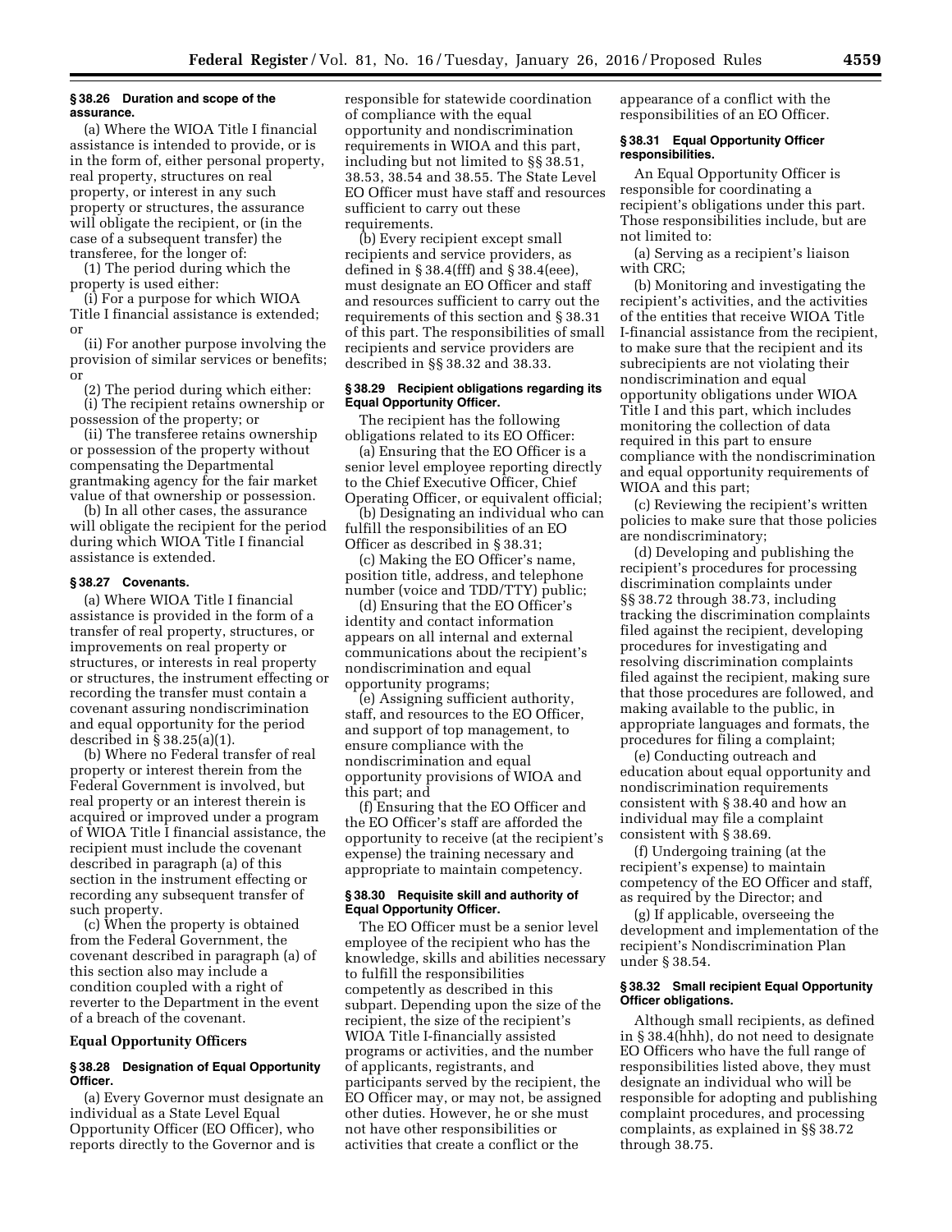**§ 38.26 Duration and scope of the assurance.**

(a) Where the WIOA Title I financial assistance is intended to provide, or is in the form of, either personal property, real property, structures on real property, or interest in any such property or structures, the assurance will obligate the recipient, or (in the case of a subsequent transfer) the transferee, for the longer of:

(1) The period during which the property is used either:

(i) For a purpose for which WIOA Title I financial assistance is extended; or

(ii) For another purpose involving the provision of similar services or benefits; or

(2) The period during which either:

(i) The recipient retains ownership or possession of the property; or

(ii) The transferee retains ownership or possession of the property without compensating the Departmental grantmaking agency for the fair market value of that ownership or possession.

(b) In all other cases, the assurance will obligate the recipient for the period during which WIOA Title I financial assistance is extended.

**§ 38.27 Covenants.**

(a) Where WIOA Title I financial assistance is provided in the form of a transfer of real property, structures, or improvements on real property or structures, or interests in real property or structures, the instrument effecting or recording the transfer must contain a covenant assuring nondiscrimination and equal opportunity for the period described in § 38.25(a)(1).

(b) Where no Federal transfer of real property or interest therein from the Federal Government is involved, but real property or an interest therein is acquired or improved under a program of WIOA Title I financial assistance, the recipient must include the covenant described in paragraph (a) of this section in the instrument effecting or recording any subsequent transfer of such property.

(c) When the property is obtained from the Federal Government, the covenant described in paragraph (a) of this section also may include a condition coupled with a right of reverter to the Department in the event of a breach of the covenant.

**Equal Opportunity Officers**

**§ 38.28 Designation of Equal Opportunity Officer.**

(a) Every Governor must designate an individual as a State Level Equal Opportunity Officer (EO Officer), who reports directly to the Governor and is responsible for statewide coordination of compliance with the equal opportunity and nondiscrimination requirements in WIOA and this part, including but not limited to §§ 38.51, 38.53, 38.54 and 38.55. The State Level EO Officer must have staff and resources sufficient to carry out these requirements.

(b) Every recipient except small recipients and service providers, as defined in § 38.4(fff) and § 38.4(eee), must designate an EO Officer and staff and resources sufficient to carry out the requirements of this section and § 38.31 of this part. The responsibilities of small recipients and service providers are described in §§ 38.32 and 38.33.

**§ 38.29 Recipient obligations regarding its Equal Opportunity Officer.**

The recipient has the following obligations related to its EO Officer:

(a) Ensuring that the EO Officer is a senior level employee reporting directly to the Chief Executive Officer, Chief Operating Officer, or equivalent official;

(b) Designating an individual who can fulfill the responsibilities of an EO Officer as described in § 38.31;

(c) Making the EO Officer's name, position title, address, and telephone number (voice and TDD/TTY) public;

(d) Ensuring that the EO Officer's identity and contact information appears on all internal and external communications about the recipient's nondiscrimination and equal opportunity programs;

(e) Assigning sufficient authority, staff, and resources to the EO Officer, and support of top management, to ensure compliance with the nondiscrimination and equal opportunity provisions of WIOA and this part; and

(f) Ensuring that the EO Officer and the EO Officer's staff are afforded the opportunity to receive (at the recipient's expense) the training necessary and appropriate to maintain competency.

**§ 38.30 Requisite skill and authority of Equal Opportunity Officer.**

The EO Officer must be a senior level employee of the recipient who has the knowledge, skills and abilities necessary to fulfill the responsibilities competently as described in this subpart. Depending upon the size of the recipient, the size of the recipient's WIOA Title I-financially assisted programs or activities, and the number of applicants, registrants, and participants served by the recipient, the EO Officer may, or may not, be assigned other duties. However, he or she must not have other responsibilities or activities that create a conflict or the appearance of a conflict with the responsibilities of an EO Officer.

**§ 38.31 Equal Opportunity Officer responsibilities.**

An Equal Opportunity Officer is responsible for coordinating a recipient's obligations under this part. Those responsibilities include, but are not limited to:

(a) Serving as a recipient's liaison with CRC;

(b) Monitoring and investigating the recipient's activities, and the activities of the entities that receive WIOA Title I-financial assistance from the recipient, to make sure that the recipient and its subrecipients are not violating their nondiscrimination and equal opportunity obligations under WIOA Title I and this part, which includes monitoring the collection of data required in this part to ensure compliance with the nondiscrimination and equal opportunity requirements of WIOA and this part;

(c) Reviewing the recipient's written policies to make sure that those policies are nondiscriminatory;

(d) Developing and publishing the recipient's procedures for processing discrimination complaints under §§ 38.72 through 38.73, including tracking the discrimination complaints filed against the recipient, developing procedures for investigating and resolving discrimination complaints filed against the recipient, making sure that those procedures are followed, and making available to the public, in appropriate languages and formats, the procedures for filing a complaint;

(e) Conducting outreach and education about equal opportunity and nondiscrimination requirements consistent with § 38.40 and how an individual may file a complaint consistent with § 38.69.

(f) Undergoing training (at the recipient's expense) to maintain competency of the EO Officer and staff, as required by the Director; and

(g) If applicable, overseeing the development and implementation of the recipient's Nondiscrimination Plan under § 38.54.

**§ 38.32 Small recipient Equal Opportunity Officer obligations.**

Although small recipients, as defined in § 38.4(hhh), do not need to designate EO Officers who have the full range of responsibilities listed above, they must designate an individual who will be responsible for adopting and publishing complaint procedures, and processing complaints, as explained in §§ 38.72 through 38.75.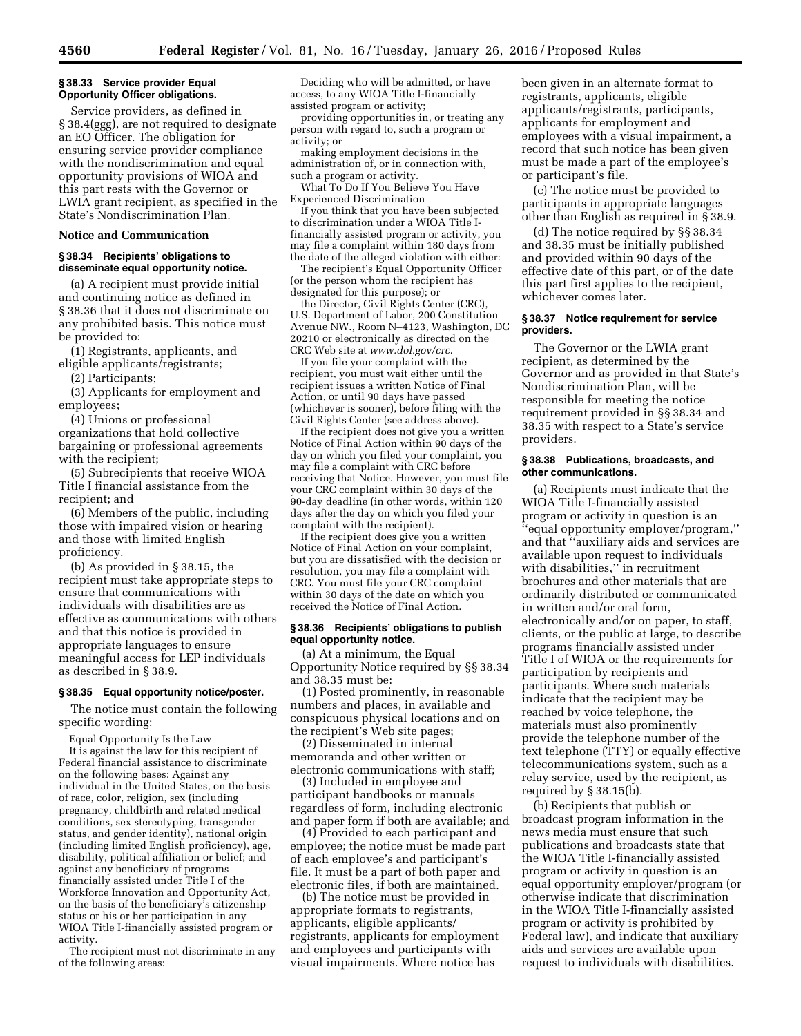### § 38.33 Service provider Equal Opportunity Officer obligations.

Service providers, as defined in § 38.4(ggg), are not required to designate an EO Officer. The obligation for ensuring service provider compliance with the nondiscrimination and equal opportunity provisions of WIOA and this part rests with the Governor or LWIA grant recipient, as specified in the State's Nondiscrimination Plan.

## Notice and Communication

### § 38.34 Recipients' obligations to disseminate equal opportunity notice.

(a) A recipient must provide initial and continuing notice as defined in § 38.36 that it does not discriminate on any prohibited basis. This notice must be provided to:

(1) Registrants, applicants, and eligible applicants/registrants;

(2) Participants;

(3) Applicants for employment and employees;

(4) Unions or professional organizations that hold collective bargaining or professional agreements with the recipient;

(5) Subrecipients that receive WIOA Title I financial assistance from the recipient; and

(6) Members of the public, including those with impaired vision or hearing and those with limited English proficiency.

(b) As provided in § 38.15, the recipient must take appropriate steps to ensure that communications with individuals with disabilities are as effective as communications with others and that this notice is provided in appropriate languages to ensure meaningful access for LEP individuals as described in § 38.9.

### § 38.35 Equal opportunity notice/poster.

The notice must contain the following specific wording:

Equal Opportunity Is the Law

It is against the law for this recipient of Federal financial assistance to discriminate on the following bases: Against any individual in the United States, on the basis of race, color, religion, sex (including pregnancy, childbirth and related medical conditions, sex stereotyping, transgender status, and gender identity), national origin (including limited English proficiency), age, disability, political affiliation or belief; and against any beneficiary of programs financially assisted under Title I of the Workforce Innovation and Opportunity Act, on the basis of the beneficiary's citizenship status or his or her participation in any WIOA Title I-financially assisted program or activity.

The recipient must not discriminate in any of the following areas:

Deciding who will be admitted, or have access, to any WIOA Title I-financially assisted program or activity;

providing opportunities in, or treating any person with regard to, such a program or activity; or

making employment decisions in the administration of, or in connection with, such a program or activity.

What To Do If You Believe You Have Experienced Discrimination

If you think that you have been subjected to discrimination under a WIOA Title I-financially assisted program or activity, you may file a complaint within 180 days from the date of the alleged violation with either:

The recipient's Equal Opportunity Officer (or the person whom the recipient has designated for this purpose); or

the Director, Civil Rights Center (CRC), U.S. Department of Labor, 200 Constitution Avenue NW., Room N–4123, Washington, DC 20210 or electronically as directed on the CRC Web site at *www.dol.gov/crc*.

If you file your complaint with the recipient, you must wait either until the recipient issues a written Notice of Final Action, or until 90 days have passed (whichever is sooner), before filing with the Civil Rights Center (see address above).

If the recipient does not give you a written Notice of Final Action within 90 days of the day on which you filed your complaint, you may file a complaint with CRC before receiving that Notice. However, you must file your CRC complaint within 30 days of the 90-day deadline (in other words, within 120 days after the day on which you filed your complaint with the recipient).

If the recipient does give you a written Notice of Final Action on your complaint, but you are dissatisfied with the decision or resolution, you may file a complaint with CRC. You must file your CRC complaint within 30 days of the date on which you received the Notice of Final Action.

### § 38.36 Recipients' obligations to publish equal opportunity notice.

(a) At a minimum, the Equal Opportunity Notice required by §§ 38.34 and 38.35 must be:

(1) Posted prominently, in reasonable numbers and places, in available and conspicuous physical locations and on the recipient's Web site pages;

(2) Disseminated in internal memoranda and other written or electronic communications with staff;

(3) Included in employee and participant handbooks or manuals regardless of form, including electronic and paper form if both are available; and

(4) Provided to each participant and employee; the notice must be made part of each employee's and participant's file. It must be a part of both paper and electronic files, if both are maintained.

(b) The notice must be provided in appropriate formats to registrants, applicants, eligible applicants/registrants, applicants for employment and employees and participants with visual impairments. Where notice has been given in an alternate format to registrants, applicants, eligible applicants/registrants, participants, applicants for employment and employees with a visual impairment, a record that such notice has been given must be made a part of the employee's or participant's file.

(c) The notice must be provided to participants in appropriate languages other than English as required in § 38.9.

(d) The notice required by §§ 38.34 and 38.35 must be initially published and provided within 90 days of the effective date of this part, or of the date this part first applies to the recipient, whichever comes later.

### § 38.37 Notice requirement for service providers.

The Governor or the LWIA grant recipient, as determined by the Governor and as provided in that State's Nondiscrimination Plan, will be responsible for meeting the notice requirement provided in §§ 38.34 and 38.35 with respect to a State's service providers.

### § 38.38 Publications, broadcasts, and other communications.

(a) Recipients must indicate that the WIOA Title I-financially assisted program or activity in question is an "equal opportunity employer/program," and that "auxiliary aids and services are available upon request to individuals with disabilities," in recruitment brochures and other materials that are ordinarily distributed or communicated in written and/or oral form, electronically and/or on paper, to staff, clients, or the public at large, to describe programs financially assisted under Title I of WIOA or the requirements for participation by recipients and participants. Where such materials indicate that the recipient may be reached by voice telephone, the materials must also prominently provide the telephone number of the text telephone (TTY) or equally effective telecommunications system, such as a relay service, used by the recipient, as required by § 38.15(b).

(b) Recipients that publish or broadcast program information in the news media must ensure that such publications and broadcasts state that the WIOA Title I-financially assisted program or activity in question is an equal opportunity employer/program (or otherwise indicate that discrimination in the WIOA Title I-financially assisted program or activity is prohibited by Federal law), and indicate that auxiliary aids and services are available upon request to individuals with disabilities.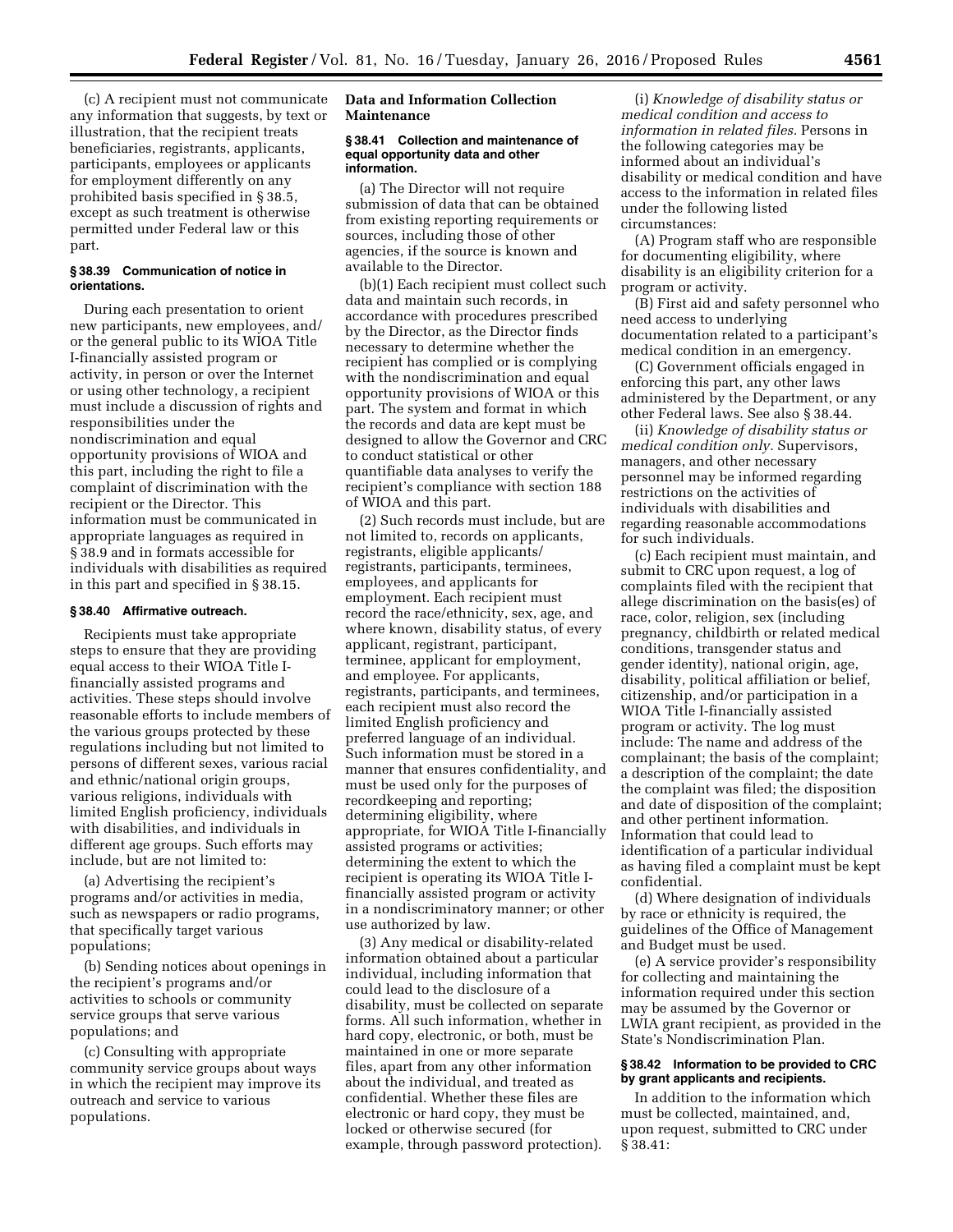(c) A recipient must not communicate any information that suggests, by text or illustration, that the recipient treats beneficiaries, registrants, applicants, participants, employees or applicants for employment differently on any prohibited basis specified in § 38.5, except as such treatment is otherwise permitted under Federal law or this part.

#### § 38.39 Communication of notice in orientations.

During each presentation to orient new participants, new employees, and/or the general public to its WIOA Title I-financially assisted program or activity, in person or over the Internet or using other technology, a recipient must include a discussion of rights and responsibilities under the nondiscrimination and equal opportunity provisions of WIOA and this part, including the right to file a complaint of discrimination with the recipient or the Director. This information must be communicated in appropriate languages as required in § 38.9 and in formats accessible for individuals with disabilities as required in this part and specified in § 38.15.

#### § 38.40 Affirmative outreach.

Recipients must take appropriate steps to ensure that they are providing equal access to their WIOA Title I-financially assisted programs and activities. These steps should involve reasonable efforts to include members of the various groups protected by these regulations including but not limited to persons of different sexes, various racial and ethnic/national origin groups, various religions, individuals with limited English proficiency, individuals with disabilities, and individuals in different age groups. Such efforts may include, but are not limited to:

(a) Advertising the recipient's programs and/or activities in media, such as newspapers or radio programs, that specifically target various populations;

(b) Sending notices about openings in the recipient's programs and/or activities to schools or community service groups that serve various populations; and

(c) Consulting with appropriate community service groups about ways in which the recipient may improve its outreach and service to various populations.

### Data and Information Collection Maintenance

#### § 38.41 Collection and maintenance of equal opportunity data and other information.

(a) The Director will not require submission of data that can be obtained from existing reporting requirements or sources, including those of other agencies, if the source is known and available to the Director.

(b)(1) Each recipient must collect such data and maintain such records, in accordance with procedures prescribed by the Director, as the Director finds necessary to determine whether the recipient has complied or is complying with the nondiscrimination and equal opportunity provisions of WIOA or this part. The system and format in which the records and data are kept must be designed to allow the Governor and CRC to conduct statistical or other quantifiable data analyses to verify the recipient's compliance with section 188 of WIOA and this part.

(2) Such records must include, but are not limited to, records on applicants, registrants, eligible applicants/registrants, participants, terminees, employees, and applicants for employment. Each recipient must record the race/ethnicity, sex, age, and where known, disability status, of every applicant, registrant, participant, terminee, applicant for employment, and employee. For applicants, registrants, participants, and terminees, each recipient must also record the limited English proficiency and preferred language of an individual. Such information must be stored in a manner that ensures confidentiality, and must be used only for the purposes of recordkeeping and reporting; determining eligibility, where appropriate, for WIOA Title I-financially assisted programs or activities; determining the extent to which the recipient is operating its WIOA Title I-financially assisted program or activity in a nondiscriminatory manner; or other use authorized by law.

(3) Any medical or disability-related information obtained about a particular individual, including information that could lead to the disclosure of a disability, must be collected on separate forms. All such information, whether in hard copy, electronic, or both, must be maintained in one or more separate files, apart from any other information about the individual, and treated as confidential. Whether these files are electronic or hard copy, they must be locked or otherwise secured (for example, through password protection).

(i) *Knowledge of disability status or medical condition and access to information in related files.* Persons in the following categories may be informed about an individual's disability or medical condition and have access to the information in related files under the following listed circumstances:

(A) Program staff who are responsible for documenting eligibility, where disability is an eligibility criterion for a program or activity.

(B) First aid and safety personnel who need access to underlying documentation related to a participant's medical condition in an emergency.

(C) Government officials engaged in enforcing this part, any other laws administered by the Department, or any other Federal laws. See also § 38.44.

(ii) *Knowledge of disability status or medical condition only.* Supervisors, managers, and other necessary personnel may be informed regarding restrictions on the activities of individuals with disabilities and regarding reasonable accommodations for such individuals.

(c) Each recipient must maintain, and submit to CRC upon request, a log of complaints filed with the recipient that allege discrimination on the basis(es) of race, color, religion, sex (including pregnancy, childbirth or related medical conditions, transgender status and gender identity), national origin, age, disability, political affiliation or belief, citizenship, and/or participation in a WIOA Title I-financially assisted program or activity. The log must include: The name and address of the complainant; the basis of the complaint; a description of the complaint; the date the complaint was filed; the disposition and date of disposition of the complaint; and other pertinent information. Information that could lead to identification of a particular individual as having filed a complaint must be kept confidential.

(d) Where designation of individuals by race or ethnicity is required, the guidelines of the Office of Management and Budget must be used.

(e) A service provider's responsibility for collecting and maintaining the information required under this section may be assumed by the Governor or LWIA grant recipient, as provided in the State's Nondiscrimination Plan.

#### § 38.42 Information to be provided to CRC by grant applicants and recipients.

In addition to the information which must be collected, maintained, and, upon request, submitted to CRC under § 38.41: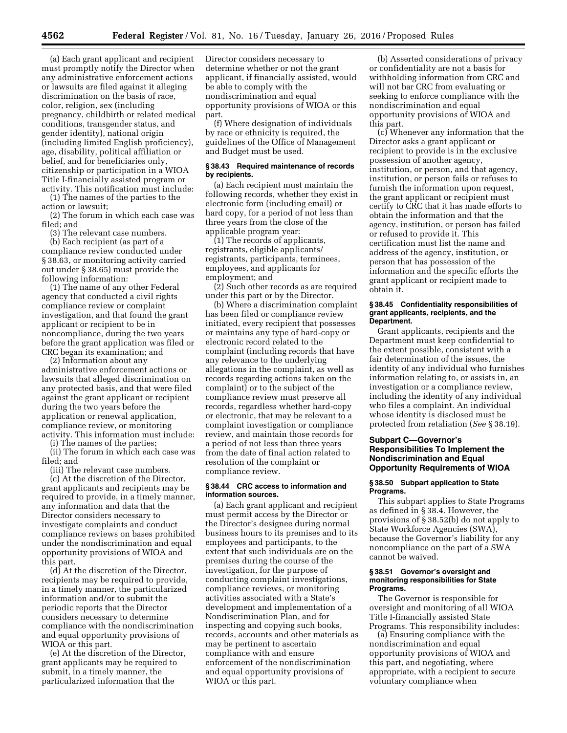(a) Each grant applicant and recipient must promptly notify the Director when any administrative enforcement actions or lawsuits are filed against it alleging discrimination on the basis of race, color, religion, sex (including pregnancy, childbirth or related medical conditions, transgender status, and gender identity), national origin (including limited English proficiency), age, disability, political affiliation or belief, and for beneficiaries only, citizenship or participation in a WIOA Title I-financially assisted program or activity. This notification must include:

(1) The names of the parties to the action or lawsuit;

(2) The forum in which each case was filed; and

(3) The relevant case numbers.

(b) Each recipient (as part of a compliance review conducted under § 38.63, or monitoring activity carried out under § 38.65) must provide the following information:

(1) The name of any other Federal agency that conducted a civil rights compliance review or complaint investigation, and that found the grant applicant or recipient to be in noncompliance, during the two years before the grant application was filed or CRC began its examination; and

(2) Information about any administrative enforcement actions or lawsuits that alleged discrimination on any protected basis, and that were filed against the grant applicant or recipient during the two years before the application or renewal application, compliance review, or monitoring activity. This information must include:

(i) The names of the parties;

(ii) The forum in which each case was filed; and

(iii) The relevant case numbers.

(c) At the discretion of the Director, grant applicants and recipients may be required to provide, in a timely manner, any information and data that the Director considers necessary to investigate complaints and conduct compliance reviews on bases prohibited under the nondiscrimination and equal opportunity provisions of WIOA and this part.

(d) At the discretion of the Director, recipients may be required to provide, in a timely manner, the particularized information and/or to submit the periodic reports that the Director considers necessary to determine compliance with the nondiscrimination and equal opportunity provisions of WIOA or this part.

(e) At the discretion of the Director, grant applicants may be required to submit, in a timely manner, the particularized information that the Director considers necessary to determine whether or not the grant applicant, if financially assisted, would be able to comply with the nondiscrimination and equal opportunity provisions of WIOA or this part.

(f) Where designation of individuals by race or ethnicity is required, the guidelines of the Office of Management and Budget must be used.

#### § 38.43 Required maintenance of records by recipients.

(a) Each recipient must maintain the following records, whether they exist in electronic form (including email) or hard copy, for a period of not less than three years from the close of the applicable program year:

(1) The records of applicants, registrants, eligible applicants/registrants, participants, terminees, employees, and applicants for employment; and

(2) Such other records as are required under this part or by the Director.

(b) Where a discrimination complaint has been filed or compliance review initiated, every recipient that possesses or maintains any type of hard-copy or electronic record related to the complaint (including records that have any relevance to the underlying allegations in the complaint, as well as records regarding actions taken on the complaint) or to the subject of the compliance review must preserve all records, regardless whether hard-copy or electronic, that may be relevant to a complaint investigation or compliance review, and maintain those records for a period of not less than three years from the date of final action related to resolution of the complaint or compliance review.

#### § 38.44 CRC access to information and information sources.

(a) Each grant applicant and recipient must permit access by the Director or the Director's designee during normal business hours to its premises and to its employees and participants, to the extent that such individuals are on the premises during the course of the investigation, for the purpose of conducting complaint investigations, compliance reviews, or monitoring activities associated with a State's development and implementation of a Nondiscrimination Plan, and for inspecting and copying such books, records, accounts and other materials as may be pertinent to ascertain compliance with and ensure enforcement of the nondiscrimination and equal opportunity provisions of WIOA or this part.

(b) Asserted considerations of privacy or confidentiality are not a basis for withholding information from CRC and will not bar CRC from evaluating or seeking to enforce compliance with the nondiscrimination and equal opportunity provisions of WIOA and this part.

(c) Whenever any information that the Director asks a grant applicant or recipient to provide is in the exclusive possession of another agency, institution, or person, and that agency, institution, or person fails or refuses to furnish the information upon request, the grant applicant or recipient must certify to CRC that it has made efforts to obtain the information and that the agency, institution, or person has failed or refused to provide it. This certification must list the name and address of the agency, institution, or person that has possession of the information and the specific efforts the grant applicant or recipient made to obtain it.

#### § 38.45 Confidentiality responsibilities of grant applicants, recipients, and the Department.

Grant applicants, recipients and the Department must keep confidential to the extent possible, consistent with a fair determination of the issues, the identity of any individual who furnishes information relating to, or assists in, an investigation or a compliance review, including the identity of any individual who files a complaint. An individual whose identity is disclosed must be protected from retaliation (*See* § 38.19).

### Subpart C—Governor's Responsibilities To Implement the Nondiscrimination and Equal Opportunity Requirements of WIOA

#### § 38.50 Subpart application to State Programs.

This subpart applies to State Programs as defined in § 38.4. However, the provisions of § 38.52(b) do not apply to State Workforce Agencies (SWA), because the Governor's liability for any noncompliance on the part of a SWA cannot be waived.

#### § 38.51 Governor's oversight and monitoring responsibilities for State Programs.

The Governor is responsible for oversight and monitoring of all WIOA Title I-financially assisted State Programs. This responsibility includes:

(a) Ensuring compliance with the nondiscrimination and equal opportunity provisions of WIOA and this part, and negotiating, where appropriate, with a recipient to secure voluntary compliance when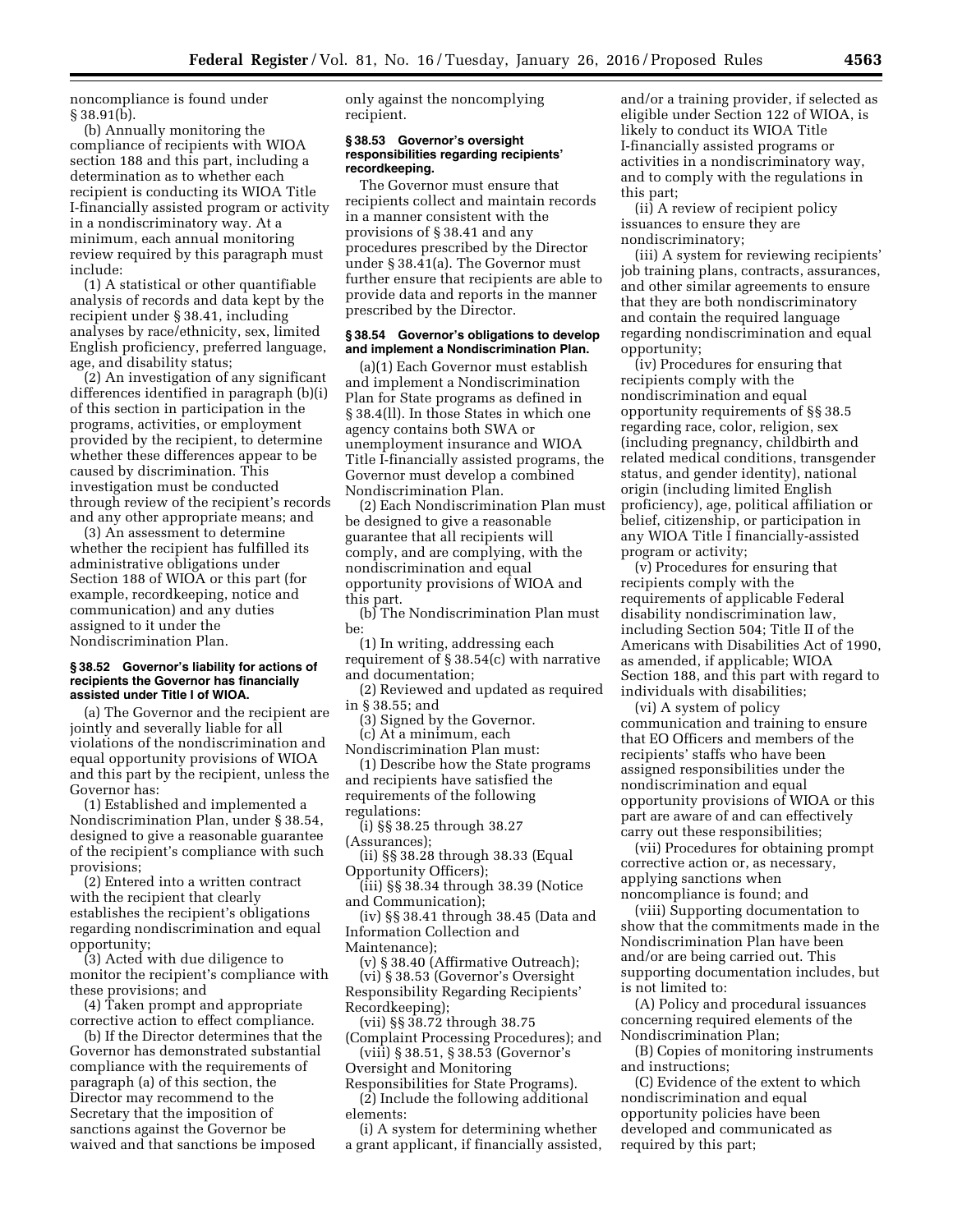noncompliance is found under § 38.91(b).

(b) Annually monitoring the compliance of recipients with WIOA section 188 and this part, including a determination as to whether each recipient is conducting its WIOA Title I-financially assisted program or activity in a nondiscriminatory way. At a minimum, each annual monitoring review required by this paragraph must include:

(1) A statistical or other quantifiable analysis of records and data kept by the recipient under § 38.41, including analyses by race/ethnicity, sex, limited English proficiency, preferred language, age, and disability status;

(2) An investigation of any significant differences identified in paragraph (b)(i) of this section in participation in the programs, activities, or employment provided by the recipient, to determine whether these differences appear to be caused by discrimination. This investigation must be conducted through review of the recipient's records and any other appropriate means; and

(3) An assessment to determine whether the recipient has fulfilled its administrative obligations under Section 188 of WIOA or this part (for example, recordkeeping, notice and communication) and any duties assigned to it under the Nondiscrimination Plan.

### § 38.52 Governor's liability for actions of recipients the Governor has financially assisted under Title I of WIOA.

(a) The Governor and the recipient are jointly and severally liable for all violations of the nondiscrimination and equal opportunity provisions of WIOA and this part by the recipient, unless the Governor has:

(1) Established and implemented a Nondiscrimination Plan, under § 38.54, designed to give a reasonable guarantee of the recipient's compliance with such provisions;

(2) Entered into a written contract with the recipient that clearly establishes the recipient's obligations regarding nondiscrimination and equal opportunity;

(3) Acted with due diligence to monitor the recipient's compliance with these provisions; and

(4) Taken prompt and appropriate corrective action to effect compliance.

(b) If the Director determines that the Governor has demonstrated substantial compliance with the requirements of paragraph (a) of this section, the Director may recommend to the Secretary that the imposition of sanctions against the Governor be waived and that sanctions be imposed only against the noncomplying recipient.

### § 38.53 Governor's oversight responsibilities regarding recipients' recordkeeping.

The Governor must ensure that recipients collect and maintain records in a manner consistent with the provisions of § 38.41 and any procedures prescribed by the Director under § 38.41(a). The Governor must further ensure that recipients are able to provide data and reports in the manner prescribed by the Director.

### § 38.54 Governor's obligations to develop and implement a Nondiscrimination Plan.

(a)(1) Each Governor must establish and implement a Nondiscrimination Plan for State programs as defined in § 38.4(ll). In those States in which one agency contains both SWA or unemployment insurance and WIOA Title I-financially assisted programs, the Governor must develop a combined Nondiscrimination Plan.

(2) Each Nondiscrimination Plan must be designed to give a reasonable guarantee that all recipients will comply, and are complying, with the nondiscrimination and equal opportunity provisions of WIOA and this part.

(b) The Nondiscrimination Plan must be:

(1) In writing, addressing each requirement of § 38.54(c) with narrative and documentation;

(2) Reviewed and updated as required in § 38.55; and

(3) Signed by the Governor.

(c) At a minimum, each Nondiscrimination Plan must:

(1) Describe how the State programs and recipients have satisfied the requirements of the following regulations:

(i) §§ 38.25 through 38.27 (Assurances);

(ii) §§ 38.28 through 38.33 (Equal Opportunity Officers);

(iii) §§ 38.34 through 38.39 (Notice and Communication);

(iv) §§ 38.41 through 38.45 (Data and Information Collection and Maintenance);

(v) § 38.40 (Affirmative Outreach);

(vi) § 38.53 (Governor's Oversight Responsibility Regarding Recipients' Recordkeeping);

(vii) §§ 38.72 through 38.75 (Complaint Processing Procedures); and

(viii) § 38.51, § 38.53 (Governor's Oversight and Monitoring Responsibilities for State Programs).

(2) Include the following additional elements:

(i) A system for determining whether a grant applicant, if financially assisted, and/or a training provider, if selected as eligible under Section 122 of WIOA, is likely to conduct its WIOA Title I-financially assisted programs or activities in a nondiscriminatory way, and to comply with the regulations in this part;

(ii) A review of recipient policy issuances to ensure they are nondiscriminatory;

(iii) A system for reviewing recipients' job training plans, contracts, assurances, and other similar agreements to ensure that they are both nondiscriminatory and contain the required language regarding nondiscrimination and equal opportunity;

(iv) Procedures for ensuring that recipients comply with the nondiscrimination and equal opportunity requirements of §§ 38.5 regarding race, color, religion, sex (including pregnancy, childbirth and related medical conditions, transgender status, and gender identity), national origin (including limited English proficiency), age, political affiliation or belief, citizenship, or participation in any WIOA Title I financially-assisted program or activity;

(v) Procedures for ensuring that recipients comply with the requirements of applicable Federal disability nondiscrimination law, including Section 504; Title II of the Americans with Disabilities Act of 1990, as amended, if applicable; WIOA Section 188, and this part with regard to individuals with disabilities;

(vi) A system of policy communication and training to ensure that EO Officers and members of the recipients' staffs who have been assigned responsibilities under the nondiscrimination and equal opportunity provisions of WIOA or this part are aware of and can effectively carry out these responsibilities;

(vii) Procedures for obtaining prompt corrective action or, as necessary, applying sanctions when noncompliance is found; and

(viii) Supporting documentation to show that the commitments made in the Nondiscrimination Plan have been and/or are being carried out. This supporting documentation includes, but is not limited to:

(A) Policy and procedural issuances concerning required elements of the Nondiscrimination Plan;

(B) Copies of monitoring instruments and instructions;

(C) Evidence of the extent to which nondiscrimination and equal opportunity policies have been developed and communicated as required by this part;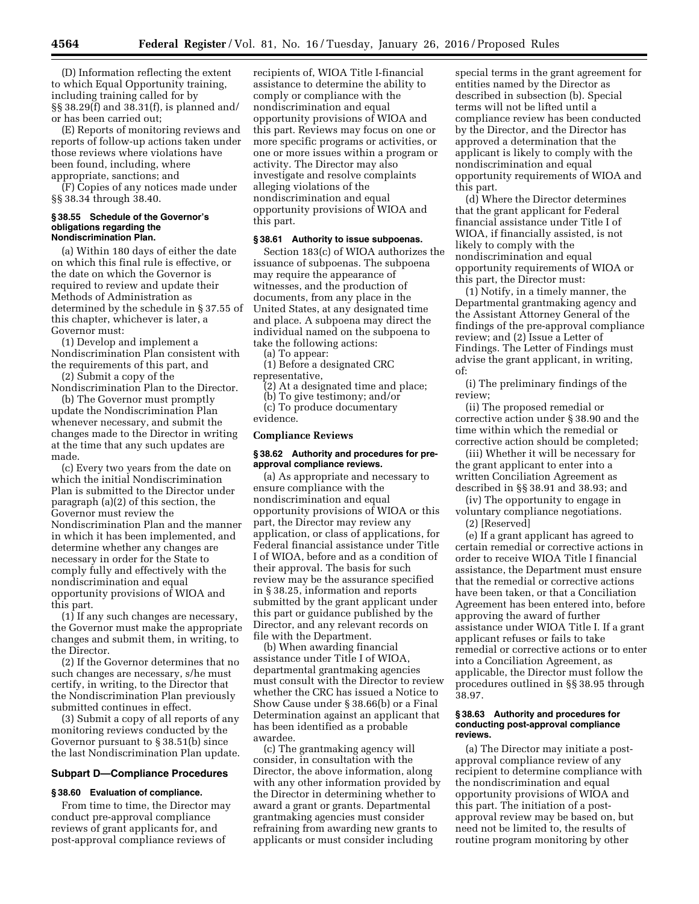(D) Information reflecting the extent to which Equal Opportunity training, including training called for by §§ 38.29(f) and 38.31(f), is planned and/or has been carried out;

(E) Reports of monitoring reviews and reports of follow-up actions taken under those reviews where violations have been found, including, where appropriate, sanctions; and

(F) Copies of any notices made under §§ 38.34 through 38.40.

#### § 38.55 Schedule of the Governor's obligations regarding the Nondiscrimination Plan.

(a) Within 180 days of either the date on which this final rule is effective, or the date on which the Governor is required to review and update their Methods of Administration as determined by the schedule in § 37.55 of this chapter, whichever is later, a Governor must:

(1) Develop and implement a Nondiscrimination Plan consistent with the requirements of this part, and

(2) Submit a copy of the Nondiscrimination Plan to the Director.

(b) The Governor must promptly update the Nondiscrimination Plan whenever necessary, and submit the changes made to the Director in writing at the time that any such updates are made.

(c) Every two years from the date on which the initial Nondiscrimination Plan is submitted to the Director under paragraph (a)(2) of this section, the Governor must review the Nondiscrimination Plan and the manner in which it has been implemented, and determine whether any changes are necessary in order for the State to comply fully and effectively with the nondiscrimination and equal opportunity provisions of WIOA and this part.

(1) If any such changes are necessary, the Governor must make the appropriate changes and submit them, in writing, to the Director.

(2) If the Governor determines that no such changes are necessary, s/he must certify, in writing, to the Director that the Nondiscrimination Plan previously submitted continues in effect.

(3) Submit a copy of all reports of any monitoring reviews conducted by the Governor pursuant to § 38.51(b) since the last Nondiscrimination Plan update.

### Subpart D—Compliance Procedures

#### § 38.60 Evaluation of compliance.

From time to time, the Director may conduct pre-approval compliance reviews of grant applicants for, and post-approval compliance reviews of recipients of, WIOA Title I-financial assistance to determine the ability to comply or compliance with the nondiscrimination and equal opportunity provisions of WIOA and this part. Reviews may focus on one or more specific programs or activities, or one or more issues within a program or activity. The Director may also investigate and resolve complaints alleging violations of the nondiscrimination and equal opportunity provisions of WIOA and this part.

#### § 38.61 Authority to issue subpoenas.

Section 183(c) of WIOA authorizes the issuance of subpoenas. The subpoena may require the appearance of witnesses, and the production of documents, from any place in the United States, at any designated time and place. A subpoena may direct the individual named on the subpoena to take the following actions:

(a) To appear:

(1) Before a designated CRC representative,

(2) At a designated time and place;

(b) To give testimony; and/or

(c) To produce documentary evidence.

### Compliance Reviews

#### § 38.62 Authority and procedures for pre-approval compliance reviews.

(a) As appropriate and necessary to ensure compliance with the nondiscrimination and equal opportunity provisions of WIOA or this part, the Director may review any application, or class of applications, for Federal financial assistance under Title I of WIOA, before and as a condition of their approval. The basis for such review may be the assurance specified in § 38.25, information and reports submitted by the grant applicant under this part or guidance published by the Director, and any relevant records on file with the Department.

(b) When awarding financial assistance under Title I of WIOA, departmental grantmaking agencies must consult with the Director to review whether the CRC has issued a Notice to Show Cause under § 38.66(b) or a Final Determination against an applicant that has been identified as a probable awardee.

(c) The grantmaking agency will consider, in consultation with the Director, the above information, along with any other information provided by the Director in determining whether to award a grant or grants. Departmental grantmaking agencies must consider refraining from awarding new grants to applicants or must consider including special terms in the grant agreement for entities named by the Director as described in subsection (b). Special terms will not be lifted until a compliance review has been conducted by the Director, and the Director has approved a determination that the applicant is likely to comply with the nondiscrimination and equal opportunity requirements of WIOA and this part.

(d) Where the Director determines that the grant applicant for Federal financial assistance under Title I of WIOA, if financially assisted, is not likely to comply with the nondiscrimination and equal opportunity requirements of WIOA or this part, the Director must:

(1) Notify, in a timely manner, the Departmental grantmaking agency and the Assistant Attorney General of the findings of the pre-approval compliance review; and (2) Issue a Letter of Findings. The Letter of Findings must advise the grant applicant, in writing, of:

(i) The preliminary findings of the review;

(ii) The proposed remedial or corrective action under § 38.90 and the time within which the remedial or corrective action should be completed;

(iii) Whether it will be necessary for the grant applicant to enter into a written Conciliation Agreement as described in §§ 38.91 and 38.93; and

(iv) The opportunity to engage in voluntary compliance negotiations.

(2) [Reserved]

(e) If a grant applicant has agreed to certain remedial or corrective actions in order to receive WIOA Title I financial assistance, the Department must ensure that the remedial or corrective actions have been taken, or that a Conciliation Agreement has been entered into, before approving the award of further assistance under WIOA Title I. If a grant applicant refuses or fails to take remedial or corrective actions or to enter into a Conciliation Agreement, as applicable, the Director must follow the procedures outlined in §§ 38.95 through 38.97.

#### § 38.63 Authority and procedures for conducting post-approval compliance reviews.

(a) The Director may initiate a post-approval compliance review of any recipient to determine compliance with the nondiscrimination and equal opportunity provisions of WIOA and this part. The initiation of a post-approval review may be based on, but need not be limited to, the results of routine program monitoring by other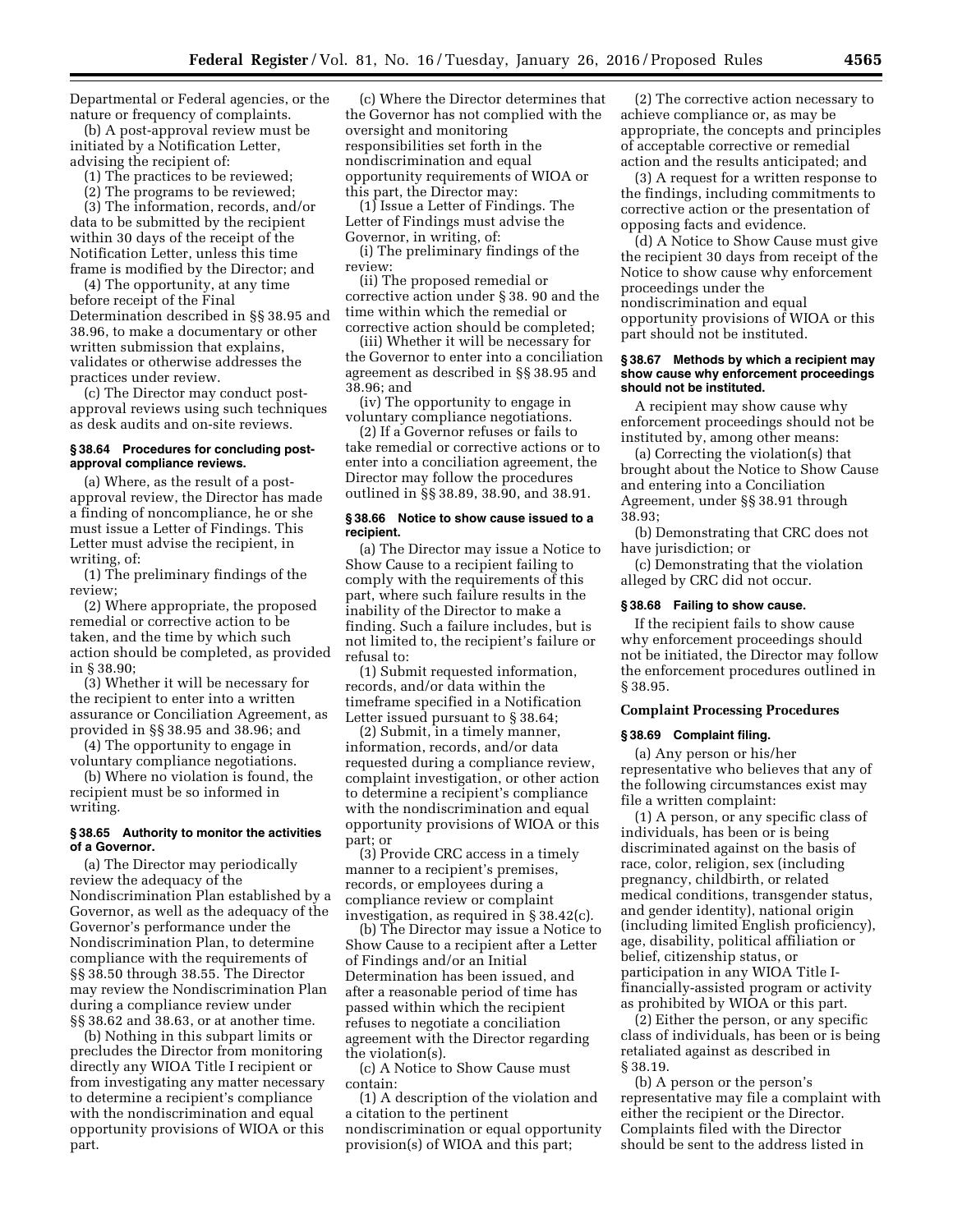Departmental or Federal agencies, or the nature or frequency of complaints.

(b) A post-approval review must be initiated by a Notification Letter, advising the recipient of:

(1) The practices to be reviewed;

(2) The programs to be reviewed;

(3) The information, records, and/or data to be submitted by the recipient within 30 days of the receipt of the Notification Letter, unless this time frame is modified by the Director; and

(4) The opportunity, at any time before receipt of the Final Determination described in §§ 38.95 and 38.96, to make a documentary or other written submission that explains, validates or otherwise addresses the practices under review.

(c) The Director may conduct post-approval reviews using such techniques as desk audits and on-site reviews.

#### § 38.64 Procedures for concluding post-approval compliance reviews.

(a) Where, as the result of a post-approval review, the Director has made a finding of noncompliance, he or she must issue a Letter of Findings. This Letter must advise the recipient, in writing, of:

(1) The preliminary findings of the review;

(2) Where appropriate, the proposed remedial or corrective action to be taken, and the time by which such action should be completed, as provided in § 38.90;

(3) Whether it will be necessary for the recipient to enter into a written assurance or Conciliation Agreement, as provided in §§ 38.95 and 38.96; and

(4) The opportunity to engage in voluntary compliance negotiations.

(b) Where no violation is found, the recipient must be so informed in writing.

#### § 38.65 Authority to monitor the activities of a Governor.

(a) The Director may periodically review the adequacy of the Nondiscrimination Plan established by a Governor, as well as the adequacy of the Governor's performance under the Nondiscrimination Plan, to determine compliance with the requirements of §§ 38.50 through 38.55. The Director may review the Nondiscrimination Plan during a compliance review under §§ 38.62 and 38.63, or at another time.

(b) Nothing in this subpart limits or precludes the Director from monitoring directly any WIOA Title I recipient or from investigating any matter necessary to determine a recipient's compliance with the nondiscrimination and equal opportunity provisions of WIOA or this part.

(c) Where the Director determines that the Governor has not complied with the oversight and monitoring responsibilities set forth in the nondiscrimination and equal opportunity requirements of WIOA or this part, the Director may:

(1) Issue a Letter of Findings. The Letter of Findings must advise the Governor, in writing, of:

(i) The preliminary findings of the review:

(ii) The proposed remedial or corrective action under § 38. 90 and the time within which the remedial or corrective action should be completed;

(iii) Whether it will be necessary for the Governor to enter into a conciliation agreement as described in §§ 38.95 and 38.96; and

(iv) The opportunity to engage in voluntary compliance negotiations.

(2) If a Governor refuses or fails to take remedial or corrective actions or to enter into a conciliation agreement, the Director may follow the procedures outlined in §§ 38.89, 38.90, and 38.91.

#### § 38.66 Notice to show cause issued to a recipient.

(a) The Director may issue a Notice to Show Cause to a recipient failing to comply with the requirements of this part, where such failure results in the inability of the Director to make a finding. Such a failure includes, but is not limited to, the recipient's failure or refusal to:

(1) Submit requested information, records, and/or data within the timeframe specified in a Notification Letter issued pursuant to § 38.64;

(2) Submit, in a timely manner, information, records, and/or data requested during a compliance review, complaint investigation, or other action to determine a recipient's compliance with the nondiscrimination and equal opportunity provisions of WIOA or this part; or

(3) Provide CRC access in a timely manner to a recipient's premises, records, or employees during a compliance review or complaint investigation, as required in § 38.42(c).

(b) The Director may issue a Notice to Show Cause to a recipient after a Letter of Findings and/or an Initial Determination has been issued, and after a reasonable period of time has passed within which the recipient refuses to negotiate a conciliation agreement with the Director regarding the violation(s).

(c) A Notice to Show Cause must contain:

(1) A description of the violation and a citation to the pertinent nondiscrimination or equal opportunity provision(s) of WIOA and this part;

(2) The corrective action necessary to achieve compliance or, as may be appropriate, the concepts and principles of acceptable corrective or remedial action and the results anticipated; and

(3) A request for a written response to the findings, including commitments to corrective action or the presentation of opposing facts and evidence.

(d) A Notice to Show Cause must give the recipient 30 days from receipt of the Notice to show cause why enforcement proceedings under the nondiscrimination and equal opportunity provisions of WIOA or this part should not be instituted.

#### § 38.67 Methods by which a recipient may show cause why enforcement proceedings should not be instituted.

A recipient may show cause why enforcement proceedings should not be instituted by, among other means:

(a) Correcting the violation(s) that brought about the Notice to Show Cause and entering into a Conciliation Agreement, under §§ 38.91 through 38.93;

(b) Demonstrating that CRC does not have jurisdiction; or

(c) Demonstrating that the violation alleged by CRC did not occur.

#### § 38.68 Failing to show cause.

If the recipient fails to show cause why enforcement proceedings should not be initiated, the Director may follow the enforcement procedures outlined in § 38.95.

### Complaint Processing Procedures

#### § 38.69 Complaint filing.

(a) Any person or his/her representative who believes that any of the following circumstances exist may file a written complaint:

(1) A person, or any specific class of individuals, has been or is being discriminated against on the basis of race, color, religion, sex (including pregnancy, childbirth, or related medical conditions, transgender status, and gender identity), national origin (including limited English proficiency), age, disability, political affiliation or belief, citizenship status, or participation in any WIOA Title I-financially-assisted program or activity as prohibited by WIOA or this part.

(2) Either the person, or any specific class of individuals, has been or is being retaliated against as described in § 38.19.

(b) A person or the person's representative may file a complaint with either the recipient or the Director. Complaints filed with the Director should be sent to the address listed in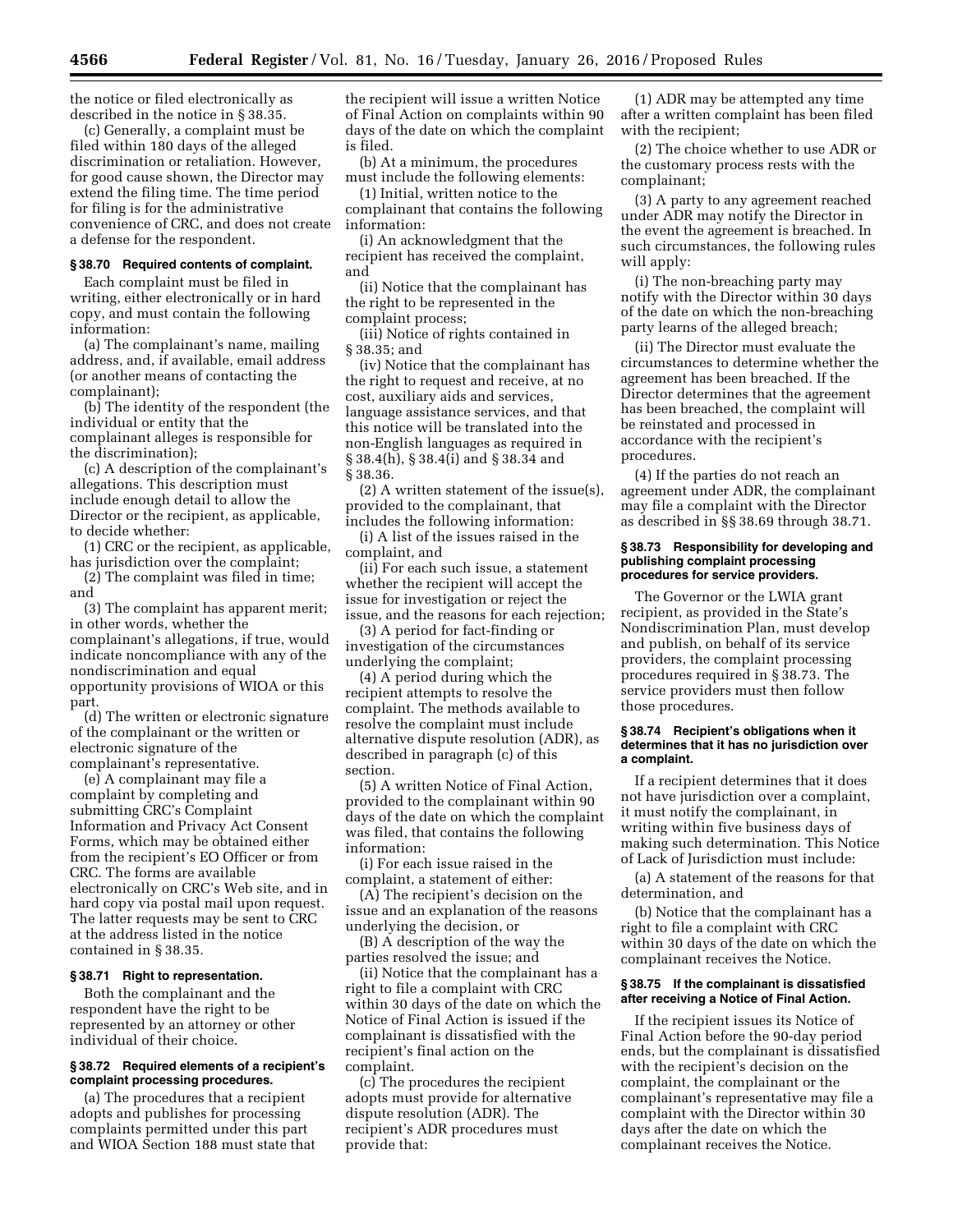the notice or filed electronically as described in the notice in § 38.35.

(c) Generally, a complaint must be filed within 180 days of the alleged discrimination or retaliation. However, for good cause shown, the Director may extend the filing time. The time period for filing is for the administrative convenience of CRC, and does not create a defense for the respondent.

### § 38.70 Required contents of complaint.

Each complaint must be filed in writing, either electronically or in hard copy, and must contain the following information:

(a) The complainant's name, mailing address, and, if available, email address (or another means of contacting the complainant);

(b) The identity of the respondent (the individual or entity that the complainant alleges is responsible for the discrimination);

(c) A description of the complainant's allegations. This description must include enough detail to allow the Director or the recipient, as applicable, to decide whether:

(1) CRC or the recipient, as applicable, has jurisdiction over the complaint;

(2) The complaint was filed in time; and

(3) The complaint has apparent merit; in other words, whether the complainant's allegations, if true, would indicate noncompliance with any of the nondiscrimination and equal opportunity provisions of WIOA or this part.

(d) The written or electronic signature of the complainant or the written or electronic signature of the complainant's representative.

(e) A complainant may file a complaint by completing and submitting CRC's Complaint Information and Privacy Act Consent Forms, which may be obtained either from the recipient's EO Officer or from CRC. The forms are available electronically on CRC's Web site, and in hard copy via postal mail upon request. The latter requests may be sent to CRC at the address listed in the notice contained in § 38.35.

### § 38.71 Right to representation.

Both the complainant and the respondent have the right to be represented by an attorney or other individual of their choice.

### § 38.72 Required elements of a recipient's complaint processing procedures.

(a) The procedures that a recipient adopts and publishes for processing complaints permitted under this part and WIOA Section 188 must state that the recipient will issue a written Notice of Final Action on complaints within 90 days of the date on which the complaint is filed.

(b) At a minimum, the procedures must include the following elements:

(1) Initial, written notice to the complainant that contains the following information:

(i) An acknowledgment that the recipient has received the complaint, and

(ii) Notice that the complainant has the right to be represented in the complaint process;

(iii) Notice of rights contained in § 38.35; and

(iv) Notice that the complainant has the right to request and receive, at no cost, auxiliary aids and services, language assistance services, and that this notice will be translated into the non-English languages as required in § 38.4(h), § 38.4(i) and § 38.34 and § 38.36.

(2) A written statement of the issue(s), provided to the complainant, that includes the following information:

(i) A list of the issues raised in the complaint, and

(ii) For each such issue, a statement whether the recipient will accept the issue for investigation or reject the issue, and the reasons for each rejection;

(3) A period for fact-finding or investigation of the circumstances underlying the complaint;

(4) A period during which the recipient attempts to resolve the complaint. The methods available to resolve the complaint must include alternative dispute resolution (ADR), as described in paragraph (c) of this section.

(5) A written Notice of Final Action, provided to the complainant within 90 days of the date on which the complaint was filed, that contains the following information:

(i) For each issue raised in the complaint, a statement of either:

(A) The recipient's decision on the issue and an explanation of the reasons underlying the decision, or

(B) A description of the way the parties resolved the issue; and

(ii) Notice that the complainant has a right to file a complaint with CRC within 30 days of the date on which the Notice of Final Action is issued if the complainant is dissatisfied with the recipient's final action on the complaint.

(c) The procedures the recipient adopts must provide for alternative dispute resolution (ADR). The recipient's ADR procedures must provide that:

(1) ADR may be attempted any time after a written complaint has been filed with the recipient;

(2) The choice whether to use ADR or the customary process rests with the complainant;

(3) A party to any agreement reached under ADR may notify the Director in the event the agreement is breached. In such circumstances, the following rules will apply:

(i) The non-breaching party may notify with the Director within 30 days of the date on which the non-breaching party learns of the alleged breach;

(ii) The Director must evaluate the circumstances to determine whether the agreement has been breached. If the Director determines that the agreement has been breached, the complaint will be reinstated and processed in accordance with the recipient's procedures.

(4) If the parties do not reach an agreement under ADR, the complainant may file a complaint with the Director as described in §§ 38.69 through 38.71.

### § 38.73 Responsibility for developing and publishing complaint processing procedures for service providers.

The Governor or the LWIA grant recipient, as provided in the State's Nondiscrimination Plan, must develop and publish, on behalf of its service providers, the complaint processing procedures required in § 38.73. The service providers must then follow those procedures.

### § 38.74 Recipient's obligations when it determines that it has no jurisdiction over a complaint.

If a recipient determines that it does not have jurisdiction over a complaint, it must notify the complainant, in writing within five business days of making such determination. This Notice of Lack of Jurisdiction must include:

(a) A statement of the reasons for that determination, and

(b) Notice that the complainant has a right to file a complaint with CRC within 30 days of the date on which the complainant receives the Notice.

### § 38.75 If the complainant is dissatisfied after receiving a Notice of Final Action.

If the recipient issues its Notice of Final Action before the 90-day period ends, but the complainant is dissatisfied with the recipient's decision on the complaint, the complainant or the complainant's representative may file a complaint with the Director within 30 days after the date on which the complainant receives the Notice.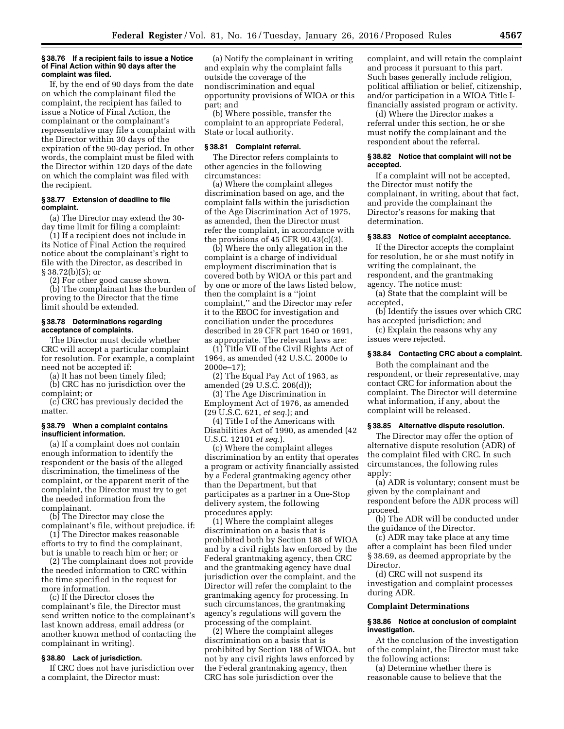#### § 38.76 If a recipient fails to issue a Notice of Final Action within 90 days after the complaint was filed.

If, by the end of 90 days from the date on which the complainant filed the complaint, the recipient has failed to issue a Notice of Final Action, the complainant or the complainant's representative may file a complaint with the Director within 30 days of the expiration of the 90-day period. In other words, the complaint must be filed with the Director within 120 days of the date on which the complaint was filed with the recipient.

#### § 38.77 Extension of deadline to file complaint.

(a) The Director may extend the 30-day time limit for filing a complaint:

(1) If a recipient does not include in its Notice of Final Action the required notice about the complainant's right to file with the Director, as described in § 38.72(b)(5); or

(2) For other good cause shown.

(b) The complainant has the burden of proving to the Director that the time limit should be extended.

#### § 38.78 Determinations regarding acceptance of complaints.

The Director must decide whether CRC will accept a particular complaint for resolution. For example, a complaint need not be accepted if:

(a) It has not been timely filed;

(b) CRC has no jurisdiction over the complaint; or

(c) CRC has previously decided the matter.

#### § 38.79 When a complaint contains insufficient information.

(a) If a complaint does not contain enough information to identify the respondent or the basis of the alleged discrimination, the timeliness of the complaint, or the apparent merit of the complaint, the Director must try to get the needed information from the complainant.

(b) The Director may close the complainant's file, without prejudice, if:

(1) The Director makes reasonable efforts to try to find the complainant, but is unable to reach him or her; or

(2) The complainant does not provide the needed information to CRC within the time specified in the request for more information.

(c) If the Director closes the complainant's file, the Director must send written notice to the complainant's last known address, email address (or another known method of contacting the complainant in writing).

#### § 38.80 Lack of jurisdiction.

If CRC does not have jurisdiction over a complaint, the Director must:

(a) Notify the complainant in writing and explain why the complaint falls outside the coverage of the nondiscrimination and equal opportunity provisions of WIOA or this part; and

(b) Where possible, transfer the complaint to an appropriate Federal, State or local authority.

#### § 38.81 Complaint referral.

The Director refers complaints to other agencies in the following circumstances:

(a) Where the complaint alleges discrimination based on age, and the complaint falls within the jurisdiction of the Age Discrimination Act of 1975, as amended, then the Director must refer the complaint, in accordance with the provisions of 45 CFR 90.43(c)(3).

(b) Where the only allegation in the complaint is a charge of individual employment discrimination that is covered both by WIOA or this part and by one or more of the laws listed below, then the complaint is a "joint complaint," and the Director may refer it to the EEOC for investigation and conciliation under the procedures described in 29 CFR part 1640 or 1691, as appropriate. The relevant laws are:

(1) Title VII of the Civil Rights Act of 1964, as amended (42 U.S.C. 2000e to 2000e–17);

(2) The Equal Pay Act of 1963, as amended (29 U.S.C. 206(d));

(3) The Age Discrimination in Employment Act of 1976, as amended (29 U.S.C. 621, *et seq.*); and

(4) Title I of the Americans with Disabilities Act of 1990, as amended (42 U.S.C. 12101 *et seq.*).

(c) Where the complaint alleges discrimination by an entity that operates a program or activity financially assisted by a Federal grantmaking agency other than the Department, but that participates as a partner in a One-Stop delivery system, the following procedures apply:

(1) Where the complaint alleges discrimination on a basis that is prohibited both by Section 188 of WIOA and by a civil rights law enforced by the Federal grantmaking agency, then CRC and the grantmaking agency have dual jurisdiction over the complaint, and the Director will refer the complaint to the grantmaking agency for processing. In such circumstances, the grantmaking agency's regulations will govern the processing of the complaint.

(2) Where the complaint alleges discrimination on a basis that is prohibited by Section 188 of WIOA, but not by any civil rights laws enforced by the Federal grantmaking agency, then CRC has sole jurisdiction over the complaint, and will retain the complaint and process it pursuant to this part. Such bases generally include religion, political affiliation or belief, citizenship, and/or participation in a WIOA Title I-financially assisted program or activity.

(d) Where the Director makes a referral under this section, he or she must notify the complainant and the respondent about the referral.

#### § 38.82 Notice that complaint will not be accepted.

If a complaint will not be accepted, the Director must notify the complainant, in writing, about that fact, and provide the complainant the Director's reasons for making that determination.

#### § 38.83 Notice of complaint acceptance.

If the Director accepts the complaint for resolution, he or she must notify in writing the complainant, the respondent, and the grantmaking agency. The notice must:

(a) State that the complaint will be accepted,

(b) Identify the issues over which CRC has accepted jurisdiction; and

(c) Explain the reasons why any issues were rejected.

#### § 38.84 Contacting CRC about a complaint.

Both the complainant and the respondent, or their representative, may contact CRC for information about the complaint. The Director will determine what information, if any, about the complaint will be released.

#### § 38.85 Alternative dispute resolution.

The Director may offer the option of alternative dispute resolution (ADR) of the complaint filed with CRC. In such circumstances, the following rules apply:

(a) ADR is voluntary; consent must be given by the complainant and respondent before the ADR process will proceed.

(b) The ADR will be conducted under the guidance of the Director.

(c) ADR may take place at any time after a complaint has been filed under § 38.69, as deemed appropriate by the Director.

(d) CRC will not suspend its investigation and complaint processes during ADR.

### Complaint Determinations

#### § 38.86 Notice at conclusion of complaint investigation.

At the conclusion of the investigation of the complaint, the Director must take the following actions:

(a) Determine whether there is reasonable cause to believe that the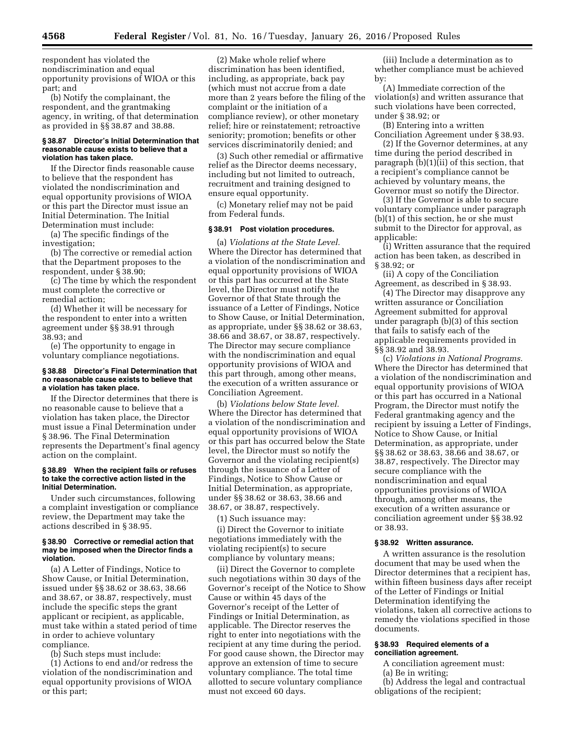respondent has violated the nondiscrimination and equal opportunity provisions of WIOA or this part; and

(b) Notify the complainant, the respondent, and the grantmaking agency, in writing, of that determination as provided in §§ 38.87 and 38.88.

#### § 38.87 Director's Initial Determination that reasonable cause exists to believe that a violation has taken place.

If the Director finds reasonable cause to believe that the respondent has violated the nondiscrimination and equal opportunity provisions of WIOA or this part the Director must issue an Initial Determination. The Initial Determination must include:

(a) The specific findings of the investigation;

(b) The corrective or remedial action that the Department proposes to the respondent, under § 38.90;

(c) The time by which the respondent must complete the corrective or remedial action;

(d) Whether it will be necessary for the respondent to enter into a written agreement under §§ 38.91 through 38.93; and

(e) The opportunity to engage in voluntary compliance negotiations.

#### § 38.88 Director's Final Determination that no reasonable cause exists to believe that a violation has taken place.

If the Director determines that there is no reasonable cause to believe that a violation has taken place, the Director must issue a Final Determination under § 38.96. The Final Determination represents the Department's final agency action on the complaint.

#### § 38.89 When the recipient fails or refuses to take the corrective action listed in the Initial Determination.

Under such circumstances, following a complaint investigation or compliance review, the Department may take the actions described in § 38.95.

#### § 38.90 Corrective or remedial action that may be imposed when the Director finds a violation.

(a) A Letter of Findings, Notice to Show Cause, or Initial Determination, issued under §§ 38.62 or 38.63, 38.66 and 38.67, or 38.87, respectively, must include the specific steps the grant applicant or recipient, as applicable, must take within a stated period of time in order to achieve voluntary compliance.

(b) Such steps must include:

(1) Actions to end and/or redress the violation of the nondiscrimination and equal opportunity provisions of WIOA or this part;

(2) Make whole relief where discrimination has been identified, including, as appropriate, back pay (which must not accrue from a date more than 2 years before the filing of the complaint or the initiation of a compliance review), or other monetary relief; hire or reinstatement; retroactive seniority; promotion; benefits or other services discriminatorily denied; and

(3) Such other remedial or affirmative relief as the Director deems necessary, including but not limited to outreach, recruitment and training designed to ensure equal opportunity.

(c) Monetary relief may not be paid from Federal funds.

#### § 38.91 Post violation procedures.

(a) *Violations at the State Level.* Where the Director has determined that a violation of the nondiscrimination and equal opportunity provisions of WIOA or this part has occurred at the State level, the Director must notify the Governor of that State through the issuance of a Letter of Findings, Notice to Show Cause, or Initial Determination, as appropriate, under §§ 38.62 or 38.63, 38.66 and 38.67, or 38.87, respectively. The Director may secure compliance with the nondiscrimination and equal opportunity provisions of WIOA and this part through, among other means, the execution of a written assurance or Conciliation Agreement.

(b) *Violations below State level.* Where the Director has determined that a violation of the nondiscrimination and equal opportunity provisions of WIOA or this part has occurred below the State level, the Director must so notify the Governor and the violating recipient(s) through the issuance of a Letter of Findings, Notice to Show Cause or Initial Determination, as appropriate, under §§ 38.62 or 38.63, 38.66 and 38.67, or 38.87, respectively.

(1) Such issuance may:

(i) Direct the Governor to initiate negotiations immediately with the violating recipient(s) to secure compliance by voluntary means;

(ii) Direct the Governor to complete such negotiations within 30 days of the Governor's receipt of the Notice to Show Cause or within 45 days of the Governor's receipt of the Letter of Findings or Initial Determination, as applicable. The Director reserves the right to enter into negotiations with the recipient at any time during the period. For good cause shown, the Director may approve an extension of time to secure voluntary compliance. The total time allotted to secure voluntary compliance must not exceed 60 days.

(iii) Include a determination as to whether compliance must be achieved by:

(A) Immediate correction of the violation(s) and written assurance that such violations have been corrected, under § 38.92; or

(B) Entering into a written Conciliation Agreement under § 38.93.

(2) If the Governor determines, at any time during the period described in paragraph (b)(1)(ii) of this section, that a recipient's compliance cannot be achieved by voluntary means, the Governor must so notify the Director.

(3) If the Governor is able to secure voluntary compliance under paragraph (b)(1) of this section, he or she must submit to the Director for approval, as applicable:

(i) Written assurance that the required action has been taken, as described in § 38.92; or

(ii) A copy of the Conciliation Agreement, as described in § 38.93.

(4) The Director may disapprove any written assurance or Conciliation Agreement submitted for approval under paragraph (b)(3) of this section that fails to satisfy each of the applicable requirements provided in §§ 38.92 and 38.93.

(c) *Violations in National Programs.* Where the Director has determined that a violation of the nondiscrimination and equal opportunity provisions of WIOA or this part has occurred in a National Program, the Director must notify the Federal grantmaking agency and the recipient by issuing a Letter of Findings, Notice to Show Cause, or Initial Determination, as appropriate, under §§ 38.62 or 38.63, 38.66 and 38.67, or 38.87, respectively. The Director may secure compliance with the nondiscrimination and equal opportunities provisions of WIOA through, among other means, the execution of a written assurance or conciliation agreement under §§ 38.92 or 38.93.

#### § 38.92 Written assurance.

A written assurance is the resolution document that may be used when the Director determines that a recipient has, within fifteen business days after receipt of the Letter of Findings or Initial Determination identifying the violations, taken all corrective actions to remedy the violations specified in those documents.

#### § 38.93 Required elements of a conciliation agreement.

A conciliation agreement must:

(a) Be in writing;

(b) Address the legal and contractual obligations of the recipient;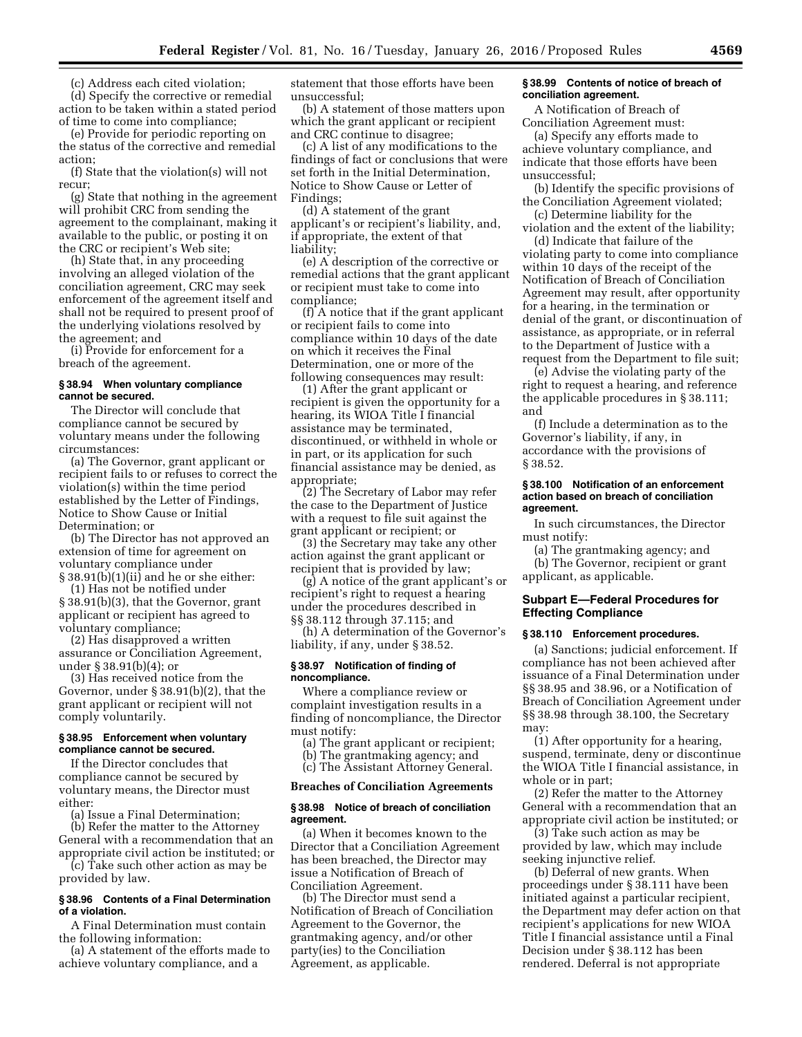(c) Address each cited violation;

(d) Specify the corrective or remedial action to be taken within a stated period of time to come into compliance;

(e) Provide for periodic reporting on the status of the corrective and remedial action;

(f) State that the violation(s) will not recur;

(g) State that nothing in the agreement will prohibit CRC from sending the agreement to the complainant, making it available to the public, or posting it on the CRC or recipient's Web site;

(h) State that, in any proceeding involving an alleged violation of the conciliation agreement, CRC may seek enforcement of the agreement itself and shall not be required to present proof of the underlying violations resolved by the agreement; and

(i) Provide for enforcement for a breach of the agreement.

### § 38.94 When voluntary compliance cannot be secured.

The Director will conclude that compliance cannot be secured by voluntary means under the following circumstances:

(a) The Governor, grant applicant or recipient fails to or refuses to correct the violation(s) within the time period established by the Letter of Findings, Notice to Show Cause or Initial Determination; or

(b) The Director has not approved an extension of time for agreement on voluntary compliance under § 38.91(b)(1)(ii) and he or she either:

(1) Has not be notified under § 38.91(b)(3), that the Governor, grant applicant or recipient has agreed to voluntary compliance;

(2) Has disapproved a written assurance or Conciliation Agreement, under § 38.91(b)(4); or

(3) Has received notice from the Governor, under § 38.91(b)(2), that the grant applicant or recipient will not comply voluntarily.

### § 38.95 Enforcement when voluntary compliance cannot be secured.

If the Director concludes that compliance cannot be secured by voluntary means, the Director must either:

(a) Issue a Final Determination;

(b) Refer the matter to the Attorney General with a recommendation that an appropriate civil action be instituted; or

(c) Take such other action as may be provided by law.

### § 38.96 Contents of a Final Determination of a violation.

A Final Determination must contain the following information:

(a) A statement of the efforts made to achieve voluntary compliance, and a statement that those efforts have been unsuccessful;

(b) A statement of those matters upon which the grant applicant or recipient and CRC continue to disagree;

(c) A list of any modifications to the findings of fact or conclusions that were set forth in the Initial Determination, Notice to Show Cause or Letter of Findings;

(d) A statement of the grant applicant's or recipient's liability, and, if appropriate, the extent of that liability;

(e) A description of the corrective or remedial actions that the grant applicant or recipient must take to come into compliance;

(f) A notice that if the grant applicant or recipient fails to come into compliance within 10 days of the date on which it receives the Final Determination, one or more of the following consequences may result:

(1) After the grant applicant or recipient is given the opportunity for a hearing, its WIOA Title I financial assistance may be terminated, discontinued, or withheld in whole or in part, or its application for such financial assistance may be denied, as appropriate;

(2) The Secretary of Labor may refer the case to the Department of Justice with a request to file suit against the grant applicant or recipient; or

(3) the Secretary may take any other action against the grant applicant or recipient that is provided by law;

(g) A notice of the grant applicant's or recipient's right to request a hearing under the procedures described in §§ 38.112 through 37.115; and

(h) A determination of the Governor's liability, if any, under § 38.52.

### § 38.97 Notification of finding of noncompliance.

Where a compliance review or complaint investigation results in a finding of noncompliance, the Director must notify:

(a) The grant applicant or recipient;

(b) The grantmaking agency; and

(c) The Assistant Attorney General.

## Breaches of Conciliation Agreements

### § 38.98 Notice of breach of conciliation agreement.

(a) When it becomes known to the Director that a Conciliation Agreement has been breached, the Director may issue a Notification of Breach of Conciliation Agreement.

(b) The Director must send a Notification of Breach of Conciliation Agreement to the Governor, the grantmaking agency, and/or other party(ies) to the Conciliation Agreement, as applicable.

### § 38.99 Contents of notice of breach of conciliation agreement.

A Notification of Breach of Conciliation Agreement must:

(a) Specify any efforts made to achieve voluntary compliance, and indicate that those efforts have been unsuccessful;

(b) Identify the specific provisions of the Conciliation Agreement violated;

(c) Determine liability for the violation and the extent of the liability;

(d) Indicate that failure of the violating party to come into compliance within 10 days of the receipt of the Notification of Breach of Conciliation Agreement may result, after opportunity for a hearing, in the termination or denial of the grant, or discontinuation of assistance, as appropriate, or in referral to the Department of Justice with a request from the Department to file suit;

(e) Advise the violating party of the right to request a hearing, and reference the applicable procedures in § 38.111; and

(f) Include a determination as to the Governor's liability, if any, in accordance with the provisions of § 38.52.

### § 38.100 Notification of an enforcement action based on breach of conciliation agreement.

In such circumstances, the Director must notify:

(a) The grantmaking agency; and

(b) The Governor, recipient or grant applicant, as applicable.

## Subpart E—Federal Procedures for Effecting Compliance

### § 38.110 Enforcement procedures.

(a) Sanctions; judicial enforcement. If compliance has not been achieved after issuance of a Final Determination under §§ 38.95 and 38.96, or a Notification of Breach of Conciliation Agreement under §§ 38.98 through 38.100, the Secretary may:

(1) After opportunity for a hearing, suspend, terminate, deny or discontinue the WIOA Title I financial assistance, in whole or in part;

(2) Refer the matter to the Attorney General with a recommendation that an appropriate civil action be instituted; or

(3) Take such action as may be provided by law, which may include seeking injunctive relief.

(b) Deferral of new grants. When proceedings under § 38.111 have been initiated against a particular recipient, the Department may defer action on that recipient's applications for new WIOA Title I financial assistance until a Final Decision under § 38.112 has been rendered. Deferral is not appropriate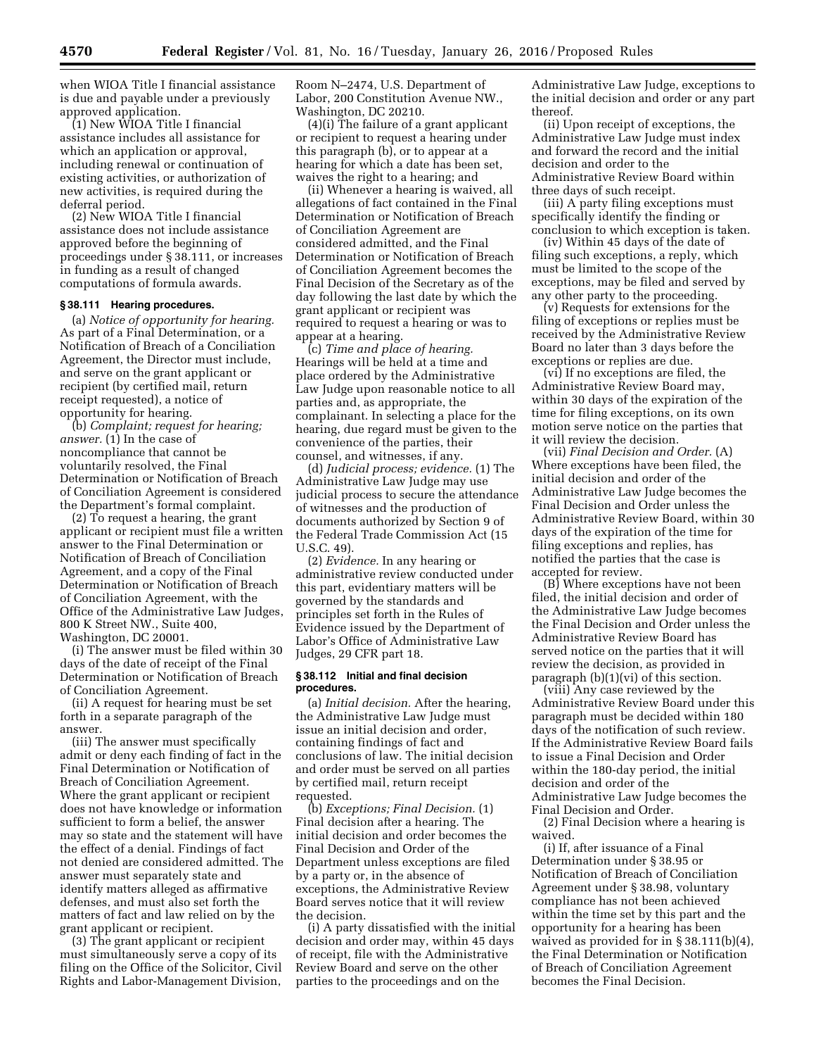when WIOA Title I financial assistance is due and payable under a previously approved application.

(1) New WIOA Title I financial assistance includes all assistance for which an application or approval, including renewal or continuation of existing activities, or authorization of new activities, is required during the deferral period.

(2) New WIOA Title I financial assistance does not include assistance approved before the beginning of proceedings under § 38.111, or increases in funding as a result of changed computations of formula awards.

### § 38.111 Hearing procedures.

(a) *Notice of opportunity for hearing.* As part of a Final Determination, or a Notification of Breach of a Conciliation Agreement, the Director must include, and serve on the grant applicant or recipient (by certified mail, return receipt requested), a notice of opportunity for hearing.

(b) *Complaint; request for hearing; answer.* (1) In the case of noncompliance that cannot be voluntarily resolved, the Final Determination or Notification of Breach of Conciliation Agreement is considered the Department's formal complaint.

(2) To request a hearing, the grant applicant or recipient must file a written answer to the Final Determination or Notification of Breach of Conciliation Agreement, and a copy of the Final Determination or Notification of Breach of Conciliation Agreement, with the Office of the Administrative Law Judges, 800 K Street NW., Suite 400, Washington, DC 20001.

(i) The answer must be filed within 30 days of the date of receipt of the Final Determination or Notification of Breach of Conciliation Agreement.

(ii) A request for hearing must be set forth in a separate paragraph of the answer.

(iii) The answer must specifically admit or deny each finding of fact in the Final Determination or Notification of Breach of Conciliation Agreement. Where the grant applicant or recipient does not have knowledge or information sufficient to form a belief, the answer may so state and the statement will have the effect of a denial. Findings of fact not denied are considered admitted. The answer must separately state and identify matters alleged as affirmative defenses, and must also set forth the matters of fact and law relied on by the grant applicant or recipient.

(3) The grant applicant or recipient must simultaneously serve a copy of its filing on the Office of the Solicitor, Civil Rights and Labor-Management Division, Room N–2474, U.S. Department of Labor, 200 Constitution Avenue NW., Washington, DC 20210.

(4)(i) The failure of a grant applicant or recipient to request a hearing under this paragraph (b), or to appear at a hearing for which a date has been set, waives the right to a hearing; and

(ii) Whenever a hearing is waived, all allegations of fact contained in the Final Determination or Notification of Breach of Conciliation Agreement are considered admitted, and the Final Determination or Notification of Breach of Conciliation Agreement becomes the Final Decision of the Secretary as of the day following the last date by which the grant applicant or recipient was required to request a hearing or was to appear at a hearing.

(c) *Time and place of hearing.* Hearings will be held at a time and place ordered by the Administrative Law Judge upon reasonable notice to all parties and, as appropriate, the complainant. In selecting a place for the hearing, due regard must be given to the convenience of the parties, their counsel, and witnesses, if any.

(d) *Judicial process; evidence.* (1) The Administrative Law Judge may use judicial process to secure the attendance of witnesses and the production of documents authorized by Section 9 of the Federal Trade Commission Act (15 U.S.C. 49).

(2) *Evidence.* In any hearing or administrative review conducted under this part, evidentiary matters will be governed by the standards and principles set forth in the Rules of Evidence issued by the Department of Labor's Office of Administrative Law Judges, 29 CFR part 18.

### § 38.112 Initial and final decision procedures.

(a) *Initial decision.* After the hearing, the Administrative Law Judge must issue an initial decision and order, containing findings of fact and conclusions of law. The initial decision and order must be served on all parties by certified mail, return receipt requested.

(b) *Exceptions; Final Decision.* (1) Final decision after a hearing. The initial decision and order becomes the Final Decision and Order of the Department unless exceptions are filed by a party or, in the absence of exceptions, the Administrative Review Board serves notice that it will review the decision.

(i) A party dissatisfied with the initial decision and order may, within 45 days of receipt, file with the Administrative Review Board and serve on the other parties to the proceedings and on the Administrative Law Judge, exceptions to the initial decision and order or any part thereof.

(ii) Upon receipt of exceptions, the Administrative Law Judge must index and forward the record and the initial decision and order to the Administrative Review Board within three days of such receipt.

(iii) A party filing exceptions must specifically identify the finding or conclusion to which exception is taken.

(iv) Within 45 days of the date of filing such exceptions, a reply, which must be limited to the scope of the exceptions, may be filed and served by any other party to the proceeding.

(v) Requests for extensions for the filing of exceptions or replies must be received by the Administrative Review Board no later than 3 days before the exceptions or replies are due.

(vi) If no exceptions are filed, the Administrative Review Board may, within 30 days of the expiration of the time for filing exceptions, on its own motion serve notice on the parties that it will review the decision.

(vii) *Final Decision and Order.* (A) Where exceptions have been filed, the initial decision and order of the Administrative Law Judge becomes the Final Decision and Order unless the Administrative Review Board, within 30 days of the expiration of the time for filing exceptions and replies, has notified the parties that the case is accepted for review.

(B) Where exceptions have not been filed, the initial decision and order of the Administrative Law Judge becomes the Final Decision and Order unless the Administrative Review Board has served notice on the parties that it will review the decision, as provided in paragraph (b)(1)(vi) of this section.

(viii) Any case reviewed by the Administrative Review Board under this paragraph must be decided within 180 days of the notification of such review. If the Administrative Review Board fails to issue a Final Decision and Order within the 180-day period, the initial decision and order of the Administrative Law Judge becomes the Final Decision and Order.

(2) Final Decision where a hearing is waived.

(i) If, after issuance of a Final Determination under § 38.95 or Notification of Breach of Conciliation Agreement under § 38.98, voluntary compliance has not been achieved within the time set by this part and the opportunity for a hearing has been waived as provided for in § 38.111(b)(4), the Final Determination or Notification of Breach of Conciliation Agreement becomes the Final Decision.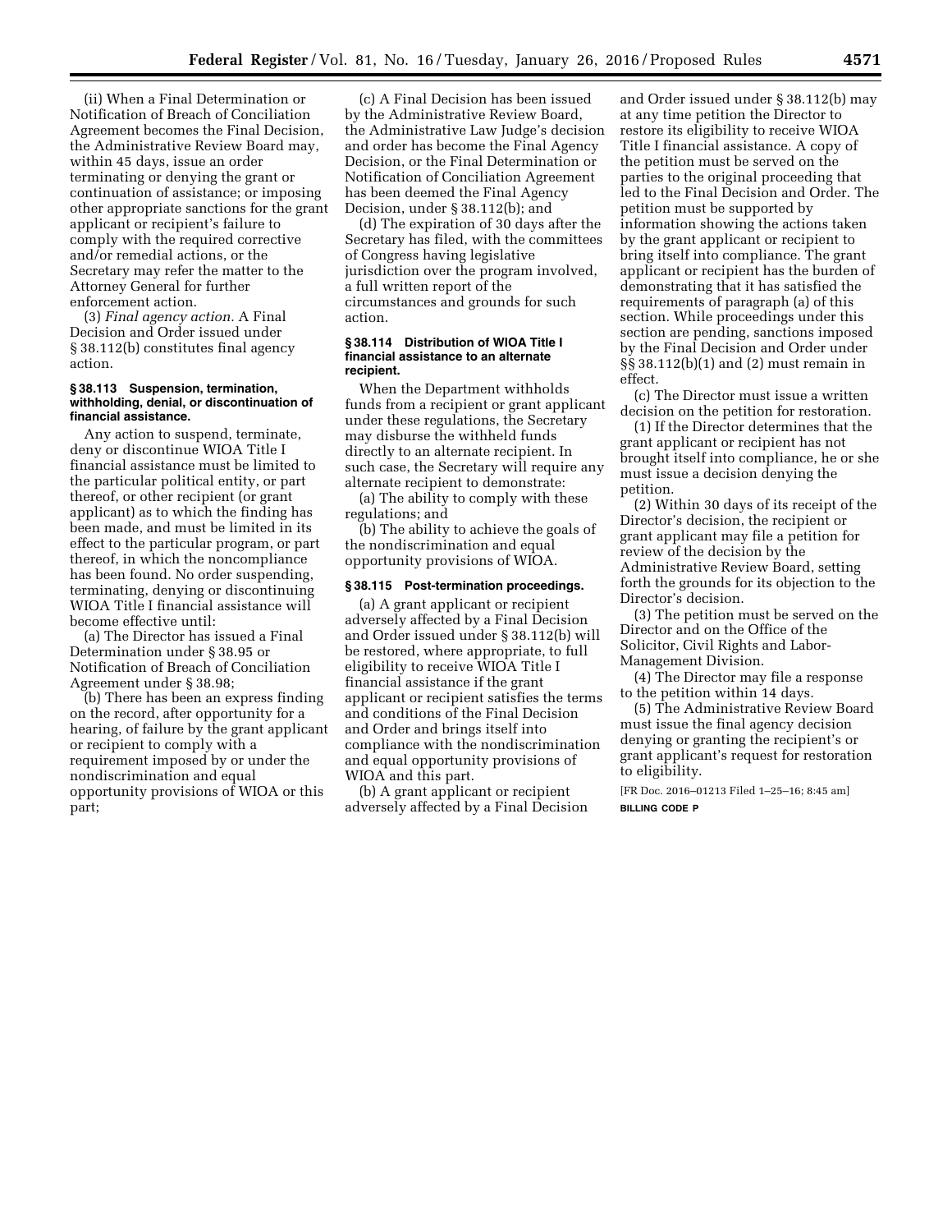(ii) When a Final Determination or Notification of Breach of Conciliation Agreement becomes the Final Decision, the Administrative Review Board may, within 45 days, issue an order terminating or denying the grant or continuation of assistance; or imposing other appropriate sanctions for the grant applicant or recipient's failure to comply with the required corrective and/or remedial actions, or the Secretary may refer the matter to the Attorney General for further enforcement action.

(3) *Final agency action.* A Final Decision and Order issued under § 38.112(b) constitutes final agency action.

**§ 38.113 Suspension, termination, withholding, denial, or discontinuation of financial assistance.**

Any action to suspend, terminate, deny or discontinue WIOA Title I financial assistance must be limited to the particular political entity, or part thereof, or other recipient (or grant applicant) as to which the finding has been made, and must be limited in its effect to the particular program, or part thereof, in which the noncompliance has been found. No order suspending, terminating, denying or discontinuing WIOA Title I financial assistance will become effective until:

(a) The Director has issued a Final Determination under § 38.95 or Notification of Breach of Conciliation Agreement under § 38.98;

(b) There has been an express finding on the record, after opportunity for a hearing, of failure by the grant applicant or recipient to comply with a requirement imposed by or under the nondiscrimination and equal opportunity provisions of WIOA or this part;

(c) A Final Decision has been issued by the Administrative Review Board, the Administrative Law Judge's decision and order has become the Final Agency Decision, or the Final Determination or Notification of Conciliation Agreement has been deemed the Final Agency Decision, under § 38.112(b); and

(d) The expiration of 30 days after the Secretary has filed, with the committees of Congress having legislative jurisdiction over the program involved, a full written report of the circumstances and grounds for such action.

**§ 38.114 Distribution of WIOA Title I financial assistance to an alternate recipient.**

When the Department withholds funds from a recipient or grant applicant under these regulations, the Secretary may disburse the withheld funds directly to an alternate recipient. In such case, the Secretary will require any alternate recipient to demonstrate:

(a) The ability to comply with these regulations; and

(b) The ability to achieve the goals of the nondiscrimination and equal opportunity provisions of WIOA.

**§ 38.115 Post-termination proceedings.**

(a) A grant applicant or recipient adversely affected by a Final Decision and Order issued under § 38.112(b) will be restored, where appropriate, to full eligibility to receive WIOA Title I financial assistance if the grant applicant or recipient satisfies the terms and conditions of the Final Decision and Order and brings itself into compliance with the nondiscrimination and equal opportunity provisions of WIOA and this part.

(b) A grant applicant or recipient adversely affected by a Final Decision and Order issued under § 38.112(b) may at any time petition the Director to restore its eligibility to receive WIOA Title I financial assistance. A copy of the petition must be served on the parties to the original proceeding that led to the Final Decision and Order. The petition must be supported by information showing the actions taken by the grant applicant or recipient to bring itself into compliance. The grant applicant or recipient has the burden of demonstrating that it has satisfied the requirements of paragraph (a) of this section. While proceedings under this section are pending, sanctions imposed by the Final Decision and Order under §§ 38.112(b)(1) and (2) must remain in effect.

(c) The Director must issue a written decision on the petition for restoration.

(1) If the Director determines that the grant applicant or recipient has not brought itself into compliance, he or she must issue a decision denying the petition.

(2) Within 30 days of its receipt of the Director's decision, the recipient or grant applicant may file a petition for review of the decision by the Administrative Review Board, setting forth the grounds for its objection to the Director's decision.

(3) The petition must be served on the Director and on the Office of the Solicitor, Civil Rights and Labor-Management Division.

(4) The Director may file a response to the petition within 14 days.

(5) The Administrative Review Board must issue the final agency decision denying or granting the recipient's or grant applicant's request for restoration to eligibility.

[FR Doc. 2016–01213 Filed 1–25–16; 8:45 am]

**BILLING CODE P**